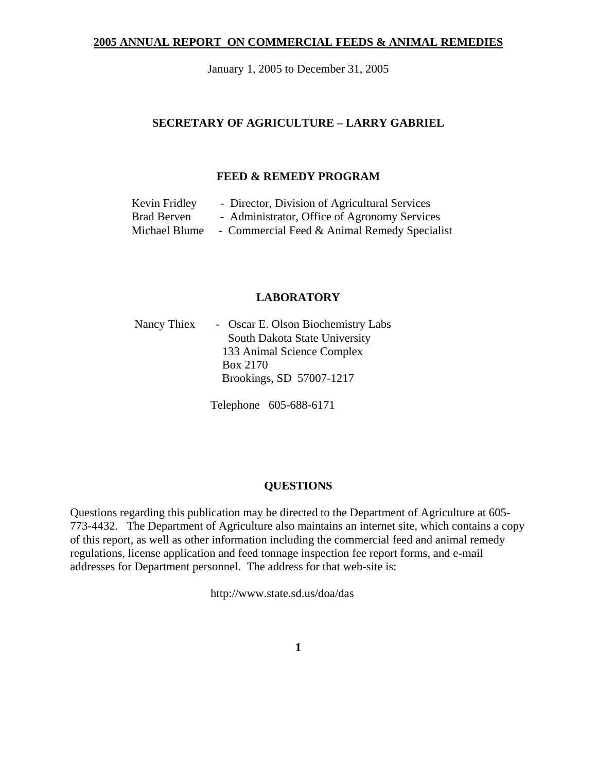# 2005 ANNUAL REPORT ON COMMERCIAL FEEDS & ANIMAL REMEDIES

January 1, 2005 to December 31, 2005

## SECRETARY OF AGRICULTURE – LARRY GABRIEL

## FEED & REMEDY PROGRAM

Kevin Fridley - Director, Division of Agricultural Services
Brad Berven - Administrator, Office of Agronomy Services
Michael Blume - Commercial Feed & Animal Remedy Specialist

## LABORATORY

Nancy Thiex - Oscar E. Olson Biochemistry Labs
South Dakota State University
133 Animal Science Complex
Box 2170
Brookings, SD 57007-1217

Telephone 605-688-6171

## QUESTIONS

Questions regarding this publication may be directed to the Department of Agriculture at 605-773-4432. The Department of Agriculture also maintains an internet site, which contains a copy of this report, as well as other information including the commercial feed and animal remedy regulations, license application and feed tonnage inspection fee report forms, and e-mail addresses for Department personnel. The address for that web-site is:

http://www.state.sd.us/doa/das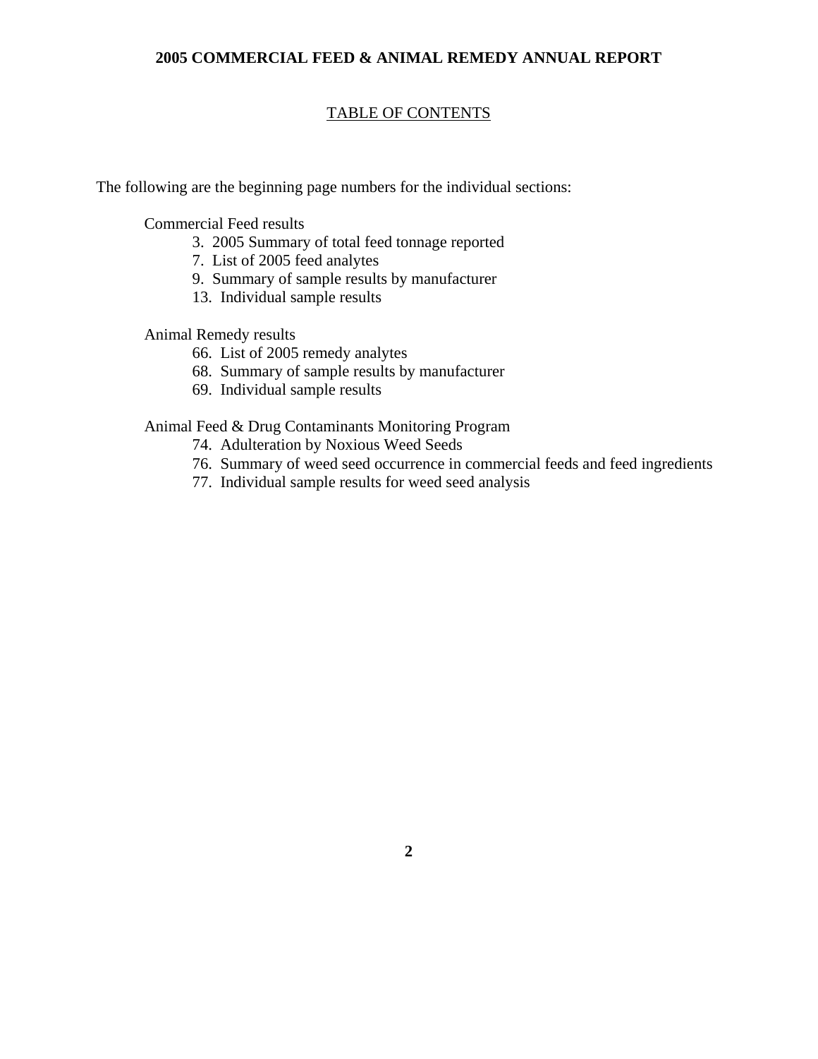# 2005 COMMERCIAL FEED & ANIMAL REMEDY ANNUAL REPORT

## TABLE OF CONTENTS

The following are the beginning page numbers for the individual sections:

Commercial Feed results

- 3. 2005 Summary of total feed tonnage reported
- 7. List of 2005 feed analytes
- 9. Summary of sample results by manufacturer
- 13. Individual sample results

Animal Remedy results

- 66. List of 2005 remedy analytes
- 68. Summary of sample results by manufacturer
- 69. Individual sample results

Animal Feed & Drug Contaminants Monitoring Program

- 74. Adulteration by Noxious Weed Seeds
- 76. Summary of weed seed occurrence in commercial feeds and feed ingredients
- 77. Individual sample results for weed seed analysis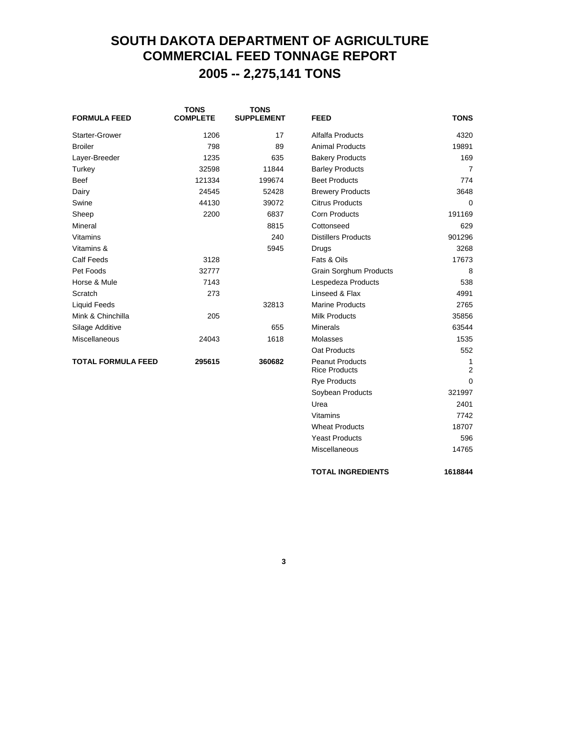# SOUTH DAKOTA DEPARTMENT OF AGRICULTURE
# COMMERCIAL FEED TONNAGE REPORT
## 2005 -- 2,275,141 TONS

| FORMULA FEED | TONS COMPLETE | TONS SUPPLEMENT |
|---|---|---|
| Starter-Grower | 1206 | 17 |
| Broiler | 798 | 89 |
| Layer-Breeder | 1235 | 635 |
| Turkey | 32598 | 11844 |
| Beef | 121334 | 199674 |
| Dairy | 24545 | 52428 |
| Swine | 44130 | 39072 |
| Sheep | 2200 | 6837 |
| Mineral | | 8815 |
| Vitamins | | 240 |
| Vitamins & | | 5945 |
| Calf Feeds | 3128 | |
| Pet Foods | 32777 | |
| Horse & Mule | 7143 | |
| Scratch | 273 | |
| Liquid Feeds | | 32813 |
| Mink & Chinchilla | 205 | |
| Silage Additive | | 655 |
| Miscellaneous | 24043 | 1618 |
| **TOTAL FORMULA FEED** | **295615** | **360682** |

| FEED | TONS |
|---|---|
| Alfalfa Products | 4320 |
| Animal Products | 19891 |
| Bakery Products | 169 |
| Barley Products | 7 |
| Beet Products | 774 |
| Brewery Products | 3648 |
| Citrus Products | 0 |
| Corn Products | 191169 |
| Cottonseed | 629 |
| Distillers Products | 901296 |
| Drugs | 3268 |
| Fats & Oils | 17673 |
| Grain Sorghum Products | 8 |
| Lespedeza Products | 538 |
| Linseed & Flax | 4991 |
| Marine Products | 2765 |
| Milk Products | 35856 |
| Minerals | 63544 |
| Molasses | 1535 |
| Oat Products | 552 |
| Peanut Products | 1 |
| Rice Products | 2 |
| Rye Products | 0 |
| Soybean Products | 321997 |
| Urea | 2401 |
| Vitamins | 7742 |
| Wheat Products | 18707 |
| Yeast Products | 596 |
| Miscellaneous | 14765 |
| **TOTAL INGREDIENTS** | **1618844** |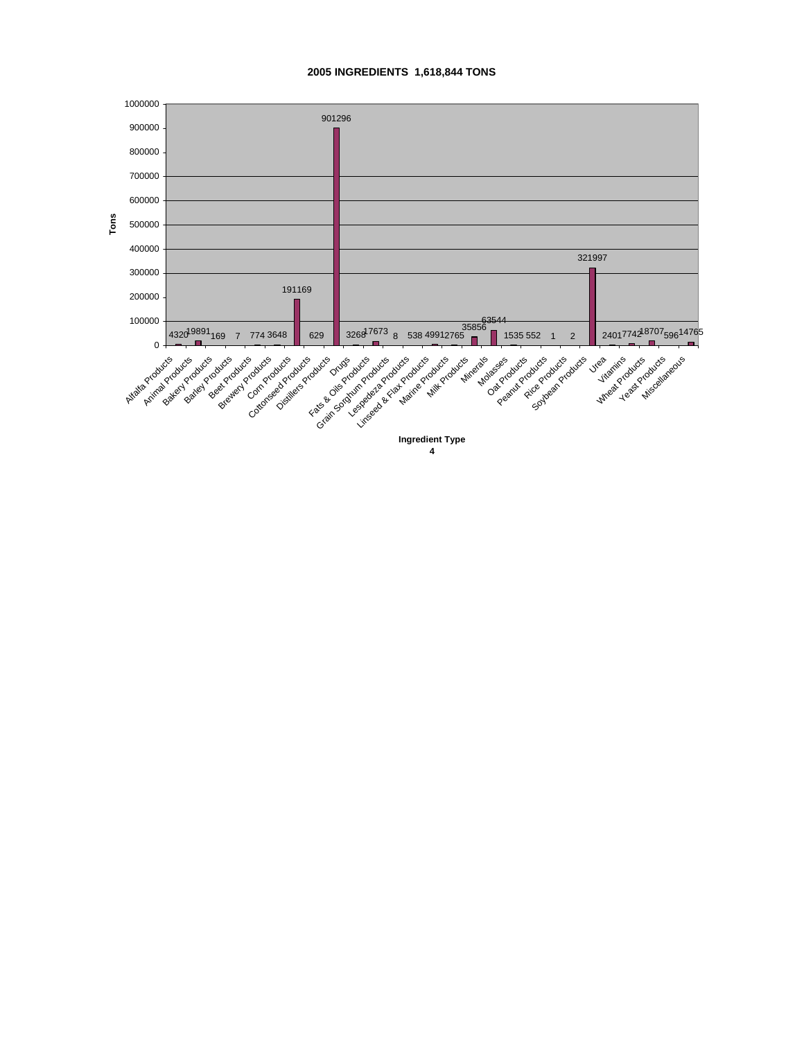## 2005 INGREDIENTS 1,618,844 TONS

| Ingredient Type | Tons |
|---|---|
| Alfalfa Products | 4320 |
| Animal Products | 19891 |
| Bakery Products | 169 |
| Barley Products | 7 |
| Beet Products | 774 |
| Brewery Products | 3648 |
| Corn Products | 191169 |
| Cottonseed Products | 629 |
| Distillers Products | 901296 |
| Drugs | 3268 |
| Fats & Oils Products | 17673 |
| Grain Sorghum Products | 8 |
| Lespedeza Products | 538 |
| Linseed & Flax Products | 4991 |
| Marine Products | 2765 |
| Milk Products | 35856 |
| Minerals | 63544 |
| Molasses | 1535 |
| Oat Products | 552 |
| Peanut Products | 1 |
| Rice Products | 2 |
| Soybean Products | 321997 |
| Urea | 2401 |
| Vitamins | 7742 |
| Wheat Products | 18707 |
| Yeast Products | 596 |
| Miscellaneous | 14765 |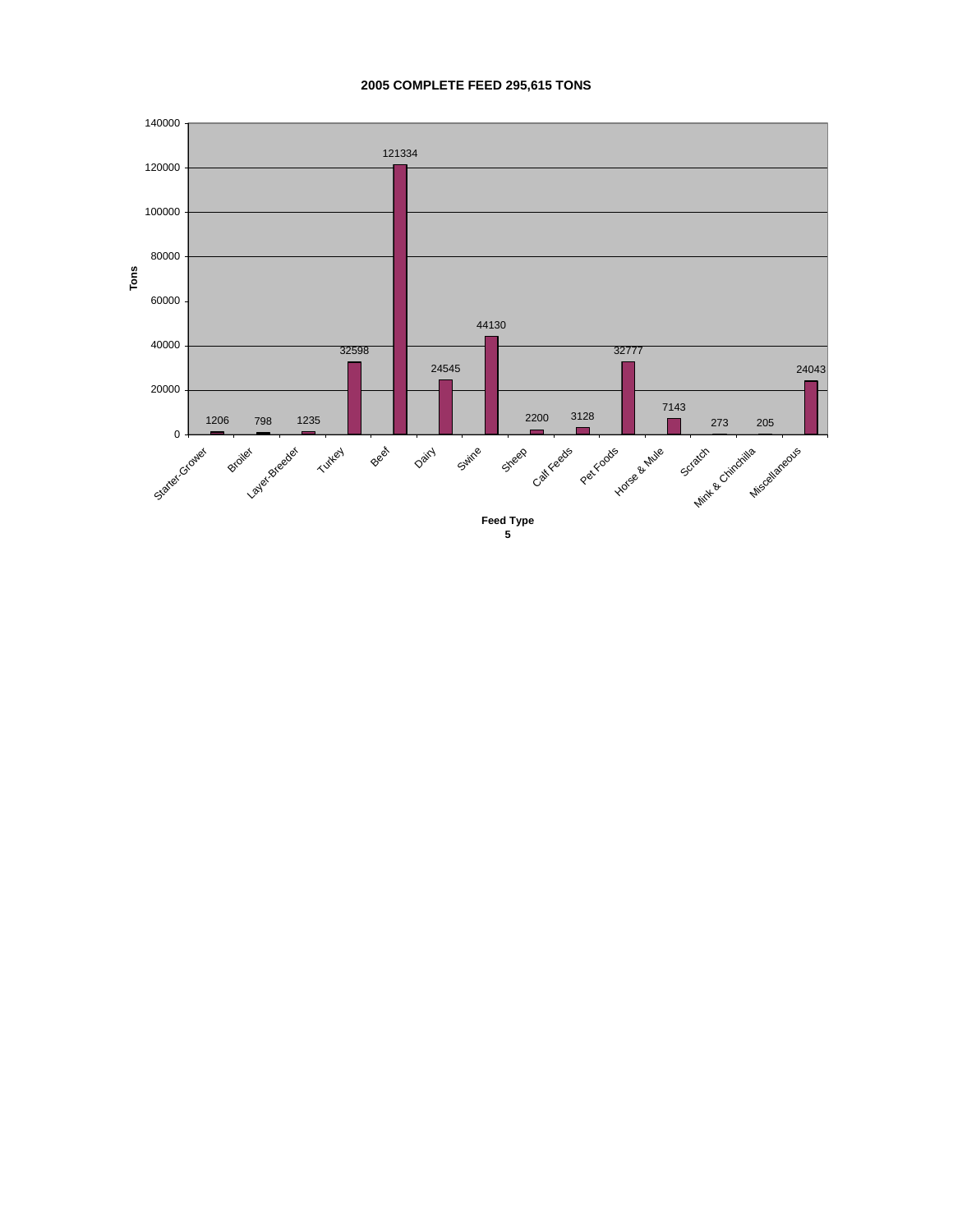## 2005 COMPLETE FEED 295,615 TONS

| Feed Type | Tons |
|---|---|
| Starter-Grower | 1206 |
| Broiler | 798 |
| Layer-Breeder | 1235 |
| Turkey | 32598 |
| Beef | 121334 |
| Dairy | 24545 |
| Swine | 44130 |
| Sheep | 2200 |
| Calf Feeds | 3128 |
| Pet Foods | 32777 |
| Horse & Mule | 7143 |
| Scratch | 273 |
| Mink & Chinchilla | 205 |
| Miscellaneous | 24043 |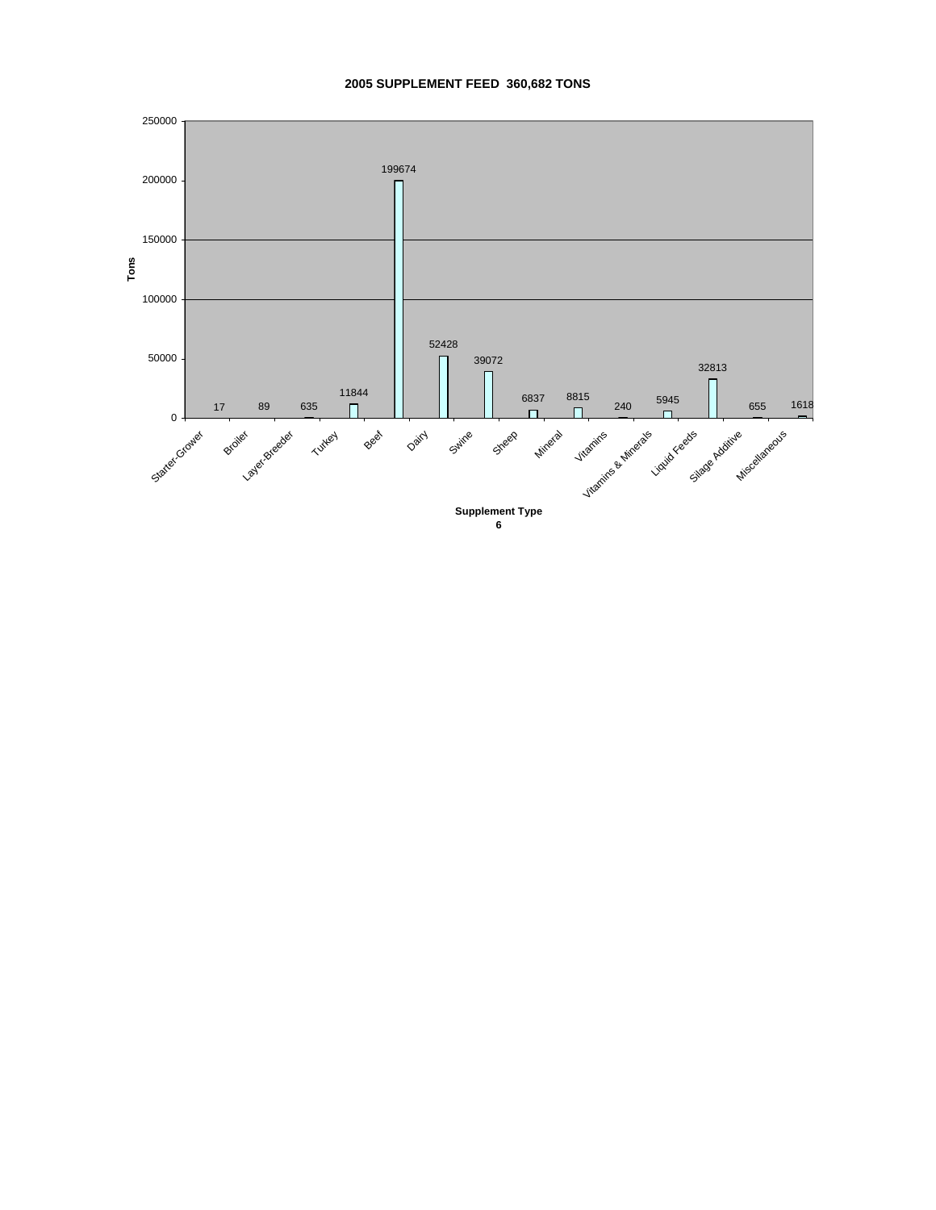## 2005 SUPPLEMENT FEED 360,682 TONS

| Supplement Type | Tons |
|---|---|
| Starter-Grower | 17 |
| Broiler | 89 |
| Layer-Breeder | 635 |
| Turkey | 11844 |
| Beef | 199674 |
| Dairy | 52428 |
| Swine | 39072 |
| Sheep | 6837 |
| Mineral | 8815 |
| Vitamins | 240 |
| Vitamins & Minerals | 5945 |
| Liquid Feeds | 32813 |
| Silage Additive | 655 |
| Miscellaneous | 1618 |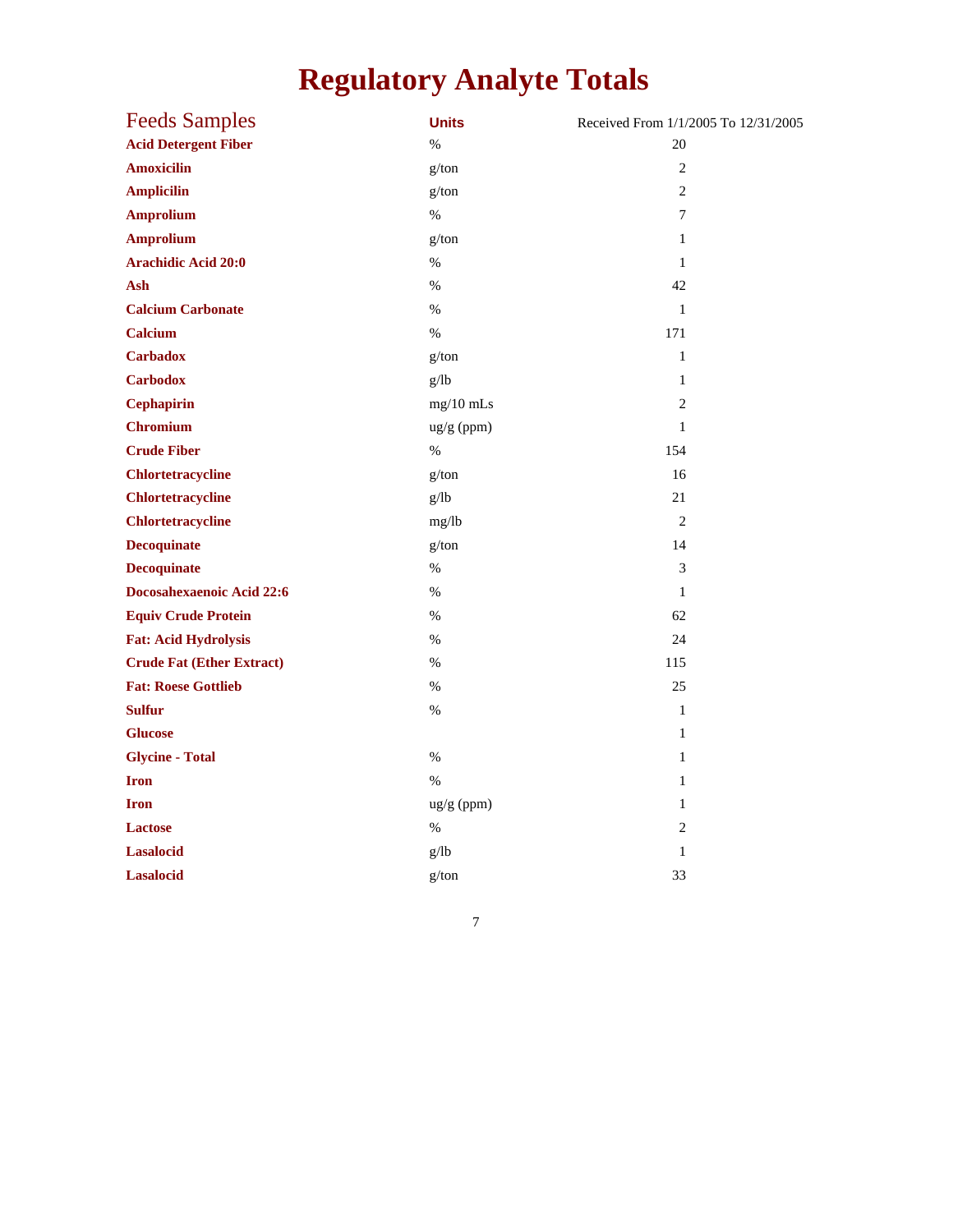# Regulatory Analyte Totals

| Feeds Samples | Units | Received From 1/1/2005 To 12/31/2005 |
|---|---|---|
| **Acid Detergent Fiber** | % | 20 |
| **Amoxicilin** | g/ton | 2 |
| **Amplicilin** | g/ton | 2 |
| **Amprolium** | % | 7 |
| **Amprolium** | g/ton | 1 |
| **Arachidic Acid 20:0** | % | 1 |
| **Ash** | % | 42 |
| **Calcium Carbonate** | % | 1 |
| **Calcium** | % | 171 |
| **Carbadox** | g/ton | 1 |
| **Carbodox** | g/lb | 1 |
| **Cephapirin** | mg/10 mLs | 2 |
| **Chromium** | ug/g (ppm) | 1 |
| **Crude Fiber** | % | 154 |
| **Chlortetracycline** | g/ton | 16 |
| **Chlortetracycline** | g/lb | 21 |
| **Chlortetracycline** | mg/lb | 2 |
| **Decoquinate** | g/ton | 14 |
| **Decoquinate** | % | 3 |
| **Docosahexaenoic Acid 22:6** | % | 1 |
| **Equiv Crude Protein** | % | 62 |
| **Fat: Acid Hydrolysis** | % | 24 |
| **Crude Fat (Ether Extract)** | % | 115 |
| **Fat: Roese Gottlieb** | % | 25 |
| **Sulfur** | % | 1 |
| **Glucose** | | 1 |
| **Glycine - Total** | % | 1 |
| **Iron** | % | 1 |
| **Iron** | ug/g (ppm) | 1 |
| **Lactose** | % | 2 |
| **Lasalocid** | g/lb | 1 |
| **Lasalocid** | g/ton | 33 |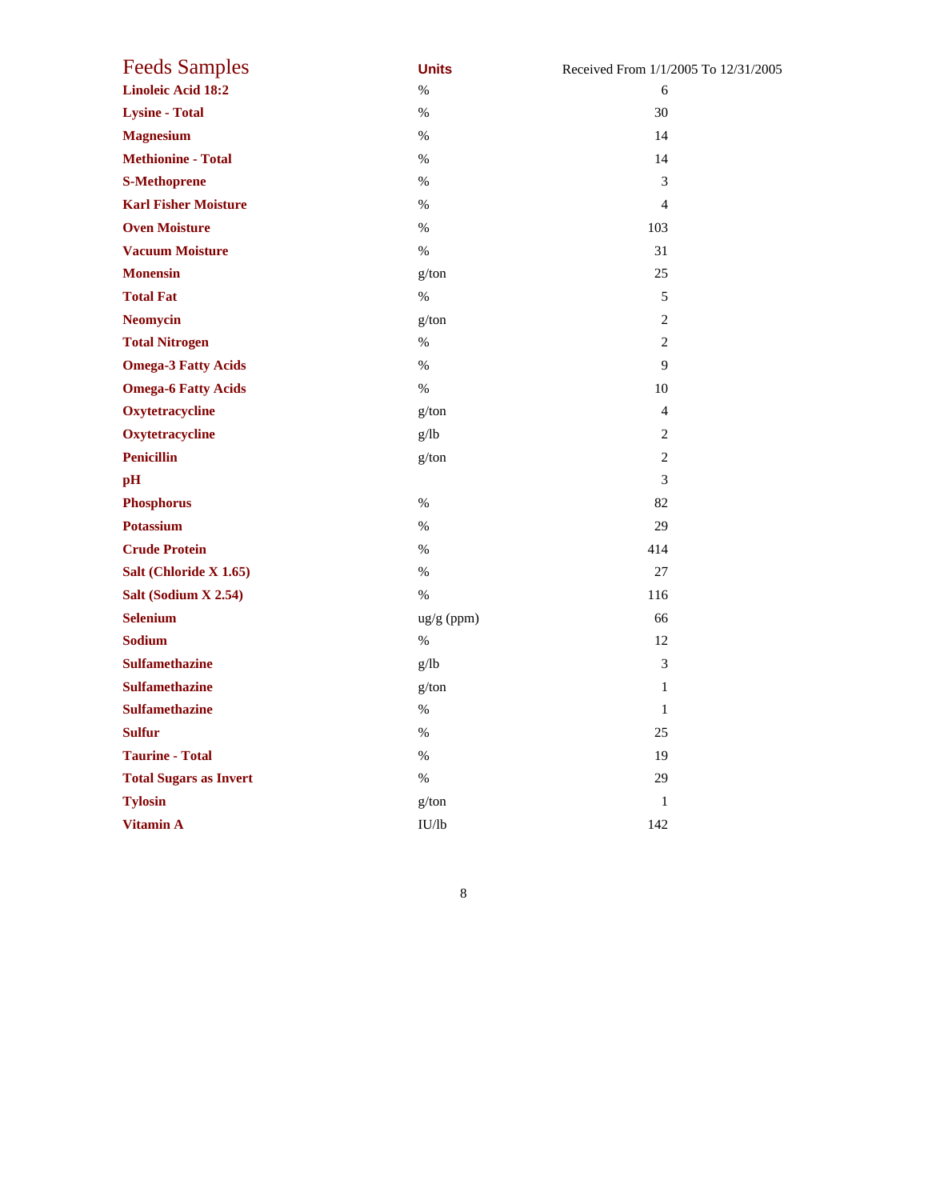| Feeds Samples | Units | Received From 1/1/2005 To 12/31/2005 |
|---|---|---|
| **Linoleic Acid 18:2** | % | 6 |
| **Lysine - Total** | % | 30 |
| **Magnesium** | % | 14 |
| **Methionine - Total** | % | 14 |
| **S-Methoprene** | % | 3 |
| **Karl Fisher Moisture** | % | 4 |
| **Oven Moisture** | % | 103 |
| **Vacuum Moisture** | % | 31 |
| **Monensin** | g/ton | 25 |
| **Total Fat** | % | 5 |
| **Neomycin** | g/ton | 2 |
| **Total Nitrogen** | % | 2 |
| **Omega-3 Fatty Acids** | % | 9 |
| **Omega-6 Fatty Acids** | % | 10 |
| **Oxytetracycline** | g/ton | 4 |
| **Oxytetracycline** | g/lb | 2 |
| **Penicillin** | g/ton | 2 |
| **pH** | | 3 |
| **Phosphorus** | % | 82 |
| **Potassium** | % | 29 |
| **Crude Protein** | % | 414 |
| **Salt (Chloride X 1.65)** | % | 27 |
| **Salt (Sodium X 2.54)** | % | 116 |
| **Selenium** | ug/g (ppm) | 66 |
| **Sodium** | % | 12 |
| **Sulfamethazine** | g/lb | 3 |
| **Sulfamethazine** | g/ton | 1 |
| **Sulfamethazine** | % | 1 |
| **Sulfur** | % | 25 |
| **Taurine - Total** | % | 19 |
| **Total Sugars as Invert** | % | 29 |
| **Tylosin** | g/ton | 1 |
| **Vitamin A** | IU/lb | 142 |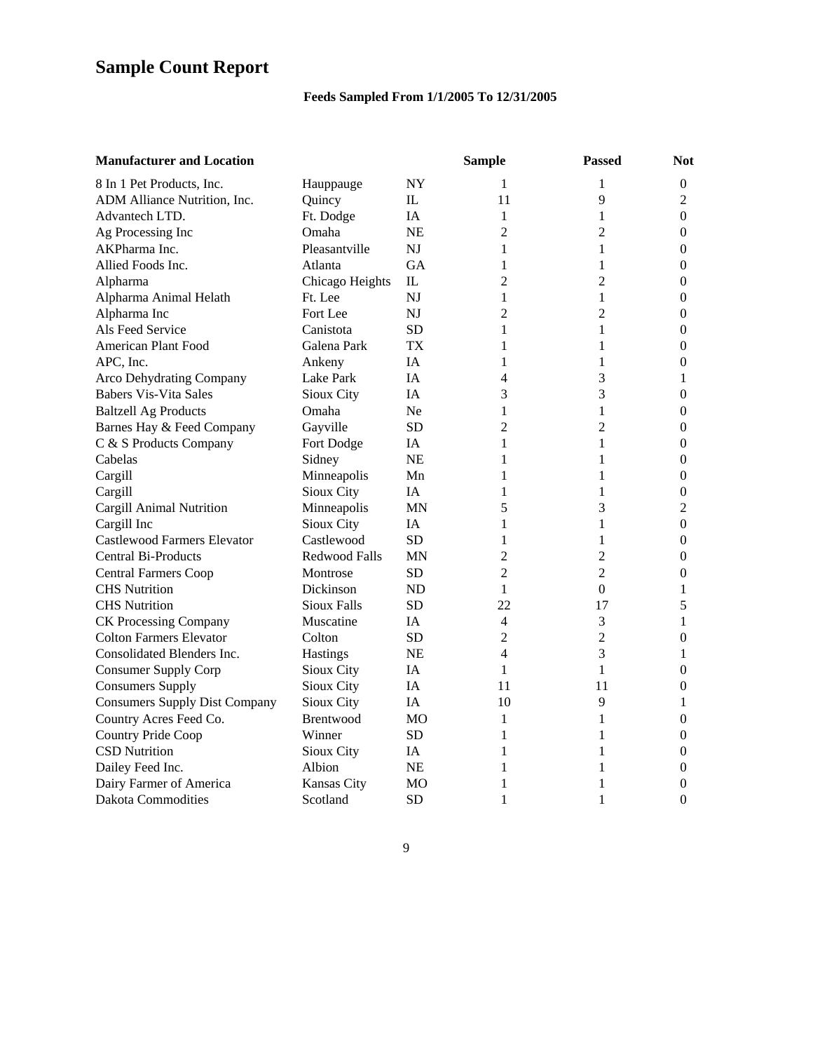# Sample Count Report

**Feeds Sampled From 1/1/2005 To 12/31/2005**

| Manufacturer and Location | | | Sample | Passed | Not |
|---|---|---|---|---|---|
| 8 In 1 Pet Products, Inc. | Hauppauge | NY | 1 | 1 | 0 |
| ADM Alliance Nutrition, Inc. | Quincy | IL | 11 | 9 | 2 |
| Advantech LTD. | Ft. Dodge | IA | 1 | 1 | 0 |
| Ag Processing Inc | Omaha | NE | 2 | 2 | 0 |
| AKPharma Inc. | Pleasantville | NJ | 1 | 1 | 0 |
| Allied Foods Inc. | Atlanta | GA | 1 | 1 | 0 |
| Alpharma | Chicago Heights | IL | 2 | 2 | 0 |
| Alpharma Animal Helath | Ft. Lee | NJ | 1 | 1 | 0 |
| Alpharma Inc | Fort Lee | NJ | 2 | 2 | 0 |
| Als Feed Service | Canistota | SD | 1 | 1 | 0 |
| American Plant Food | Galena Park | TX | 1 | 1 | 0 |
| APC, Inc. | Ankeny | IA | 1 | 1 | 0 |
| Arco Dehydrating Company | Lake Park | IA | 4 | 3 | 1 |
| Babers Vis-Vita Sales | Sioux City | IA | 3 | 3 | 0 |
| Baltzell Ag Products | Omaha | Ne | 1 | 1 | 0 |
| Barnes Hay & Feed Company | Gayville | SD | 2 | 2 | 0 |
| C & S Products Company | Fort Dodge | IA | 1 | 1 | 0 |
| Cabelas | Sidney | NE | 1 | 1 | 0 |
| Cargill | Minneapolis | Mn | 1 | 1 | 0 |
| Cargill | Sioux City | IA | 1 | 1 | 0 |
| Cargill Animal Nutrition | Minneapolis | MN | 5 | 3 | 2 |
| Cargill Inc | Sioux City | IA | 1 | 1 | 0 |
| Castlewood Farmers Elevator | Castlewood | SD | 1 | 1 | 0 |
| Central Bi-Products | Redwood Falls | MN | 2 | 2 | 0 |
| Central Farmers Coop | Montrose | SD | 2 | 2 | 0 |
| CHS Nutrition | Dickinson | ND | 1 | 0 | 1 |
| CHS Nutrition | Sioux Falls | SD | 22 | 17 | 5 |
| CK Processing Company | Muscatine | IA | 4 | 3 | 1 |
| Colton Farmers Elevator | Colton | SD | 2 | 2 | 0 |
| Consolidated Blenders Inc. | Hastings | NE | 4 | 3 | 1 |
| Consumer Supply Corp | Sioux City | IA | 1 | 1 | 0 |
| Consumers Supply | Sioux City | IA | 11 | 11 | 0 |
| Consumers Supply Dist Company | Sioux City | IA | 10 | 9 | 1 |
| Country Acres Feed Co. | Brentwood | MO | 1 | 1 | 0 |
| Country Pride Coop | Winner | SD | 1 | 1 | 0 |
| CSD Nutrition | Sioux City | IA | 1 | 1 | 0 |
| Dailey Feed Inc. | Albion | NE | 1 | 1 | 0 |
| Dairy Farmer of America | Kansas City | MO | 1 | 1 | 0 |
| Dakota Commodities | Scotland | SD | 1 | 1 | 0 |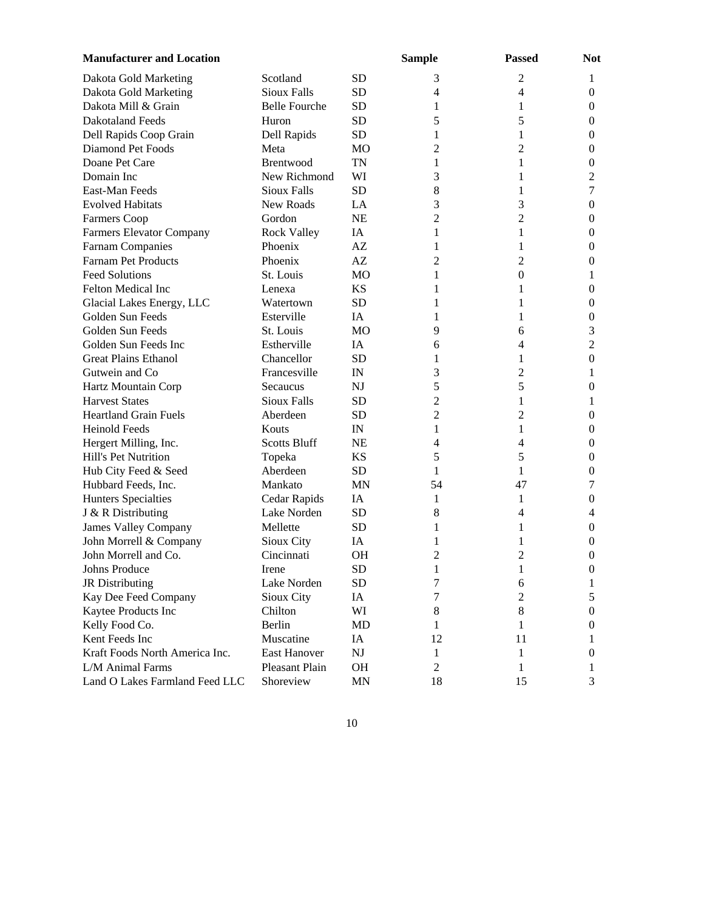| Manufacturer and Location | | | Sample | Passed | Not |
|---|---|---|---|---|---|
| Dakota Gold Marketing | Scotland | SD | 3 | 2 | 1 |
| Dakota Gold Marketing | Sioux Falls | SD | 4 | 4 | 0 |
| Dakota Mill & Grain | Belle Fourche | SD | 1 | 1 | 0 |
| Dakotaland Feeds | Huron | SD | 5 | 5 | 0 |
| Dell Rapids Coop Grain | Dell Rapids | SD | 1 | 1 | 0 |
| Diamond Pet Foods | Meta | MO | 2 | 2 | 0 |
| Doane Pet Care | Brentwood | TN | 1 | 1 | 0 |
| Domain Inc | New Richmond | WI | 3 | 1 | 2 |
| East-Man Feeds | Sioux Falls | SD | 8 | 1 | 7 |
| Evolved Habitats | New Roads | LA | 3 | 3 | 0 |
| Farmers Coop | Gordon | NE | 2 | 2 | 0 |
| Farmers Elevator Company | Rock Valley | IA | 1 | 1 | 0 |
| Farnam Companies | Phoenix | AZ | 1 | 1 | 0 |
| Farnam Pet Products | Phoenix | AZ | 2 | 2 | 0 |
| Feed Solutions | St. Louis | MO | 1 | 0 | 1 |
| Felton Medical Inc | Lenexa | KS | 1 | 1 | 0 |
| Glacial Lakes Energy, LLC | Watertown | SD | 1 | 1 | 0 |
| Golden Sun Feeds | Esterville | IA | 1 | 1 | 0 |
| Golden Sun Feeds | St. Louis | MO | 9 | 6 | 3 |
| Golden Sun Feeds Inc | Estherville | IA | 6 | 4 | 2 |
| Great Plains Ethanol | Chancellor | SD | 1 | 1 | 0 |
| Gutwein and Co | Francesville | IN | 3 | 2 | 1 |
| Hartz Mountain Corp | Secaucus | NJ | 5 | 5 | 0 |
| Harvest States | Sioux Falls | SD | 2 | 1 | 1 |
| Heartland Grain Fuels | Aberdeen | SD | 2 | 2 | 0 |
| Heinold Feeds | Kouts | IN | 1 | 1 | 0 |
| Hergert Milling, Inc. | Scotts Bluff | NE | 4 | 4 | 0 |
| Hill's Pet Nutrition | Topeka | KS | 5 | 5 | 0 |
| Hub City Feed & Seed | Aberdeen | SD | 1 | 1 | 0 |
| Hubbard Feeds, Inc. | Mankato | MN | 54 | 47 | 7 |
| Hunters Specialties | Cedar Rapids | IA | 1 | 1 | 0 |
| J & R Distributing | Lake Norden | SD | 8 | 4 | 4 |
| James Valley Company | Mellette | SD | 1 | 1 | 0 |
| John Morrell & Company | Sioux City | IA | 1 | 1 | 0 |
| John Morrell and Co. | Cincinnati | OH | 2 | 2 | 0 |
| Johns Produce | Irene | SD | 1 | 1 | 0 |
| JR Distributing | Lake Norden | SD | 7 | 6 | 1 |
| Kay Dee Feed Company | Sioux City | IA | 7 | 2 | 5 |
| Kaytee Products Inc | Chilton | WI | 8 | 8 | 0 |
| Kelly Food Co. | Berlin | MD | 1 | 1 | 0 |
| Kent Feeds Inc | Muscatine | IA | 12 | 11 | 1 |
| Kraft Foods North America Inc. | East Hanover | NJ | 1 | 1 | 0 |
| L/M Animal Farms | Pleasant Plain | OH | 2 | 1 | 1 |
| Land O Lakes Farmland Feed LLC | Shoreview | MN | 18 | 15 | 3 |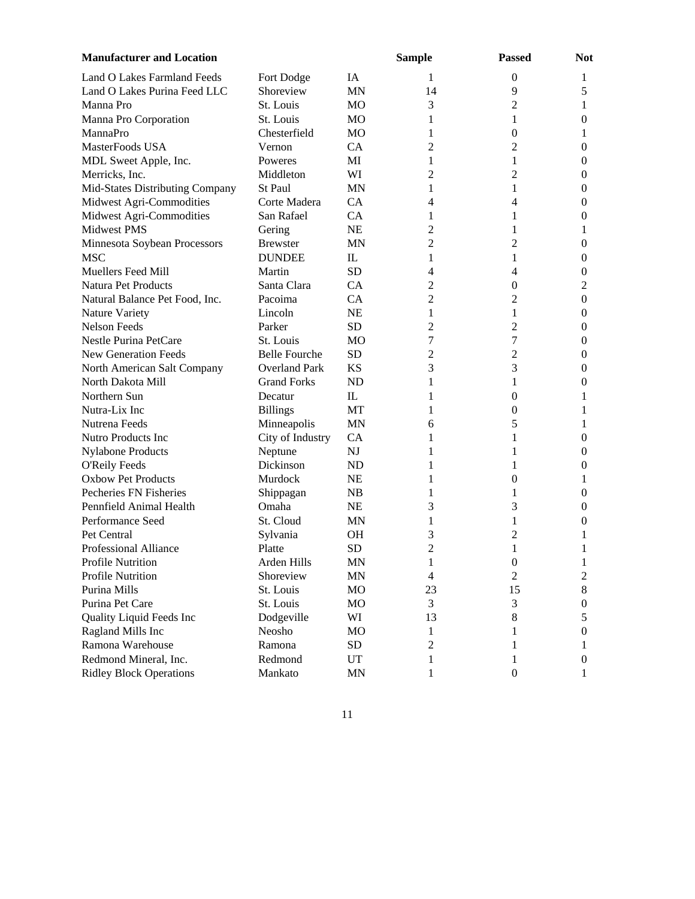| Manufacturer and Location | | | Sample | Passed | Not |
|---|---|---|---|---|---|
| Land O Lakes Farmland Feeds | Fort Dodge | IA | 1 | 0 | 1 |
| Land O Lakes Purina Feed LLC | Shoreview | MN | 14 | 9 | 5 |
| Manna Pro | St. Louis | MO | 3 | 2 | 1 |
| Manna Pro Corporation | St. Louis | MO | 1 | 1 | 0 |
| MannaPro | Chesterfield | MO | 1 | 0 | 1 |
| MasterFoods USA | Vernon | CA | 2 | 2 | 0 |
| MDL Sweet Apple, Inc. | Poweres | MI | 1 | 1 | 0 |
| Merricks, Inc. | Middleton | WI | 2 | 2 | 0 |
| Mid-States Distributing Company | St Paul | MN | 1 | 1 | 0 |
| Midwest Agri-Commodities | Corte Madera | CA | 4 | 4 | 0 |
| Midwest Agri-Commodities | San Rafael | CA | 1 | 1 | 0 |
| Midwest PMS | Gering | NE | 2 | 1 | 1 |
| Minnesota Soybean Processors | Brewster | MN | 2 | 2 | 0 |
| MSC | DUNDEE | IL | 1 | 1 | 0 |
| Muellers Feed Mill | Martin | SD | 4 | 4 | 0 |
| Natura Pet Products | Santa Clara | CA | 2 | 0 | 2 |
| Natural Balance Pet Food, Inc. | Pacoima | CA | 2 | 2 | 0 |
| Nature Variety | Lincoln | NE | 1 | 1 | 0 |
| Nelson Feeds | Parker | SD | 2 | 2 | 0 |
| Nestle Purina PetCare | St. Louis | MO | 7 | 7 | 0 |
| New Generation Feeds | Belle Fourche | SD | 2 | 2 | 0 |
| North American Salt Company | Overland Park | KS | 3 | 3 | 0 |
| North Dakota Mill | Grand Forks | ND | 1 | 1 | 0 |
| Northern Sun | Decatur | IL | 1 | 0 | 1 |
| Nutra-Lix Inc | Billings | MT | 1 | 0 | 1 |
| Nutrena Feeds | Minneapolis | MN | 6 | 5 | 1 |
| Nutro Products Inc | City of Industry | CA | 1 | 1 | 0 |
| Nylabone Products | Neptune | NJ | 1 | 1 | 0 |
| O'Reily Feeds | Dickinson | ND | 1 | 1 | 0 |
| Oxbow Pet Products | Murdock | NE | 1 | 0 | 1 |
| Pecheries FN Fisheries | Shippagan | NB | 1 | 1 | 0 |
| Pennfield Animal Health | Omaha | NE | 3 | 3 | 0 |
| Performance Seed | St. Cloud | MN | 1 | 1 | 0 |
| Pet Central | Sylvania | OH | 3 | 2 | 1 |
| Professional Alliance | Platte | SD | 2 | 1 | 1 |
| Profile Nutrition | Arden Hills | MN | 1 | 0 | 1 |
| Profile Nutrition | Shoreview | MN | 4 | 2 | 2 |
| Purina Mills | St. Louis | MO | 23 | 15 | 8 |
| Purina Pet Care | St. Louis | MO | 3 | 3 | 0 |
| Quality Liquid Feeds Inc | Dodgeville | WI | 13 | 8 | 5 |
| Ragland Mills Inc | Neosho | MO | 1 | 1 | 0 |
| Ramona Warehouse | Ramona | SD | 2 | 1 | 1 |
| Redmond Mineral, Inc. | Redmond | UT | 1 | 1 | 0 |
| Ridley Block Operations | Mankato | MN | 1 | 0 | 1 |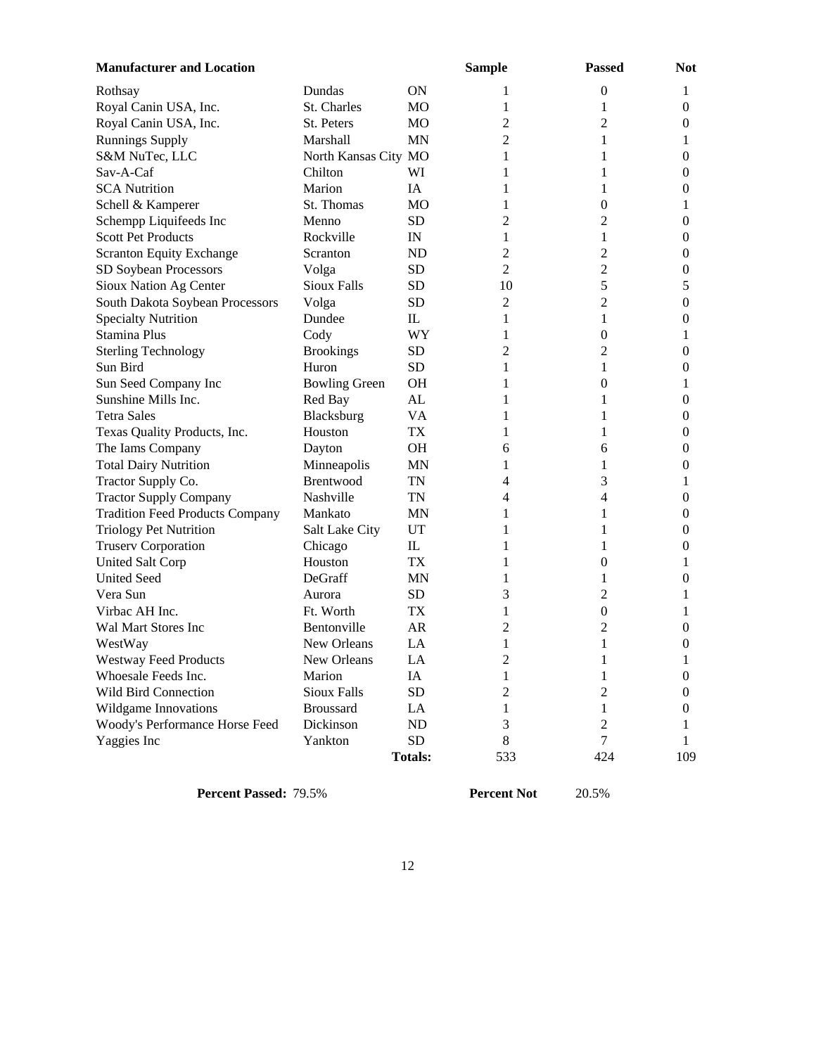| Manufacturer and Location | | | Sample | Passed | Not |
|---|---|---|---|---|---|
| Rothsay | Dundas | ON | 1 | 0 | 1 |
| Royal Canin USA, Inc. | St. Charles | MO | 1 | 1 | 0 |
| Royal Canin USA, Inc. | St. Peters | MO | 2 | 2 | 0 |
| Runnings Supply | Marshall | MN | 2 | 1 | 1 |
| S&M NuTec, LLC | North Kansas City | MO | 1 | 1 | 0 |
| Sav-A-Caf | Chilton | WI | 1 | 1 | 0 |
| SCA Nutrition | Marion | IA | 1 | 1 | 0 |
| Schell & Kamperer | St. Thomas | MO | 1 | 0 | 1 |
| Schempp Liquifeeds Inc | Menno | SD | 2 | 2 | 0 |
| Scott Pet Products | Rockville | IN | 1 | 1 | 0 |
| Scranton Equity Exchange | Scranton | ND | 2 | 2 | 0 |
| SD Soybean Processors | Volga | SD | 2 | 2 | 0 |
| Sioux Nation Ag Center | Sioux Falls | SD | 10 | 5 | 5 |
| South Dakota Soybean Processors | Volga | SD | 2 | 2 | 0 |
| Specialty Nutrition | Dundee | IL | 1 | 1 | 0 |
| Stamina Plus | Cody | WY | 1 | 0 | 1 |
| Sterling Technology | Brookings | SD | 2 | 2 | 0 |
| Sun Bird | Huron | SD | 1 | 1 | 0 |
| Sun Seed Company Inc | Bowling Green | OH | 1 | 0 | 1 |
| Sunshine Mills Inc. | Red Bay | AL | 1 | 1 | 0 |
| Tetra Sales | Blacksburg | VA | 1 | 1 | 0 |
| Texas Quality Products, Inc. | Houston | TX | 1 | 1 | 0 |
| The Iams Company | Dayton | OH | 6 | 6 | 0 |
| Total Dairy Nutrition | Minneapolis | MN | 1 | 1 | 0 |
| Tractor Supply Co. | Brentwood | TN | 4 | 3 | 1 |
| Tractor Supply Company | Nashville | TN | 4 | 4 | 0 |
| Tradition Feed Products Company | Mankato | MN | 1 | 1 | 0 |
| Triology Pet Nutrition | Salt Lake City | UT | 1 | 1 | 0 |
| Truserv Corporation | Chicago | IL | 1 | 1 | 0 |
| United Salt Corp | Houston | TX | 1 | 0 | 1 |
| United Seed | DeGraff | MN | 1 | 1 | 0 |
| Vera Sun | Aurora | SD | 3 | 2 | 1 |
| Virbac AH Inc. | Ft. Worth | TX | 1 | 0 | 1 |
| Wal Mart Stores Inc | Bentonville | AR | 2 | 2 | 0 |
| WestWay | New Orleans | LA | 1 | 1 | 0 |
| Westway Feed Products | New Orleans | LA | 2 | 1 | 1 |
| Whoesale Feeds Inc. | Marion | IA | 1 | 1 | 0 |
| Wild Bird Connection | Sioux Falls | SD | 2 | 2 | 0 |
| Wildgame Innovations | Broussard | LA | 1 | 1 | 0 |
| Woody's Performance Horse Feed | Dickinson | ND | 3 | 2 | 1 |
| Yaggies Inc | Yankton | SD | 8 | 7 | 1 |
| | | **Totals:** | 533 | 424 | 109 |

**Percent Passed:** 79.5%  **Percent Not** 20.5%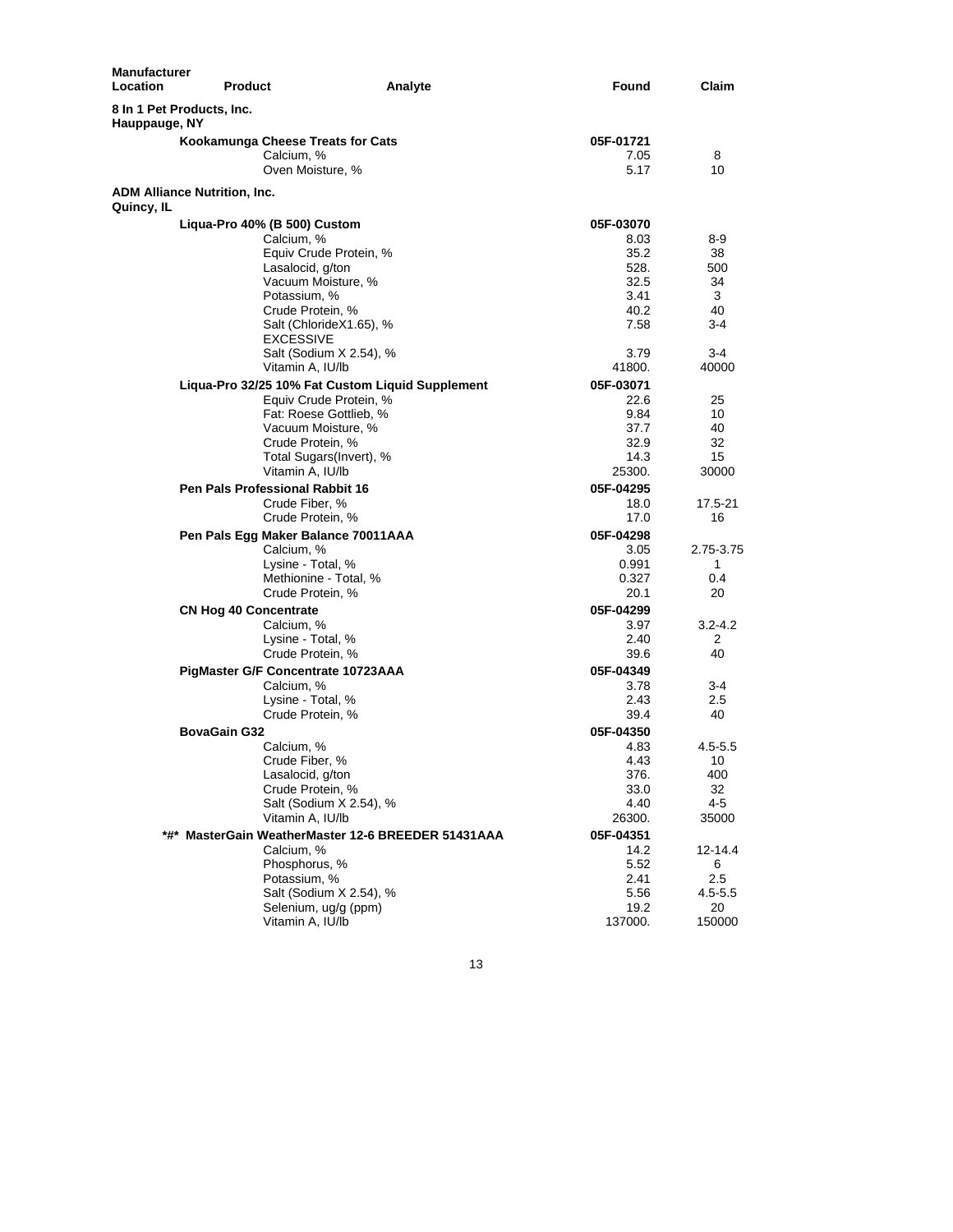| Manufacturer Location | Product | Analyte | Found | Claim |
|---|---|---|---|---|
| **8 In 1 Pet Products, Inc.** | | | | |
| **Hauppauge, NY** | | | | |
| | **Kookamunga Cheese Treats for Cats** | | **05F-01721** | |
| | | Calcium, % | 7.05 | 8 |
| | | Oven Moisture, % | 5.17 | 10 |
| **ADM Alliance Nutrition, Inc.** | | | | |
| **Quincy, IL** | | | | |
| | **Liqua-Pro 40% (B 500) Custom** | | **05F-03070** | |
| | | Calcium, % | 8.03 | 8-9 |
| | | Equiv Crude Protein, % | 35.2 | 38 |
| | | Lasalocid, g/ton | 528. | 500 |
| | | Vacuum Moisture, % | 32.5 | 34 |
| | | Potassium, % | 3.41 | 3 |
| | | Crude Protein, % | 40.2 | 40 |
| | | Salt (ChlorideX1.65), % EXCESSIVE | 7.58 | 3-4 |
| | | Salt (Sodium X 2.54), % | 3.79 | 3-4 |
| | | Vitamin A, IU/lb | 41800. | 40000 |
| | **Liqua-Pro 32/25 10% Fat Custom Liquid Supplement** | | **05F-03071** | |
| | | Equiv Crude Protein, % | 22.6 | 25 |
| | | Fat: Roese Gottlieb, % | 9.84 | 10 |
| | | Vacuum Moisture, % | 37.7 | 40 |
| | | Crude Protein, % | 32.9 | 32 |
| | | Total Sugars(Invert), % | 14.3 | 15 |
| | | Vitamin A, IU/lb | 25300. | 30000 |
| | **Pen Pals Professional Rabbit 16** | | **05F-04295** | |
| | | Crude Fiber, % | 18.0 | 17.5-21 |
| | | Crude Protein, % | 17.0 | 16 |
| | **Pen Pals Egg Maker Balance 70011AAA** | | **05F-04298** | |
| | | Calcium, % | 3.05 | 2.75-3.75 |
| | | Lysine - Total, % | 0.991 | 1 |
| | | Methionine - Total, % | 0.327 | 0.4 |
| | | Crude Protein, % | 20.1 | 20 |
| | **CN Hog 40 Concentrate** | | **05F-04299** | |
| | | Calcium, % | 3.97 | 3.2-4.2 |
| | | Lysine - Total, % | 2.40 | 2 |
| | | Crude Protein, % | 39.6 | 40 |
| | **PigMaster G/F Concentrate 10723AAA** | | **05F-04349** | |
| | | Calcium, % | 3.78 | 3-4 |
| | | Lysine - Total, % | 2.43 | 2.5 |
| | | Crude Protein, % | 39.4 | 40 |
| | **BovaGain G32** | | **05F-04350** | |
| | | Calcium, % | 4.83 | 4.5-5.5 |
| | | Crude Fiber, % | 4.43 | 10 |
| | | Lasalocid, g/ton | 376. | 400 |
| | | Crude Protein, % | 33.0 | 32 |
| | | Salt (Sodium X 2.54), % | 4.40 | 4-5 |
| | | Vitamin A, IU/lb | 26300. | 35000 |
| | **\*#\* MasterGain WeatherMaster 12-6 BREEDER 51431AAA** | | **05F-04351** | |
| | | Calcium, % | 14.2 | 12-14.4 |
| | | Phosphorus, % | 5.52 | 6 |
| | | Potassium, % | 2.41 | 2.5 |
| | | Salt (Sodium X 2.54), % | 5.56 | 4.5-5.5 |
| | | Selenium, ug/g (ppm) | 19.2 | 20 |
| | | Vitamin A, IU/lb | 137000. | 150000 |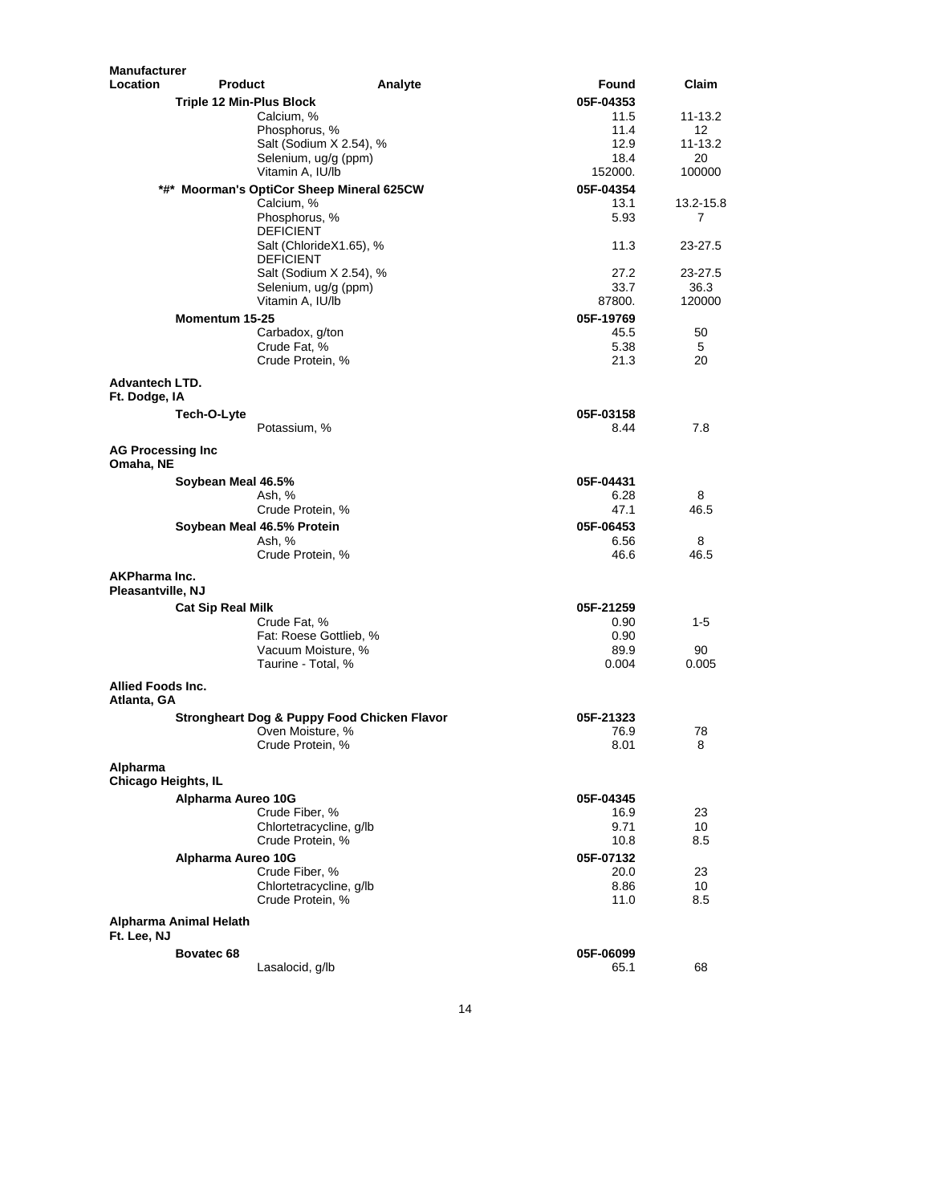| Manufacturer Location | Product | Analyte | Found | Claim |
|---|---|---|---|---|
| | **Triple 12 Min-Plus Block** | | **05F-04353** | |
| | | Calcium, % | 11.5 | 11-13.2 |
| | | Phosphorus, % | 11.4 | 12 |
| | | Salt (Sodium X 2.54), % | 12.9 | 11-13.2 |
| | | Selenium, ug/g (ppm) | 18.4 | 20 |
| | | Vitamin A, IU/lb | 152000. | 100000 |
| | **\*#\* Moorman's OptiCor Sheep Mineral 625CW** | | **05F-04354** | |
| | | Calcium, % | 13.1 | 13.2-15.8 |
| | | Phosphorus, % | 5.93 | 7 |
| | | DEFICIENT | | |
| | | Salt (ChlorideX1.65), % | 11.3 | 23-27.5 |
| | | DEFICIENT | | |
| | | Salt (Sodium X 2.54), % | 27.2 | 23-27.5 |
| | | Selenium, ug/g (ppm) | 33.7 | 36.3 |
| | | Vitamin A, IU/lb | 87800. | 120000 |
| | **Momentum 15-25** | | **05F-19769** | |
| | | Carbadox, g/ton | 45.5 | 50 |
| | | Crude Fat, % | 5.38 | 5 |
| | | Crude Protein, % | 21.3 | 20 |
| **Advantech LTD. Ft. Dodge, IA** | | | | |
| | **Tech-O-Lyte** | | **05F-03158** | |
| | | Potassium, % | 8.44 | 7.8 |
| **AG Processing Inc Omaha, NE** | | | | |
| | **Soybean Meal 46.5%** | | **05F-04431** | |
| | | Ash, % | 6.28 | 8 |
| | | Crude Protein, % | 47.1 | 46.5 |
| | **Soybean Meal 46.5% Protein** | | **05F-06453** | |
| | | Ash, % | 6.56 | 8 |
| | | Crude Protein, % | 46.6 | 46.5 |
| **AKPharma Inc. Pleasantville, NJ** | | | | |
| | **Cat Sip Real Milk** | | **05F-21259** | |
| | | Crude Fat, % | 0.90 | 1-5 |
| | | Fat: Roese Gottlieb, % | 0.90 | |
| | | Vacuum Moisture, % | 89.9 | 90 |
| | | Taurine - Total, % | 0.004 | 0.005 |
| **Allied Foods Inc. Atlanta, GA** | | | | |
| | **Strongheart Dog & Puppy Food Chicken Flavor** | | **05F-21323** | |
| | | Oven Moisture, % | 76.9 | 78 |
| | | Crude Protein, % | 8.01 | 8 |
| **Alpharma Chicago Heights, IL** | | | | |
| | **Alpharma Aureo 10G** | | **05F-04345** | |
| | | Crude Fiber, % | 16.9 | 23 |
| | | Chlortetracycline, g/lb | 9.71 | 10 |
| | | Crude Protein, % | 10.8 | 8.5 |
| | **Alpharma Aureo 10G** | | **05F-07132** | |
| | | Crude Fiber, % | 20.0 | 23 |
| | | Chlortetracycline, g/lb | 8.86 | 10 |
| | | Crude Protein, % | 11.0 | 8.5 |
| **Alpharma Animal Helath Ft. Lee, NJ** | | | | |
| | **Bovatec 68** | | **05F-06099** | |
| | | Lasalocid, g/lb | 65.1 | 68 |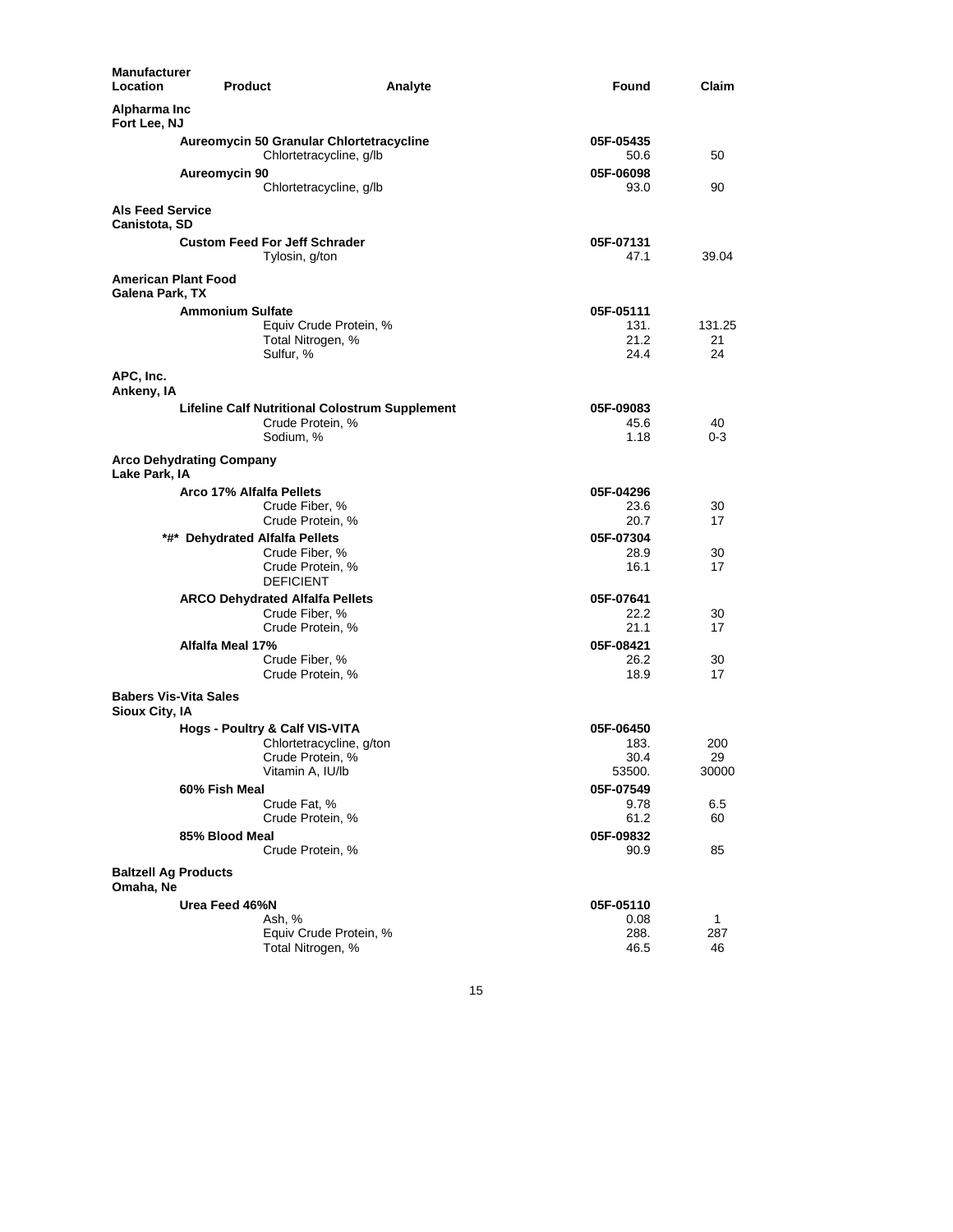| Manufacturer Location | Product | Analyte | Found | Claim |
|---|---|---|---|---|
| **Alpharma Inc** Fort Lee, NJ | | | | |
| | **Aureomycin 50 Granular Chlortetracycline** | | **05F-05435** | |
| | | Chlortetracycline, g/lb | 50.6 | 50 |
| | **Aureomycin 90** | | **05F-06098** | |
| | | Chlortetracycline, g/lb | 93.0 | 90 |
| **Als Feed Service** Canistota, SD | | | | |
| | **Custom Feed For Jeff Schrader** | | **05F-07131** | |
| | | Tylosin, g/ton | 47.1 | 39.04 |
| **American Plant Food** Galena Park, TX | | | | |
| | **Ammonium Sulfate** | | **05F-05111** | |
| | | Equiv Crude Protein, % | 131. | 131.25 |
| | | Total Nitrogen, % | 21.2 | 21 |
| | | Sulfur, % | 24.4 | 24 |
| **APC, Inc.** Ankeny, IA | | | | |
| | **Lifeline Calf Nutritional Colostrum Supplement** | | **05F-09083** | |
| | | Crude Protein, % | 45.6 | 40 |
| | | Sodium, % | 1.18 | 0-3 |
| **Arco Dehydrating Company** Lake Park, IA | | | | |
| | **Arco 17% Alfalfa Pellets** | | **05F-04296** | |
| | | Crude Fiber, % | 23.6 | 30 |
| | | Crude Protein, % | 20.7 | 17 |
| | **\*#\* Dehydrated Alfalfa Pellets** | | **05F-07304** | |
| | | Crude Fiber, % | 28.9 | 30 |
| | | Crude Protein, % DEFICIENT | 16.1 | 17 |
| | **ARCO Dehydrated Alfalfa Pellets** | | **05F-07641** | |
| | | Crude Fiber, % | 22.2 | 30 |
| | | Crude Protein, % | 21.1 | 17 |
| | **Alfalfa Meal 17%** | | **05F-08421** | |
| | | Crude Fiber, % | 26.2 | 30 |
| | | Crude Protein, % | 18.9 | 17 |
| **Babers Vis-Vita Sales** Sioux City, IA | | | | |
| | **Hogs - Poultry & Calf VIS-VITA** | | **05F-06450** | |
| | | Chlortetracycline, g/ton | 183. | 200 |
| | | Crude Protein, % | 30.4 | 29 |
| | | Vitamin A, IU/lb | 53500. | 30000 |
| | **60% Fish Meal** | | **05F-07549** | |
| | | Crude Fat, % | 9.78 | 6.5 |
| | | Crude Protein, % | 61.2 | 60 |
| | **85% Blood Meal** | | **05F-09832** | |
| | | Crude Protein, % | 90.9 | 85 |
| **Baltzell Ag Products** Omaha, Ne | | | | |
| | **Urea Feed 46%N** | | **05F-05110** | |
| | | Ash, % | 0.08 | 1 |
| | | Equiv Crude Protein, % | 288. | 287 |
| | | Total Nitrogen, % | 46.5 | 46 |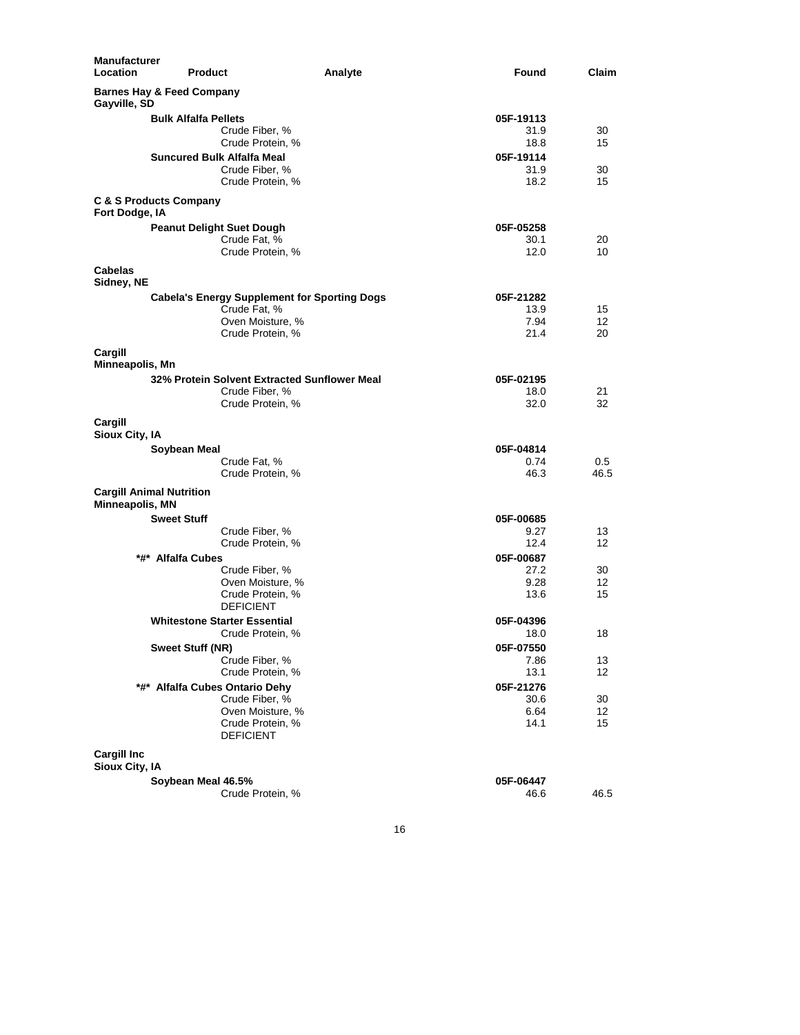| Manufacturer Location | Product | Analyte | Found | Claim |
|---|---|---|---|---|
| **Barnes Hay & Feed Company** Gayville, SD | | | | |
| | **Bulk Alfalfa Pellets** | | **05F-19113** | |
| | | Crude Fiber, % | 31.9 | 30 |
| | | Crude Protein, % | 18.8 | 15 |
| | **Suncured Bulk Alfalfa Meal** | | **05F-19114** | |
| | | Crude Fiber, % | 31.9 | 30 |
| | | Crude Protein, % | 18.2 | 15 |
| **C & S Products Company** Fort Dodge, IA | | | | |
| | **Peanut Delight Suet Dough** | | **05F-05258** | |
| | | Crude Fat, % | 30.1 | 20 |
| | | Crude Protein, % | 12.0 | 10 |
| **Cabelas** Sidney, NE | | | | |
| | **Cabela's Energy Supplement for Sporting Dogs** | | **05F-21282** | |
| | | Crude Fat, % | 13.9 | 15 |
| | | Oven Moisture, % | 7.94 | 12 |
| | | Crude Protein, % | 21.4 | 20 |
| **Cargill** Minneapolis, Mn | | | | |
| | **32% Protein Solvent Extracted Sunflower Meal** | | **05F-02195** | |
| | | Crude Fiber, % | 18.0 | 21 |
| | | Crude Protein, % | 32.0 | 32 |
| **Cargill** Sioux City, IA | | | | |
| | **Soybean Meal** | | **05F-04814** | |
| | | Crude Fat, % | 0.74 | 0.5 |
| | | Crude Protein, % | 46.3 | 46.5 |
| **Cargill Animal Nutrition** Minneapolis, MN | | | | |
| | **Sweet Stuff** | | **05F-00685** | |
| | | Crude Fiber, % | 9.27 | 13 |
| | | Crude Protein, % | 12.4 | 12 |
| | **\*#\* Alfalfa Cubes** | | **05F-00687** | |
| | | Crude Fiber, % | 27.2 | 30 |
| | | Oven Moisture, % | 9.28 | 12 |
| | | Crude Protein, % | 13.6 | 15 |
| | | DEFICIENT | | |
| | **Whitestone Starter Essential** | | **05F-04396** | |
| | | Crude Protein, % | 18.0 | 18 |
| | **Sweet Stuff (NR)** | | **05F-07550** | |
| | | Crude Fiber, % | 7.86 | 13 |
| | | Crude Protein, % | 13.1 | 12 |
| | **\*#\* Alfalfa Cubes Ontario Dehy** | | **05F-21276** | |
| | | Crude Fiber, % | 30.6 | 30 |
| | | Oven Moisture, % | 6.64 | 12 |
| | | Crude Protein, % | 14.1 | 15 |
| | | DEFICIENT | | |
| **Cargill Inc** Sioux City, IA | | | | |
| | **Soybean Meal 46.5%** | | **05F-06447** | |
| | | Crude Protein, % | 46.6 | 46.5 |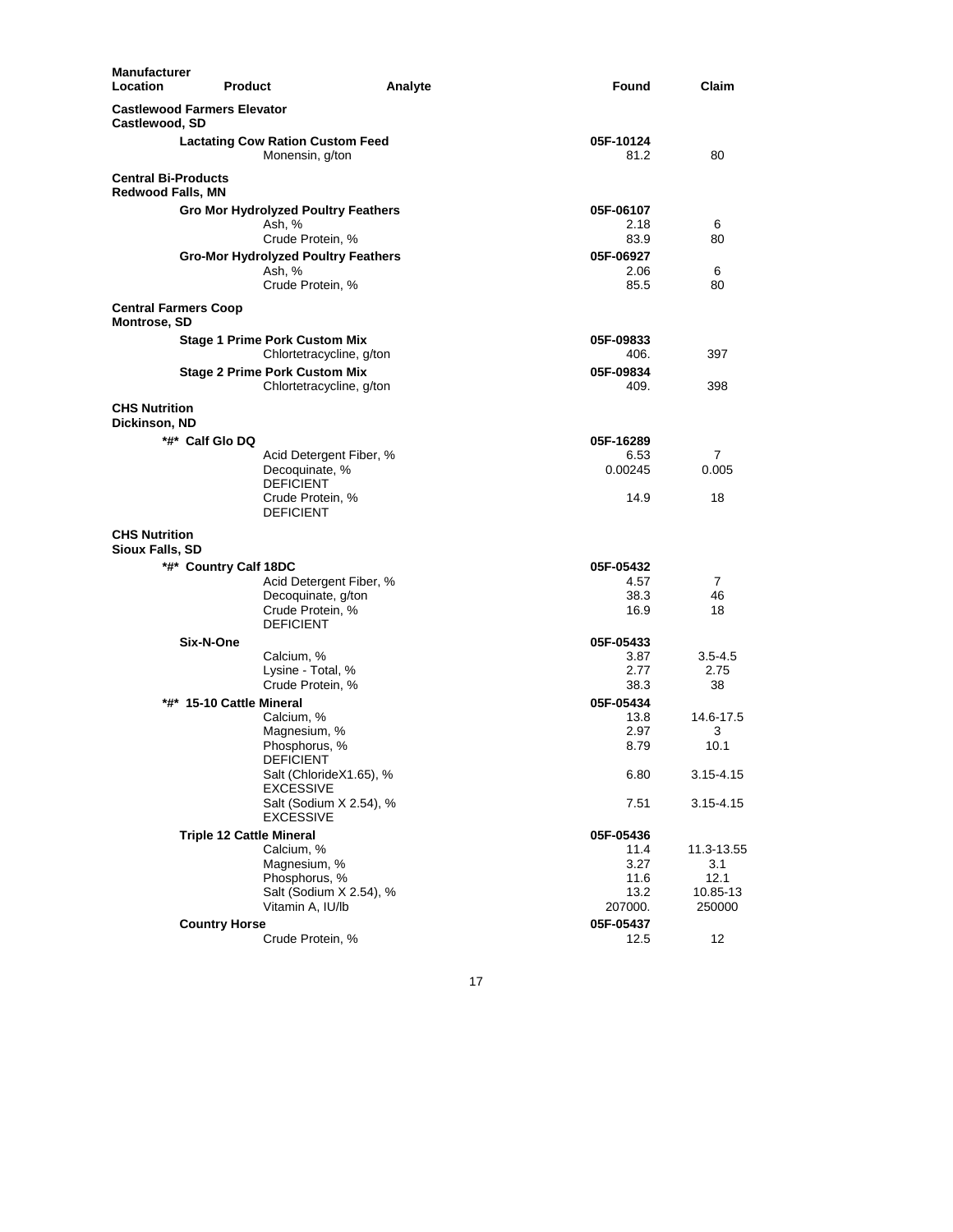| Manufacturer Location | Product | Analyte | Found | Claim |
|---|---|---|---|---|
| **Castlewood Farmers Elevator** **Castlewood, SD** | | | | |
| | **Lactating Cow Ration Custom Feed** | | **05F-10124** | |
| | | Monensin, g/ton | 81.2 | 80 |
| **Central Bi-Products** **Redwood Falls, MN** | | | | |
| | **Gro Mor Hydrolyzed Poultry Feathers** | | **05F-06107** | |
| | | Ash, % | 2.18 | 6 |
| | | Crude Protein, % | 83.9 | 80 |
| | **Gro-Mor Hydrolyzed Poultry Feathers** | | **05F-06927** | |
| | | Ash, % | 2.06 | 6 |
| | | Crude Protein, % | 85.5 | 80 |
| **Central Farmers Coop** **Montrose, SD** | | | | |
| | **Stage 1 Prime Pork Custom Mix** | | **05F-09833** | |
| | | Chlortetracycline, g/ton | 406. | 397 |
| | **Stage 2 Prime Pork Custom Mix** | | **05F-09834** | |
| | | Chlortetracycline, g/ton | 409. | 398 |
| **CHS Nutrition** **Dickinson, ND** | | | | |
| | **\*#\* Calf Glo DQ** | | **05F-16289** | |
| | | Acid Detergent Fiber, % | 6.53 | 7 |
| | | Decoquinate, % DEFICIENT | 0.00245 | 0.005 |
| | | Crude Protein, % DEFICIENT | 14.9 | 18 |
| **CHS Nutrition** **Sioux Falls, SD** | | | | |
| | **\*#\* Country Calf 18DC** | | **05F-05432** | |
| | | Acid Detergent Fiber, % | 4.57 | 7 |
| | | Decoquinate, g/ton | 38.3 | 46 |
| | | Crude Protein, % DEFICIENT | 16.9 | 18 |
| | **Six-N-One** | | **05F-05433** | |
| | | Calcium, % | 3.87 | 3.5-4.5 |
| | | Lysine - Total, % | 2.77 | 2.75 |
| | | Crude Protein, % | 38.3 | 38 |
| | **\*#\* 15-10 Cattle Mineral** | | **05F-05434** | |
| | | Calcium, % | 13.8 | 14.6-17.5 |
| | | Magnesium, % | 2.97 | 3 |
| | | Phosphorus, % DEFICIENT | 8.79 | 10.1 |
| | | Salt (ChlorideX1.65), % EXCESSIVE | 6.80 | 3.15-4.15 |
| | | Salt (Sodium X 2.54), % EXCESSIVE | 7.51 | 3.15-4.15 |
| | **Triple 12 Cattle Mineral** | | **05F-05436** | |
| | | Calcium, % | 11.4 | 11.3-13.55 |
| | | Magnesium, % | 3.27 | 3.1 |
| | | Phosphorus, % | 11.6 | 12.1 |
| | | Salt (Sodium X 2.54), % | 13.2 | 10.85-13 |
| | | Vitamin A, IU/lb | 207000. | 250000 |
| | **Country Horse** | | **05F-05437** | |
| | | Crude Protein, % | 12.5 | 12 |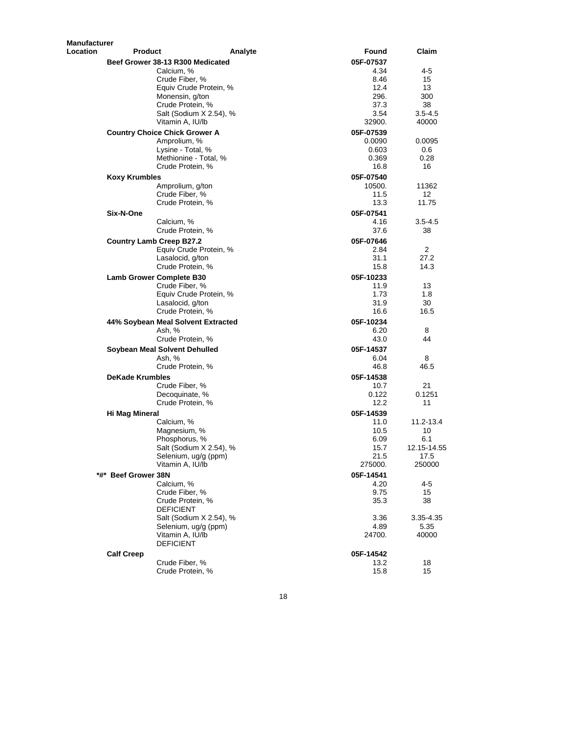| Manufacturer Location | Product | Analyte | Found | Claim |
|---|---|---|---|---|
| | **Beef Grower 38-13 R300 Medicated** | | 05F-07537 | |
| | | Calcium, % | 4.34 | 4-5 |
| | | Crude Fiber, % | 8.46 | 15 |
| | | Equiv Crude Protein, % | 12.4 | 13 |
| | | Monensin, g/ton | 296. | 300 |
| | | Crude Protein, % | 37.3 | 38 |
| | | Salt (Sodium X 2.54), % | 3.54 | 3.5-4.5 |
| | | Vitamin A, IU/lb | 32900. | 40000 |
| | **Country Choice Chick Grower A** | | 05F-07539 | |
| | | Amprolium, % | 0.0090 | 0.0095 |
| | | Lysine - Total, % | 0.603 | 0.6 |
| | | Methionine - Total, % | 0.369 | 0.28 |
| | | Crude Protein, % | 16.8 | 16 |
| | **Koxy Krumbles** | | 05F-07540 | |
| | | Amprolium, g/ton | 10500. | 11362 |
| | | Crude Fiber, % | 11.5 | 12 |
| | | Crude Protein, % | 13.3 | 11.75 |
| | **Six-N-One** | | 05F-07541 | |
| | | Calcium, % | 4.16 | 3.5-4.5 |
| | | Crude Protein, % | 37.6 | 38 |
| | **Country Lamb Creep B27.2** | | 05F-07646 | |
| | | Equiv Crude Protein, % | 2.84 | 2 |
| | | Lasalocid, g/ton | 31.1 | 27.2 |
| | | Crude Protein, % | 15.8 | 14.3 |
| | **Lamb Grower Complete B30** | | 05F-10233 | |
| | | Crude Fiber, % | 11.9 | 13 |
| | | Equiv Crude Protein, % | 1.73 | 1.8 |
| | | Lasalocid, g/ton | 31.9 | 30 |
| | | Crude Protein, % | 16.6 | 16.5 |
| | **44% Soybean Meal Solvent Extracted** | | 05F-10234 | |
| | | Ash, % | 6.20 | 8 |
| | | Crude Protein, % | 43.0 | 44 |
| | **Soybean Meal Solvent Dehulled** | | 05F-14537 | |
| | | Ash, % | 6.04 | 8 |
| | | Crude Protein, % | 46.8 | 46.5 |
| | **DeKade Krumbles** | | 05F-14538 | |
| | | Crude Fiber, % | 10.7 | 21 |
| | | Decoquinate, % | 0.122 | 0.1251 |
| | | Crude Protein, % | 12.2 | 11 |
| | **Hi Mag Mineral** | | 05F-14539 | |
| | | Calcium, % | 11.0 | 11.2-13.4 |
| | | Magnesium, % | 10.5 | 10 |
| | | Phosphorus, % | 6.09 | 6.1 |
| | | Salt (Sodium X 2.54), % | 15.7 | 12.15-14.55 |
| | | Selenium, ug/g (ppm) | 21.5 | 17.5 |
| | | Vitamin A, IU/lb | 275000. | 250000 |
| | ***#* Beef Grower 38N** | | 05F-14541 | |
| | | Calcium, % | 4.20 | 4-5 |
| | | Crude Fiber, % | 9.75 | 15 |
| | | Crude Protein, % DEFICIENT | 35.3 | 38 |
| | | Salt (Sodium X 2.54), % | 3.36 | 3.35-4.35 |
| | | Selenium, ug/g (ppm) | 4.89 | 5.35 |
| | | Vitamin A, IU/lb DEFICIENT | 24700. | 40000 |
| | **Calf Creep** | | 05F-14542 | |
| | | Crude Fiber, % | 13.2 | 18 |
| | | Crude Protein, % | 15.8 | 15 |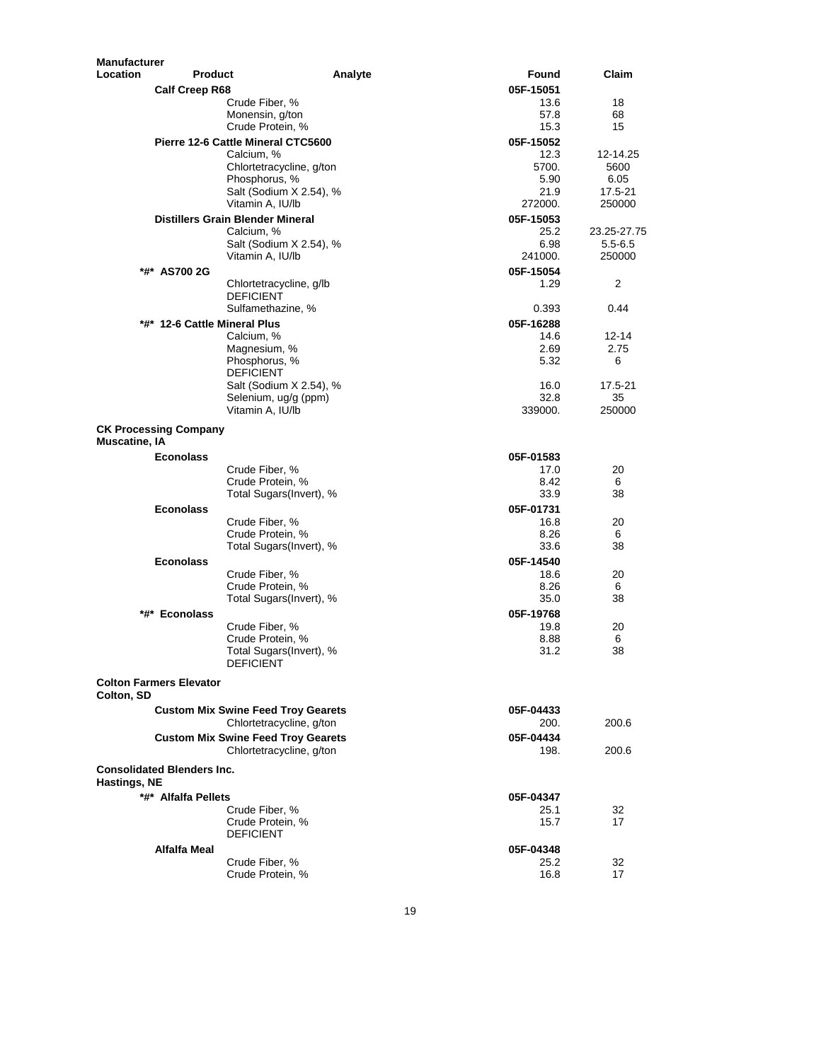| Manufacturer Location | Product | Analyte | Found | Claim |
|---|---|---|---|---|
| | **Calf Creep R68** | | **05F-15051** | |
| | | Crude Fiber, % | 13.6 | 18 |
| | | Monensin, g/ton | 57.8 | 68 |
| | | Crude Protein, % | 15.3 | 15 |
| | **Pierre 12-6 Cattle Mineral CTC5600** | | **05F-15052** | |
| | | Calcium, % | 12.3 | 12-14.25 |
| | | Chlortetracycline, g/ton | 5700. | 5600 |
| | | Phosphorus, % | 5.90 | 6.05 |
| | | Salt (Sodium X 2.54), % | 21.9 | 17.5-21 |
| | | Vitamin A, IU/lb | 272000. | 250000 |
| | **Distillers Grain Blender Mineral** | | **05F-15053** | |
| | | Calcium, % | 25.2 | 23.25-27.75 |
| | | Salt (Sodium X 2.54), % | 6.98 | 5.5-6.5 |
| | | Vitamin A, IU/lb | 241000. | 250000 |
| | **\*#\* AS700 2G** | | **05F-15054** | |
| | | Chlortetracycline, g/lb DEFICIENT | 1.29 | 2 |
| | | Sulfamethazine, % | 0.393 | 0.44 |
| | **\*#\* 12-6 Cattle Mineral Plus** | | **05F-16288** | |
| | | Calcium, % | 14.6 | 12-14 |
| | | Magnesium, % | 2.69 | 2.75 |
| | | Phosphorus, % DEFICIENT | 5.32 | 6 |
| | | Salt (Sodium X 2.54), % | 16.0 | 17.5-21 |
| | | Selenium, ug/g (ppm) | 32.8 | 35 |
| | | Vitamin A, IU/lb | 339000. | 250000 |
| **CK Processing Company Muscatine, IA** | | | | |
| | **Econolass** | | **05F-01583** | |
| | | Crude Fiber, % | 17.0 | 20 |
| | | Crude Protein, % | 8.42 | 6 |
| | | Total Sugars(Invert), % | 33.9 | 38 |
| | **Econolass** | | **05F-01731** | |
| | | Crude Fiber, % | 16.8 | 20 |
| | | Crude Protein, % | 8.26 | 6 |
| | | Total Sugars(Invert), % | 33.6 | 38 |
| | **Econolass** | | **05F-14540** | |
| | | Crude Fiber, % | 18.6 | 20 |
| | | Crude Protein, % | 8.26 | 6 |
| | | Total Sugars(Invert), % | 35.0 | 38 |
| | **\*#\* Econolass** | | **05F-19768** | |
| | | Crude Fiber, % | 19.8 | 20 |
| | | Crude Protein, % | 8.88 | 6 |
| | | Total Sugars(Invert), % DEFICIENT | 31.2 | 38 |
| **Colton Farmers Elevator Colton, SD** | | | | |
| | **Custom Mix Swine Feed Troy Gearets** | | **05F-04433** | |
| | | Chlortetracycline, g/ton | 200. | 200.6 |
| | **Custom Mix Swine Feed Troy Gearets** | | **05F-04434** | |
| | | Chlortetracycline, g/ton | 198. | 200.6 |
| **Consolidated Blenders Inc. Hastings, NE** | | | | |
| | **\*#\* Alfalfa Pellets** | | **05F-04347** | |
| | | Crude Fiber, % | 25.1 | 32 |
| | | Crude Protein, % DEFICIENT | 15.7 | 17 |
| | **Alfalfa Meal** | | **05F-04348** | |
| | | Crude Fiber, % | 25.2 | 32 |
| | | Crude Protein, % | 16.8 | 17 |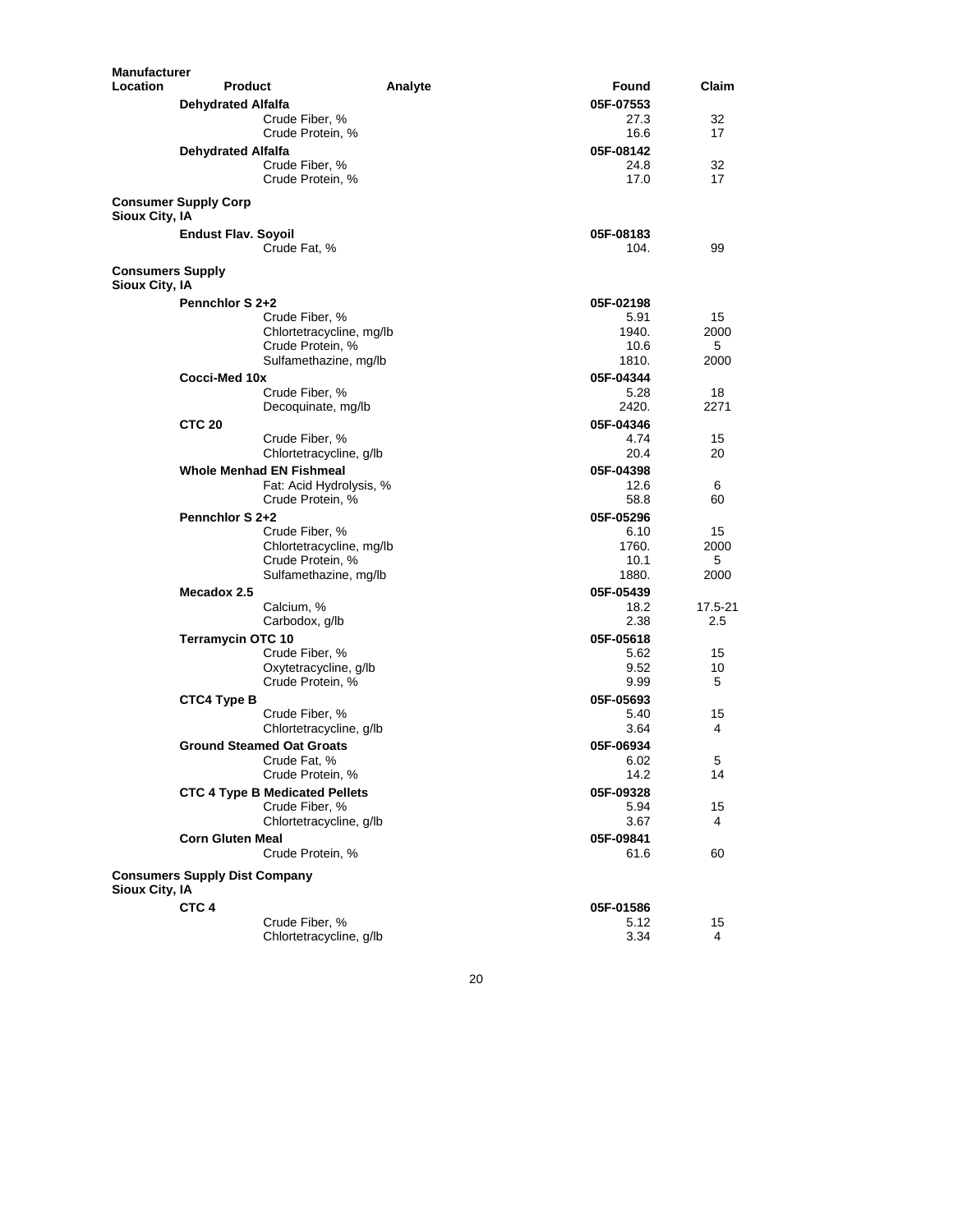| Manufacturer Location | Product | Analyte | Found | Claim |
|---|---|---|---|---|
| | **Dehydrated Alfalfa** | | **05F-07553** | |
| | | Crude Fiber, % | 27.3 | 32 |
| | | Crude Protein, % | 16.6 | 17 |
| | **Dehydrated Alfalfa** | | **05F-08142** | |
| | | Crude Fiber, % | 24.8 | 32 |
| | | Crude Protein, % | 17.0 | 17 |
| **Consumer Supply Corp** **Sioux City, IA** | | | | |
| | **Endust Flav. Soyoil** | | **05F-08183** | |
| | | Crude Fat, % | 104. | 99 |
| **Consumers Supply** **Sioux City, IA** | | | | |
| | **Pennchlor S 2+2** | | **05F-02198** | |
| | | Crude Fiber, % | 5.91 | 15 |
| | | Chlortetracycline, mg/lb | 1940. | 2000 |
| | | Crude Protein, % | 10.6 | 5 |
| | | Sulfamethazine, mg/lb | 1810. | 2000 |
| | **Cocci-Med 10x** | | **05F-04344** | |
| | | Crude Fiber, % | 5.28 | 18 |
| | | Decoquinate, mg/lb | 2420. | 2271 |
| | **CTC 20** | | **05F-04346** | |
| | | Crude Fiber, % | 4.74 | 15 |
| | | Chlortetracycline, g/lb | 20.4 | 20 |
| | **Whole Menhad EN Fishmeal** | | **05F-04398** | |
| | | Fat: Acid Hydrolysis, % | 12.6 | 6 |
| | | Crude Protein, % | 58.8 | 60 |
| | **Pennchlor S 2+2** | | **05F-05296** | |
| | | Crude Fiber, % | 6.10 | 15 |
| | | Chlortetracycline, mg/lb | 1760. | 2000 |
| | | Crude Protein, % | 10.1 | 5 |
| | | Sulfamethazine, mg/lb | 1880. | 2000 |
| | **Mecadox 2.5** | | **05F-05439** | |
| | | Calcium, % | 18.2 | 17.5-21 |
| | | Carbodox, g/lb | 2.38 | 2.5 |
| | **Terramycin OTC 10** | | **05F-05618** | |
| | | Crude Fiber, % | 5.62 | 15 |
| | | Oxytetracycline, g/lb | 9.52 | 10 |
| | | Crude Protein, % | 9.99 | 5 |
| | **CTC4 Type B** | | **05F-05693** | |
| | | Crude Fiber, % | 5.40 | 15 |
| | | Chlortetracycline, g/lb | 3.64 | 4 |
| | **Ground Steamed Oat Groats** | | **05F-06934** | |
| | | Crude Fat, % | 6.02 | 5 |
| | | Crude Protein, % | 14.2 | 14 |
| | **CTC 4 Type B Medicated Pellets** | | **05F-09328** | |
| | | Crude Fiber, % | 5.94 | 15 |
| | | Chlortetracycline, g/lb | 3.67 | 4 |
| | **Corn Gluten Meal** | | **05F-09841** | |
| | | Crude Protein, % | 61.6 | 60 |
| **Consumers Supply Dist Company** **Sioux City, IA** | | | | |
| | **CTC 4** | | **05F-01586** | |
| | | Crude Fiber, % | 5.12 | 15 |
| | | Chlortetracycline, g/lb | 3.34 | 4 |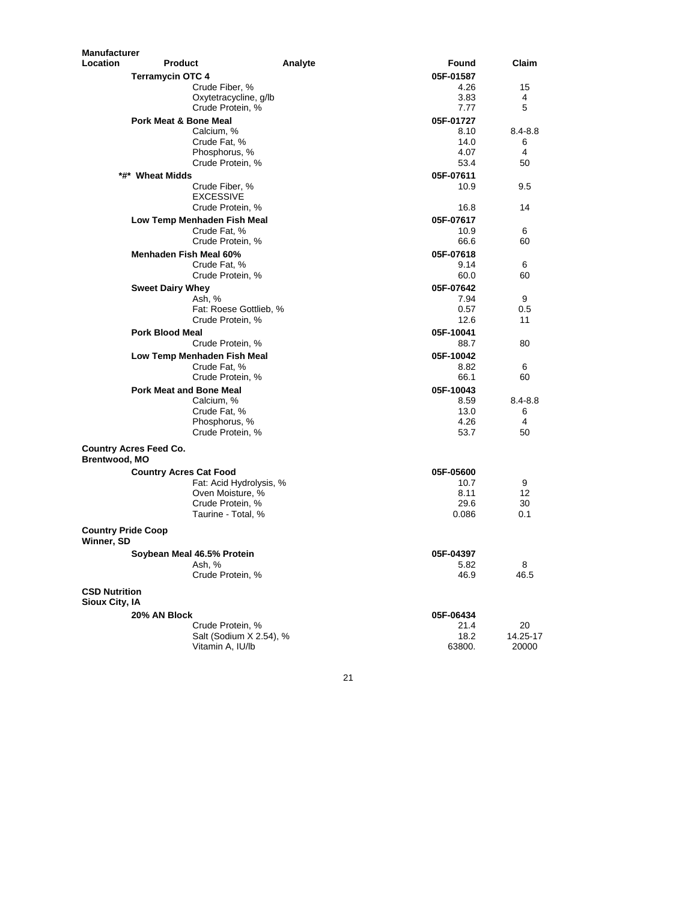| Manufacturer Location | Product | Analyte | Found | Claim |
|---|---|---|---|---|
| | **Terramycin OTC 4** | | **05F-01587** | |
| | | Crude Fiber, % | 4.26 | 15 |
| | | Oxytetracycline, g/lb | 3.83 | 4 |
| | | Crude Protein, % | 7.77 | 5 |
| | **Pork Meat & Bone Meal** | | **05F-01727** | |
| | | Calcium, % | 8.10 | 8.4-8.8 |
| | | Crude Fat, % | 14.0 | 6 |
| | | Phosphorus, % | 4.07 | 4 |
| | | Crude Protein, % | 53.4 | 50 |
| | **\*#\* Wheat Midds** | | **05F-07611** | |
| | | Crude Fiber, % EXCESSIVE | 10.9 | 9.5 |
| | | Crude Protein, % | 16.8 | 14 |
| | **Low Temp Menhaden Fish Meal** | | **05F-07617** | |
| | | Crude Fat, % | 10.9 | 6 |
| | | Crude Protein, % | 66.6 | 60 |
| | **Menhaden Fish Meal 60%** | | **05F-07618** | |
| | | Crude Fat, % | 9.14 | 6 |
| | | Crude Protein, % | 60.0 | 60 |
| | **Sweet Dairy Whey** | | **05F-07642** | |
| | | Ash, % | 7.94 | 9 |
| | | Fat: Roese Gottlieb, % | 0.57 | 0.5 |
| | | Crude Protein, % | 12.6 | 11 |
| | **Pork Blood Meal** | | **05F-10041** | |
| | | Crude Protein, % | 88.7 | 80 |
| | **Low Temp Menhaden Fish Meal** | | **05F-10042** | |
| | | Crude Fat, % | 8.82 | 6 |
| | | Crude Protein, % | 66.1 | 60 |
| | **Pork Meat and Bone Meal** | | **05F-10043** | |
| | | Calcium, % | 8.59 | 8.4-8.8 |
| | | Crude Fat, % | 13.0 | 6 |
| | | Phosphorus, % | 4.26 | 4 |
| | | Crude Protein, % | 53.7 | 50 |
| **Country Acres Feed Co. Brentwood, MO** | | | | |
| | **Country Acres Cat Food** | | **05F-05600** | |
| | | Fat: Acid Hydrolysis, % | 10.7 | 9 |
| | | Oven Moisture, % | 8.11 | 12 |
| | | Crude Protein, % | 29.6 | 30 |
| | | Taurine - Total, % | 0.086 | 0.1 |
| **Country Pride Coop Winner, SD** | | | | |
| | **Soybean Meal 46.5% Protein** | | **05F-04397** | |
| | | Ash, % | 5.82 | 8 |
| | | Crude Protein, % | 46.9 | 46.5 |
| **CSD Nutrition Sioux City, IA** | | | | |
| | **20% AN Block** | | **05F-06434** | |
| | | Crude Protein, % | 21.4 | 20 |
| | | Salt (Sodium X 2.54), % | 18.2 | 14.25-17 |
| | | Vitamin A, IU/lb | 63800. | 20000 |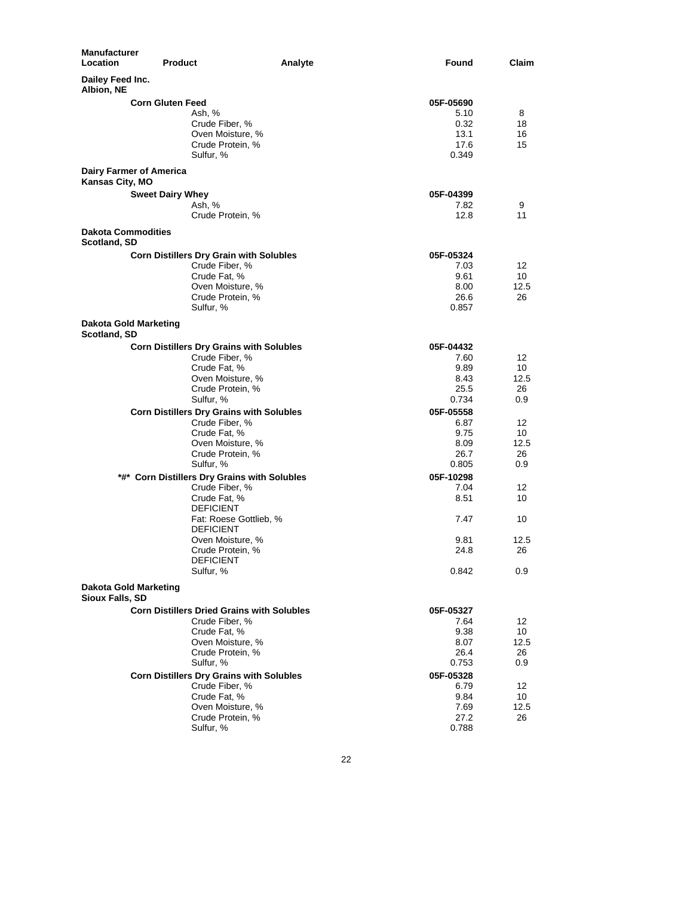| Manufacturer Location | Product | Analyte | Found | Claim |
|---|---|---|---|---|
| **Dailey Feed Inc. Albion, NE** | | | | |
| | **Corn Gluten Feed** | | **05F-05690** | |
| | | Ash, % | 5.10 | 8 |
| | | Crude Fiber, % | 0.32 | 18 |
| | | Oven Moisture, % | 13.1 | 16 |
| | | Crude Protein, % | 17.6 | 15 |
| | | Sulfur, % | 0.349 | |
| **Dairy Farmer of America Kansas City, MO** | | | | |
| | **Sweet Dairy Whey** | | **05F-04399** | |
| | | Ash, % | 7.82 | 9 |
| | | Crude Protein, % | 12.8 | 11 |
| **Dakota Commodities Scotland, SD** | | | | |
| | **Corn Distillers Dry Grain with Solubles** | | **05F-05324** | |
| | | Crude Fiber, % | 7.03 | 12 |
| | | Crude Fat, % | 9.61 | 10 |
| | | Oven Moisture, % | 8.00 | 12.5 |
| | | Crude Protein, % | 26.6 | 26 |
| | | Sulfur, % | 0.857 | |
| **Dakota Gold Marketing Scotland, SD** | | | | |
| | **Corn Distillers Dry Grains with Solubles** | | **05F-04432** | |
| | | Crude Fiber, % | 7.60 | 12 |
| | | Crude Fat, % | 9.89 | 10 |
| | | Oven Moisture, % | 8.43 | 12.5 |
| | | Crude Protein, % | 25.5 | 26 |
| | | Sulfur, % | 0.734 | 0.9 |
| | **Corn Distillers Dry Grains with Solubles** | | **05F-05558** | |
| | | Crude Fiber, % | 6.87 | 12 |
| | | Crude Fat, % | 9.75 | 10 |
| | | Oven Moisture, % | 8.09 | 12.5 |
| | | Crude Protein, % | 26.7 | 26 |
| | | Sulfur, % | 0.805 | 0.9 |
| | **\*#\* Corn Distillers Dry Grains with Solubles** | | **05F-10298** | |
| | | Crude Fiber, % | 7.04 | 12 |
| | | Crude Fat, % DEFICIENT | 8.51 | 10 |
| | | Fat: Roese Gottlieb, % DEFICIENT | 7.47 | 10 |
| | | Oven Moisture, % | 9.81 | 12.5 |
| | | Crude Protein, % DEFICIENT | 24.8 | 26 |
| | | Sulfur, % | 0.842 | 0.9 |
| **Dakota Gold Marketing Sioux Falls, SD** | | | | |
| | **Corn Distillers Dried Grains with Solubles** | | **05F-05327** | |
| | | Crude Fiber, % | 7.64 | 12 |
| | | Crude Fat, % | 9.38 | 10 |
| | | Oven Moisture, % | 8.07 | 12.5 |
| | | Crude Protein, % | 26.4 | 26 |
| | | Sulfur, % | 0.753 | 0.9 |
| | **Corn Distillers Dry Grains with Solubles** | | **05F-05328** | |
| | | Crude Fiber, % | 6.79 | 12 |
| | | Crude Fat, % | 9.84 | 10 |
| | | Oven Moisture, % | 7.69 | 12.5 |
| | | Crude Protein, % | 27.2 | 26 |
| | | Sulfur, % | 0.788 | |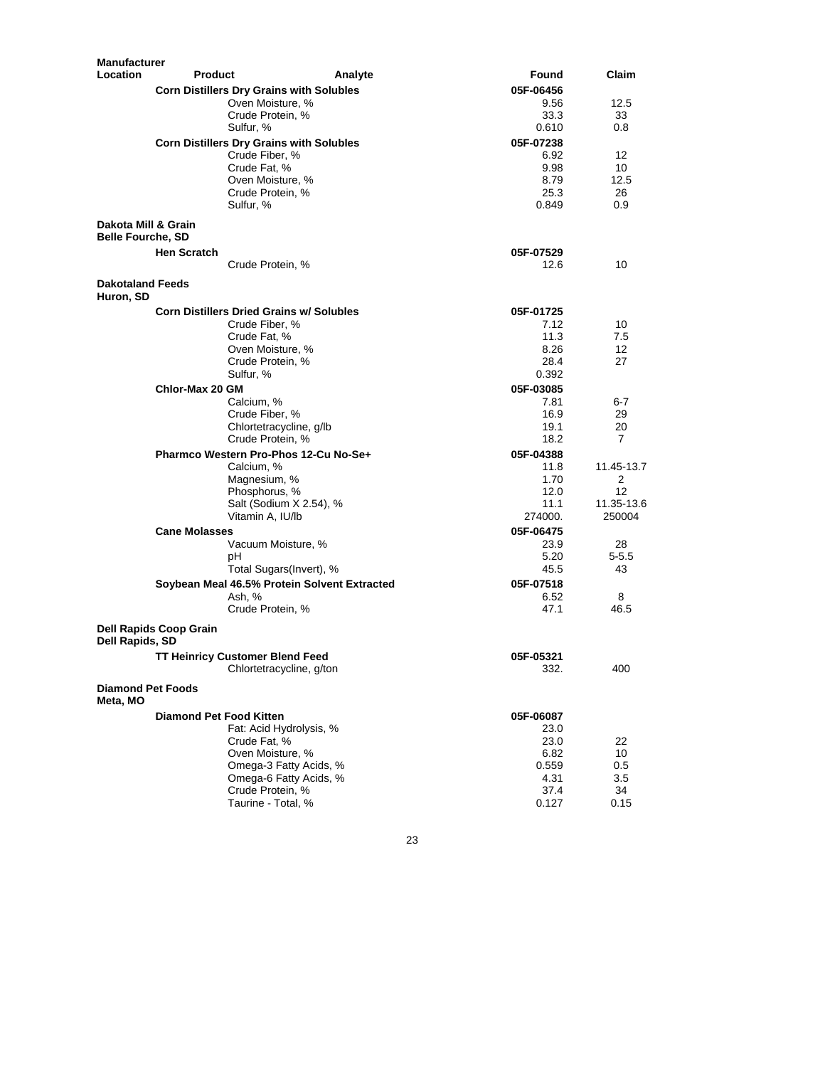| Manufacturer Location | Product | Analyte | Found | Claim |
|---|---|---|---|---|
| | **Corn Distillers Dry Grains with Solubles** | | **05F-06456** | |
| | | Oven Moisture, % | 9.56 | 12.5 |
| | | Crude Protein, % | 33.3 | 33 |
| | | Sulfur, % | 0.610 | 0.8 |
| | **Corn Distillers Dry Grains with Solubles** | | **05F-07238** | |
| | | Crude Fiber, % | 6.92 | 12 |
| | | Crude Fat, % | 9.98 | 10 |
| | | Oven Moisture, % | 8.79 | 12.5 |
| | | Crude Protein, % | 25.3 | 26 |
| | | Sulfur, % | 0.849 | 0.9 |
| **Dakota Mill & Grain Belle Fourche, SD** | | | | |
| | **Hen Scratch** | | **05F-07529** | |
| | | Crude Protein, % | 12.6 | 10 |
| **Dakotaland Feeds Huron, SD** | | | | |
| | **Corn Distillers Dried Grains w/ Solubles** | | **05F-01725** | |
| | | Crude Fiber, % | 7.12 | 10 |
| | | Crude Fat, % | 11.3 | 7.5 |
| | | Oven Moisture, % | 8.26 | 12 |
| | | Crude Protein, % | 28.4 | 27 |
| | | Sulfur, % | 0.392 | |
| | **Chlor-Max 20 GM** | | **05F-03085** | |
| | | Calcium, % | 7.81 | 6-7 |
| | | Crude Fiber, % | 16.9 | 29 |
| | | Chlortetracycline, g/lb | 19.1 | 20 |
| | | Crude Protein, % | 18.2 | 7 |
| | **Pharmco Western Pro-Phos 12-Cu No-Se+** | | **05F-04388** | |
| | | Calcium, % | 11.8 | 11.45-13.7 |
| | | Magnesium, % | 1.70 | 2 |
| | | Phosphorus, % | 12.0 | 12 |
| | | Salt (Sodium X 2.54), % | 11.1 | 11.35-13.6 |
| | | Vitamin A, IU/lb | 274000. | 250004 |
| | **Cane Molasses** | | **05F-06475** | |
| | | Vacuum Moisture, % | 23.9 | 28 |
| | | pH | 5.20 | 5-5.5 |
| | | Total Sugars(Invert), % | 45.5 | 43 |
| | **Soybean Meal 46.5% Protein Solvent Extracted** | | **05F-07518** | |
| | | Ash, % | 6.52 | 8 |
| | | Crude Protein, % | 47.1 | 46.5 |
| **Dell Rapids Coop Grain Dell Rapids, SD** | | | | |
| | **TT Heinricy Customer Blend Feed** | | **05F-05321** | |
| | | Chlortetracycline, g/ton | 332. | 400 |
| **Diamond Pet Foods Meta, MO** | | | | |
| | **Diamond Pet Food Kitten** | | **05F-06087** | |
| | | Fat: Acid Hydrolysis, % | 23.0 | |
| | | Crude Fat, % | 23.0 | 22 |
| | | Oven Moisture, % | 6.82 | 10 |
| | | Omega-3 Fatty Acids, % | 0.559 | 0.5 |
| | | Omega-6 Fatty Acids, % | 4.31 | 3.5 |
| | | Crude Protein, % | 37.4 | 34 |
| | | Taurine - Total, % | 0.127 | 0.15 |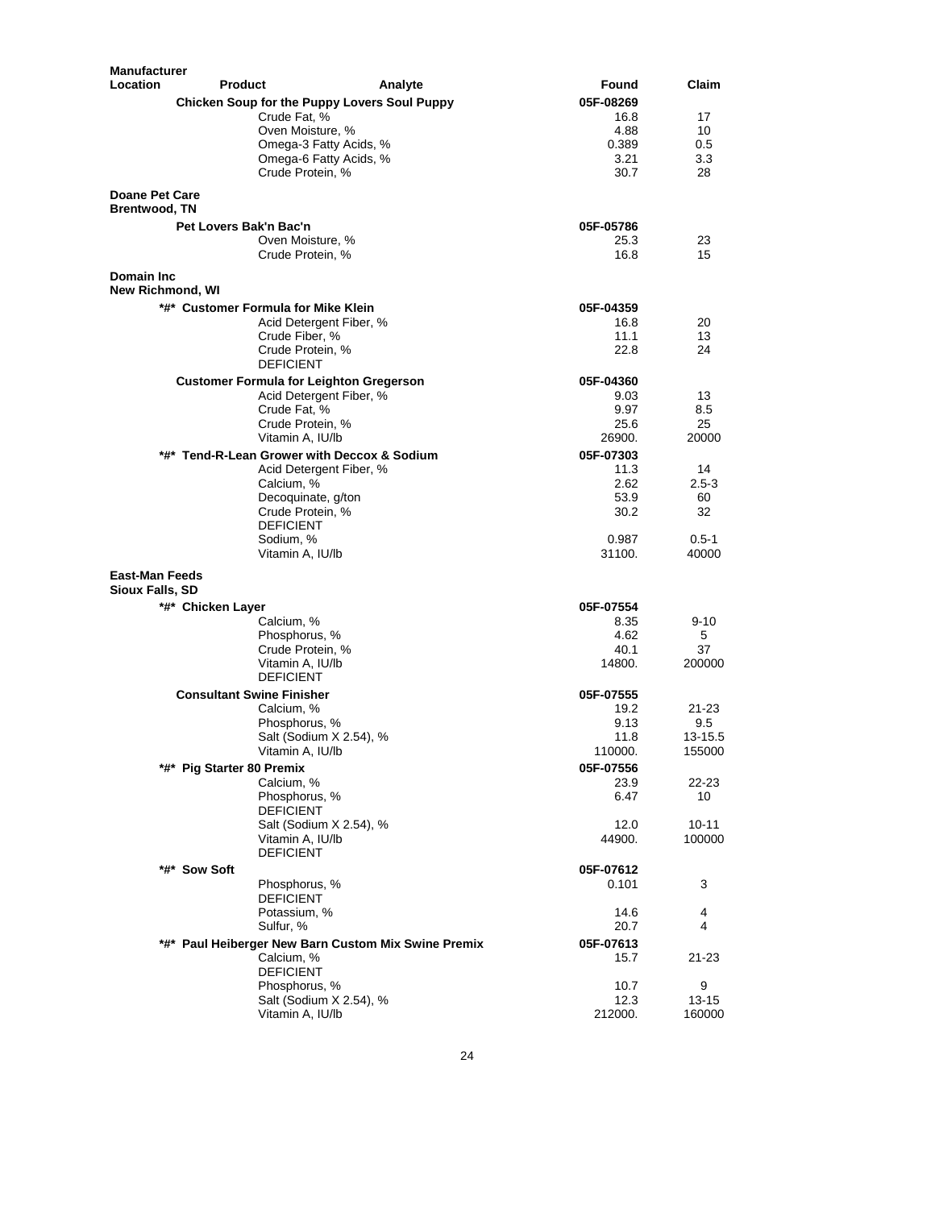| Manufacturer Location | Product | Analyte | Found | Claim |
|---|---|---|---|---|
| | **Chicken Soup for the Puppy Lovers Soul Puppy** | | **05F-08269** | |
| | | Crude Fat, % | 16.8 | 17 |
| | | Oven Moisture, % | 4.88 | 10 |
| | | Omega-3 Fatty Acids, % | 0.389 | 0.5 |
| | | Omega-6 Fatty Acids, % | 3.21 | 3.3 |
| | | Crude Protein, % | 30.7 | 28 |
| **Doane Pet Care Brentwood, TN** | | | | |
| | **Pet Lovers Bak'n Bac'n** | | **05F-05786** | |
| | | Oven Moisture, % | 25.3 | 23 |
| | | Crude Protein, % | 16.8 | 15 |
| **Domain Inc New Richmond, WI** | | | | |
| | **\*#\* Customer Formula for Mike Klein** | | **05F-04359** | |
| | | Acid Detergent Fiber, % | 16.8 | 20 |
| | | Crude Fiber, % | 11.1 | 13 |
| | | Crude Protein, % DEFICIENT | 22.8 | 24 |
| | **Customer Formula for Leighton Gregerson** | | **05F-04360** | |
| | | Acid Detergent Fiber, % | 9.03 | 13 |
| | | Crude Fat, % | 9.97 | 8.5 |
| | | Crude Protein, % | 25.6 | 25 |
| | | Vitamin A, IU/lb | 26900. | 20000 |
| | **\*#\* Tend-R-Lean Grower with Deccox & Sodium** | | **05F-07303** | |
| | | Acid Detergent Fiber, % | 11.3 | 14 |
| | | Calcium, % | 2.62 | 2.5-3 |
| | | Decoquinate, g/ton | 53.9 | 60 |
| | | Crude Protein, % DEFICIENT | 30.2 | 32 |
| | | Sodium, % | 0.987 | 0.5-1 |
| | | Vitamin A, IU/lb | 31100. | 40000 |
| **East-Man Feeds Sioux Falls, SD** | | | | |
| | **\*#\* Chicken Layer** | | **05F-07554** | |
| | | Calcium, % | 8.35 | 9-10 |
| | | Phosphorus, % | 4.62 | 5 |
| | | Crude Protein, % | 40.1 | 37 |
| | | Vitamin A, IU/lb DEFICIENT | 14800. | 200000 |
| | **Consultant Swine Finisher** | | **05F-07555** | |
| | | Calcium, % | 19.2 | 21-23 |
| | | Phosphorus, % | 9.13 | 9.5 |
| | | Salt (Sodium X 2.54), % | 11.8 | 13-15.5 |
| | | Vitamin A, IU/lb | 110000. | 155000 |
| | **\*#\* Pig Starter 80 Premix** | | **05F-07556** | |
| | | Calcium, % | 23.9 | 22-23 |
| | | Phosphorus, % DEFICIENT | 6.47 | 10 |
| | | Salt (Sodium X 2.54), % | 12.0 | 10-11 |
| | | Vitamin A, IU/lb DEFICIENT | 44900. | 100000 |
| | **\*#\* Sow Soft** | | **05F-07612** | |
| | | Phosphorus, % DEFICIENT | 0.101 | 3 |
| | | Potassium, % | 14.6 | 4 |
| | | Sulfur, % | 20.7 | 4 |
| | **\*#\* Paul Heiberger New Barn Custom Mix Swine Premix** | | **05F-07613** | |
| | | Calcium, % DEFICIENT | 15.7 | 21-23 |
| | | Phosphorus, % | 10.7 | 9 |
| | | Salt (Sodium X 2.54), % | 12.3 | 13-15 |
| | | Vitamin A, IU/lb | 212000. | 160000 |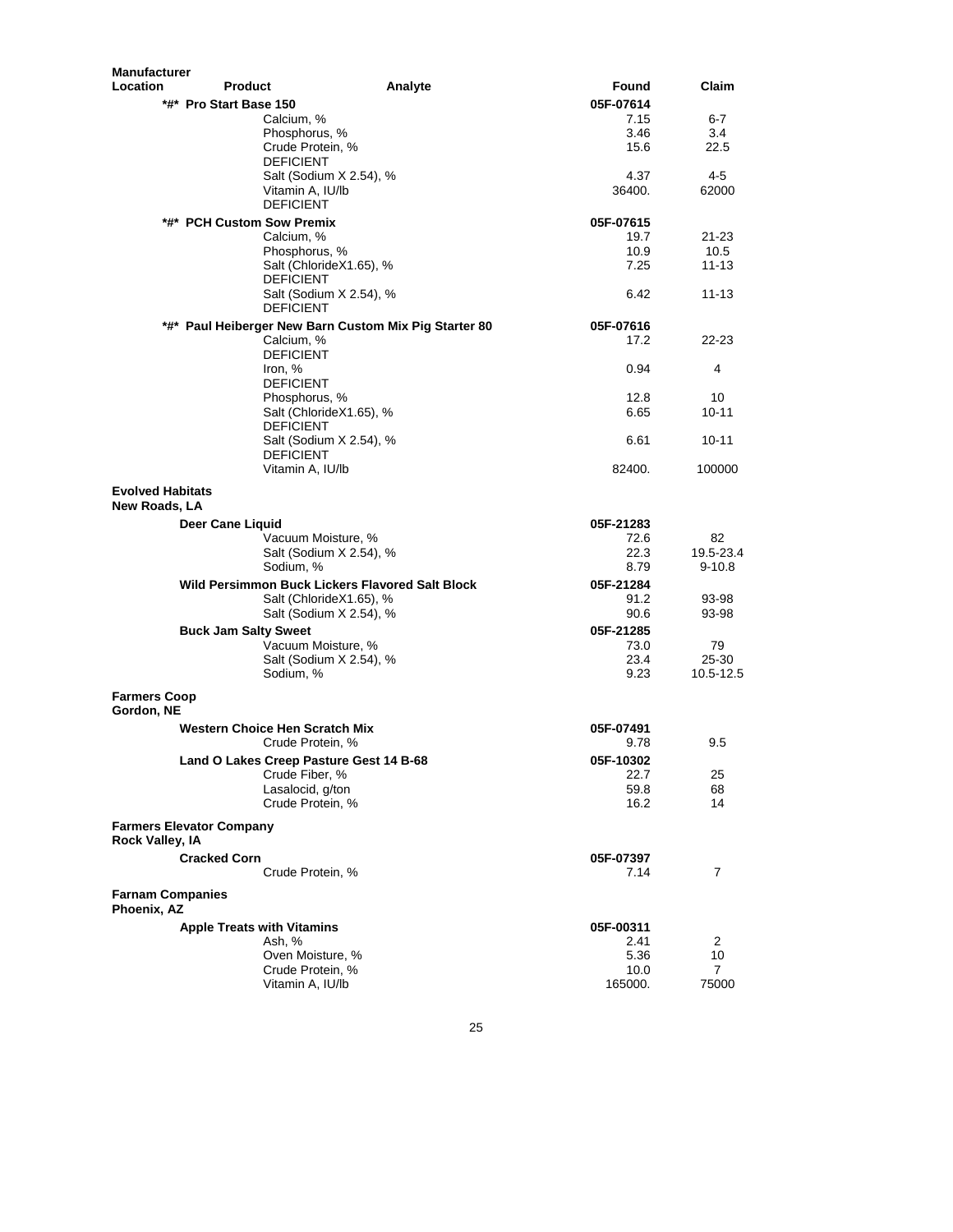| Manufacturer Location | Product | Analyte | Found | Claim |
|---|---|---|---|---|
| | *#* Pro Start Base 150 | | 05F-07614 | |
| | | Calcium, % | 7.15 | 6-7 |
| | | Phosphorus, % | 3.46 | 3.4 |
| | | Crude Protein, % DEFICIENT | 15.6 | 22.5 |
| | | Salt (Sodium X 2.54), % | 4.37 | 4-5 |
| | | Vitamin A, IU/lb DEFICIENT | 36400. | 62000 |
| | *#* PCH Custom Sow Premix | | 05F-07615 | |
| | | Calcium, % | 19.7 | 21-23 |
| | | Phosphorus, % | 10.9 | 10.5 |
| | | Salt (ChlorideX1.65), % DEFICIENT | 7.25 | 11-13 |
| | | Salt (Sodium X 2.54), % DEFICIENT | 6.42 | 11-13 |
| | *#* Paul Heiberger New Barn Custom Mix Pig Starter 80 | | 05F-07616 | |
| | | Calcium, % DEFICIENT | 17.2 | 22-23 |
| | | Iron, % DEFICIENT | 0.94 | 4 |
| | | Phosphorus, % | 12.8 | 10 |
| | | Salt (ChlorideX1.65), % DEFICIENT | 6.65 | 10-11 |
| | | Salt (Sodium X 2.54), % DEFICIENT | 6.61 | 10-11 |
| | | Vitamin A, IU/lb | 82400. | 100000 |
| **Evolved Habitats New Roads, LA** | | | | |
| | Deer Cane Liquid | | 05F-21283 | |
| | | Vacuum Moisture, % | 72.6 | 82 |
| | | Salt (Sodium X 2.54), % | 22.3 | 19.5-23.4 |
| | | Sodium, % | 8.79 | 9-10.8 |
| | Wild Persimmon Buck Lickers Flavored Salt Block | | 05F-21284 | |
| | | Salt (ChlorideX1.65), % | 91.2 | 93-98 |
| | | Salt (Sodium X 2.54), % | 90.6 | 93-98 |
| | Buck Jam Salty Sweet | | 05F-21285 | |
| | | Vacuum Moisture, % | 73.0 | 79 |
| | | Salt (Sodium X 2.54), % | 23.4 | 25-30 |
| | | Sodium, % | 9.23 | 10.5-12.5 |
| **Farmers Coop Gordon, NE** | | | | |
| | Western Choice Hen Scratch Mix | | 05F-07491 | |
| | | Crude Protein, % | 9.78 | 9.5 |
| | Land O Lakes Creep Pasture Gest 14 B-68 | | 05F-10302 | |
| | | Crude Fiber, % | 22.7 | 25 |
| | | Lasalocid, g/ton | 59.8 | 68 |
| | | Crude Protein, % | 16.2 | 14 |
| **Farmers Elevator Company Rock Valley, IA** | | | | |
| | Cracked Corn | | 05F-07397 | |
| | | Crude Protein, % | 7.14 | 7 |
| **Farnam Companies Phoenix, AZ** | | | | |
| | Apple Treats with Vitamins | | 05F-00311 | |
| | | Ash, % | 2.41 | 2 |
| | | Oven Moisture, % | 5.36 | 10 |
| | | Crude Protein, % | 10.0 | 7 |
| | | Vitamin A, IU/lb | 165000. | 75000 |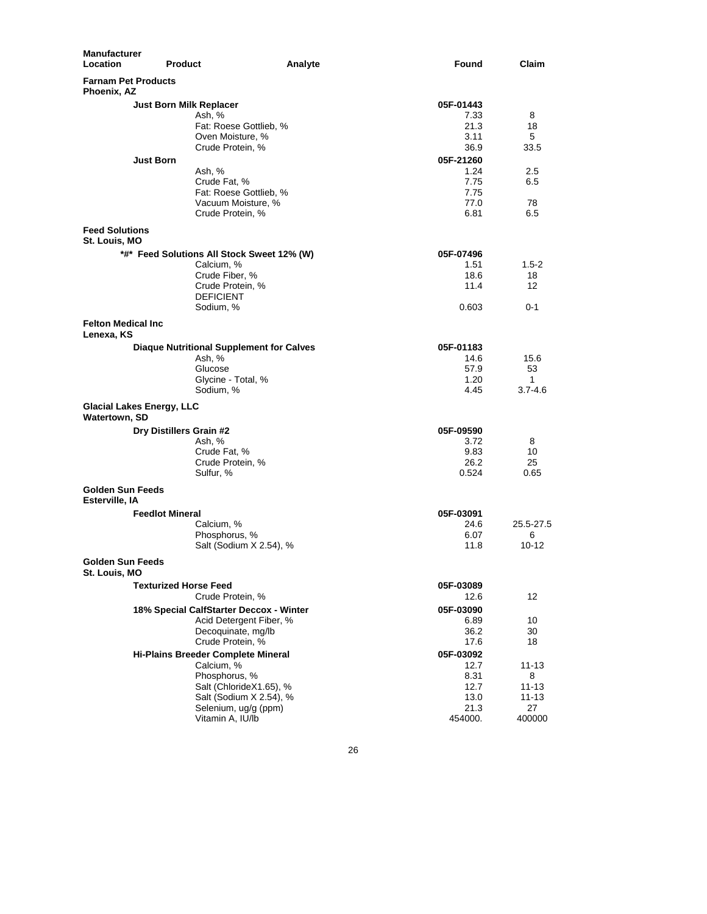| Manufacturer Location | Product | Analyte | Found | Claim |
|---|---|---|---|---|
| **Farnam Pet Products** Phoenix, AZ | | | | |
| | **Just Born Milk Replacer** | | **05F-01443** | |
| | | Ash, % | 7.33 | 8 |
| | | Fat: Roese Gottlieb, % | 21.3 | 18 |
| | | Oven Moisture, % | 3.11 | 5 |
| | | Crude Protein, % | 36.9 | 33.5 |
| | **Just Born** | | **05F-21260** | |
| | | Ash, % | 1.24 | 2.5 |
| | | Crude Fat, % | 7.75 | 6.5 |
| | | Fat: Roese Gottlieb, % | 7.75 | |
| | | Vacuum Moisture, % | 77.0 | 78 |
| | | Crude Protein, % | 6.81 | 6.5 |
| **Feed Solutions** St. Louis, MO | | | | |
| | **\*#\* Feed Solutions All Stock Sweet 12% (W)** | | **05F-07496** | |
| | | Calcium, % | 1.51 | 1.5-2 |
| | | Crude Fiber, % | 18.6 | 18 |
| | | Crude Protein, % DEFICIENT | 11.4 | 12 |
| | | Sodium, % | 0.603 | 0-1 |
| **Felton Medical Inc** Lenexa, KS | | | | |
| | **Diaque Nutritional Supplement for Calves** | | **05F-01183** | |
| | | Ash, % | 14.6 | 15.6 |
| | | Glucose | 57.9 | 53 |
| | | Glycine - Total, % | 1.20 | 1 |
| | | Sodium, % | 4.45 | 3.7-4.6 |
| **Glacial Lakes Energy, LLC** Watertown, SD | | | | |
| | **Dry Distillers Grain #2** | | **05F-09590** | |
| | | Ash, % | 3.72 | 8 |
| | | Crude Fat, % | 9.83 | 10 |
| | | Crude Protein, % | 26.2 | 25 |
| | | Sulfur, % | 0.524 | 0.65 |
| **Golden Sun Feeds** Esterville, IA | | | | |
| | **Feedlot Mineral** | | **05F-03091** | |
| | | Calcium, % | 24.6 | 25.5-27.5 |
| | | Phosphorus, % | 6.07 | 6 |
| | | Salt (Sodium X 2.54), % | 11.8 | 10-12 |
| **Golden Sun Feeds** St. Louis, MO | | | | |
| | **Texturized Horse Feed** | | **05F-03089** | |
| | | Crude Protein, % | 12.6 | 12 |
| | **18% Special CalfStarter Deccox - Winter** | | **05F-03090** | |
| | | Acid Detergent Fiber, % | 6.89 | 10 |
| | | Decoquinate, mg/lb | 36.2 | 30 |
| | | Crude Protein, % | 17.6 | 18 |
| | **Hi-Plains Breeder Complete Mineral** | | **05F-03092** | |
| | | Calcium, % | 12.7 | 11-13 |
| | | Phosphorus, % | 8.31 | 8 |
| | | Salt (ChlorideX1.65), % | 12.7 | 11-13 |
| | | Salt (Sodium X 2.54), % | 13.0 | 11-13 |
| | | Selenium, ug/g (ppm) | 21.3 | 27 |
| | | Vitamin A, IU/lb | 454000. | 400000 |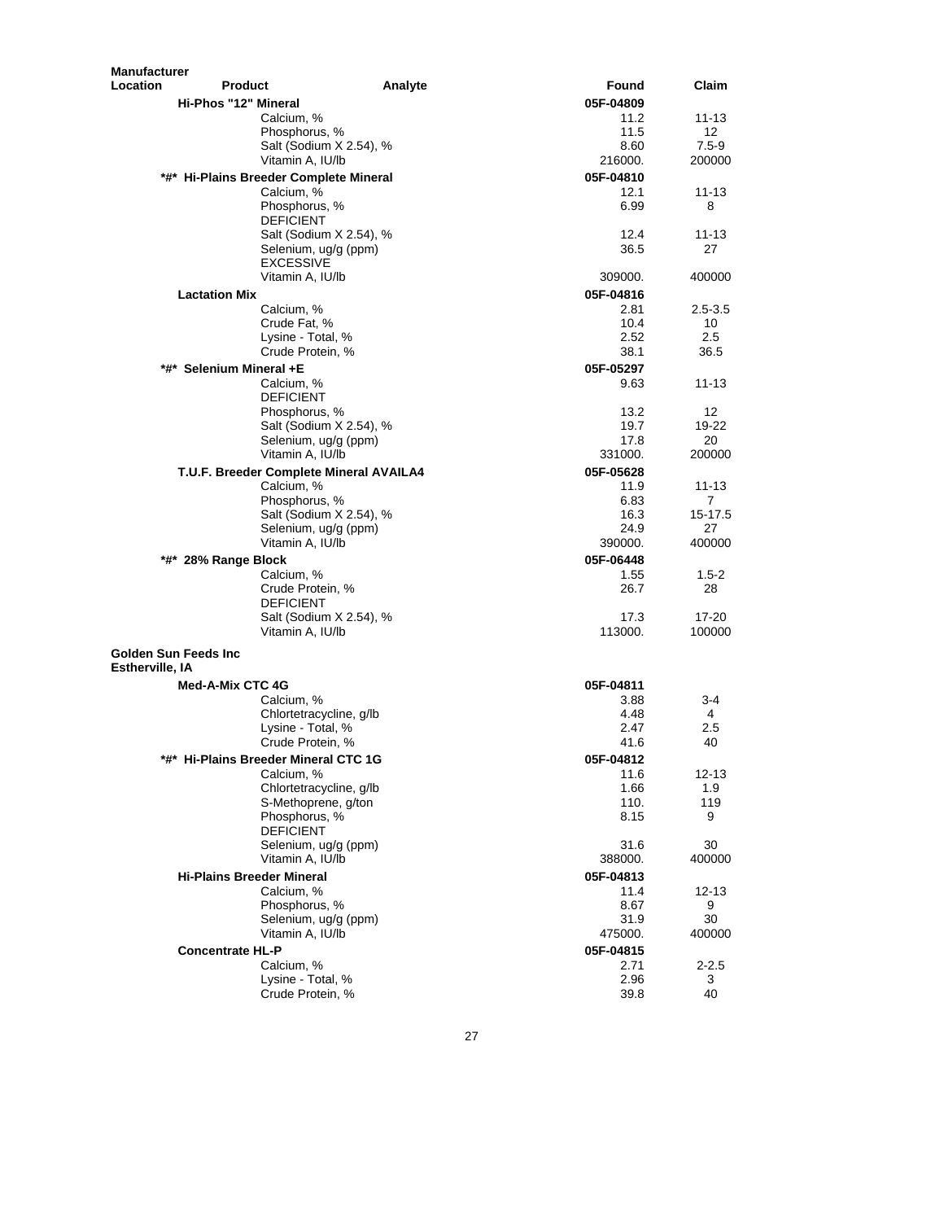| Manufacturer Location | Product | Analyte | Found | Claim |
|---|---|---|---|---|
| | Hi-Phos "12" Mineral | | 05F-04809 | |
| | | Calcium, % | 11.2 | 11-13 |
| | | Phosphorus, % | 11.5 | 12 |
| | | Salt (Sodium X 2.54), % | 8.60 | 7.5-9 |
| | | Vitamin A, IU/lb | 216000. | 200000 |
| | *#* Hi-Plains Breeder Complete Mineral | | 05F-04810 | |
| | | Calcium, % | 12.1 | 11-13 |
| | | Phosphorus, % DEFICIENT | 6.99 | 8 |
| | | Salt (Sodium X 2.54), % | 12.4 | 11-13 |
| | | Selenium, ug/g (ppm) EXCESSIVE | 36.5 | 27 |
| | | Vitamin A, IU/lb | 309000. | 400000 |
| | Lactation Mix | | 05F-04816 | |
| | | Calcium, % | 2.81 | 2.5-3.5 |
| | | Crude Fat, % | 10.4 | 10 |
| | | Lysine - Total, % | 2.52 | 2.5 |
| | | Crude Protein, % | 38.1 | 36.5 |
| | *#* Selenium Mineral +E | | 05F-05297 | |
| | | Calcium, % DEFICIENT | 9.63 | 11-13 |
| | | Phosphorus, % | 13.2 | 12 |
| | | Salt (Sodium X 2.54), % | 19.7 | 19-22 |
| | | Selenium, ug/g (ppm) | 17.8 | 20 |
| | | Vitamin A, IU/lb | 331000. | 200000 |
| | T.U.F. Breeder Complete Mineral AVAILA4 | | 05F-05628 | |
| | | Calcium, % | 11.9 | 11-13 |
| | | Phosphorus, % | 6.83 | 7 |
| | | Salt (Sodium X 2.54), % | 16.3 | 15-17.5 |
| | | Selenium, ug/g (ppm) | 24.9 | 27 |
| | | Vitamin A, IU/lb | 390000. | 400000 |
| | *#* 28% Range Block | | 05F-06448 | |
| | | Calcium, % | 1.55 | 1.5-2 |
| | | Crude Protein, % DEFICIENT | 26.7 | 28 |
| | | Salt (Sodium X 2.54), % | 17.3 | 17-20 |
| | | Vitamin A, IU/lb | 113000. | 100000 |
| **Golden Sun Feeds Inc Estherville, IA** | | | | |
| | Med-A-Mix CTC 4G | | 05F-04811 | |
| | | Calcium, % | 3.88 | 3-4 |
| | | Chlortetracycline, g/lb | 4.48 | 4 |
| | | Lysine - Total, % | 2.47 | 2.5 |
| | | Crude Protein, % | 41.6 | 40 |
| | *#* Hi-Plains Breeder Mineral CTC 1G | | 05F-04812 | |
| | | Calcium, % | 11.6 | 12-13 |
| | | Chlortetracycline, g/lb | 1.66 | 1.9 |
| | | S-Methoprene, g/ton | 110. | 119 |
| | | Phosphorus, % DEFICIENT | 8.15 | 9 |
| | | Selenium, ug/g (ppm) | 31.6 | 30 |
| | | Vitamin A, IU/lb | 388000. | 400000 |
| | Hi-Plains Breeder Mineral | | 05F-04813 | |
| | | Calcium, % | 11.4 | 12-13 |
| | | Phosphorus, % | 8.67 | 9 |
| | | Selenium, ug/g (ppm) | 31.9 | 30 |
| | | Vitamin A, IU/lb | 475000. | 400000 |
| | Concentrate HL-P | | 05F-04815 | |
| | | Calcium, % | 2.71 | 2-2.5 |
| | | Lysine - Total, % | 2.96 | 3 |
| | | Crude Protein, % | 39.8 | 40 |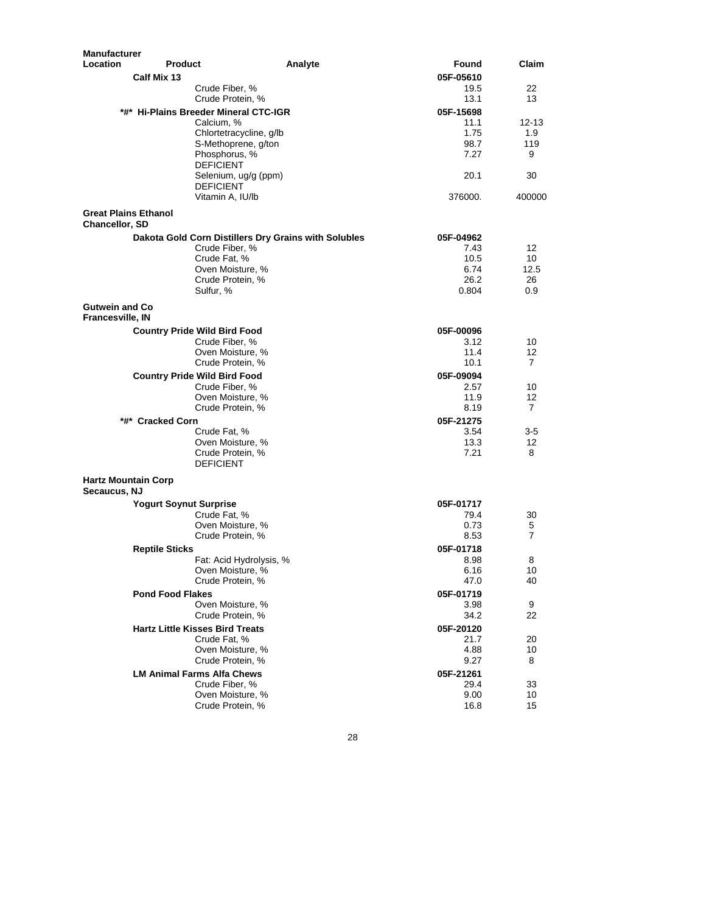| Manufacturer Location | Product | Analyte | Found | Claim |
|---|---|---|---|---|
| | **Calf Mix 13** | | **05F-05610** | |
| | | Crude Fiber, % | 19.5 | 22 |
| | | Crude Protein, % | 13.1 | 13 |
| | ***#* Hi-Plains Breeder Mineral CTC-IGR** | | **05F-15698** | |
| | | Calcium, % | 11.1 | 12-13 |
| | | Chlortetracycline, g/lb | 1.75 | 1.9 |
| | | S-Methoprene, g/ton | 98.7 | 119 |
| | | Phosphorus, % | 7.27 | 9 |
| | | DEFICIENT | | |
| | | Selenium, ug/g (ppm) | 20.1 | 30 |
| | | DEFICIENT | | |
| | | Vitamin A, IU/lb | 376000. | 400000 |
| **Great Plains Ethanol Chancellor, SD** | | | | |
| | **Dakota Gold Corn Distillers Dry Grains with Solubles** | | **05F-04962** | |
| | | Crude Fiber, % | 7.43 | 12 |
| | | Crude Fat, % | 10.5 | 10 |
| | | Oven Moisture, % | 6.74 | 12.5 |
| | | Crude Protein, % | 26.2 | 26 |
| | | Sulfur, % | 0.804 | 0.9 |
| **Gutwein and Co Francesville, IN** | | | | |
| | **Country Pride Wild Bird Food** | | **05F-00096** | |
| | | Crude Fiber, % | 3.12 | 10 |
| | | Oven Moisture, % | 11.4 | 12 |
| | | Crude Protein, % | 10.1 | 7 |
| | **Country Pride Wild Bird Food** | | **05F-09094** | |
| | | Crude Fiber, % | 2.57 | 10 |
| | | Oven Moisture, % | 11.9 | 12 |
| | | Crude Protein, % | 8.19 | 7 |
| | ***#* Cracked Corn** | | **05F-21275** | |
| | | Crude Fat, % | 3.54 | 3-5 |
| | | Oven Moisture, % | 13.3 | 12 |
| | | Crude Protein, % | 7.21 | 8 |
| | | DEFICIENT | | |
| **Hartz Mountain Corp Secaucus, NJ** | | | | |
| | **Yogurt Soynut Surprise** | | **05F-01717** | |
| | | Crude Fat, % | 79.4 | 30 |
| | | Oven Moisture, % | 0.73 | 5 |
| | | Crude Protein, % | 8.53 | 7 |
| | **Reptile Sticks** | | **05F-01718** | |
| | | Fat: Acid Hydrolysis, % | 8.98 | 8 |
| | | Oven Moisture, % | 6.16 | 10 |
| | | Crude Protein, % | 47.0 | 40 |
| | **Pond Food Flakes** | | **05F-01719** | |
| | | Oven Moisture, % | 3.98 | 9 |
| | | Crude Protein, % | 34.2 | 22 |
| | **Hartz Little Kisses Bird Treats** | | **05F-20120** | |
| | | Crude Fat, % | 21.7 | 20 |
| | | Oven Moisture, % | 4.88 | 10 |
| | | Crude Protein, % | 9.27 | 8 |
| | **LM Animal Farms Alfa Chews** | | **05F-21261** | |
| | | Crude Fiber, % | 29.4 | 33 |
| | | Oven Moisture, % | 9.00 | 10 |
| | | Crude Protein, % | 16.8 | 15 |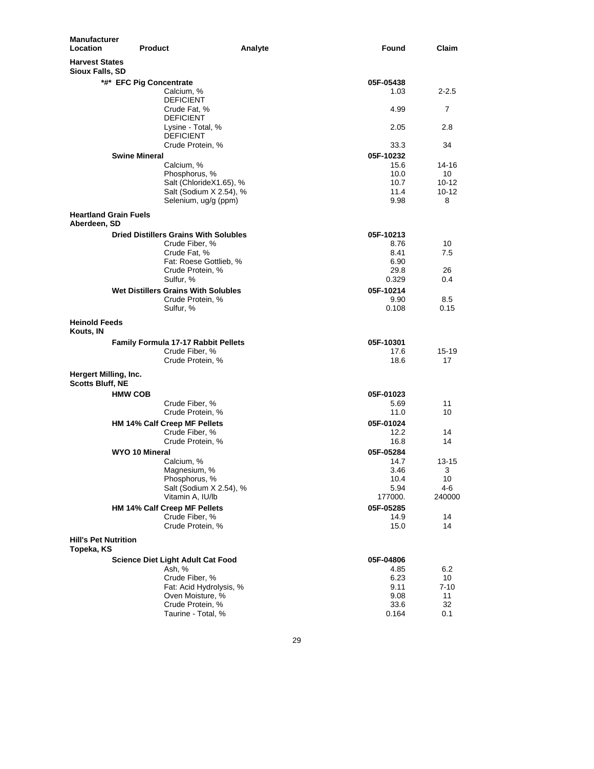| Manufacturer Location | Product | Analyte | Found | Claim |
|---|---|---|---|---|
| **Harvest States Sioux Falls, SD** | | | | |
| | ***#* EFC Pig Concentrate** | | **05F-05438** | |
| | | Calcium, % DEFICIENT | 1.03 | 2-2.5 |
| | | Crude Fat, % DEFICIENT | 4.99 | 7 |
| | | Lysine - Total, % DEFICIENT | 2.05 | 2.8 |
| | | Crude Protein, % | 33.3 | 34 |
| | **Swine Mineral** | | **05F-10232** | |
| | | Calcium, % | 15.6 | 14-16 |
| | | Phosphorus, % | 10.0 | 10 |
| | | Salt (ChlorideX1.65), % | 10.7 | 10-12 |
| | | Salt (Sodium X 2.54), % | 11.4 | 10-12 |
| | | Selenium, ug/g (ppm) | 9.98 | 8 |
| **Heartland Grain Fuels Aberdeen, SD** | | | | |
| | **Dried Distillers Grains With Solubles** | | **05F-10213** | |
| | | Crude Fiber, % | 8.76 | 10 |
| | | Crude Fat, % | 8.41 | 7.5 |
| | | Fat: Roese Gottlieb, % | 6.90 | |
| | | Crude Protein, % | 29.8 | 26 |
| | | Sulfur, % | 0.329 | 0.4 |
| | **Wet Distillers Grains With Solubles** | | **05F-10214** | |
| | | Crude Protein, % | 9.90 | 8.5 |
| | | Sulfur, % | 0.108 | 0.15 |
| **Heinold Feeds Kouts, IN** | | | | |
| | **Family Formula 17-17 Rabbit Pellets** | | **05F-10301** | |
| | | Crude Fiber, % | 17.6 | 15-19 |
| | | Crude Protein, % | 18.6 | 17 |
| **Hergert Milling, Inc. Scotts Bluff, NE** | | | | |
| | **HMW COB** | | **05F-01023** | |
| | | Crude Fiber, % | 5.69 | 11 |
| | | Crude Protein, % | 11.0 | 10 |
| | **HM 14% Calf Creep MF Pellets** | | **05F-01024** | |
| | | Crude Fiber, % | 12.2 | 14 |
| | | Crude Protein, % | 16.8 | 14 |
| | **WYO 10 Mineral** | | **05F-05284** | |
| | | Calcium, % | 14.7 | 13-15 |
| | | Magnesium, % | 3.46 | 3 |
| | | Phosphorus, % | 10.4 | 10 |
| | | Salt (Sodium X 2.54), % | 5.94 | 4-6 |
| | | Vitamin A, IU/lb | 177000. | 240000 |
| | **HM 14% Calf Creep MF Pellets** | | **05F-05285** | |
| | | Crude Fiber, % | 14.9 | 14 |
| | | Crude Protein, % | 15.0 | 14 |
| **Hill's Pet Nutrition Topeka, KS** | | | | |
| | **Science Diet Light Adult Cat Food** | | **05F-04806** | |
| | | Ash, % | 4.85 | 6.2 |
| | | Crude Fiber, % | 6.23 | 10 |
| | | Fat: Acid Hydrolysis, % | 9.11 | 7-10 |
| | | Oven Moisture, % | 9.08 | 11 |
| | | Crude Protein, % | 33.6 | 32 |
| | | Taurine - Total, % | 0.164 | 0.1 |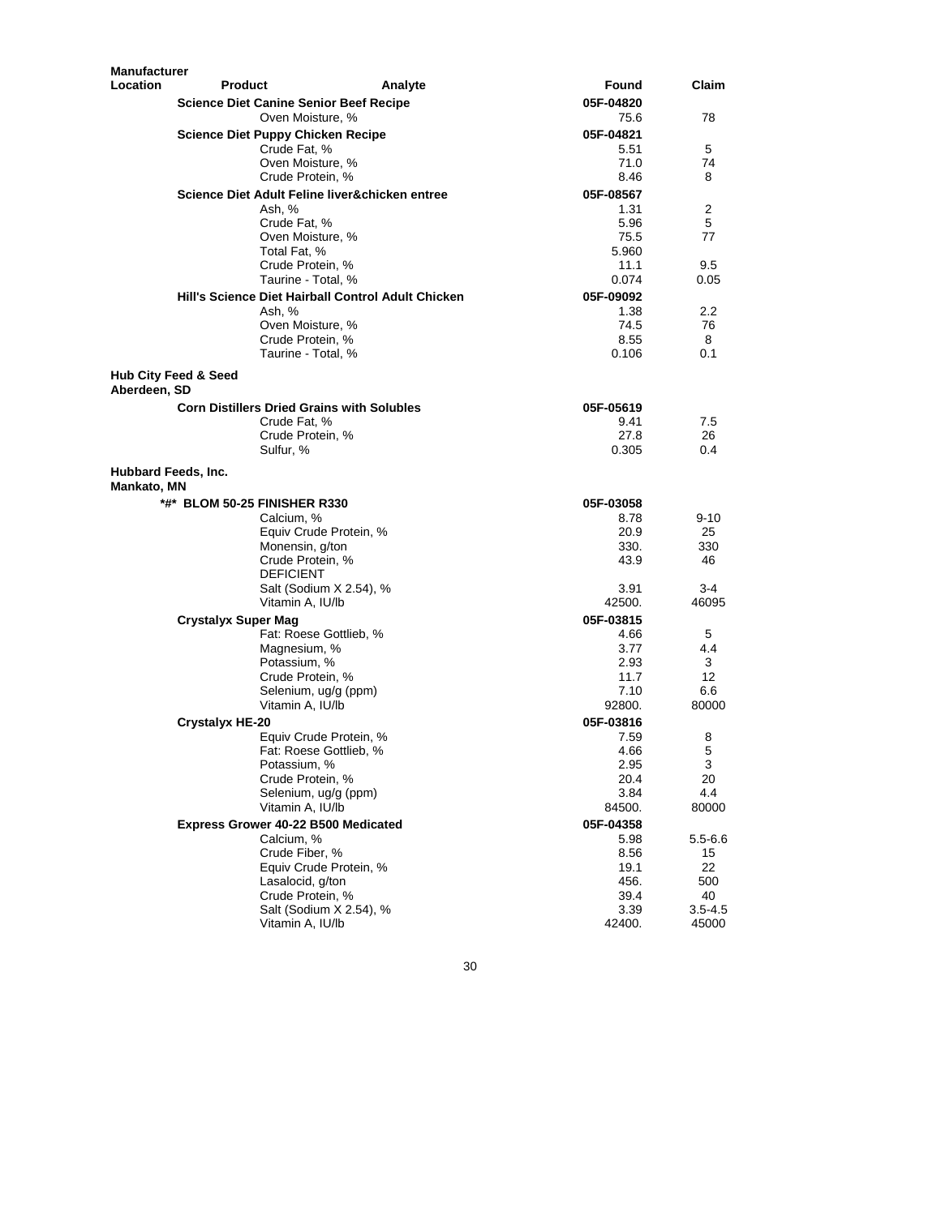| Manufacturer Location | Product | Analyte | Found | Claim |
|---|---|---|---|---|
| | **Science Diet Canine Senior Beef Recipe** | | **05F-04820** | |
| | | Oven Moisture, % | 75.6 | 78 |
| | **Science Diet Puppy Chicken Recipe** | | **05F-04821** | |
| | | Crude Fat, % | 5.51 | 5 |
| | | Oven Moisture, % | 71.0 | 74 |
| | | Crude Protein, % | 8.46 | 8 |
| | **Science Diet Adult Feline liver&chicken entree** | | **05F-08567** | |
| | | Ash, % | 1.31 | 2 |
| | | Crude Fat, % | 5.96 | 5 |
| | | Oven Moisture, % | 75.5 | 77 |
| | | Total Fat, % | 5.960 | |
| | | Crude Protein, % | 11.1 | 9.5 |
| | | Taurine - Total, % | 0.074 | 0.05 |
| | **Hill's Science Diet Hairball Control Adult Chicken** | | **05F-09092** | |
| | | Ash, % | 1.38 | 2.2 |
| | | Oven Moisture, % | 74.5 | 76 |
| | | Crude Protein, % | 8.55 | 8 |
| | | Taurine - Total, % | 0.106 | 0.1 |
| **Hub City Feed & Seed** **Aberdeen, SD** | | | | |
| | **Corn Distillers Dried Grains with Solubles** | | **05F-05619** | |
| | | Crude Fat, % | 9.41 | 7.5 |
| | | Crude Protein, % | 27.8 | 26 |
| | | Sulfur, % | 0.305 | 0.4 |
| **Hubbard Feeds, Inc.** **Mankato, MN** | | | | |
| | **\*#\* BLOM 50-25 FINISHER R330** | | **05F-03058** | |
| | | Calcium, % | 8.78 | 9-10 |
| | | Equiv Crude Protein, % | 20.9 | 25 |
| | | Monensin, g/ton | 330. | 330 |
| | | Crude Protein, % DEFICIENT | 43.9 | 46 |
| | | Salt (Sodium X 2.54), % | 3.91 | 3-4 |
| | | Vitamin A, IU/lb | 42500. | 46095 |
| | **Crystalyx Super Mag** | | **05F-03815** | |
| | | Fat: Roese Gottlieb, % | 4.66 | 5 |
| | | Magnesium, % | 3.77 | 4.4 |
| | | Potassium, % | 2.93 | 3 |
| | | Crude Protein, % | 11.7 | 12 |
| | | Selenium, ug/g (ppm) | 7.10 | 6.6 |
| | | Vitamin A, IU/lb | 92800. | 80000 |
| | **Crystalyx HE-20** | | **05F-03816** | |
| | | Equiv Crude Protein, % | 7.59 | 8 |
| | | Fat: Roese Gottlieb, % | 4.66 | 5 |
| | | Potassium, % | 2.95 | 3 |
| | | Crude Protein, % | 20.4 | 20 |
| | | Selenium, ug/g (ppm) | 3.84 | 4.4 |
| | | Vitamin A, IU/lb | 84500. | 80000 |
| | **Express Grower 40-22 B500 Medicated** | | **05F-04358** | |
| | | Calcium, % | 5.98 | 5.5-6.6 |
| | | Crude Fiber, % | 8.56 | 15 |
| | | Equiv Crude Protein, % | 19.1 | 22 |
| | | Lasalocid, g/ton | 456. | 500 |
| | | Crude Protein, % | 39.4 | 40 |
| | | Salt (Sodium X 2.54), % | 3.39 | 3.5-4.5 |
| | | Vitamin A, IU/lb | 42400. | 45000 |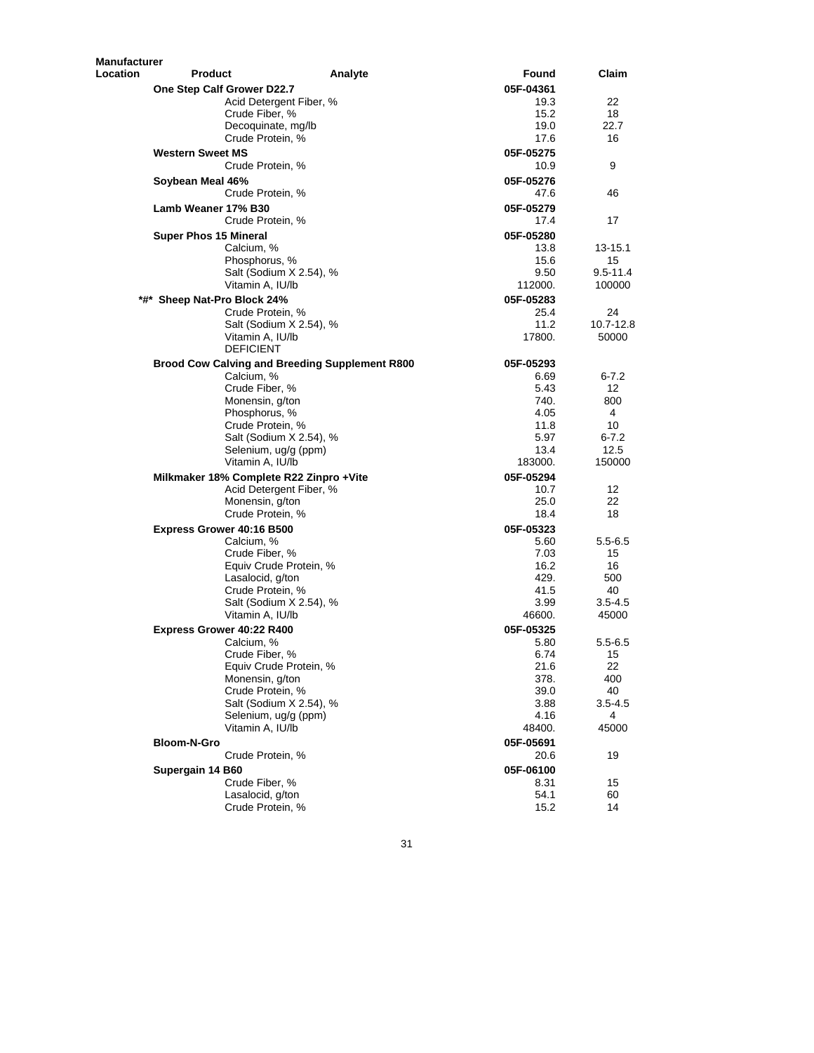| Manufacturer Location | Product | Analyte | Found | Claim |
|---|---|---|---|---|
| | **One Step Calf Grower D22.7** | | **05F-04361** | |
| | | Acid Detergent Fiber, % | 19.3 | 22 |
| | | Crude Fiber, % | 15.2 | 18 |
| | | Decoquinate, mg/lb | 19.0 | 22.7 |
| | | Crude Protein, % | 17.6 | 16 |
| | **Western Sweet MS** | | **05F-05275** | |
| | | Crude Protein, % | 10.9 | 9 |
| | **Soybean Meal 46%** | | **05F-05276** | |
| | | Crude Protein, % | 47.6 | 46 |
| | **Lamb Weaner 17% B30** | | **05F-05279** | |
| | | Crude Protein, % | 17.4 | 17 |
| | **Super Phos 15 Mineral** | | **05F-05280** | |
| | | Calcium, % | 13.8 | 13-15.1 |
| | | Phosphorus, % | 15.6 | 15 |
| | | Salt (Sodium X 2.54), % | 9.50 | 9.5-11.4 |
| | | Vitamin A, IU/lb | 112000. | 100000 |
| | **\*#\* Sheep Nat-Pro Block 24%** | | **05F-05283** | |
| | | Crude Protein, % | 25.4 | 24 |
| | | Salt (Sodium X 2.54), % | 11.2 | 10.7-12.8 |
| | | Vitamin A, IU/lb DEFICIENT | 17800. | 50000 |
| | **Brood Cow Calving and Breeding Supplement R800** | | **05F-05293** | |
| | | Calcium, % | 6.69 | 6-7.2 |
| | | Crude Fiber, % | 5.43 | 12 |
| | | Monensin, g/ton | 740. | 800 |
| | | Phosphorus, % | 4.05 | 4 |
| | | Crude Protein, % | 11.8 | 10 |
| | | Salt (Sodium X 2.54), % | 5.97 | 6-7.2 |
| | | Selenium, ug/g (ppm) | 13.4 | 12.5 |
| | | Vitamin A, IU/lb | 183000. | 150000 |
| | **Milkmaker 18% Complete R22 Zinpro +Vite** | | **05F-05294** | |
| | | Acid Detergent Fiber, % | 10.7 | 12 |
| | | Monensin, g/ton | 25.0 | 22 |
| | | Crude Protein, % | 18.4 | 18 |
| | **Express Grower 40:16 B500** | | **05F-05323** | |
| | | Calcium, % | 5.60 | 5.5-6.5 |
| | | Crude Fiber, % | 7.03 | 15 |
| | | Equiv Crude Protein, % | 16.2 | 16 |
| | | Lasalocid, g/ton | 429. | 500 |
| | | Crude Protein, % | 41.5 | 40 |
| | | Salt (Sodium X 2.54), % | 3.99 | 3.5-4.5 |
| | | Vitamin A, IU/lb | 46600. | 45000 |
| | **Express Grower 40:22 R400** | | **05F-05325** | |
| | | Calcium, % | 5.80 | 5.5-6.5 |
| | | Crude Fiber, % | 6.74 | 15 |
| | | Equiv Crude Protein, % | 21.6 | 22 |
| | | Monensin, g/ton | 378. | 400 |
| | | Crude Protein, % | 39.0 | 40 |
| | | Salt (Sodium X 2.54), % | 3.88 | 3.5-4.5 |
| | | Selenium, ug/g (ppm) | 4.16 | 4 |
| | | Vitamin A, IU/lb | 48400. | 45000 |
| | **Bloom-N-Gro** | | **05F-05691** | |
| | | Crude Protein, % | 20.6 | 19 |
| | **Supergain 14 B60** | | **05F-06100** | |
| | | Crude Fiber, % | 8.31 | 15 |
| | | Lasalocid, g/ton | 54.1 | 60 |
| | | Crude Protein, % | 15.2 | 14 |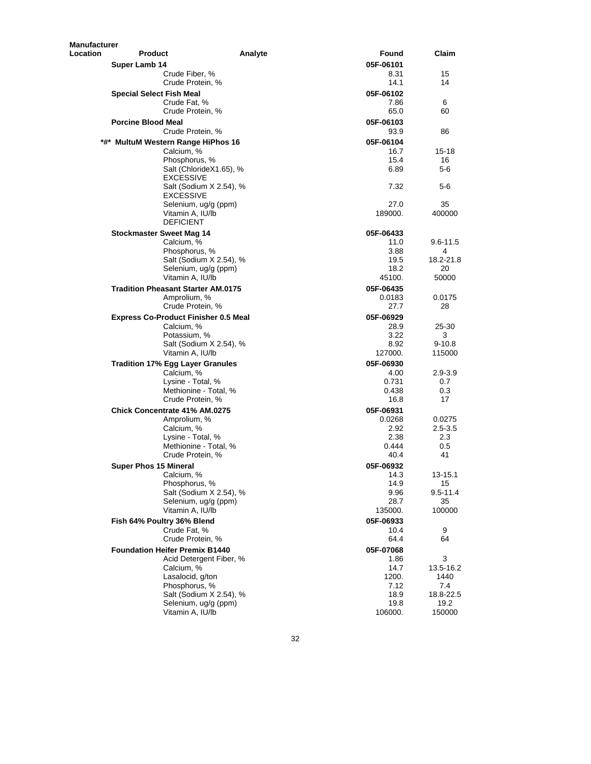| Manufacturer Location | Product | Analyte | Found | Claim |
|---|---|---|---|---|
| | **Super Lamb 14** | | **05F-06101** | |
| | | Crude Fiber, % | 8.31 | 15 |
| | | Crude Protein, % | 14.1 | 14 |
| | **Special Select Fish Meal** | | **05F-06102** | |
| | | Crude Fat, % | 7.86 | 6 |
| | | Crude Protein, % | 65.0 | 60 |
| | **Porcine Blood Meal** | | **05F-06103** | |
| | | Crude Protein, % | 93.9 | 86 |
| | **\*#\* MultuM Western Range HiPhos 16** | | **05F-06104** | |
| | | Calcium, % | 16.7 | 15-18 |
| | | Phosphorus, % | 15.4 | 16 |
| | | Salt (ChlorideX1.65), % EXCESSIVE | 6.89 | 5-6 |
| | | Salt (Sodium X 2.54), % EXCESSIVE | 7.32 | 5-6 |
| | | Selenium, ug/g (ppm) | 27.0 | 35 |
| | | Vitamin A, IU/lb DEFICIENT | 189000. | 400000 |
| | **Stockmaster Sweet Mag 14** | | **05F-06433** | |
| | | Calcium, % | 11.0 | 9.6-11.5 |
| | | Phosphorus, % | 3.88 | 4 |
| | | Salt (Sodium X 2.54), % | 19.5 | 18.2-21.8 |
| | | Selenium, ug/g (ppm) | 18.2 | 20 |
| | | Vitamin A, IU/lb | 45100. | 50000 |
| | **Tradition Pheasant Starter AM.0175** | | **05F-06435** | |
| | | Amprolium, % | 0.0183 | 0.0175 |
| | | Crude Protein, % | 27.7 | 28 |
| | **Express Co-Product Finisher 0.5 Meal** | | **05F-06929** | |
| | | Calcium, % | 28.9 | 25-30 |
| | | Potassium, % | 3.22 | 3 |
| | | Salt (Sodium X 2.54), % | 8.92 | 9-10.8 |
| | | Vitamin A, IU/lb | 127000. | 115000 |
| | **Tradition 17% Egg Layer Granules** | | **05F-06930** | |
| | | Calcium, % | 4.00 | 2.9-3.9 |
| | | Lysine - Total, % | 0.731 | 0.7 |
| | | Methionine - Total, % | 0.438 | 0.3 |
| | | Crude Protein, % | 16.8 | 17 |
| | **Chick Concentrate 41% AM.0275** | | **05F-06931** | |
| | | Amprolium, % | 0.0268 | 0.0275 |
| | | Calcium, % | 2.92 | 2.5-3.5 |
| | | Lysine - Total, % | 2.38 | 2.3 |
| | | Methionine - Total, % | 0.444 | 0.5 |
| | | Crude Protein, % | 40.4 | 41 |
| | **Super Phos 15 Mineral** | | **05F-06932** | |
| | | Calcium, % | 14.3 | 13-15.1 |
| | | Phosphorus, % | 14.9 | 15 |
| | | Salt (Sodium X 2.54), % | 9.96 | 9.5-11.4 |
| | | Selenium, ug/g (ppm) | 28.7 | 35 |
| | | Vitamin A, IU/lb | 135000. | 100000 |
| | **Fish 64% Poultry 36% Blend** | | **05F-06933** | |
| | | Crude Fat, % | 10.4 | 9 |
| | | Crude Protein, % | 64.4 | 64 |
| | **Foundation Heifer Premix B1440** | | **05F-07068** | |
| | | Acid Detergent Fiber, % | 1.86 | 3 |
| | | Calcium, % | 14.7 | 13.5-16.2 |
| | | Lasalocid, g/ton | 1200. | 1440 |
| | | Phosphorus, % | 7.12 | 7.4 |
| | | Salt (Sodium X 2.54), % | 18.9 | 18.8-22.5 |
| | | Selenium, ug/g (ppm) | 19.8 | 19.2 |
| | | Vitamin A, IU/lb | 106000. | 150000 |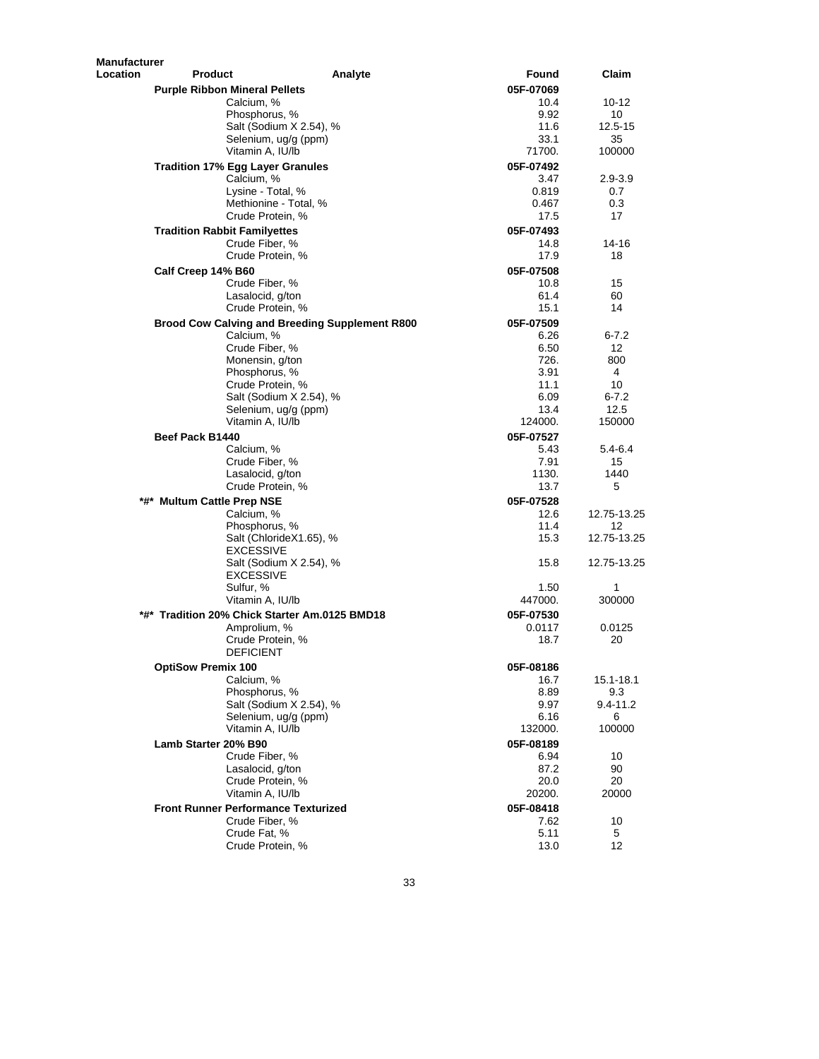| Manufacturer Location | Product | Analyte | Found | Claim |
|---|---|---|---|---|
| | **Purple Ribbon Mineral Pellets** | | **05F-07069** | |
| | | Calcium, % | 10.4 | 10-12 |
| | | Phosphorus, % | 9.92 | 10 |
| | | Salt (Sodium X 2.54), % | 11.6 | 12.5-15 |
| | | Selenium, ug/g (ppm) | 33.1 | 35 |
| | | Vitamin A, IU/lb | 71700. | 100000 |
| | **Tradition 17% Egg Layer Granules** | | **05F-07492** | |
| | | Calcium, % | 3.47 | 2.9-3.9 |
| | | Lysine - Total, % | 0.819 | 0.7 |
| | | Methionine - Total, % | 0.467 | 0.3 |
| | | Crude Protein, % | 17.5 | 17 |
| | **Tradition Rabbit Familyettes** | | **05F-07493** | |
| | | Crude Fiber, % | 14.8 | 14-16 |
| | | Crude Protein, % | 17.9 | 18 |
| | **Calf Creep 14% B60** | | **05F-07508** | |
| | | Crude Fiber, % | 10.8 | 15 |
| | | Lasalocid, g/ton | 61.4 | 60 |
| | | Crude Protein, % | 15.1 | 14 |
| | **Brood Cow Calving and Breeding Supplement R800** | | **05F-07509** | |
| | | Calcium, % | 6.26 | 6-7.2 |
| | | Crude Fiber, % | 6.50 | 12 |
| | | Monensin, g/ton | 726. | 800 |
| | | Phosphorus, % | 3.91 | 4 |
| | | Crude Protein, % | 11.1 | 10 |
| | | Salt (Sodium X 2.54), % | 6.09 | 6-7.2 |
| | | Selenium, ug/g (ppm) | 13.4 | 12.5 |
| | | Vitamin A, IU/lb | 124000. | 150000 |
| | **Beef Pack B1440** | | **05F-07527** | |
| | | Calcium, % | 5.43 | 5.4-6.4 |
| | | Crude Fiber, % | 7.91 | 15 |
| | | Lasalocid, g/ton | 1130. | 1440 |
| | | Crude Protein, % | 13.7 | 5 |
| | **\*#\* Multum Cattle Prep NSE** | | **05F-07528** | |
| | | Calcium, % | 12.6 | 12.75-13.25 |
| | | Phosphorus, % | 11.4 | 12 |
| | | Salt (ChlorideX1.65), % EXCESSIVE | 15.3 | 12.75-13.25 |
| | | Salt (Sodium X 2.54), % EXCESSIVE | 15.8 | 12.75-13.25 |
| | | Sulfur, % | 1.50 | 1 |
| | | Vitamin A, IU/lb | 447000. | 300000 |
| | **\*#\* Tradition 20% Chick Starter Am.0125 BMD18** | | **05F-07530** | |
| | | Amprolium, % | 0.0117 | 0.0125 |
| | | Crude Protein, % DEFICIENT | 18.7 | 20 |
| | **OptiSow Premix 100** | | **05F-08186** | |
| | | Calcium, % | 16.7 | 15.1-18.1 |
| | | Phosphorus, % | 8.89 | 9.3 |
| | | Salt (Sodium X 2.54), % | 9.97 | 9.4-11.2 |
| | | Selenium, ug/g (ppm) | 6.16 | 6 |
| | | Vitamin A, IU/lb | 132000. | 100000 |
| | **Lamb Starter 20% B90** | | **05F-08189** | |
| | | Crude Fiber, % | 6.94 | 10 |
| | | Lasalocid, g/ton | 87.2 | 90 |
| | | Crude Protein, % | 20.0 | 20 |
| | | Vitamin A, IU/lb | 20200. | 20000 |
| | **Front Runner Performance Texturized** | | **05F-08418** | |
| | | Crude Fiber, % | 7.62 | 10 |
| | | Crude Fat, % | 5.11 | 5 |
| | | Crude Protein, % | 13.0 | 12 |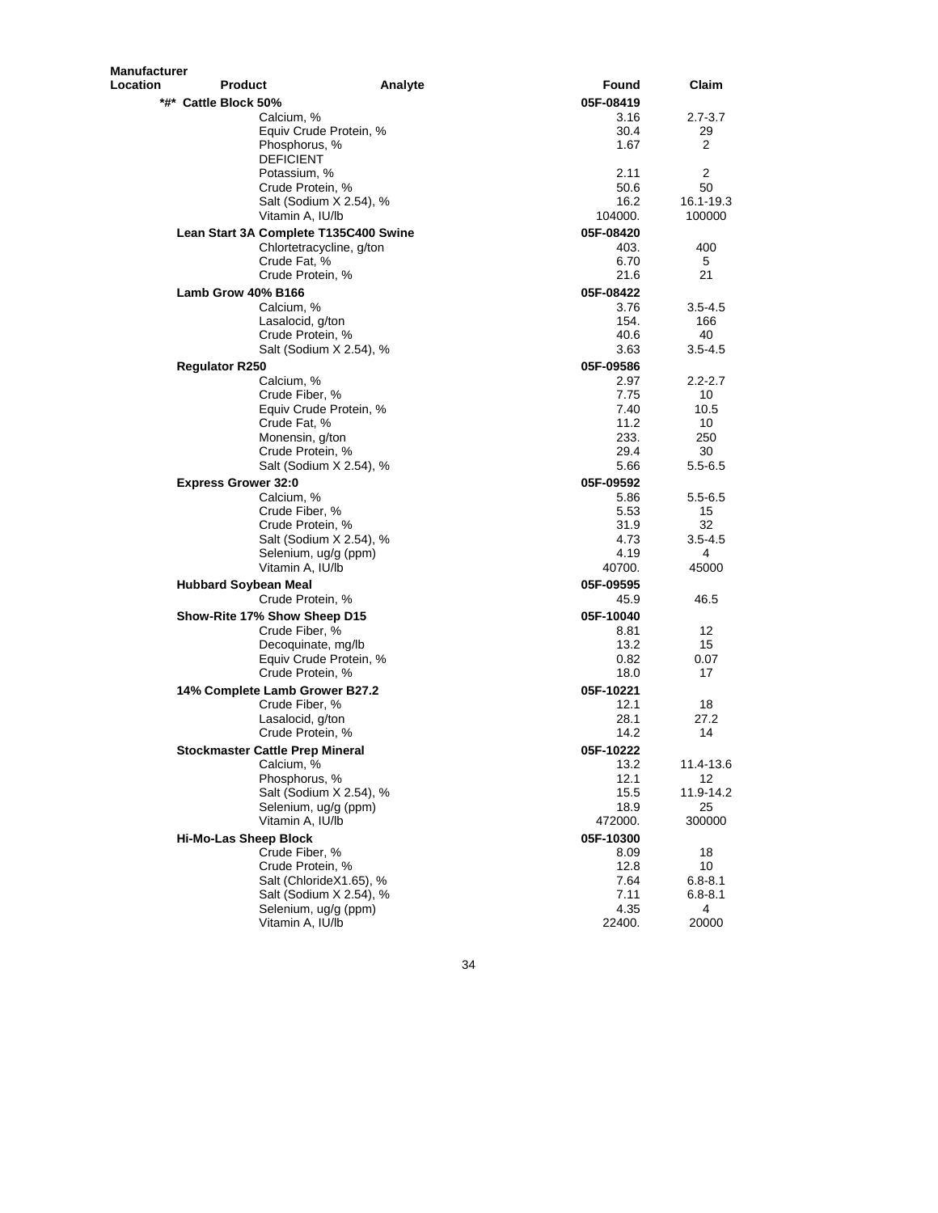| Manufacturer Location | Product | Analyte | Found | Claim |
|---|---|---|---|---|
| | **\*#\* Cattle Block 50%** | | **05F-08419** | |
| | | Calcium, % | 3.16 | 2.7-3.7 |
| | | Equiv Crude Protein, % | 30.4 | 29 |
| | | Phosphorus, % | 1.67 | 2 |
| | | DEFICIENT | | |
| | | Potassium, % | 2.11 | 2 |
| | | Crude Protein, % | 50.6 | 50 |
| | | Salt (Sodium X 2.54), % | 16.2 | 16.1-19.3 |
| | | Vitamin A, IU/lb | 104000. | 100000 |
| | **Lean Start 3A Complete T135C400 Swine** | | **05F-08420** | |
| | | Chlortetracycline, g/ton | 403. | 400 |
| | | Crude Fat, % | 6.70 | 5 |
| | | Crude Protein, % | 21.6 | 21 |
| | **Lamb Grow 40% B166** | | **05F-08422** | |
| | | Calcium, % | 3.76 | 3.5-4.5 |
| | | Lasalocid, g/ton | 154. | 166 |
| | | Crude Protein, % | 40.6 | 40 |
| | | Salt (Sodium X 2.54), % | 3.63 | 3.5-4.5 |
| | **Regulator R250** | | **05F-09586** | |
| | | Calcium, % | 2.97 | 2.2-2.7 |
| | | Crude Fiber, % | 7.75 | 10 |
| | | Equiv Crude Protein, % | 7.40 | 10.5 |
| | | Crude Fat, % | 11.2 | 10 |
| | | Monensin, g/ton | 233. | 250 |
| | | Crude Protein, % | 29.4 | 30 |
| | | Salt (Sodium X 2.54), % | 5.66 | 5.5-6.5 |
| | **Express Grower 32:0** | | **05F-09592** | |
| | | Calcium, % | 5.86 | 5.5-6.5 |
| | | Crude Fiber, % | 5.53 | 15 |
| | | Crude Protein, % | 31.9 | 32 |
| | | Salt (Sodium X 2.54), % | 4.73 | 3.5-4.5 |
| | | Selenium, ug/g (ppm) | 4.19 | 4 |
| | | Vitamin A, IU/lb | 40700. | 45000 |
| | **Hubbard Soybean Meal** | | **05F-09595** | |
| | | Crude Protein, % | 45.9 | 46.5 |
| | **Show-Rite 17% Show Sheep D15** | | **05F-10040** | |
| | | Crude Fiber, % | 8.81 | 12 |
| | | Decoquinate, mg/lb | 13.2 | 15 |
| | | Equiv Crude Protein, % | 0.82 | 0.07 |
| | | Crude Protein, % | 18.0 | 17 |
| | **14% Complete Lamb Grower B27.2** | | **05F-10221** | |
| | | Crude Fiber, % | 12.1 | 18 |
| | | Lasalocid, g/ton | 28.1 | 27.2 |
| | | Crude Protein, % | 14.2 | 14 |
| | **Stockmaster Cattle Prep Mineral** | | **05F-10222** | |
| | | Calcium, % | 13.2 | 11.4-13.6 |
| | | Phosphorus, % | 12.1 | 12 |
| | | Salt (Sodium X 2.54), % | 15.5 | 11.9-14.2 |
| | | Selenium, ug/g (ppm) | 18.9 | 25 |
| | | Vitamin A, IU/lb | 472000. | 300000 |
| | **Hi-Mo-Las Sheep Block** | | **05F-10300** | |
| | | Crude Fiber, % | 8.09 | 18 |
| | | Crude Protein, % | 12.8 | 10 |
| | | Salt (ChlorideX1.65), % | 7.64 | 6.8-8.1 |
| | | Salt (Sodium X 2.54), % | 7.11 | 6.8-8.1 |
| | | Selenium, ug/g (ppm) | 4.35 | 4 |
| | | Vitamin A, IU/lb | 22400. | 20000 |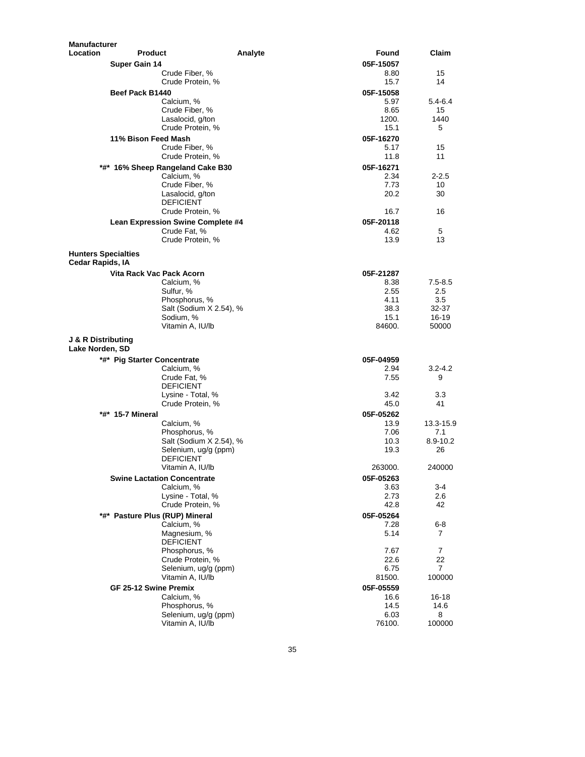| Manufacturer Location | Product | Analyte | Found | Claim |
|---|---|---|---|---|
| | **Super Gain 14** | | **05F-15057** | |
| | | Crude Fiber, % | 8.80 | 15 |
| | | Crude Protein, % | 15.7 | 14 |
| | **Beef Pack B1440** | | **05F-15058** | |
| | | Calcium, % | 5.97 | 5.4-6.4 |
| | | Crude Fiber, % | 8.65 | 15 |
| | | Lasalocid, g/ton | 1200. | 1440 |
| | | Crude Protein, % | 15.1 | 5 |
| | **11% Bison Feed Mash** | | **05F-16270** | |
| | | Crude Fiber, % | 5.17 | 15 |
| | | Crude Protein, % | 11.8 | 11 |
| | **\*#\* 16% Sheep Rangeland Cake B30** | | **05F-16271** | |
| | | Calcium, % | 2.34 | 2-2.5 |
| | | Crude Fiber, % | 7.73 | 10 |
| | | Lasalocid, g/ton DEFICIENT | 20.2 | 30 |
| | | Crude Protein, % | 16.7 | 16 |
| | **Lean Expression Swine Complete #4** | | **05F-20118** | |
| | | Crude Fat, % | 4.62 | 5 |
| | | Crude Protein, % | 13.9 | 13 |
| **Hunters Specialties Cedar Rapids, IA** | | | | |
| | **Vita Rack Vac Pack Acorn** | | **05F-21287** | |
| | | Calcium, % | 8.38 | 7.5-8.5 |
| | | Sulfur, % | 2.55 | 2.5 |
| | | Phosphorus, % | 4.11 | 3.5 |
| | | Salt (Sodium X 2.54), % | 38.3 | 32-37 |
| | | Sodium, % | 15.1 | 16-19 |
| | | Vitamin A, IU/lb | 84600. | 50000 |
| **J & R Distributing Lake Norden, SD** | | | | |
| | **\*#\* Pig Starter Concentrate** | | **05F-04959** | |
| | | Calcium, % | 2.94 | 3.2-4.2 |
| | | Crude Fat, % DEFICIENT | 7.55 | 9 |
| | | Lysine - Total, % | 3.42 | 3.3 |
| | | Crude Protein, % | 45.0 | 41 |
| | **\*#\* 15-7 Mineral** | | **05F-05262** | |
| | | Calcium, % | 13.9 | 13.3-15.9 |
| | | Phosphorus, % | 7.06 | 7.1 |
| | | Salt (Sodium X 2.54), % | 10.3 | 8.9-10.2 |
| | | Selenium, ug/g (ppm) DEFICIENT | 19.3 | 26 |
| | | Vitamin A, IU/lb | 263000. | 240000 |
| | **Swine Lactation Concentrate** | | **05F-05263** | |
| | | Calcium, % | 3.63 | 3-4 |
| | | Lysine - Total, % | 2.73 | 2.6 |
| | | Crude Protein, % | 42.8 | 42 |
| | **\*#\* Pasture Plus (RUP) Mineral** | | **05F-05264** | |
| | | Calcium, % | 7.28 | 6-8 |
| | | Magnesium, % DEFICIENT | 5.14 | 7 |
| | | Phosphorus, % | 7.67 | 7 |
| | | Crude Protein, % | 22.6 | 22 |
| | | Selenium, ug/g (ppm) | 6.75 | 7 |
| | | Vitamin A, IU/lb | 81500. | 100000 |
| | **GF 25-12 Swine Premix** | | **05F-05559** | |
| | | Calcium, % | 16.6 | 16-18 |
| | | Phosphorus, % | 14.5 | 14.6 |
| | | Selenium, ug/g (ppm) | 6.03 | 8 |
| | | Vitamin A, IU/lb | 76100. | 100000 |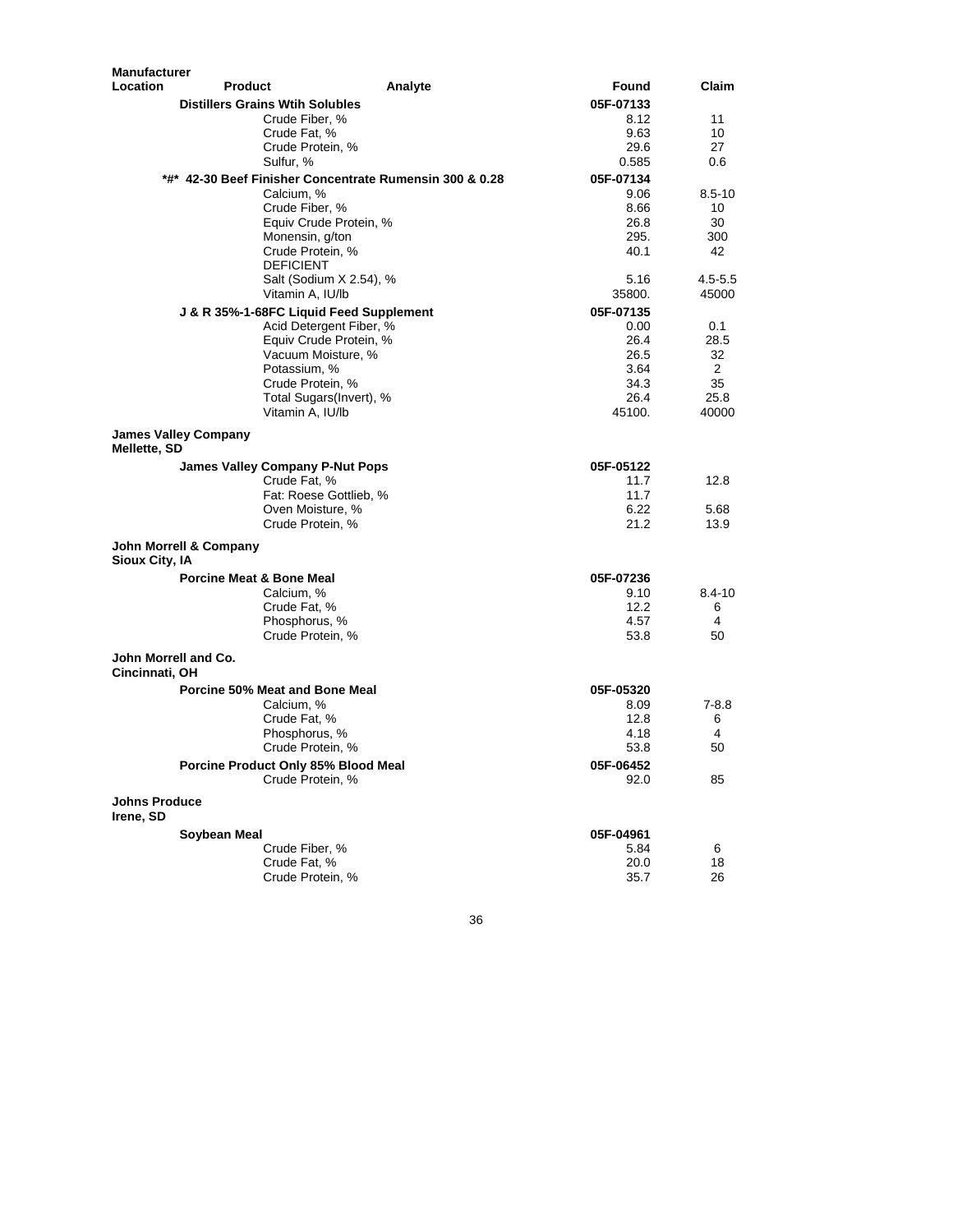| Manufacturer Location | Product | Analyte | Found | Claim |
|---|---|---|---|---|
| | **Distillers Grains Wtih Solubles** | | **05F-07133** | |
| | | Crude Fiber, % | 8.12 | 11 |
| | | Crude Fat, % | 9.63 | 10 |
| | | Crude Protein, % | 29.6 | 27 |
| | | Sulfur, % | 0.585 | 0.6 |
| | **\*#\* 42-30 Beef Finisher Concentrate Rumensin 300 & 0.28** | | **05F-07134** | |
| | | Calcium, % | 9.06 | 8.5-10 |
| | | Crude Fiber, % | 8.66 | 10 |
| | | Equiv Crude Protein, % | 26.8 | 30 |
| | | Monensin, g/ton | 295. | 300 |
| | | Crude Protein, % | 40.1 | 42 |
| | | DEFICIENT | | |
| | | Salt (Sodium X 2.54), % | 5.16 | 4.5-5.5 |
| | | Vitamin A, IU/lb | 35800. | 45000 |
| | **J & R 35%-1-68FC Liquid Feed Supplement** | | **05F-07135** | |
| | | Acid Detergent Fiber, % | 0.00 | 0.1 |
| | | Equiv Crude Protein, % | 26.4 | 28.5 |
| | | Vacuum Moisture, % | 26.5 | 32 |
| | | Potassium, % | 3.64 | 2 |
| | | Crude Protein, % | 34.3 | 35 |
| | | Total Sugars(Invert), % | 26.4 | 25.8 |
| | | Vitamin A, IU/lb | 45100. | 40000 |
| **James Valley Company Mellette, SD** | | | | |
| | **James Valley Company P-Nut Pops** | | **05F-05122** | |
| | | Crude Fat, % | 11.7 | 12.8 |
| | | Fat: Roese Gottlieb, % | 11.7 | |
| | | Oven Moisture, % | 6.22 | 5.68 |
| | | Crude Protein, % | 21.2 | 13.9 |
| **John Morrell & Company Sioux City, IA** | | | | |
| | **Porcine Meat & Bone Meal** | | **05F-07236** | |
| | | Calcium, % | 9.10 | 8.4-10 |
| | | Crude Fat, % | 12.2 | 6 |
| | | Phosphorus, % | 4.57 | 4 |
| | | Crude Protein, % | 53.8 | 50 |
| **John Morrell and Co. Cincinnati, OH** | | | | |
| | **Porcine 50% Meat and Bone Meal** | | **05F-05320** | |
| | | Calcium, % | 8.09 | 7-8.8 |
| | | Crude Fat, % | 12.8 | 6 |
| | | Phosphorus, % | 4.18 | 4 |
| | | Crude Protein, % | 53.8 | 50 |
| | **Porcine Product Only 85% Blood Meal** | | **05F-06452** | |
| | | Crude Protein, % | 92.0 | 85 |
| **Johns Produce Irene, SD** | | | | |
| | **Soybean Meal** | | **05F-04961** | |
| | | Crude Fiber, % | 5.84 | 6 |
| | | Crude Fat, % | 20.0 | 18 |
| | | Crude Protein, % | 35.7 | 26 |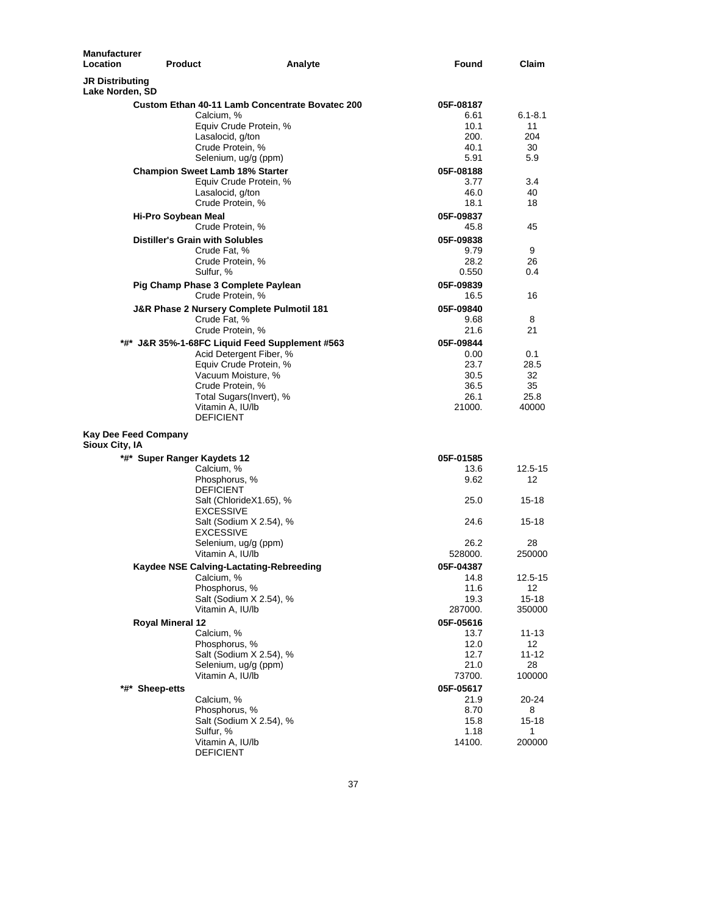| Manufacturer Location | Product | Analyte | Found | Claim |
|---|---|---|---|---|
| **JR Distributing** Lake Norden, SD | | | | |
| | **Custom Ethan 40-11 Lamb Concentrate Bovatec 200** | | **05F-08187** | |
| | | Calcium, % | 6.61 | 6.1-8.1 |
| | | Equiv Crude Protein, % | 10.1 | 11 |
| | | Lasalocid, g/ton | 200. | 204 |
| | | Crude Protein, % | 40.1 | 30 |
| | | Selenium, ug/g (ppm) | 5.91 | 5.9 |
| | **Champion Sweet Lamb 18% Starter** | | **05F-08188** | |
| | | Equiv Crude Protein, % | 3.77 | 3.4 |
| | | Lasalocid, g/ton | 46.0 | 40 |
| | | Crude Protein, % | 18.1 | 18 |
| | **Hi-Pro Soybean Meal** | | **05F-09837** | |
| | | Crude Protein, % | 45.8 | 45 |
| | **Distiller's Grain with Solubles** | | **05F-09838** | |
| | | Crude Fat, % | 9.79 | 9 |
| | | Crude Protein, % | 28.2 | 26 |
| | | Sulfur, % | 0.550 | 0.4 |
| | **Pig Champ Phase 3 Complete Paylean** | | **05F-09839** | |
| | | Crude Protein, % | 16.5 | 16 |
| | **J&R Phase 2 Nursery Complete Pulmotil 181** | | **05F-09840** | |
| | | Crude Fat, % | 9.68 | 8 |
| | | Crude Protein, % | 21.6 | 21 |
| | **\*#\* J&R 35%-1-68FC Liquid Feed Supplement #563** | | **05F-09844** | |
| | | Acid Detergent Fiber, % | 0.00 | 0.1 |
| | | Equiv Crude Protein, % | 23.7 | 28.5 |
| | | Vacuum Moisture, % | 30.5 | 32 |
| | | Crude Protein, % | 36.5 | 35 |
| | | Total Sugars(Invert), % | 26.1 | 25.8 |
| | | Vitamin A, IU/lb DEFICIENT | 21000. | 40000 |
| **Kay Dee Feed Company** Sioux City, IA | | | | |
| | **\*#\* Super Ranger Kaydets 12** | | **05F-01585** | |
| | | Calcium, % | 13.6 | 12.5-15 |
| | | Phosphorus, % DEFICIENT | 9.62 | 12 |
| | | Salt (ChlorideX1.65), % EXCESSIVE | 25.0 | 15-18 |
| | | Salt (Sodium X 2.54), % EXCESSIVE | 24.6 | 15-18 |
| | | Selenium, ug/g (ppm) | 26.2 | 28 |
| | | Vitamin A, IU/lb | 528000. | 250000 |
| | **Kaydee NSE Calving-Lactating-Rebreeding** | | **05F-04387** | |
| | | Calcium, % | 14.8 | 12.5-15 |
| | | Phosphorus, % | 11.6 | 12 |
| | | Salt (Sodium X 2.54), % | 19.3 | 15-18 |
| | | Vitamin A, IU/lb | 287000. | 350000 |
| | **Royal Mineral 12** | | **05F-05616** | |
| | | Calcium, % | 13.7 | 11-13 |
| | | Phosphorus, % | 12.0 | 12 |
| | | Salt (Sodium X 2.54), % | 12.7 | 11-12 |
| | | Selenium, ug/g (ppm) | 21.0 | 28 |
| | | Vitamin A, IU/lb | 73700. | 100000 |
| | **\*#\* Sheep-etts** | | **05F-05617** | |
| | | Calcium, % | 21.9 | 20-24 |
| | | Phosphorus, % | 8.70 | 8 |
| | | Salt (Sodium X 2.54), % | 15.8 | 15-18 |
| | | Sulfur, % | 1.18 | 1 |
| | | Vitamin A, IU/lb DEFICIENT | 14100. | 200000 |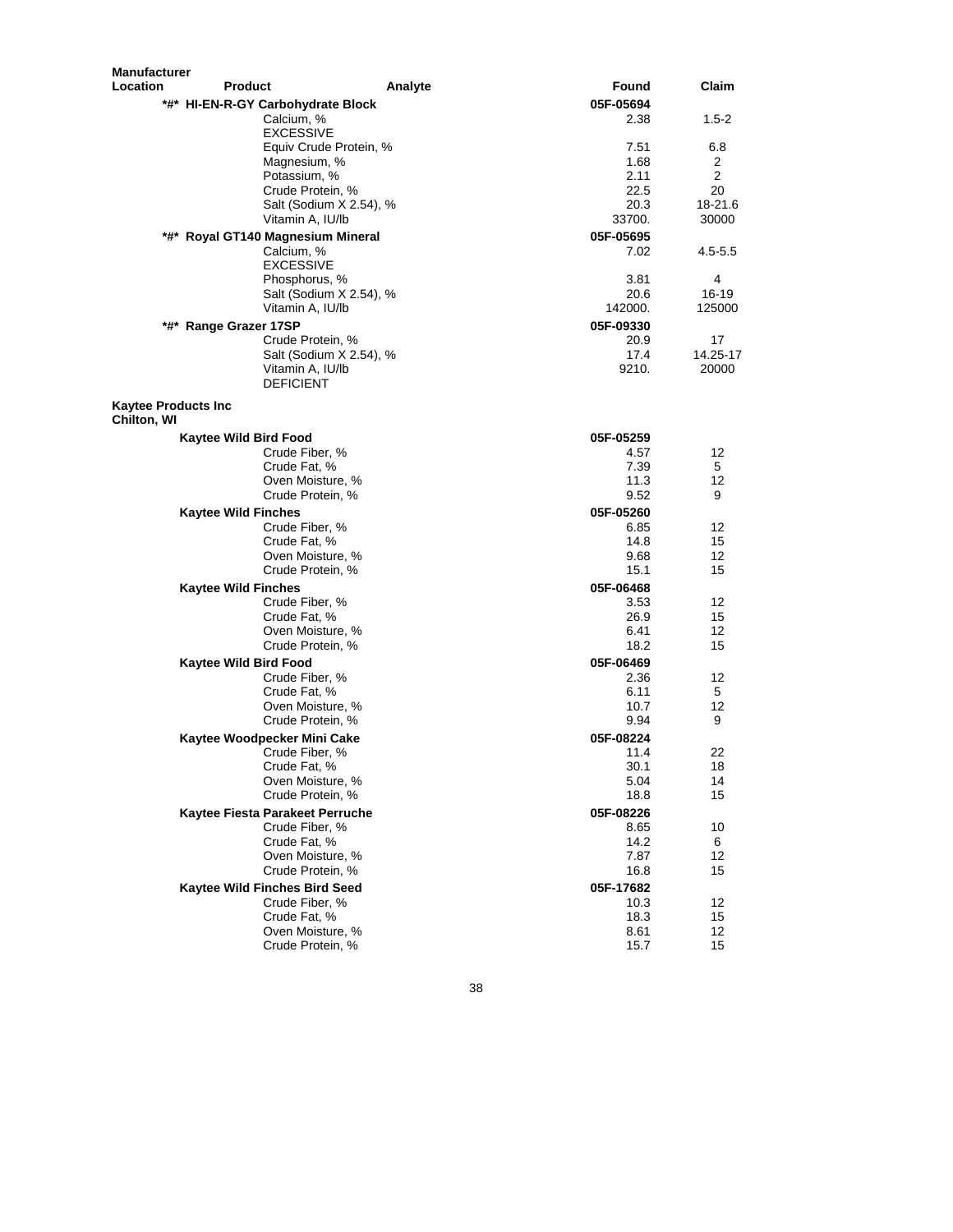| Manufacturer Location | Product | Analyte | Found | Claim |
|---|---|---|---|---|
| | *#* HI-EN-R-GY Carbohydrate Block | | 05F-05694 | |
| | | Calcium, % EXCESSIVE | 2.38 | 1.5-2 |
| | | Equiv Crude Protein, % | 7.51 | 6.8 |
| | | Magnesium, % | 1.68 | 2 |
| | | Potassium, % | 2.11 | 2 |
| | | Crude Protein, % | 22.5 | 20 |
| | | Salt (Sodium X 2.54), % | 20.3 | 18-21.6 |
| | | Vitamin A, IU/lb | 33700. | 30000 |
| | *#* Royal GT140 Magnesium Mineral | | 05F-05695 | |
| | | Calcium, % EXCESSIVE | 7.02 | 4.5-5.5 |
| | | Phosphorus, % | 3.81 | 4 |
| | | Salt (Sodium X 2.54), % | 20.6 | 16-19 |
| | | Vitamin A, IU/lb | 142000. | 125000 |
| | *#* Range Grazer 17SP | | 05F-09330 | |
| | | Crude Protein, % | 20.9 | 17 |
| | | Salt (Sodium X 2.54), % | 17.4 | 14.25-17 |
| | | Vitamin A, IU/lb DEFICIENT | 9210. | 20000 |
| **Kaytee Products Inc Chilton, WI** | | | | |
| | Kaytee Wild Bird Food | | 05F-05259 | |
| | | Crude Fiber, % | 4.57 | 12 |
| | | Crude Fat, % | 7.39 | 5 |
| | | Oven Moisture, % | 11.3 | 12 |
| | | Crude Protein, % | 9.52 | 9 |
| | Kaytee Wild Finches | | 05F-05260 | |
| | | Crude Fiber, % | 6.85 | 12 |
| | | Crude Fat, % | 14.8 | 15 |
| | | Oven Moisture, % | 9.68 | 12 |
| | | Crude Protein, % | 15.1 | 15 |
| | Kaytee Wild Finches | | 05F-06468 | |
| | | Crude Fiber, % | 3.53 | 12 |
| | | Crude Fat, % | 26.9 | 15 |
| | | Oven Moisture, % | 6.41 | 12 |
| | | Crude Protein, % | 18.2 | 15 |
| | Kaytee Wild Bird Food | | 05F-06469 | |
| | | Crude Fiber, % | 2.36 | 12 |
| | | Crude Fat, % | 6.11 | 5 |
| | | Oven Moisture, % | 10.7 | 12 |
| | | Crude Protein, % | 9.94 | 9 |
| | Kaytee Woodpecker Mini Cake | | 05F-08224 | |
| | | Crude Fiber, % | 11.4 | 22 |
| | | Crude Fat, % | 30.1 | 18 |
| | | Oven Moisture, % | 5.04 | 14 |
| | | Crude Protein, % | 18.8 | 15 |
| | Kaytee Fiesta Parakeet Perruche | | 05F-08226 | |
| | | Crude Fiber, % | 8.65 | 10 |
| | | Crude Fat, % | 14.2 | 6 |
| | | Oven Moisture, % | 7.87 | 12 |
| | | Crude Protein, % | 16.8 | 15 |
| | Kaytee Wild Finches Bird Seed | | 05F-17682 | |
| | | Crude Fiber, % | 10.3 | 12 |
| | | Crude Fat, % | 18.3 | 15 |
| | | Oven Moisture, % | 8.61 | 12 |
| | | Crude Protein, % | 15.7 | 15 |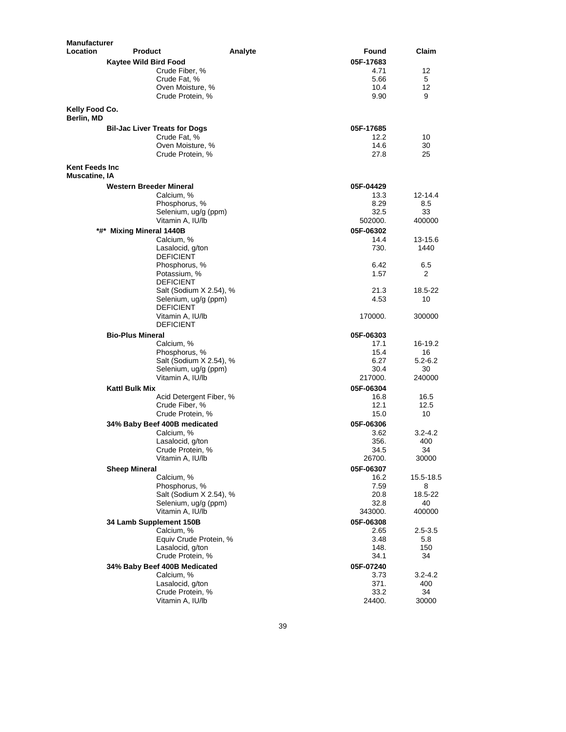| Manufacturer Location | Product | Analyte | Found | Claim |
|---|---|---|---|---|
| | **Kaytee Wild Bird Food** | | **05F-17683** | |
| | | Crude Fiber, % | 4.71 | 12 |
| | | Crude Fat, % | 5.66 | 5 |
| | | Oven Moisture, % | 10.4 | 12 |
| | | Crude Protein, % | 9.90 | 9 |
| **Kelly Food Co. Berlin, MD** | | | | |
| | **Bil-Jac Liver Treats for Dogs** | | **05F-17685** | |
| | | Crude Fat, % | 12.2 | 10 |
| | | Oven Moisture, % | 14.6 | 30 |
| | | Crude Protein, % | 27.8 | 25 |
| **Kent Feeds Inc Muscatine, IA** | | | | |
| | **Western Breeder Mineral** | | **05F-04429** | |
| | | Calcium, % | 13.3 | 12-14.4 |
| | | Phosphorus, % | 8.29 | 8.5 |
| | | Selenium, ug/g (ppm) | 32.5 | 33 |
| | | Vitamin A, IU/lb | 502000. | 400000 |
| | **\*#\* Mixing Mineral 1440B** | | **05F-06302** | |
| | | Calcium, % | 14.4 | 13-15.6 |
| | | Lasalocid, g/ton DEFICIENT | 730. | 1440 |
| | | Phosphorus, % | 6.42 | 6.5 |
| | | Potassium, % DEFICIENT | 1.57 | 2 |
| | | Salt (Sodium X 2.54), % | 21.3 | 18.5-22 |
| | | Selenium, ug/g (ppm) DEFICIENT | 4.53 | 10 |
| | | Vitamin A, IU/lb DEFICIENT | 170000. | 300000 |
| | **Bio-Plus Mineral** | | **05F-06303** | |
| | | Calcium, % | 17.1 | 16-19.2 |
| | | Phosphorus, % | 15.4 | 16 |
| | | Salt (Sodium X 2.54), % | 6.27 | 5.2-6.2 |
| | | Selenium, ug/g (ppm) | 30.4 | 30 |
| | | Vitamin A, IU/lb | 217000. | 240000 |
| | **Kattl Bulk Mix** | | **05F-06304** | |
| | | Acid Detergent Fiber, % | 16.8 | 16.5 |
| | | Crude Fiber, % | 12.1 | 12.5 |
| | | Crude Protein, % | 15.0 | 10 |
| | **34% Baby Beef 400B medicated** | | **05F-06306** | |
| | | Calcium, % | 3.62 | 3.2-4.2 |
| | | Lasalocid, g/ton | 356. | 400 |
| | | Crude Protein, % | 34.5 | 34 |
| | | Vitamin A, IU/lb | 26700. | 30000 |
| | **Sheep Mineral** | | **05F-06307** | |
| | | Calcium, % | 16.2 | 15.5-18.5 |
| | | Phosphorus, % | 7.59 | 8 |
| | | Salt (Sodium X 2.54), % | 20.8 | 18.5-22 |
| | | Selenium, ug/g (ppm) | 32.8 | 40 |
| | | Vitamin A, IU/lb | 343000. | 400000 |
| | **34 Lamb Supplement 150B** | | **05F-06308** | |
| | | Calcium, % | 2.65 | 2.5-3.5 |
| | | Equiv Crude Protein, % | 3.48 | 5.8 |
| | | Lasalocid, g/ton | 148. | 150 |
| | | Crude Protein, % | 34.1 | 34 |
| | **34% Baby Beef 400B Medicated** | | **05F-07240** | |
| | | Calcium, % | 3.73 | 3.2-4.2 |
| | | Lasalocid, g/ton | 371. | 400 |
| | | Crude Protein, % | 33.2 | 34 |
| | | Vitamin A, IU/lb | 24400. | 30000 |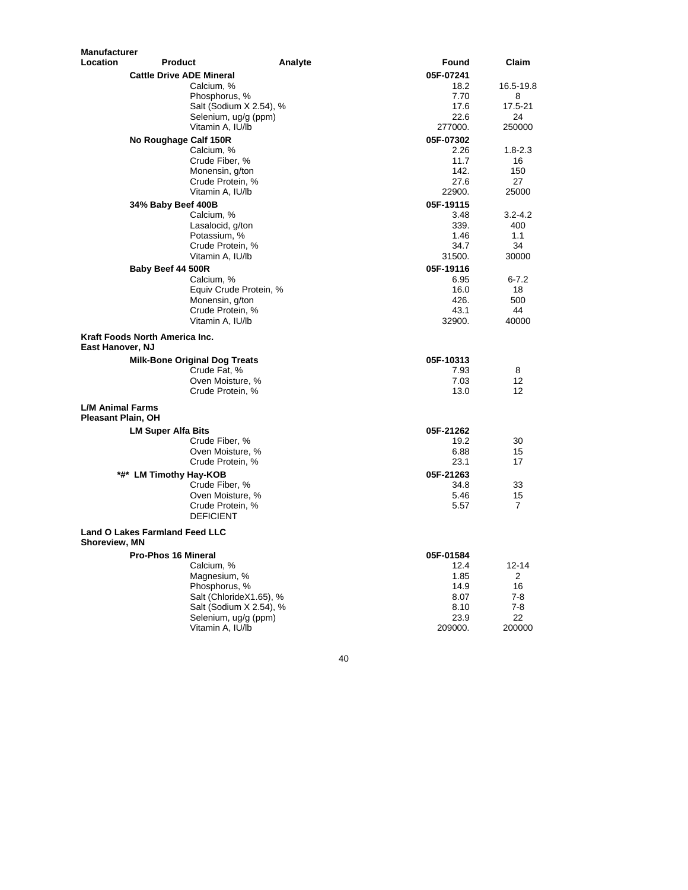| Manufacturer Location | Product | Analyte | Found | Claim |
|---|---|---|---|---|
| | **Cattle Drive ADE Mineral** | | **05F-07241** | |
| | | Calcium, % | 18.2 | 16.5-19.8 |
| | | Phosphorus, % | 7.70 | 8 |
| | | Salt (Sodium X 2.54), % | 17.6 | 17.5-21 |
| | | Selenium, ug/g (ppm) | 22.6 | 24 |
| | | Vitamin A, IU/lb | 277000. | 250000 |
| | **No Roughage Calf 150R** | | **05F-07302** | |
| | | Calcium, % | 2.26 | 1.8-2.3 |
| | | Crude Fiber, % | 11.7 | 16 |
| | | Monensin, g/ton | 142. | 150 |
| | | Crude Protein, % | 27.6 | 27 |
| | | Vitamin A, IU/lb | 22900. | 25000 |
| | **34% Baby Beef 400B** | | **05F-19115** | |
| | | Calcium, % | 3.48 | 3.2-4.2 |
| | | Lasalocid, g/ton | 339. | 400 |
| | | Potassium, % | 1.46 | 1.1 |
| | | Crude Protein, % | 34.7 | 34 |
| | | Vitamin A, IU/lb | 31500. | 30000 |
| | **Baby Beef 44 500R** | | **05F-19116** | |
| | | Calcium, % | 6.95 | 6-7.2 |
| | | Equiv Crude Protein, % | 16.0 | 18 |
| | | Monensin, g/ton | 426. | 500 |
| | | Crude Protein, % | 43.1 | 44 |
| | | Vitamin A, IU/lb | 32900. | 40000 |
| **Kraft Foods North America Inc.** East Hanover, NJ | | | | |
| | **Milk-Bone Original Dog Treats** | | **05F-10313** | |
| | | Crude Fat, % | 7.93 | 8 |
| | | Oven Moisture, % | 7.03 | 12 |
| | | Crude Protein, % | 13.0 | 12 |
| **L/M Animal Farms** Pleasant Plain, OH | | | | |
| | **LM Super Alfa Bits** | | **05F-21262** | |
| | | Crude Fiber, % | 19.2 | 30 |
| | | Oven Moisture, % | 6.88 | 15 |
| | | Crude Protein, % | 23.1 | 17 |
| | **\*#\* LM Timothy Hay-KOB** | | **05F-21263** | |
| | | Crude Fiber, % | 34.8 | 33 |
| | | Oven Moisture, % | 5.46 | 15 |
| | | Crude Protein, % | 5.57 | 7 |
| | | DEFICIENT | | |
| **Land O Lakes Farmland Feed LLC** Shoreview, MN | | | | |
| | **Pro-Phos 16 Mineral** | | **05F-01584** | |
| | | Calcium, % | 12.4 | 12-14 |
| | | Magnesium, % | 1.85 | 2 |
| | | Phosphorus, % | 14.9 | 16 |
| | | Salt (ChlorideX1.65), % | 8.07 | 7-8 |
| | | Salt (Sodium X 2.54), % | 8.10 | 7-8 |
| | | Selenium, ug/g (ppm) | 23.9 | 22 |
| | | Vitamin A, IU/lb | 209000. | 200000 |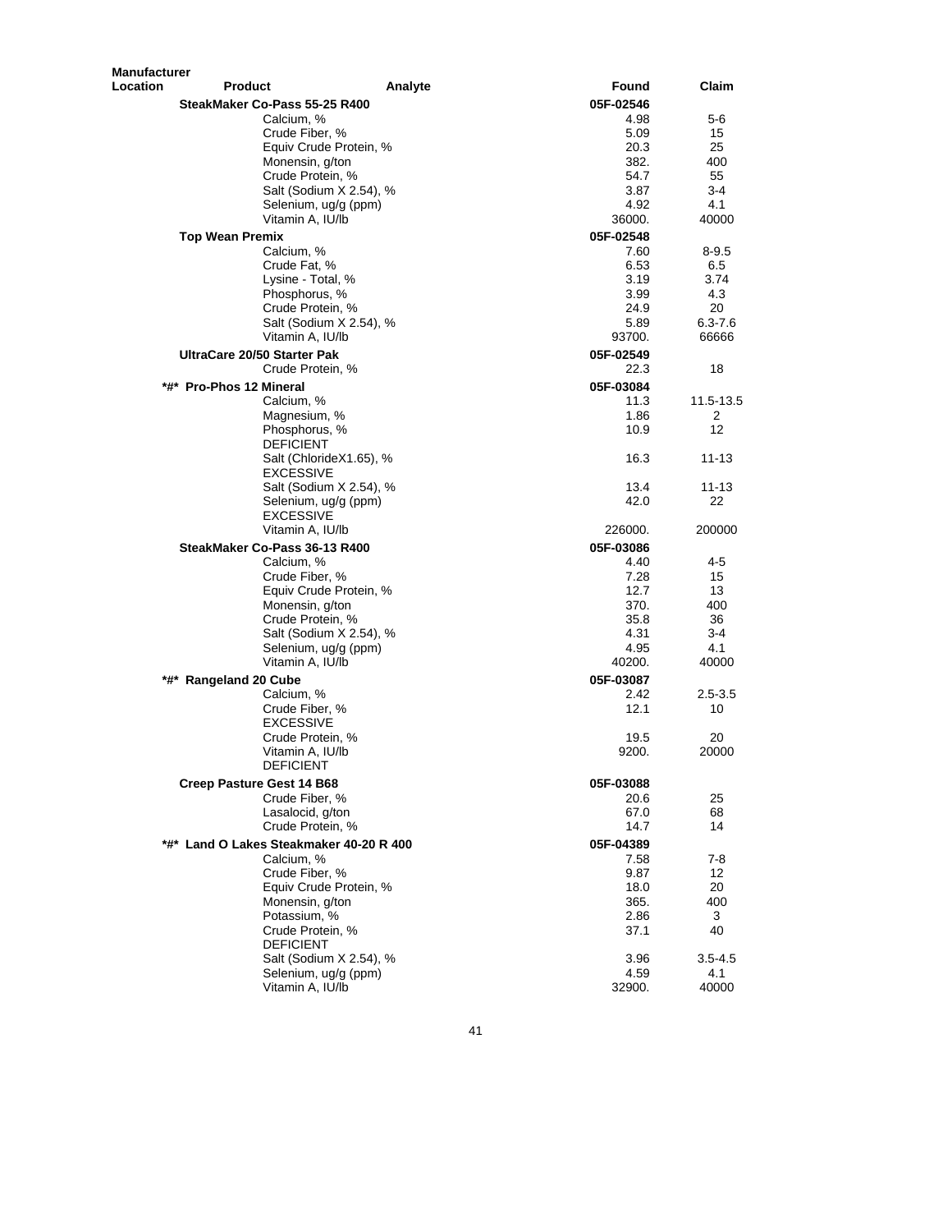| Manufacturer Location | Product | Analyte | Found | Claim |
|---|---|---|---|---|
| | SteakMaker Co-Pass 55-25 R400 | | 05F-02546 | |
| | | Calcium, % | 4.98 | 5-6 |
| | | Crude Fiber, % | 5.09 | 15 |
| | | Equiv Crude Protein, % | 20.3 | 25 |
| | | Monensin, g/ton | 382. | 400 |
| | | Crude Protein, % | 54.7 | 55 |
| | | Salt (Sodium X 2.54), % | 3.87 | 3-4 |
| | | Selenium, ug/g (ppm) | 4.92 | 4.1 |
| | | Vitamin A, IU/lb | 36000. | 40000 |
| | Top Wean Premix | | 05F-02548 | |
| | | Calcium, % | 7.60 | 8-9.5 |
| | | Crude Fat, % | 6.53 | 6.5 |
| | | Lysine - Total, % | 3.19 | 3.74 |
| | | Phosphorus, % | 3.99 | 4.3 |
| | | Crude Protein, % | 24.9 | 20 |
| | | Salt (Sodium X 2.54), % | 5.89 | 6.3-7.6 |
| | | Vitamin A, IU/lb | 93700. | 66666 |
| | UltraCare 20/50 Starter Pak | | 05F-02549 | |
| | | Crude Protein, % | 22.3 | 18 |
| *#* | Pro-Phos 12 Mineral | | 05F-03084 | |
| | | Calcium, % | 11.3 | 11.5-13.5 |
| | | Magnesium, % | 1.86 | 2 |
| | | Phosphorus, % | 10.9 | 12 |
| | | DEFICIENT | | |
| | | Salt (ChlorideX1.65), % | 16.3 | 11-13 |
| | | EXCESSIVE | | |
| | | Salt (Sodium X 2.54), % | 13.4 | 11-13 |
| | | Selenium, ug/g (ppm) | 42.0 | 22 |
| | | EXCESSIVE | | |
| | | Vitamin A, IU/lb | 226000. | 200000 |
| | SteakMaker Co-Pass 36-13 R400 | | 05F-03086 | |
| | | Calcium, % | 4.40 | 4-5 |
| | | Crude Fiber, % | 7.28 | 15 |
| | | Equiv Crude Protein, % | 12.7 | 13 |
| | | Monensin, g/ton | 370. | 400 |
| | | Crude Protein, % | 35.8 | 36 |
| | | Salt (Sodium X 2.54), % | 4.31 | 3-4 |
| | | Selenium, ug/g (ppm) | 4.95 | 4.1 |
| | | Vitamin A, IU/lb | 40200. | 40000 |
| *#* | Rangeland 20 Cube | | 05F-03087 | |
| | | Calcium, % | 2.42 | 2.5-3.5 |
| | | Crude Fiber, % | 12.1 | 10 |
| | | EXCESSIVE | | |
| | | Crude Protein, % | 19.5 | 20 |
| | | Vitamin A, IU/lb | 9200. | 20000 |
| | | DEFICIENT | | |
| | Creep Pasture Gest 14 B68 | | 05F-03088 | |
| | | Crude Fiber, % | 20.6 | 25 |
| | | Lasalocid, g/ton | 67.0 | 68 |
| | | Crude Protein, % | 14.7 | 14 |
| *#* | Land O Lakes Steakmaker 40-20 R 400 | | 05F-04389 | |
| | | Calcium, % | 7.58 | 7-8 |
| | | Crude Fiber, % | 9.87 | 12 |
| | | Equiv Crude Protein, % | 18.0 | 20 |
| | | Monensin, g/ton | 365. | 400 |
| | | Potassium, % | 2.86 | 3 |
| | | Crude Protein, % | 37.1 | 40 |
| | | DEFICIENT | | |
| | | Salt (Sodium X 2.54), % | 3.96 | 3.5-4.5 |
| | | Selenium, ug/g (ppm) | 4.59 | 4.1 |
| | | Vitamin A, IU/lb | 32900. | 40000 |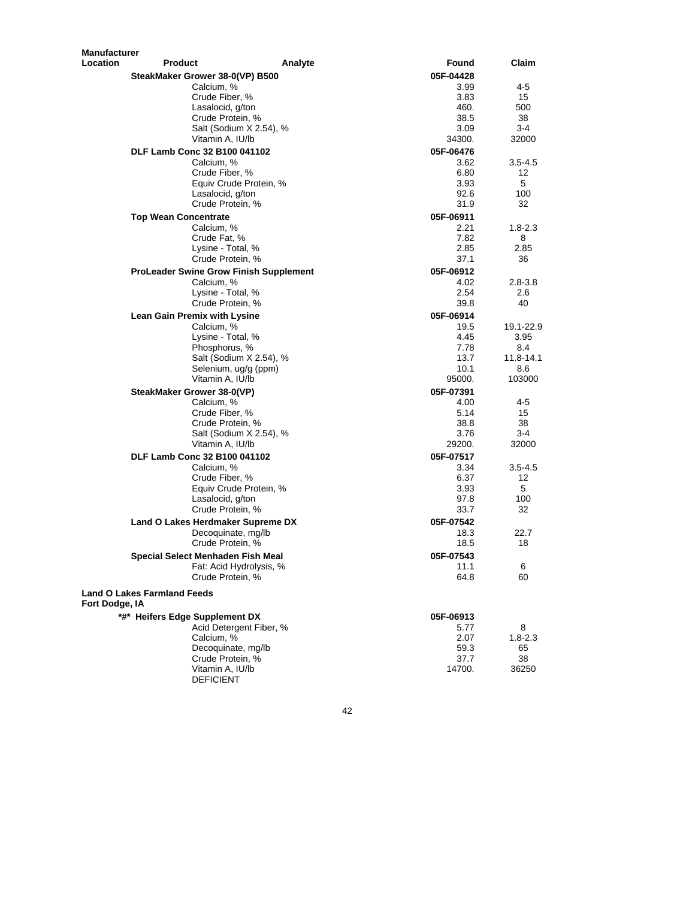| Manufacturer Location | Product | Analyte | Found | Claim |
|---|---|---|---|---|
| | **SteakMaker Grower 38-0(VP) B500** | | **05F-04428** | |
| | | Calcium, % | 3.99 | 4-5 |
| | | Crude Fiber, % | 3.83 | 15 |
| | | Lasalocid, g/ton | 460. | 500 |
| | | Crude Protein, % | 38.5 | 38 |
| | | Salt (Sodium X 2.54), % | 3.09 | 3-4 |
| | | Vitamin A, IU/lb | 34300. | 32000 |
| | **DLF Lamb Conc 32 B100 041102** | | **05F-06476** | |
| | | Calcium, % | 3.62 | 3.5-4.5 |
| | | Crude Fiber, % | 6.80 | 12 |
| | | Equiv Crude Protein, % | 3.93 | 5 |
| | | Lasalocid, g/ton | 92.6 | 100 |
| | | Crude Protein, % | 31.9 | 32 |
| | **Top Wean Concentrate** | | **05F-06911** | |
| | | Calcium, % | 2.21 | 1.8-2.3 |
| | | Crude Fat, % | 7.82 | 8 |
| | | Lysine - Total, % | 2.85 | 2.85 |
| | | Crude Protein, % | 37.1 | 36 |
| | **ProLeader Swine Grow Finish Supplement** | | **05F-06912** | |
| | | Calcium, % | 4.02 | 2.8-3.8 |
| | | Lysine - Total, % | 2.54 | 2.6 |
| | | Crude Protein, % | 39.8 | 40 |
| | **Lean Gain Premix with Lysine** | | **05F-06914** | |
| | | Calcium, % | 19.5 | 19.1-22.9 |
| | | Lysine - Total, % | 4.45 | 3.95 |
| | | Phosphorus, % | 7.78 | 8.4 |
| | | Salt (Sodium X 2.54), % | 13.7 | 11.8-14.1 |
| | | Selenium, ug/g (ppm) | 10.1 | 8.6 |
| | | Vitamin A, IU/lb | 95000. | 103000 |
| | **SteakMaker Grower 38-0(VP)** | | **05F-07391** | |
| | | Calcium, % | 4.00 | 4-5 |
| | | Crude Fiber, % | 5.14 | 15 |
| | | Crude Protein, % | 38.8 | 38 |
| | | Salt (Sodium X 2.54), % | 3.76 | 3-4 |
| | | Vitamin A, IU/lb | 29200. | 32000 |
| | **DLF Lamb Conc 32 B100 041102** | | **05F-07517** | |
| | | Calcium, % | 3.34 | 3.5-4.5 |
| | | Crude Fiber, % | 6.37 | 12 |
| | | Equiv Crude Protein, % | 3.93 | 5 |
| | | Lasalocid, g/ton | 97.8 | 100 |
| | | Crude Protein, % | 33.7 | 32 |
| | **Land O Lakes Herdmaker Supreme DX** | | **05F-07542** | |
| | | Decoquinate, mg/lb | 18.3 | 22.7 |
| | | Crude Protein, % | 18.5 | 18 |
| | **Special Select Menhaden Fish Meal** | | **05F-07543** | |
| | | Fat: Acid Hydrolysis, % | 11.1 | 6 |
| | | Crude Protein, % | 64.8 | 60 |
| **Land O Lakes Farmland Feeds Fort Dodge, IA** | | | | |
| | **\*#\* Heifers Edge Supplement DX** | | **05F-06913** | |
| | | Acid Detergent Fiber, % | 5.77 | 8 |
| | | Calcium, % | 2.07 | 1.8-2.3 |
| | | Decoquinate, mg/lb | 59.3 | 65 |
| | | Crude Protein, % | 37.7 | 38 |
| | | Vitamin A, IU/lb | 14700. | 36250 |
| | | DEFICIENT | | |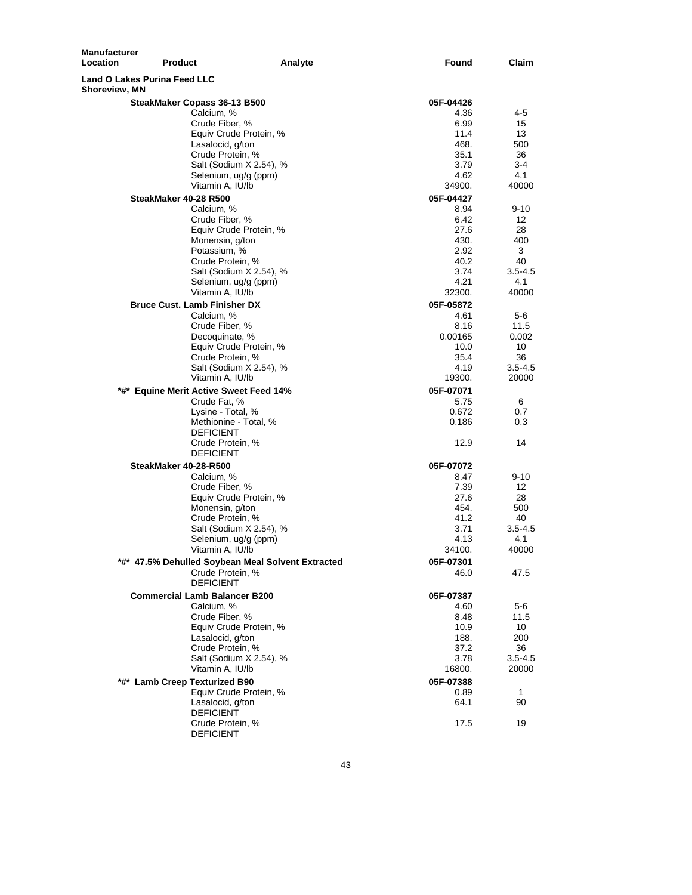| Manufacturer Location | Product | Analyte | Found | Claim |
|---|---|---|---|---|
| **Land O Lakes Purina Feed LLC Shoreview, MN** | | | | |
| | **SteakMaker Copass 36-13 B500** | | **05F-04426** | |
| | | Calcium, % | 4.36 | 4-5 |
| | | Crude Fiber, % | 6.99 | 15 |
| | | Equiv Crude Protein, % | 11.4 | 13 |
| | | Lasalocid, g/ton | 468. | 500 |
| | | Crude Protein, % | 35.1 | 36 |
| | | Salt (Sodium X 2.54), % | 3.79 | 3-4 |
| | | Selenium, ug/g (ppm) | 4.62 | 4.1 |
| | | Vitamin A, IU/lb | 34900. | 40000 |
| | **SteakMaker 40-28 R500** | | **05F-04427** | |
| | | Calcium, % | 8.94 | 9-10 |
| | | Crude Fiber, % | 6.42 | 12 |
| | | Equiv Crude Protein, % | 27.6 | 28 |
| | | Monensin, g/ton | 430. | 400 |
| | | Potassium, % | 2.92 | 3 |
| | | Crude Protein, % | 40.2 | 40 |
| | | Salt (Sodium X 2.54), % | 3.74 | 3.5-4.5 |
| | | Selenium, ug/g (ppm) | 4.21 | 4.1 |
| | | Vitamin A, IU/lb | 32300. | 40000 |
| | **Bruce Cust. Lamb Finisher DX** | | **05F-05872** | |
| | | Calcium, % | 4.61 | 5-6 |
| | | Crude Fiber, % | 8.16 | 11.5 |
| | | Decoquinate, % | 0.00165 | 0.002 |
| | | Equiv Crude Protein, % | 10.0 | 10 |
| | | Crude Protein, % | 35.4 | 36 |
| | | Salt (Sodium X 2.54), % | 4.19 | 3.5-4.5 |
| | | Vitamin A, IU/lb | 19300. | 20000 |
| | **\*#\* Equine Merit Active Sweet Feed 14%** | | **05F-07071** | |
| | | Crude Fat, % | 5.75 | 6 |
| | | Lysine - Total, % | 0.672 | 0.7 |
| | | Methionine - Total, % DEFICIENT | 0.186 | 0.3 |
| | | Crude Protein, % DEFICIENT | 12.9 | 14 |
| | **SteakMaker 40-28-R500** | | **05F-07072** | |
| | | Calcium, % | 8.47 | 9-10 |
| | | Crude Fiber, % | 7.39 | 12 |
| | | Equiv Crude Protein, % | 27.6 | 28 |
| | | Monensin, g/ton | 454. | 500 |
| | | Crude Protein, % | 41.2 | 40 |
| | | Salt (Sodium X 2.54), % | 3.71 | 3.5-4.5 |
| | | Selenium, ug/g (ppm) | 4.13 | 4.1 |
| | | Vitamin A, IU/lb | 34100. | 40000 |
| | **\*#\* 47.5% Dehulled Soybean Meal Solvent Extracted** | | **05F-07301** | |
| | | Crude Protein, % DEFICIENT | 46.0 | 47.5 |
| | **Commercial Lamb Balancer B200** | | **05F-07387** | |
| | | Calcium, % | 4.60 | 5-6 |
| | | Crude Fiber, % | 8.48 | 11.5 |
| | | Equiv Crude Protein, % | 10.9 | 10 |
| | | Lasalocid, g/ton | 188. | 200 |
| | | Crude Protein, % | 37.2 | 36 |
| | | Salt (Sodium X 2.54), % | 3.78 | 3.5-4.5 |
| | | Vitamin A, IU/lb | 16800. | 20000 |
| | **\*#\* Lamb Creep Texturized B90** | | **05F-07388** | |
| | | Equiv Crude Protein, % | 0.89 | 1 |
| | | Lasalocid, g/ton DEFICIENT | 64.1 | 90 |
| | | Crude Protein, % DEFICIENT | 17.5 | 19 |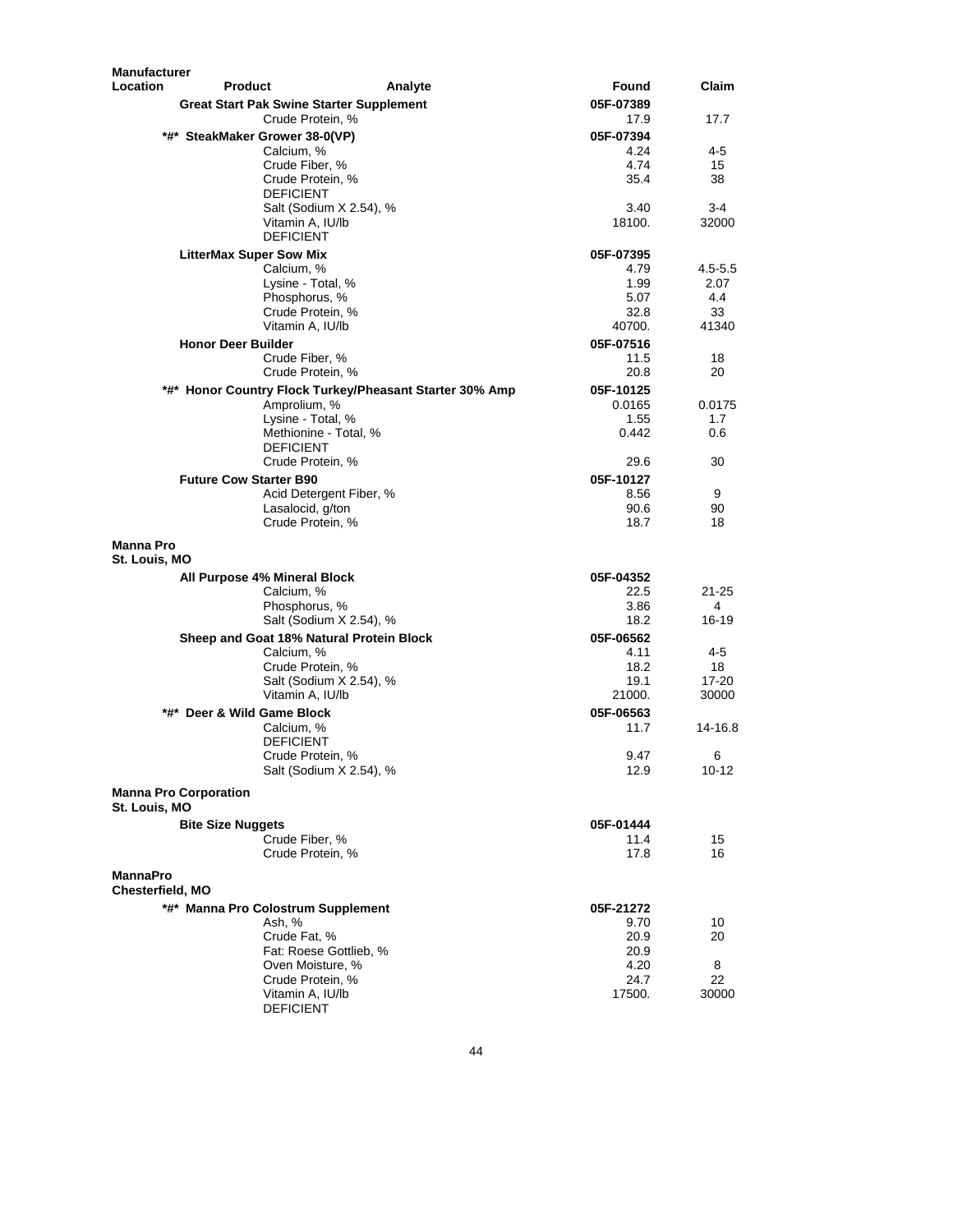| Manufacturer Location | Product | Analyte | Found | Claim |
|---|---|---|---|---|
| | **Great Start Pak Swine Starter Supplement** | | **05F-07389** | |
| | | Crude Protein, % | 17.9 | 17.7 |
| | **\*#\* SteakMaker Grower 38-0(VP)** | | **05F-07394** | |
| | | Calcium, % | 4.24 | 4-5 |
| | | Crude Fiber, % | 4.74 | 15 |
| | | Crude Protein, % DEFICIENT | 35.4 | 38 |
| | | Salt (Sodium X 2.54), % | 3.40 | 3-4 |
| | | Vitamin A, IU/lb DEFICIENT | 18100. | 32000 |
| | **LitterMax Super Sow Mix** | | **05F-07395** | |
| | | Calcium, % | 4.79 | 4.5-5.5 |
| | | Lysine - Total, % | 1.99 | 2.07 |
| | | Phosphorus, % | 5.07 | 4.4 |
| | | Crude Protein, % | 32.8 | 33 |
| | | Vitamin A, IU/lb | 40700. | 41340 |
| | **Honor Deer Builder** | | **05F-07516** | |
| | | Crude Fiber, % | 11.5 | 18 |
| | | Crude Protein, % | 20.8 | 20 |
| | **\*#\* Honor Country Flock Turkey/Pheasant Starter 30% Amp** | | **05F-10125** | |
| | | Amprolium, % | 0.0165 | 0.0175 |
| | | Lysine - Total, % | 1.55 | 1.7 |
| | | Methionine - Total, % DEFICIENT | 0.442 | 0.6 |
| | | Crude Protein, % | 29.6 | 30 |
| | **Future Cow Starter B90** | | **05F-10127** | |
| | | Acid Detergent Fiber, % | 8.56 | 9 |
| | | Lasalocid, g/ton | 90.6 | 90 |
| | | Crude Protein, % | 18.7 | 18 |
| **Manna Pro St. Louis, MO** | | | | |
| | **All Purpose 4% Mineral Block** | | **05F-04352** | |
| | | Calcium, % | 22.5 | 21-25 |
| | | Phosphorus, % | 3.86 | 4 |
| | | Salt (Sodium X 2.54), % | 18.2 | 16-19 |
| | **Sheep and Goat 18% Natural Protein Block** | | **05F-06562** | |
| | | Calcium, % | 4.11 | 4-5 |
| | | Crude Protein, % | 18.2 | 18 |
| | | Salt (Sodium X 2.54), % | 19.1 | 17-20 |
| | | Vitamin A, IU/lb | 21000. | 30000 |
| | **\*#\* Deer & Wild Game Block** | | **05F-06563** | |
| | | Calcium, % DEFICIENT | 11.7 | 14-16.8 |
| | | Crude Protein, % | 9.47 | 6 |
| | | Salt (Sodium X 2.54), % | 12.9 | 10-12 |
| **Manna Pro Corporation St. Louis, MO** | | | | |
| | **Bite Size Nuggets** | | **05F-01444** | |
| | | Crude Fiber, % | 11.4 | 15 |
| | | Crude Protein, % | 17.8 | 16 |
| **MannaPro Chesterfield, MO** | | | | |
| | **\*#\* Manna Pro Colostrum Supplement** | | **05F-21272** | |
| | | Ash, % | 9.70 | 10 |
| | | Crude Fat, % | 20.9 | 20 |
| | | Fat: Roese Gottlieb, % | 20.9 | |
| | | Oven Moisture, % | 4.20 | 8 |
| | | Crude Protein, % | 24.7 | 22 |
| | | Vitamin A, IU/lb DEFICIENT | 17500. | 30000 |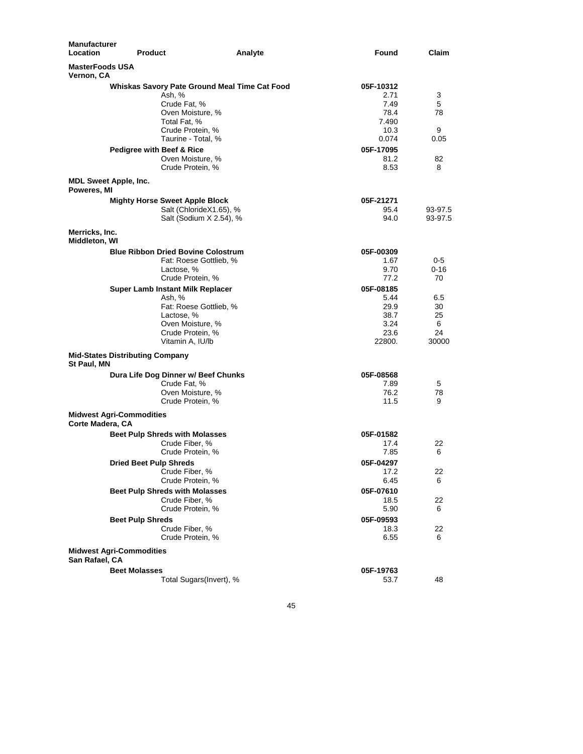| Manufacturer Location | Product | Analyte | Found | Claim |
|---|---|---|---|---|
| **MasterFoods USA** Vernon, CA | | | | |
| | **Whiskas Savory Pate Ground Meal Time Cat Food** | | 05F-10312 | |
| | | Ash, % | 2.71 | 3 |
| | | Crude Fat, % | 7.49 | 5 |
| | | Oven Moisture, % | 78.4 | 78 |
| | | Total Fat, % | 7.490 | |
| | | Crude Protein, % | 10.3 | 9 |
| | | Taurine - Total, % | 0.074 | 0.05 |
| | **Pedigree with Beef & Rice** | | 05F-17095 | |
| | | Oven Moisture, % | 81.2 | 82 |
| | | Crude Protein, % | 8.53 | 8 |
| **MDL Sweet Apple, Inc.** Poweres, MI | | | | |
| | **Mighty Horse Sweet Apple Block** | | 05F-21271 | |
| | | Salt (ChlorideX1.65), % | 95.4 | 93-97.5 |
| | | Salt (Sodium X 2.54), % | 94.0 | 93-97.5 |
| **Merricks, Inc.** Middleton, WI | | | | |
| | **Blue Ribbon Dried Bovine Colostrum** | | 05F-00309 | |
| | | Fat: Roese Gottlieb, % | 1.67 | 0-5 |
| | | Lactose, % | 9.70 | 0-16 |
| | | Crude Protein, % | 77.2 | 70 |
| | **Super Lamb Instant Milk Replacer** | | 05F-08185 | |
| | | Ash, % | 5.44 | 6.5 |
| | | Fat: Roese Gottlieb, % | 29.9 | 30 |
| | | Lactose, % | 38.7 | 25 |
| | | Oven Moisture, % | 3.24 | 6 |
| | | Crude Protein, % | 23.6 | 24 |
| | | Vitamin A, IU/lb | 22800. | 30000 |
| **Mid-States Distributing Company** St Paul, MN | | | | |
| | **Dura Life Dog Dinner w/ Beef Chunks** | | 05F-08568 | |
| | | Crude Fat, % | 7.89 | 5 |
| | | Oven Moisture, % | 76.2 | 78 |
| | | Crude Protein, % | 11.5 | 9 |
| **Midwest Agri-Commodities** Corte Madera, CA | | | | |
| | **Beet Pulp Shreds with Molasses** | | 05F-01582 | |
| | | Crude Fiber, % | 17.4 | 22 |
| | | Crude Protein, % | 7.85 | 6 |
| | **Dried Beet Pulp Shreds** | | 05F-04297 | |
| | | Crude Fiber, % | 17.2 | 22 |
| | | Crude Protein, % | 6.45 | 6 |
| | **Beet Pulp Shreds with Molasses** | | 05F-07610 | |
| | | Crude Fiber, % | 18.5 | 22 |
| | | Crude Protein, % | 5.90 | 6 |
| | **Beet Pulp Shreds** | | 05F-09593 | |
| | | Crude Fiber, % | 18.3 | 22 |
| | | Crude Protein, % | 6.55 | 6 |
| **Midwest Agri-Commodities** San Rafael, CA | | | | |
| | **Beet Molasses** | | 05F-19763 | |
| | | Total Sugars(Invert), % | 53.7 | 48 |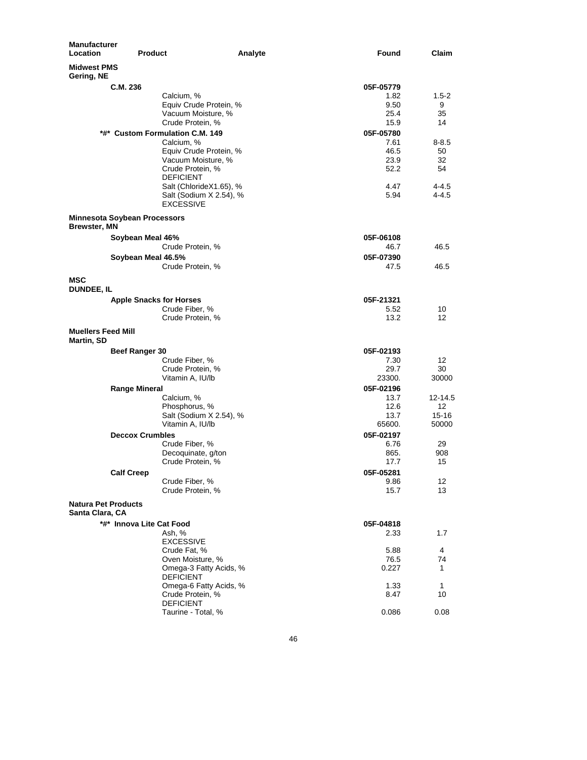| Manufacturer Location | Product | Analyte | Found | Claim |
|---|---|---|---|---|
| **Midwest PMS** Gering, NE | | | | |
| | **C.M. 236** | | **05F-05779** | |
| | | Calcium, % | 1.82 | 1.5-2 |
| | | Equiv Crude Protein, % | 9.50 | 9 |
| | | Vacuum Moisture, % | 25.4 | 35 |
| | | Crude Protein, % | 15.9 | 14 |
| | ***#* Custom Formulation C.M. 149** | | **05F-05780** | |
| | | Calcium, % | 7.61 | 8-8.5 |
| | | Equiv Crude Protein, % | 46.5 | 50 |
| | | Vacuum Moisture, % | 23.9 | 32 |
| | | Crude Protein, % DEFICIENT | 52.2 | 54 |
| | | Salt (ChlorideX1.65), % | 4.47 | 4-4.5 |
| | | Salt (Sodium X 2.54), % EXCESSIVE | 5.94 | 4-4.5 |
| **Minnesota Soybean Processors** Brewster, MN | | | | |
| | **Soybean Meal 46%** | | **05F-06108** | |
| | | Crude Protein, % | 46.7 | 46.5 |
| | **Soybean Meal 46.5%** | | **05F-07390** | |
| | | Crude Protein, % | 47.5 | 46.5 |
| **MSC** DUNDEE, IL | | | | |
| | **Apple Snacks for Horses** | | **05F-21321** | |
| | | Crude Fiber, % | 5.52 | 10 |
| | | Crude Protein, % | 13.2 | 12 |
| **Muellers Feed Mill** Martin, SD | | | | |
| | **Beef Ranger 30** | | **05F-02193** | |
| | | Crude Fiber, % | 7.30 | 12 |
| | | Crude Protein, % | 29.7 | 30 |
| | | Vitamin A, IU/lb | 23300. | 30000 |
| | **Range Mineral** | | **05F-02196** | |
| | | Calcium, % | 13.7 | 12-14.5 |
| | | Phosphorus, % | 12.6 | 12 |
| | | Salt (Sodium X 2.54), % | 13.7 | 15-16 |
| | | Vitamin A, IU/lb | 65600. | 50000 |
| | **Deccox Crumbles** | | **05F-02197** | |
| | | Crude Fiber, % | 6.76 | 29 |
| | | Decoquinate, g/ton | 865. | 908 |
| | | Crude Protein, % | 17.7 | 15 |
| | **Calf Creep** | | **05F-05281** | |
| | | Crude Fiber, % | 9.86 | 12 |
| | | Crude Protein, % | 15.7 | 13 |
| **Natura Pet Products** Santa Clara, CA | | | | |
| | ***#* Innova Lite Cat Food** | | **05F-04818** | |
| | | Ash, % EXCESSIVE | 2.33 | 1.7 |
| | | Crude Fat, % | 5.88 | 4 |
| | | Oven Moisture, % | 76.5 | 74 |
| | | Omega-3 Fatty Acids, % DEFICIENT | 0.227 | 1 |
| | | Omega-6 Fatty Acids, % | 1.33 | 1 |
| | | Crude Protein, % DEFICIENT | 8.47 | 10 |
| | | Taurine - Total, % | 0.086 | 0.08 |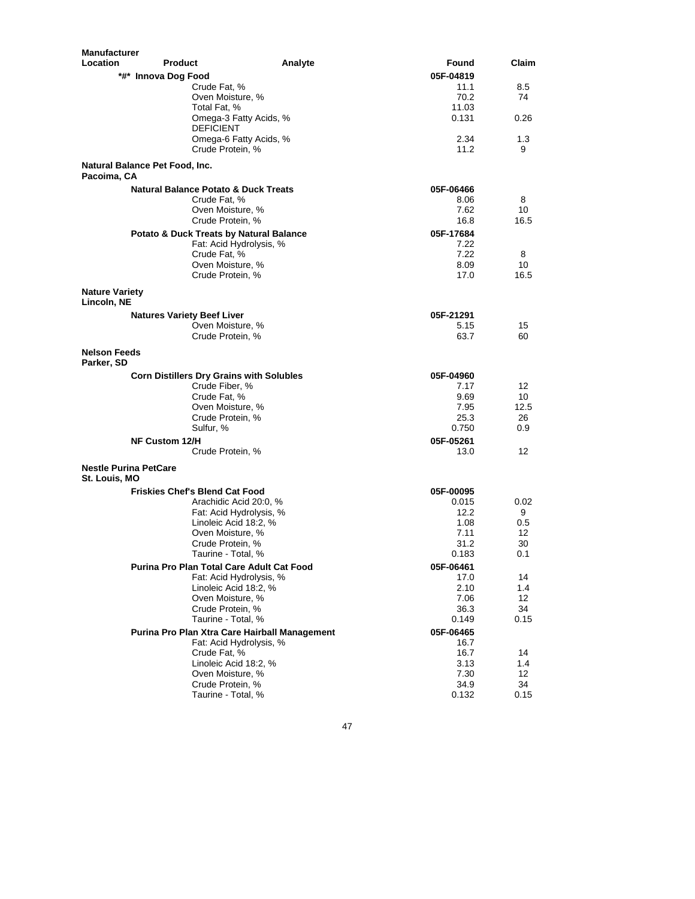| Manufacturer Location | Product | Analyte | Found | Claim |
|---|---|---|---|---|
| | **\*#\* Innova Dog Food** | | **05F-04819** | |
| | | Crude Fat, % | 11.1 | 8.5 |
| | | Oven Moisture, % | 70.2 | 74 |
| | | Total Fat, % | 11.03 | |
| | | Omega-3 Fatty Acids, % DEFICIENT | 0.131 | 0.26 |
| | | Omega-6 Fatty Acids, % | 2.34 | 1.3 |
| | | Crude Protein, % | 11.2 | 9 |
| **Natural Balance Pet Food, Inc. Pacoima, CA** | | | | |
| | **Natural Balance Potato & Duck Treats** | | **05F-06466** | |
| | | Crude Fat, % | 8.06 | 8 |
| | | Oven Moisture, % | 7.62 | 10 |
| | | Crude Protein, % | 16.8 | 16.5 |
| | **Potato & Duck Treats by Natural Balance** | | **05F-17684** | |
| | | Fat: Acid Hydrolysis, % | 7.22 | |
| | | Crude Fat, % | 7.22 | 8 |
| | | Oven Moisture, % | 8.09 | 10 |
| | | Crude Protein, % | 17.0 | 16.5 |
| **Nature Variety Lincoln, NE** | | | | |
| | **Natures Variety Beef Liver** | | **05F-21291** | |
| | | Oven Moisture, % | 5.15 | 15 |
| | | Crude Protein, % | 63.7 | 60 |
| **Nelson Feeds Parker, SD** | | | | |
| | **Corn Distillers Dry Grains with Solubles** | | **05F-04960** | |
| | | Crude Fiber, % | 7.17 | 12 |
| | | Crude Fat, % | 9.69 | 10 |
| | | Oven Moisture, % | 7.95 | 12.5 |
| | | Crude Protein, % | 25.3 | 26 |
| | | Sulfur, % | 0.750 | 0.9 |
| | **NF Custom 12/H** | | **05F-05261** | |
| | | Crude Protein, % | 13.0 | 12 |
| **Nestle Purina PetCare St. Louis, MO** | | | | |
| | **Friskies Chef's Blend Cat Food** | | **05F-00095** | |
| | | Arachidic Acid 20:0, % | 0.015 | 0.02 |
| | | Fat: Acid Hydrolysis, % | 12.2 | 9 |
| | | Linoleic Acid 18:2, % | 1.08 | 0.5 |
| | | Oven Moisture, % | 7.11 | 12 |
| | | Crude Protein, % | 31.2 | 30 |
| | | Taurine - Total, % | 0.183 | 0.1 |
| | **Purina Pro Plan Total Care Adult Cat Food** | | **05F-06461** | |
| | | Fat: Acid Hydrolysis, % | 17.0 | 14 |
| | | Linoleic Acid 18:2, % | 2.10 | 1.4 |
| | | Oven Moisture, % | 7.06 | 12 |
| | | Crude Protein, % | 36.3 | 34 |
| | | Taurine - Total, % | 0.149 | 0.15 |
| | **Purina Pro Plan Xtra Care Hairball Management** | | **05F-06465** | |
| | | Fat: Acid Hydrolysis, % | 16.7 | |
| | | Crude Fat, % | 16.7 | 14 |
| | | Linoleic Acid 18:2, % | 3.13 | 1.4 |
| | | Oven Moisture, % | 7.30 | 12 |
| | | Crude Protein, % | 34.9 | 34 |
| | | Taurine - Total, % | 0.132 | 0.15 |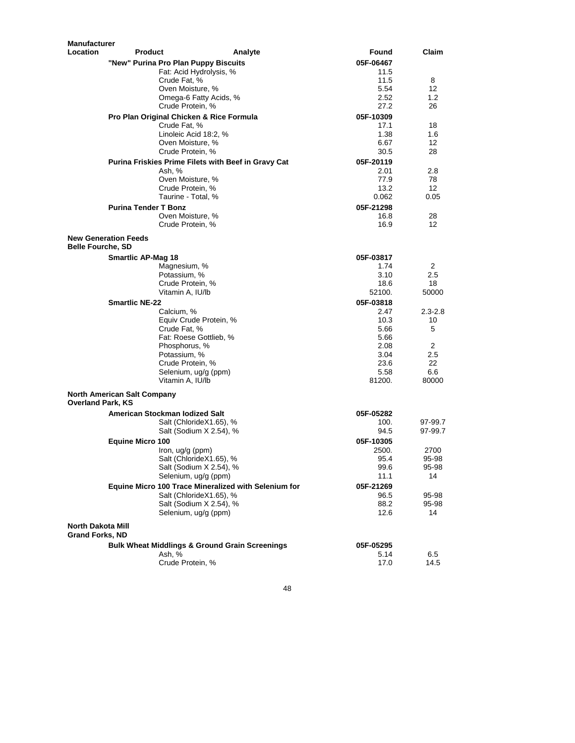| Manufacturer Location | Product | Analyte | Found | Claim |
|---|---|---|---|---|
| | **"New" Purina Pro Plan Puppy Biscuits** | | **05F-06467** | |
| | | Fat: Acid Hydrolysis, % | 11.5 | |
| | | Crude Fat, % | 11.5 | 8 |
| | | Oven Moisture, % | 5.54 | 12 |
| | | Omega-6 Fatty Acids, % | 2.52 | 1.2 |
| | | Crude Protein, % | 27.2 | 26 |
| | **Pro Plan Original Chicken & Rice Formula** | | **05F-10309** | |
| | | Crude Fat, % | 17.1 | 18 |
| | | Linoleic Acid 18:2, % | 1.38 | 1.6 |
| | | Oven Moisture, % | 6.67 | 12 |
| | | Crude Protein, % | 30.5 | 28 |
| | **Purina Friskies Prime Filets with Beef in Gravy Cat** | | **05F-20119** | |
| | | Ash, % | 2.01 | 2.8 |
| | | Oven Moisture, % | 77.9 | 78 |
| | | Crude Protein, % | 13.2 | 12 |
| | | Taurine - Total, % | 0.062 | 0.05 |
| | **Purina Tender T Bonz** | | **05F-21298** | |
| | | Oven Moisture, % | 16.8 | 28 |
| | | Crude Protein, % | 16.9 | 12 |
| **New Generation Feeds Belle Fourche, SD** | | | | |
| | **Smartlic AP-Mag 18** | | **05F-03817** | |
| | | Magnesium, % | 1.74 | 2 |
| | | Potassium, % | 3.10 | 2.5 |
| | | Crude Protein, % | 18.6 | 18 |
| | | Vitamin A, IU/lb | 52100. | 50000 |
| | **Smartlic NE-22** | | **05F-03818** | |
| | | Calcium, % | 2.47 | 2.3-2.8 |
| | | Equiv Crude Protein, % | 10.3 | 10 |
| | | Crude Fat, % | 5.66 | 5 |
| | | Fat: Roese Gottlieb, % | 5.66 | |
| | | Phosphorus, % | 2.08 | 2 |
| | | Potassium, % | 3.04 | 2.5 |
| | | Crude Protein, % | 23.6 | 22 |
| | | Selenium, ug/g (ppm) | 5.58 | 6.6 |
| | | Vitamin A, IU/lb | 81200. | 80000 |
| **North American Salt Company Overland Park, KS** | | | | |
| | **American Stockman Iodized Salt** | | **05F-05282** | |
| | | Salt (ChlorideX1.65), % | 100. | 97-99.7 |
| | | Salt (Sodium X 2.54), % | 94.5 | 97-99.7 |
| | **Equine Micro 100** | | **05F-10305** | |
| | | Iron, ug/g (ppm) | 2500. | 2700 |
| | | Salt (ChlorideX1.65), % | 95.4 | 95-98 |
| | | Salt (Sodium X 2.54), % | 99.6 | 95-98 |
| | | Selenium, ug/g (ppm) | 11.1 | 14 |
| | **Equine Micro 100 Trace Mineralized with Selenium for** | | **05F-21269** | |
| | | Salt (ChlorideX1.65), % | 96.5 | 95-98 |
| | | Salt (Sodium X 2.54), % | 88.2 | 95-98 |
| | | Selenium, ug/g (ppm) | 12.6 | 14 |
| **North Dakota Mill Grand Forks, ND** | | | | |
| | **Bulk Wheat Middlings & Ground Grain Screenings** | | **05F-05295** | |
| | | Ash, % | 5.14 | 6.5 |
| | | Crude Protein, % | 17.0 | 14.5 |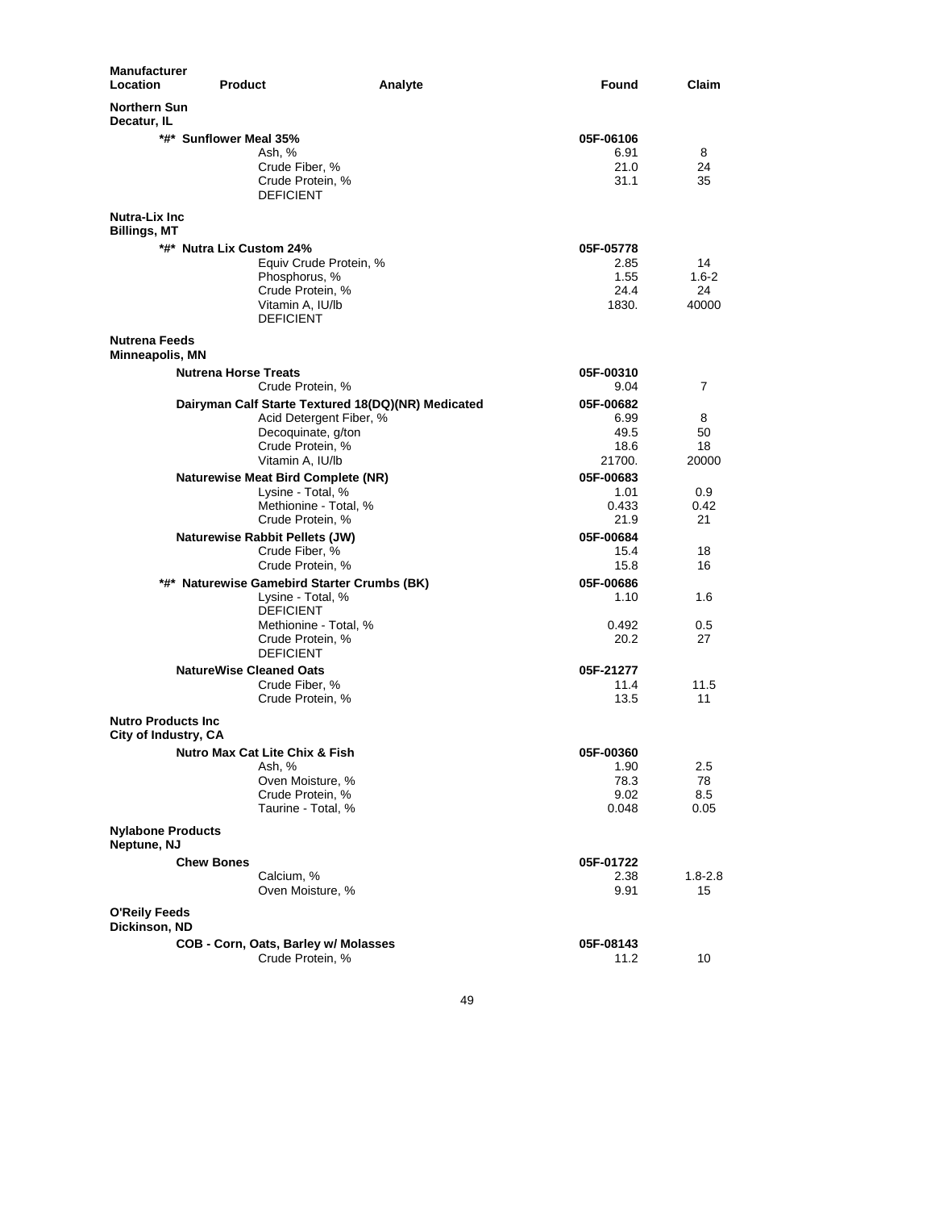| Manufacturer Location | Product | Analyte | Found | Claim |
|---|---|---|---|---|
| **Northern Sun** Decatur, IL | | | | |
| | **\*#\* Sunflower Meal 35%** | | **05F-06106** | |
| | | Ash, % | 6.91 | 8 |
| | | Crude Fiber, % | 21.0 | 24 |
| | | Crude Protein, % | 31.1 | 35 |
| | | DEFICIENT | | |
| **Nutra-Lix Inc** Billings, MT | | | | |
| | **\*#\* Nutra Lix Custom 24%** | | **05F-05778** | |
| | | Equiv Crude Protein, % | 2.85 | 14 |
| | | Phosphorus, % | 1.55 | 1.6-2 |
| | | Crude Protein, % | 24.4 | 24 |
| | | Vitamin A, IU/lb | 1830. | 40000 |
| | | DEFICIENT | | |
| **Nutrena Feeds** Minneapolis, MN | | | | |
| | **Nutrena Horse Treats** | | **05F-00310** | |
| | | Crude Protein, % | 9.04 | 7 |
| | **Dairyman Calf Starte Textured 18(DQ)(NR) Medicated** | | **05F-00682** | |
| | | Acid Detergent Fiber, % | 6.99 | 8 |
| | | Decoquinate, g/ton | 49.5 | 50 |
| | | Crude Protein, % | 18.6 | 18 |
| | | Vitamin A, IU/lb | 21700. | 20000 |
| | **Naturewise Meat Bird Complete (NR)** | | **05F-00683** | |
| | | Lysine - Total, % | 1.01 | 0.9 |
| | | Methionine - Total, % | 0.433 | 0.42 |
| | | Crude Protein, % | 21.9 | 21 |
| | **Naturewise Rabbit Pellets (JW)** | | **05F-00684** | |
| | | Crude Fiber, % | 15.4 | 18 |
| | | Crude Protein, % | 15.8 | 16 |
| | **\*#\* Naturewise Gamebird Starter Crumbs (BK)** | | **05F-00686** | |
| | | Lysine - Total, % | 1.10 | 1.6 |
| | | DEFICIENT | | |
| | | Methionine - Total, % | 0.492 | 0.5 |
| | | Crude Protein, % | 20.2 | 27 |
| | | DEFICIENT | | |
| | **NatureWise Cleaned Oats** | | **05F-21277** | |
| | | Crude Fiber, % | 11.4 | 11.5 |
| | | Crude Protein, % | 13.5 | 11 |
| **Nutro Products Inc** City of Industry, CA | | | | |
| | **Nutro Max Cat Lite Chix & Fish** | | **05F-00360** | |
| | | Ash, % | 1.90 | 2.5 |
| | | Oven Moisture, % | 78.3 | 78 |
| | | Crude Protein, % | 9.02 | 8.5 |
| | | Taurine - Total, % | 0.048 | 0.05 |
| **Nylabone Products** Neptune, NJ | | | | |
| | **Chew Bones** | | **05F-01722** | |
| | | Calcium, % | 2.38 | 1.8-2.8 |
| | | Oven Moisture, % | 9.91 | 15 |
| **O'Reily Feeds** Dickinson, ND | | | | |
| | **COB - Corn, Oats, Barley w/ Molasses** | | **05F-08143** | |
| | | Crude Protein, % | 11.2 | 10 |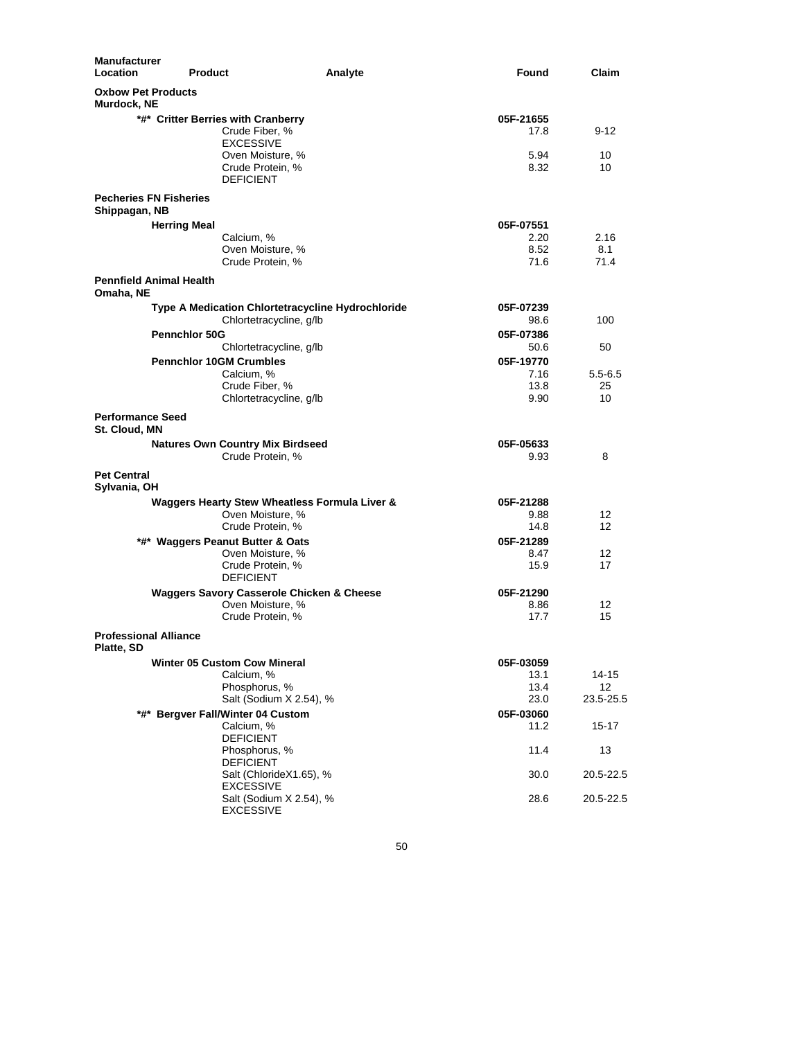| Manufacturer Location | Product | Analyte | Found | Claim |
|---|---|---|---|---|
| **Oxbow Pet Products** | | | | |
| **Murdock, NE** | | | | |
| | ***#* Critter Berries with Cranberry** | | **05F-21655** | |
| | | Crude Fiber, % | 17.8 | 9-12 |
| | | EXCESSIVE | | |
| | | Oven Moisture, % | 5.94 | 10 |
| | | Crude Protein, % | 8.32 | 10 |
| | | DEFICIENT | | |
| **Pecheries FN Fisheries** | | | | |
| **Shippagan, NB** | | | | |
| | **Herring Meal** | | **05F-07551** | |
| | | Calcium, % | 2.20 | 2.16 |
| | | Oven Moisture, % | 8.52 | 8.1 |
| | | Crude Protein, % | 71.6 | 71.4 |
| **Pennfield Animal Health** | | | | |
| **Omaha, NE** | | | | |
| | **Type A Medication Chlortetracycline Hydrochloride** | | **05F-07239** | |
| | | Chlortetracycline, g/lb | 98.6 | 100 |
| | **Pennchlor 50G** | | **05F-07386** | |
| | | Chlortetracycline, g/lb | 50.6 | 50 |
| | **Pennchlor 10GM Crumbles** | | **05F-19770** | |
| | | Calcium, % | 7.16 | 5.5-6.5 |
| | | Crude Fiber, % | 13.8 | 25 |
| | | Chlortetracycline, g/lb | 9.90 | 10 |
| **Performance Seed** | | | | |
| **St. Cloud, MN** | | | | |
| | **Natures Own Country Mix Birdseed** | | **05F-05633** | |
| | | Crude Protein, % | 9.93 | 8 |
| **Pet Central** | | | | |
| **Sylvania, OH** | | | | |
| | **Waggers Hearty Stew Wheatless Formula Liver &** | | **05F-21288** | |
| | | Oven Moisture, % | 9.88 | 12 |
| | | Crude Protein, % | 14.8 | 12 |
| | ***#* Waggers Peanut Butter & Oats** | | **05F-21289** | |
| | | Oven Moisture, % | 8.47 | 12 |
| | | Crude Protein, % | 15.9 | 17 |
| | | DEFICIENT | | |
| | **Waggers Savory Casserole Chicken & Cheese** | | **05F-21290** | |
| | | Oven Moisture, % | 8.86 | 12 |
| | | Crude Protein, % | 17.7 | 15 |
| **Professional Alliance** | | | | |
| **Platte, SD** | | | | |
| | **Winter 05 Custom Cow Mineral** | | **05F-03059** | |
| | | Calcium, % | 13.1 | 14-15 |
| | | Phosphorus, % | 13.4 | 12 |
| | | Salt (Sodium X 2.54), % | 23.0 | 23.5-25.5 |
| | ***#* Bergver Fall/Winter 04 Custom** | | **05F-03060** | |
| | | Calcium, % | 11.2 | 15-17 |
| | | DEFICIENT | | |
| | | Phosphorus, % | 11.4 | 13 |
| | | DEFICIENT | | |
| | | Salt (ChlorideX1.65), % | 30.0 | 20.5-22.5 |
| | | EXCESSIVE | | |
| | | Salt (Sodium X 2.54), % | 28.6 | 20.5-22.5 |
| | | EXCESSIVE | | |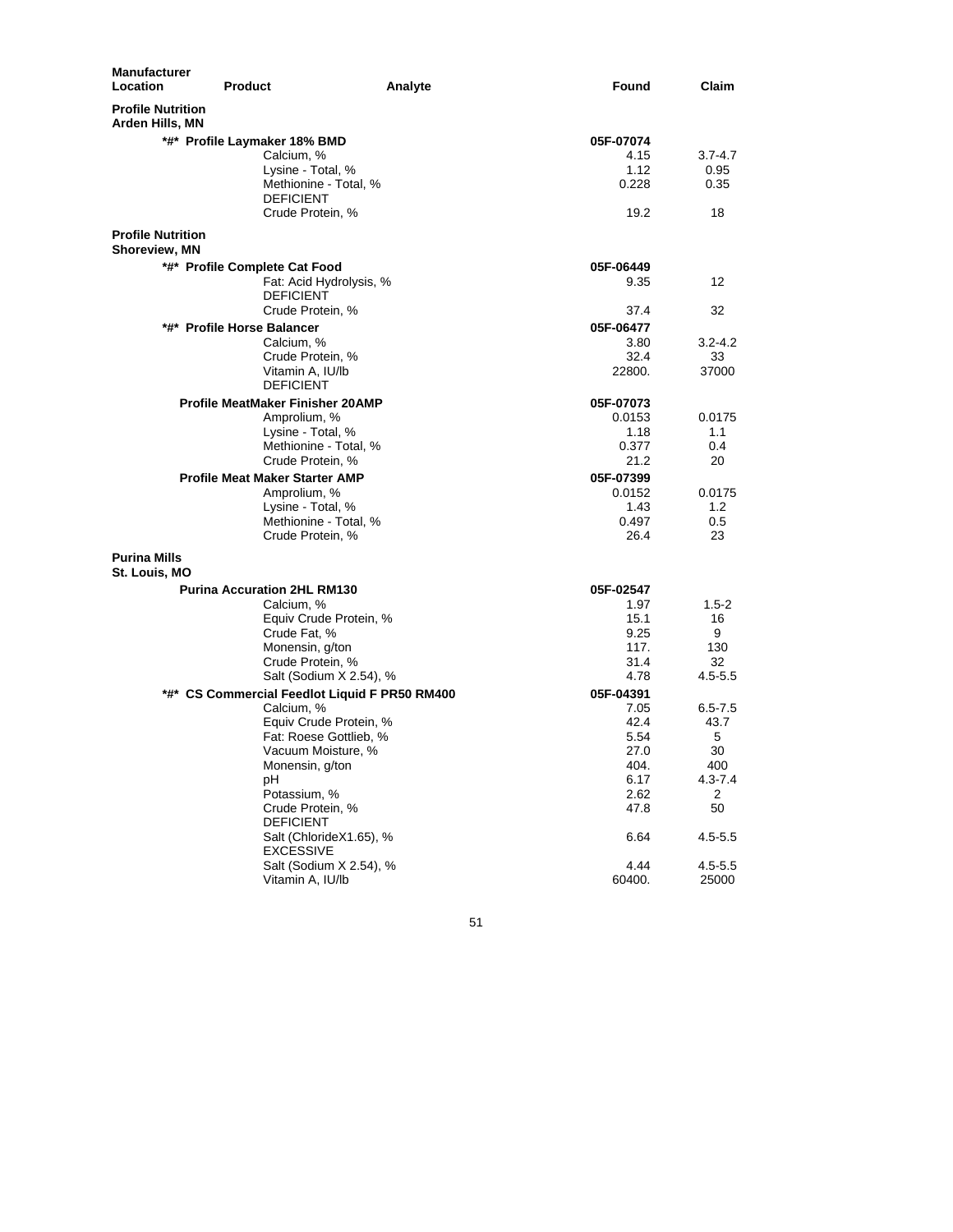| Manufacturer Location | Product | Analyte | Found | Claim |
|---|---|---|---|---|
| **Profile Nutrition Arden Hills, MN** | | | | |
| | **\*#\* Profile Laymaker 18% BMD** | | **05F-07074** | |
| | | Calcium, % | 4.15 | 3.7-4.7 |
| | | Lysine - Total, % | 1.12 | 0.95 |
| | | Methionine - Total, % DEFICIENT | 0.228 | 0.35 |
| | | Crude Protein, % | 19.2 | 18 |
| **Profile Nutrition Shoreview, MN** | | | | |
| | **\*#\* Profile Complete Cat Food** | | **05F-06449** | |
| | | Fat: Acid Hydrolysis, % DEFICIENT | 9.35 | 12 |
| | | Crude Protein, % | 37.4 | 32 |
| | **\*#\* Profile Horse Balancer** | | **05F-06477** | |
| | | Calcium, % | 3.80 | 3.2-4.2 |
| | | Crude Protein, % | 32.4 | 33 |
| | | Vitamin A, IU/lb DEFICIENT | 22800. | 37000 |
| | **Profile MeatMaker Finisher 20AMP** | | **05F-07073** | |
| | | Amprolium, % | 0.0153 | 0.0175 |
| | | Lysine - Total, % | 1.18 | 1.1 |
| | | Methionine - Total, % | 0.377 | 0.4 |
| | | Crude Protein, % | 21.2 | 20 |
| | **Profile Meat Maker Starter AMP** | | **05F-07399** | |
| | | Amprolium, % | 0.0152 | 0.0175 |
| | | Lysine - Total, % | 1.43 | 1.2 |
| | | Methionine - Total, % | 0.497 | 0.5 |
| | | Crude Protein, % | 26.4 | 23 |
| **Purina Mills St. Louis, MO** | | | | |
| | **Purina Accuration 2HL RM130** | | **05F-02547** | |
| | | Calcium, % | 1.97 | 1.5-2 |
| | | Equiv Crude Protein, % | 15.1 | 16 |
| | | Crude Fat, % | 9.25 | 9 |
| | | Monensin, g/ton | 117. | 130 |
| | | Crude Protein, % | 31.4 | 32 |
| | | Salt (Sodium X 2.54), % | 4.78 | 4.5-5.5 |
| | **\*#\* CS Commercial Feedlot Liquid F PR50 RM400** | | **05F-04391** | |
| | | Calcium, % | 7.05 | 6.5-7.5 |
| | | Equiv Crude Protein, % | 42.4 | 43.7 |
| | | Fat: Roese Gottlieb, % | 5.54 | 5 |
| | | Vacuum Moisture, % | 27.0 | 30 |
| | | Monensin, g/ton | 404. | 400 |
| | | pH | 6.17 | 4.3-7.4 |
| | | Potassium, % | 2.62 | 2 |
| | | Crude Protein, % DEFICIENT | 47.8 | 50 |
| | | Salt (ChlorideX1.65), % EXCESSIVE | 6.64 | 4.5-5.5 |
| | | Salt (Sodium X 2.54), % | 4.44 | 4.5-5.5 |
| | | Vitamin A, IU/lb | 60400. | 25000 |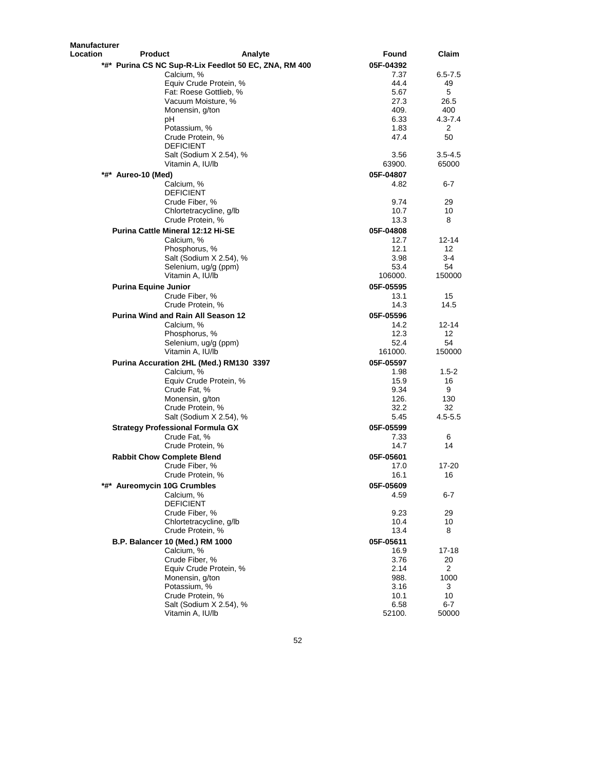| Manufacturer Location | Product | Analyte | Found | Claim |
|---|---|---|---|---|
| | **\*#\* Purina CS NC Sup-R-Lix Feedlot 50 EC, ZNA, RM 400** | | **05F-04392** | |
| | | Calcium, % | 7.37 | 6.5-7.5 |
| | | Equiv Crude Protein, % | 44.4 | 49 |
| | | Fat: Roese Gottlieb, % | 5.67 | 5 |
| | | Vacuum Moisture, % | 27.3 | 26.5 |
| | | Monensin, g/ton | 409. | 400 |
| | | pH | 6.33 | 4.3-7.4 |
| | | Potassium, % | 1.83 | 2 |
| | | Crude Protein, % | 47.4 | 50 |
| | | DEFICIENT | | |
| | | Salt (Sodium X 2.54), % | 3.56 | 3.5-4.5 |
| | | Vitamin A, IU/lb | 63900. | 65000 |
| | **\*#\* Aureo-10 (Med)** | | **05F-04807** | |
| | | Calcium, % | 4.82 | 6-7 |
| | | DEFICIENT | | |
| | | Crude Fiber, % | 9.74 | 29 |
| | | Chlortetracycline, g/lb | 10.7 | 10 |
| | | Crude Protein, % | 13.3 | 8 |
| | **Purina Cattle Mineral 12:12 Hi-SE** | | **05F-04808** | |
| | | Calcium, % | 12.7 | 12-14 |
| | | Phosphorus, % | 12.1 | 12 |
| | | Salt (Sodium X 2.54), % | 3.98 | 3-4 |
| | | Selenium, ug/g (ppm) | 53.4 | 54 |
| | | Vitamin A, IU/lb | 106000. | 150000 |
| | **Purina Equine Junior** | | **05F-05595** | |
| | | Crude Fiber, % | 13.1 | 15 |
| | | Crude Protein, % | 14.3 | 14.5 |
| | **Purina Wind and Rain All Season 12** | | **05F-05596** | |
| | | Calcium, % | 14.2 | 12-14 |
| | | Phosphorus, % | 12.3 | 12 |
| | | Selenium, ug/g (ppm) | 52.4 | 54 |
| | | Vitamin A, IU/lb | 161000. | 150000 |
| | **Purina Accuration 2HL (Med.) RM130 3397** | | **05F-05597** | |
| | | Calcium, % | 1.98 | 1.5-2 |
| | | Equiv Crude Protein, % | 15.9 | 16 |
| | | Crude Fat, % | 9.34 | 9 |
| | | Monensin, g/ton | 126. | 130 |
| | | Crude Protein, % | 32.2 | 32 |
| | | Salt (Sodium X 2.54), % | 5.45 | 4.5-5.5 |
| | **Strategy Professional Formula GX** | | **05F-05599** | |
| | | Crude Fat, % | 7.33 | 6 |
| | | Crude Protein, % | 14.7 | 14 |
| | **Rabbit Chow Complete Blend** | | **05F-05601** | |
| | | Crude Fiber, % | 17.0 | 17-20 |
| | | Crude Protein, % | 16.1 | 16 |
| | **\*#\* Aureomycin 10G Crumbles** | | **05F-05609** | |
| | | Calcium, % | 4.59 | 6-7 |
| | | DEFICIENT | | |
| | | Crude Fiber, % | 9.23 | 29 |
| | | Chlortetracycline, g/lb | 10.4 | 10 |
| | | Crude Protein, % | 13.4 | 8 |
| | **B.P. Balancer 10 (Med.) RM 1000** | | **05F-05611** | |
| | | Calcium, % | 16.9 | 17-18 |
| | | Crude Fiber, % | 3.76 | 20 |
| | | Equiv Crude Protein, % | 2.14 | 2 |
| | | Monensin, g/ton | 988. | 1000 |
| | | Potassium, % | 3.16 | 3 |
| | | Crude Protein, % | 10.1 | 10 |
| | | Salt (Sodium X 2.54), % | 6.58 | 6-7 |
| | | Vitamin A, IU/lb | 52100. | 50000 |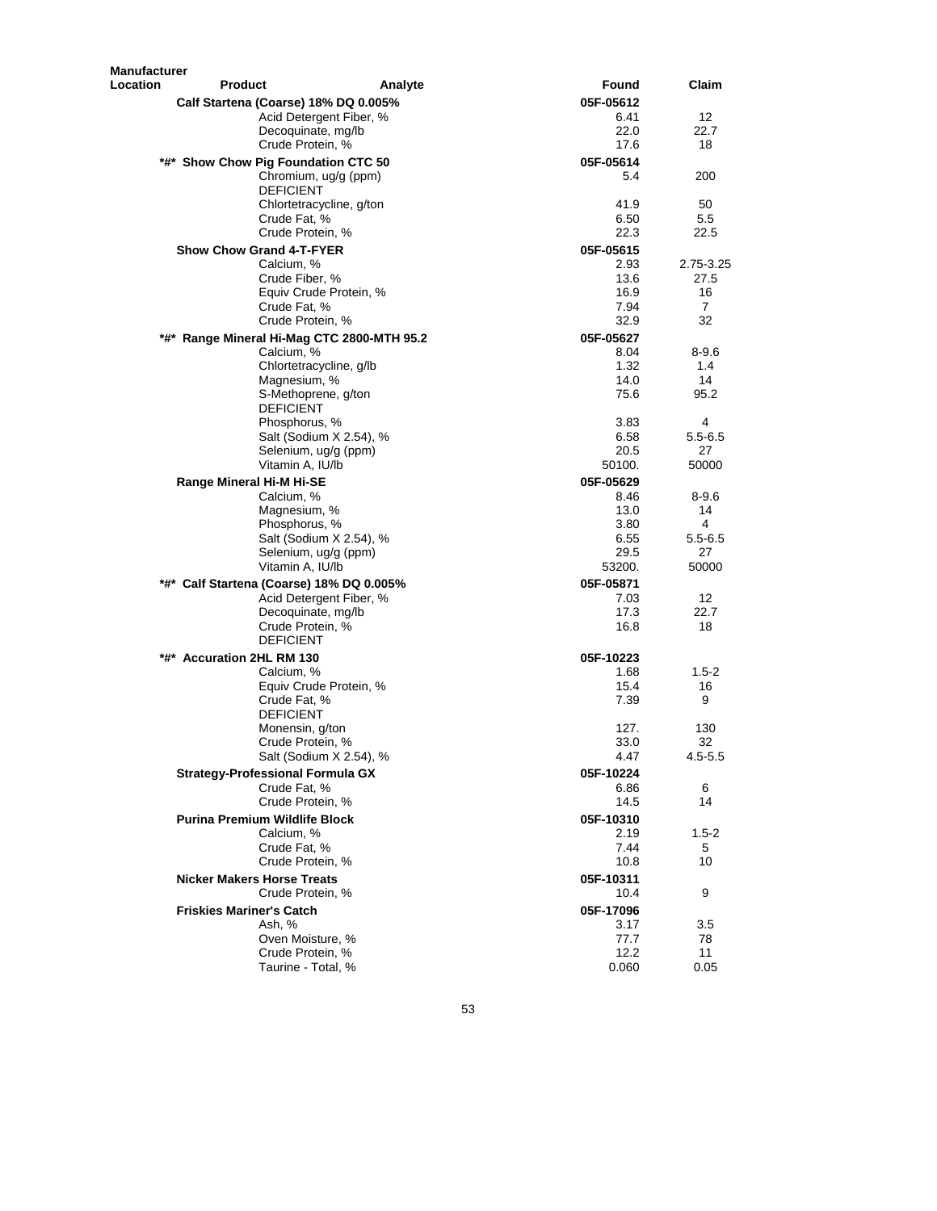| Manufacturer Location | Product | Analyte | Found | Claim |
|---|---|---|---|---|
| | Calf Startena (Coarse) 18% DQ 0.005% | | 05F-05612 | |
| | | Acid Detergent Fiber, % | 6.41 | 12 |
| | | Decoquinate, mg/lb | 22.0 | 22.7 |
| | | Crude Protein, % | 17.6 | 18 |
| | *#* Show Chow Pig Foundation CTC 50 | | 05F-05614 | |
| | | Chromium, ug/g (ppm) DEFICIENT | 5.4 | 200 |
| | | Chlortetracycline, g/ton | 41.9 | 50 |
| | | Crude Fat, % | 6.50 | 5.5 |
| | | Crude Protein, % | 22.3 | 22.5 |
| | Show Chow Grand 4-T-FYER | | 05F-05615 | |
| | | Calcium, % | 2.93 | 2.75-3.25 |
| | | Crude Fiber, % | 13.6 | 27.5 |
| | | Equiv Crude Protein, % | 16.9 | 16 |
| | | Crude Fat, % | 7.94 | 7 |
| | | Crude Protein, % | 32.9 | 32 |
| | *#* Range Mineral Hi-Mag CTC 2800-MTH 95.2 | | 05F-05627 | |
| | | Calcium, % | 8.04 | 8-9.6 |
| | | Chlortetracycline, g/lb | 1.32 | 1.4 |
| | | Magnesium, % | 14.0 | 14 |
| | | S-Methoprene, g/ton DEFICIENT | 75.6 | 95.2 |
| | | Phosphorus, % | 3.83 | 4 |
| | | Salt (Sodium X 2.54), % | 6.58 | 5.5-6.5 |
| | | Selenium, ug/g (ppm) | 20.5 | 27 |
| | | Vitamin A, IU/lb | 50100. | 50000 |
| | Range Mineral Hi-M Hi-SE | | 05F-05629 | |
| | | Calcium, % | 8.46 | 8-9.6 |
| | | Magnesium, % | 13.0 | 14 |
| | | Phosphorus, % | 3.80 | 4 |
| | | Salt (Sodium X 2.54), % | 6.55 | 5.5-6.5 |
| | | Selenium, ug/g (ppm) | 29.5 | 27 |
| | | Vitamin A, IU/lb | 53200. | 50000 |
| | *#* Calf Startena (Coarse) 18% DQ 0.005% | | 05F-05871 | |
| | | Acid Detergent Fiber, % | 7.03 | 12 |
| | | Decoquinate, mg/lb | 17.3 | 22.7 |
| | | Crude Protein, % DEFICIENT | 16.8 | 18 |
| | *#* Accuration 2HL RM 130 | | 05F-10223 | |
| | | Calcium, % | 1.68 | 1.5-2 |
| | | Equiv Crude Protein, % | 15.4 | 16 |
| | | Crude Fat, % DEFICIENT | 7.39 | 9 |
| | | Monensin, g/ton | 127. | 130 |
| | | Crude Protein, % | 33.0 | 32 |
| | | Salt (Sodium X 2.54), % | 4.47 | 4.5-5.5 |
| | Strategy-Professional Formula GX | | 05F-10224 | |
| | | Crude Fat, % | 6.86 | 6 |
| | | Crude Protein, % | 14.5 | 14 |
| | Purina Premium Wildlife Block | | 05F-10310 | |
| | | Calcium, % | 2.19 | 1.5-2 |
| | | Crude Fat, % | 7.44 | 5 |
| | | Crude Protein, % | 10.8 | 10 |
| | Nicker Makers Horse Treats | | 05F-10311 | |
| | | Crude Protein, % | 10.4 | 9 |
| | Friskies Mariner's Catch | | 05F-17096 | |
| | | Ash, % | 3.17 | 3.5 |
| | | Oven Moisture, % | 77.7 | 78 |
| | | Crude Protein, % | 12.2 | 11 |
| | | Taurine - Total, % | 0.060 | 0.05 |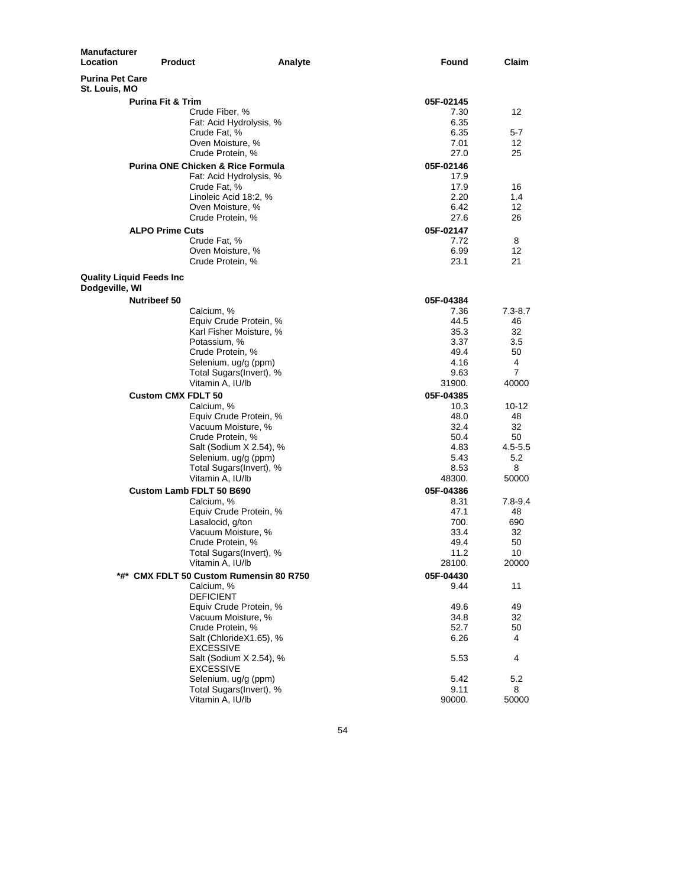| Manufacturer Location | Product | Analyte | Found | Claim |
|---|---|---|---|---|
| **Purina Pet Care St. Louis, MO** | | | | |
| | **Purina Fit & Trim** | | **05F-02145** | |
| | | Crude Fiber, % | 7.30 | 12 |
| | | Fat: Acid Hydrolysis, % | 6.35 | |
| | | Crude Fat, % | 6.35 | 5-7 |
| | | Oven Moisture, % | 7.01 | 12 |
| | | Crude Protein, % | 27.0 | 25 |
| | **Purina ONE Chicken & Rice Formula** | | **05F-02146** | |
| | | Fat: Acid Hydrolysis, % | 17.9 | |
| | | Crude Fat, % | 17.9 | 16 |
| | | Linoleic Acid 18:2, % | 2.20 | 1.4 |
| | | Oven Moisture, % | 6.42 | 12 |
| | | Crude Protein, % | 27.6 | 26 |
| | **ALPO Prime Cuts** | | **05F-02147** | |
| | | Crude Fat, % | 7.72 | 8 |
| | | Oven Moisture, % | 6.99 | 12 |
| | | Crude Protein, % | 23.1 | 21 |
| **Quality Liquid Feeds Inc Dodgeville, WI** | | | | |
| | **Nutribeef 50** | | **05F-04384** | |
| | | Calcium, % | 7.36 | 7.3-8.7 |
| | | Equiv Crude Protein, % | 44.5 | 46 |
| | | Karl Fisher Moisture, % | 35.3 | 32 |
| | | Potassium, % | 3.37 | 3.5 |
| | | Crude Protein, % | 49.4 | 50 |
| | | Selenium, ug/g (ppm) | 4.16 | 4 |
| | | Total Sugars(Invert), % | 9.63 | 7 |
| | | Vitamin A, IU/lb | 31900. | 40000 |
| | **Custom CMX FDLT 50** | | **05F-04385** | |
| | | Calcium, % | 10.3 | 10-12 |
| | | Equiv Crude Protein, % | 48.0 | 48 |
| | | Vacuum Moisture, % | 32.4 | 32 |
| | | Crude Protein, % | 50.4 | 50 |
| | | Salt (Sodium X 2.54), % | 4.83 | 4.5-5.5 |
| | | Selenium, ug/g (ppm) | 5.43 | 5.2 |
| | | Total Sugars(Invert), % | 8.53 | 8 |
| | | Vitamin A, IU/lb | 48300. | 50000 |
| | **Custom Lamb FDLT 50 B690** | | **05F-04386** | |
| | | Calcium, % | 8.31 | 7.8-9.4 |
| | | Equiv Crude Protein, % | 47.1 | 48 |
| | | Lasalocid, g/ton | 700. | 690 |
| | | Vacuum Moisture, % | 33.4 | 32 |
| | | Crude Protein, % | 49.4 | 50 |
| | | Total Sugars(Invert), % | 11.2 | 10 |
| | | Vitamin A, IU/lb | 28100. | 20000 |
| | **\*#\* CMX FDLT 50 Custom Rumensin 80 R750** | | **05F-04430** | |
| | | Calcium, % DEFICIENT | 9.44 | 11 |
| | | Equiv Crude Protein, % | 49.6 | 49 |
| | | Vacuum Moisture, % | 34.8 | 32 |
| | | Crude Protein, % | 52.7 | 50 |
| | | Salt (ChlorideX1.65), % EXCESSIVE | 6.26 | 4 |
| | | Salt (Sodium X 2.54), % EXCESSIVE | 5.53 | 4 |
| | | Selenium, ug/g (ppm) | 5.42 | 5.2 |
| | | Total Sugars(Invert), % | 9.11 | 8 |
| | | Vitamin A, IU/lb | 90000. | 50000 |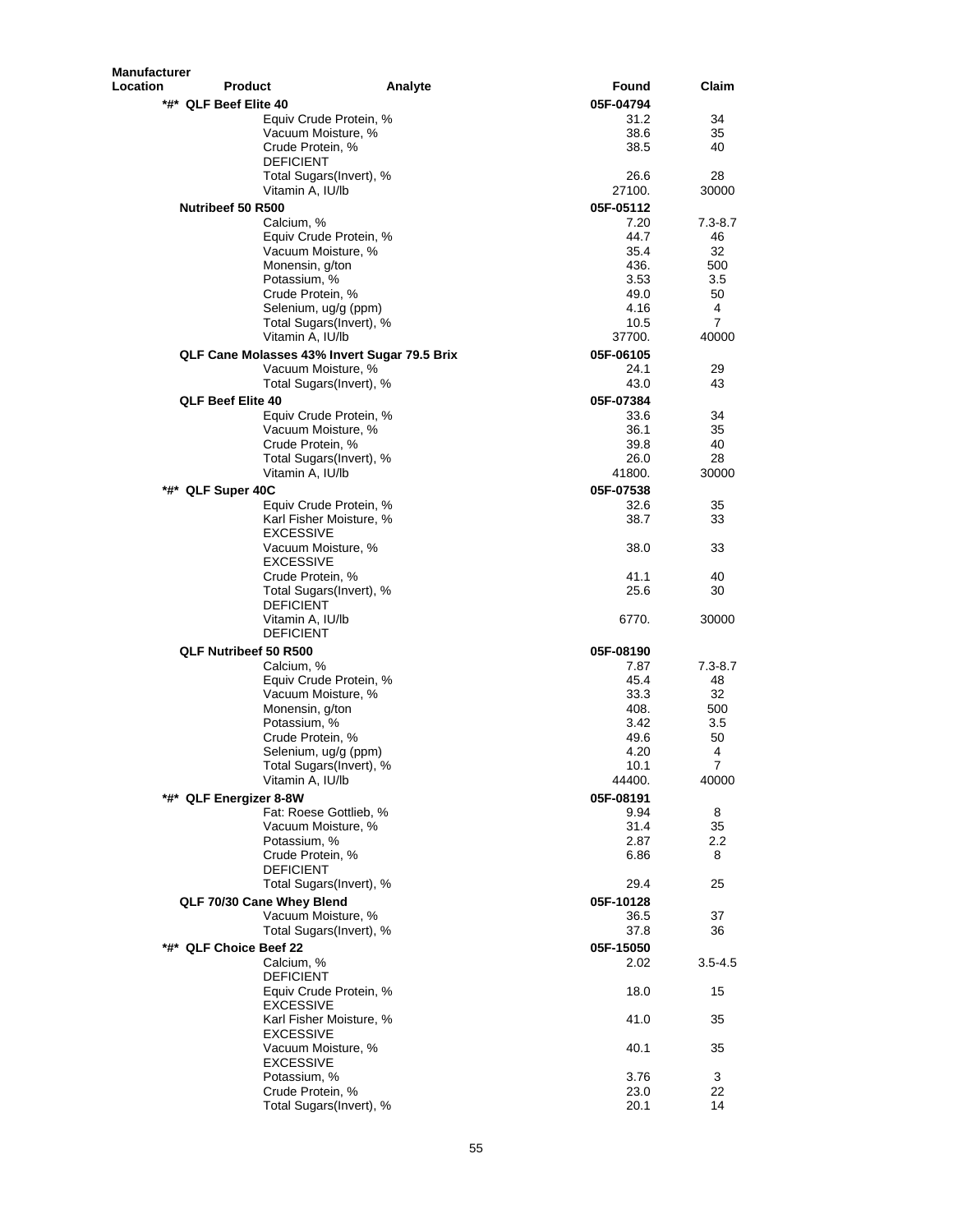| Manufacturer Location | Product | Analyte | Found | Claim |
|---|---|---|---|---|
| | *#* QLF Beef Elite 40 | | 05F-04794 | |
| | | Equiv Crude Protein, % | 31.2 | 34 |
| | | Vacuum Moisture, % | 38.6 | 35 |
| | | Crude Protein, % DEFICIENT | 38.5 | 40 |
| | | Total Sugars(Invert), % | 26.6 | 28 |
| | | Vitamin A, IU/lb | 27100. | 30000 |
| | Nutribeef 50 R500 | | 05F-05112 | |
| | | Calcium, % | 7.20 | 7.3-8.7 |
| | | Equiv Crude Protein, % | 44.7 | 46 |
| | | Vacuum Moisture, % | 35.4 | 32 |
| | | Monensin, g/ton | 436. | 500 |
| | | Potassium, % | 3.53 | 3.5 |
| | | Crude Protein, % | 49.0 | 50 |
| | | Selenium, ug/g (ppm) | 4.16 | 4 |
| | | Total Sugars(Invert), % | 10.5 | 7 |
| | | Vitamin A, IU/lb | 37700. | 40000 |
| | QLF Cane Molasses 43% Invert Sugar 79.5 Brix | | 05F-06105 | |
| | | Vacuum Moisture, % | 24.1 | 29 |
| | | Total Sugars(Invert), % | 43.0 | 43 |
| | QLF Beef Elite 40 | | 05F-07384 | |
| | | Equiv Crude Protein, % | 33.6 | 34 |
| | | Vacuum Moisture, % | 36.1 | 35 |
| | | Crude Protein, % | 39.8 | 40 |
| | | Total Sugars(Invert), % | 26.0 | 28 |
| | | Vitamin A, IU/lb | 41800. | 30000 |
| | *#* QLF Super 40C | | 05F-07538 | |
| | | Equiv Crude Protein, % | 32.6 | 35 |
| | | Karl Fisher Moisture, % EXCESSIVE | 38.7 | 33 |
| | | Vacuum Moisture, % EXCESSIVE | 38.0 | 33 |
| | | Crude Protein, % | 41.1 | 40 |
| | | Total Sugars(Invert), % DEFICIENT | 25.6 | 30 |
| | | Vitamin A, IU/lb DEFICIENT | 6770. | 30000 |
| | QLF Nutribeef 50 R500 | | 05F-08190 | |
| | | Calcium, % | 7.87 | 7.3-8.7 |
| | | Equiv Crude Protein, % | 45.4 | 48 |
| | | Vacuum Moisture, % | 33.3 | 32 |
| | | Monensin, g/ton | 408. | 500 |
| | | Potassium, % | 3.42 | 3.5 |
| | | Crude Protein, % | 49.6 | 50 |
| | | Selenium, ug/g (ppm) | 4.20 | 4 |
| | | Total Sugars(Invert), % | 10.1 | 7 |
| | | Vitamin A, IU/lb | 44400. | 40000 |
| | *#* QLF Energizer 8-8W | | 05F-08191 | |
| | | Fat: Roese Gottlieb, % | 9.94 | 8 |
| | | Vacuum Moisture, % | 31.4 | 35 |
| | | Potassium, % | 2.87 | 2.2 |
| | | Crude Protein, % DEFICIENT | 6.86 | 8 |
| | | Total Sugars(Invert), % | 29.4 | 25 |
| | QLF 70/30 Cane Whey Blend | | 05F-10128 | |
| | | Vacuum Moisture, % | 36.5 | 37 |
| | | Total Sugars(Invert), % | 37.8 | 36 |
| | *#* QLF Choice Beef 22 | | 05F-15050 | |
| | | Calcium, % DEFICIENT | 2.02 | 3.5-4.5 |
| | | Equiv Crude Protein, % EXCESSIVE | 18.0 | 15 |
| | | Karl Fisher Moisture, % EXCESSIVE | 41.0 | 35 |
| | | Vacuum Moisture, % EXCESSIVE | 40.1 | 35 |
| | | Potassium, % | 3.76 | 3 |
| | | Crude Protein, % | 23.0 | 22 |
| | | Total Sugars(Invert), % | 20.1 | 14 |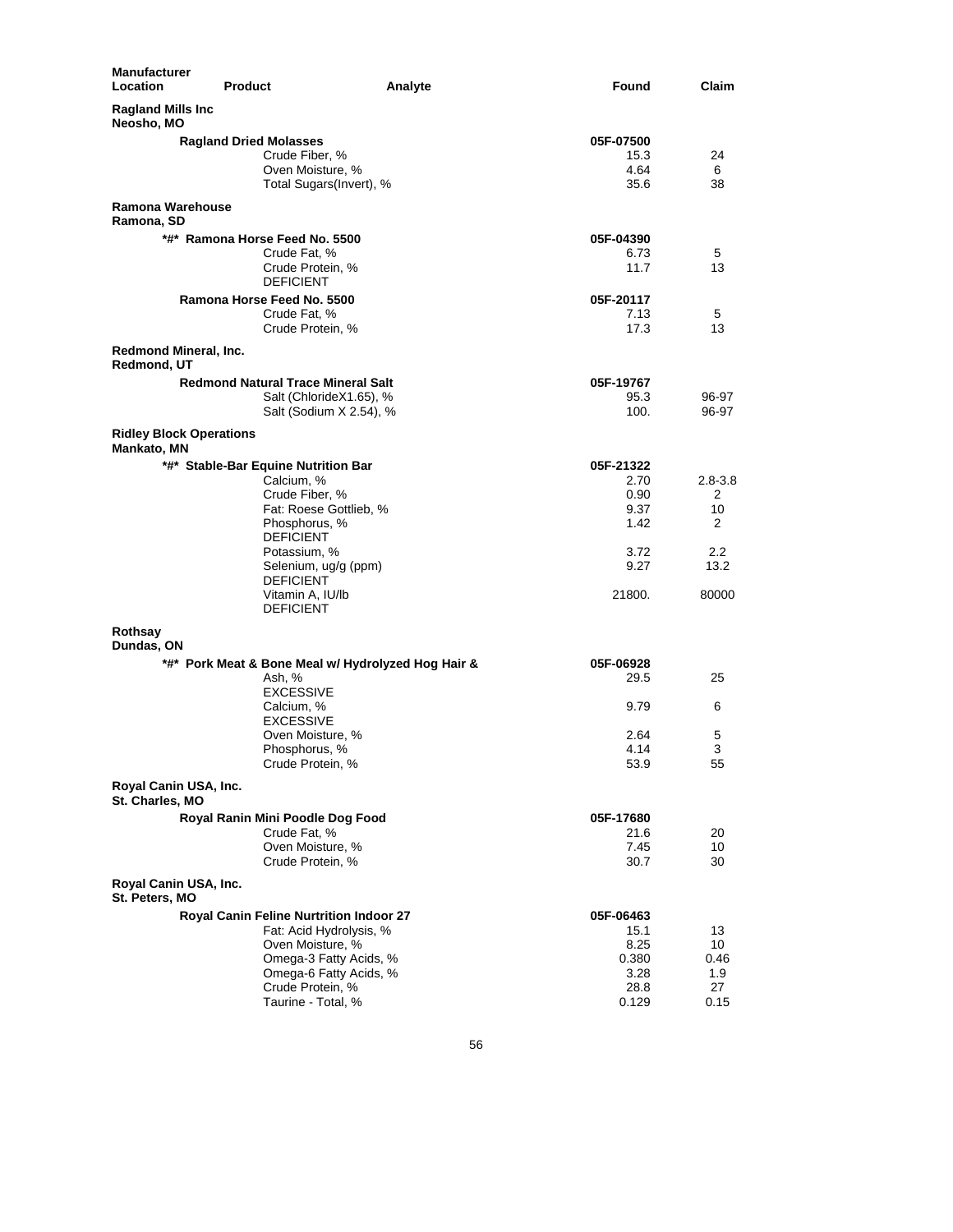| Manufacturer Location | Product | Analyte | Found | Claim |
|---|---|---|---|---|
| **Ragland Mills Inc Neosho, MO** | | | | |
| | **Ragland Dried Molasses** | | **05F-07500** | |
| | | Crude Fiber, % | 15.3 | 24 |
| | | Oven Moisture, % | 4.64 | 6 |
| | | Total Sugars(Invert), % | 35.6 | 38 |
| **Ramona Warehouse Ramona, SD** | | | | |
| | **\*#\* Ramona Horse Feed No. 5500** | | **05F-04390** | |
| | | Crude Fat, % | 6.73 | 5 |
| | | Crude Protein, % DEFICIENT | 11.7 | 13 |
| | **Ramona Horse Feed No. 5500** | | **05F-20117** | |
| | | Crude Fat, % | 7.13 | 5 |
| | | Crude Protein, % | 17.3 | 13 |
| **Redmond Mineral, Inc. Redmond, UT** | | | | |
| | **Redmond Natural Trace Mineral Salt** | | **05F-19767** | |
| | | Salt (ChlorideX1.65), % | 95.3 | 96-97 |
| | | Salt (Sodium X 2.54), % | 100. | 96-97 |
| **Ridley Block Operations Mankato, MN** | | | | |
| | **\*#\* Stable-Bar Equine Nutrition Bar** | | **05F-21322** | |
| | | Calcium, % | 2.70 | 2.8-3.8 |
| | | Crude Fiber, % | 0.90 | 2 |
| | | Fat: Roese Gottlieb, % | 9.37 | 10 |
| | | Phosphorus, % DEFICIENT | 1.42 | 2 |
| | | Potassium, % | 3.72 | 2.2 |
| | | Selenium, ug/g (ppm) DEFICIENT | 9.27 | 13.2 |
| | | Vitamin A, IU/lb DEFICIENT | 21800. | 80000 |
| **Rothsay Dundas, ON** | | | | |
| | **\*#\* Pork Meat & Bone Meal w/ Hydrolyzed Hog Hair &** | | **05F-06928** | |
| | | Ash, % EXCESSIVE | 29.5 | 25 |
| | | Calcium, % EXCESSIVE | 9.79 | 6 |
| | | Oven Moisture, % | 2.64 | 5 |
| | | Phosphorus, % | 4.14 | 3 |
| | | Crude Protein, % | 53.9 | 55 |
| **Royal Canin USA, Inc. St. Charles, MO** | | | | |
| | **Royal Ranin Mini Poodle Dog Food** | | **05F-17680** | |
| | | Crude Fat, % | 21.6 | 20 |
| | | Oven Moisture, % | 7.45 | 10 |
| | | Crude Protein, % | 30.7 | 30 |
| **Royal Canin USA, Inc. St. Peters, MO** | | | | |
| | **Royal Canin Feline Nurtrition Indoor 27** | | **05F-06463** | |
| | | Fat: Acid Hydrolysis, % | 15.1 | 13 |
| | | Oven Moisture, % | 8.25 | 10 |
| | | Omega-3 Fatty Acids, % | 0.380 | 0.46 |
| | | Omega-6 Fatty Acids, % | 3.28 | 1.9 |
| | | Crude Protein, % | 28.8 | 27 |
| | | Taurine - Total, % | 0.129 | 0.15 |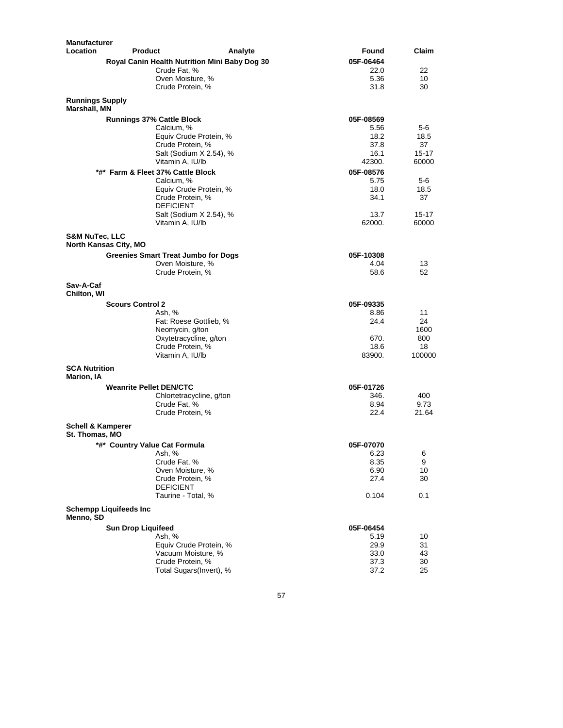| Manufacturer Location | Product | Analyte | Found | Claim |
|---|---|---|---|---|
| | **Royal Canin Health Nutrition Mini Baby Dog 30** | | **05F-06464** | |
| | | Crude Fat, % | 22.0 | 22 |
| | | Oven Moisture, % | 5.36 | 10 |
| | | Crude Protein, % | 31.8 | 30 |
| **Runnings Supply Marshall, MN** | | | | |
| | **Runnings 37% Cattle Block** | | **05F-08569** | |
| | | Calcium, % | 5.56 | 5-6 |
| | | Equiv Crude Protein, % | 18.2 | 18.5 |
| | | Crude Protein, % | 37.8 | 37 |
| | | Salt (Sodium X 2.54), % | 16.1 | 15-17 |
| | | Vitamin A, IU/lb | 42300. | 60000 |
| | **\*#\* Farm & Fleet 37% Cattle Block** | | **05F-08576** | |
| | | Calcium, % | 5.75 | 5-6 |
| | | Equiv Crude Protein, % | 18.0 | 18.5 |
| | | Crude Protein, % DEFICIENT | 34.1 | 37 |
| | | Salt (Sodium X 2.54), % | 13.7 | 15-17 |
| | | Vitamin A, IU/lb | 62000. | 60000 |
| **S&M NuTec, LLC North Kansas City, MO** | | | | |
| | **Greenies Smart Treat Jumbo for Dogs** | | **05F-10308** | |
| | | Oven Moisture, % | 4.04 | 13 |
| | | Crude Protein, % | 58.6 | 52 |
| **Sav-A-Caf Chilton, WI** | | | | |
| | **Scours Control 2** | | **05F-09335** | |
| | | Ash, % | 8.86 | 11 |
| | | Fat: Roese Gottlieb, % | 24.4 | 24 |
| | | Neomycin, g/ton | | 1600 |
| | | Oxytetracycline, g/ton | 670. | 800 |
| | | Crude Protein, % | 18.6 | 18 |
| | | Vitamin A, IU/lb | 83900. | 100000 |
| **SCA Nutrition Marion, IA** | | | | |
| | **Weanrite Pellet DEN/CTC** | | **05F-01726** | |
| | | Chlortetracycline, g/ton | 346. | 400 |
| | | Crude Fat, % | 8.94 | 9.73 |
| | | Crude Protein, % | 22.4 | 21.64 |
| **Schell & Kamperer St. Thomas, MO** | | | | |
| | **\*#\* Country Value Cat Formula** | | **05F-07070** | |
| | | Ash, % | 6.23 | 6 |
| | | Crude Fat, % | 8.35 | 9 |
| | | Oven Moisture, % | 6.90 | 10 |
| | | Crude Protein, % DEFICIENT | 27.4 | 30 |
| | | Taurine - Total, % | 0.104 | 0.1 |
| **Schempp Liquifeeds Inc Menno, SD** | | | | |
| | **Sun Drop Liquifeed** | | **05F-06454** | |
| | | Ash, % | 5.19 | 10 |
| | | Equiv Crude Protein, % | 29.9 | 31 |
| | | Vacuum Moisture, % | 33.0 | 43 |
| | | Crude Protein, % | 37.3 | 30 |
| | | Total Sugars(Invert), % | 37.2 | 25 |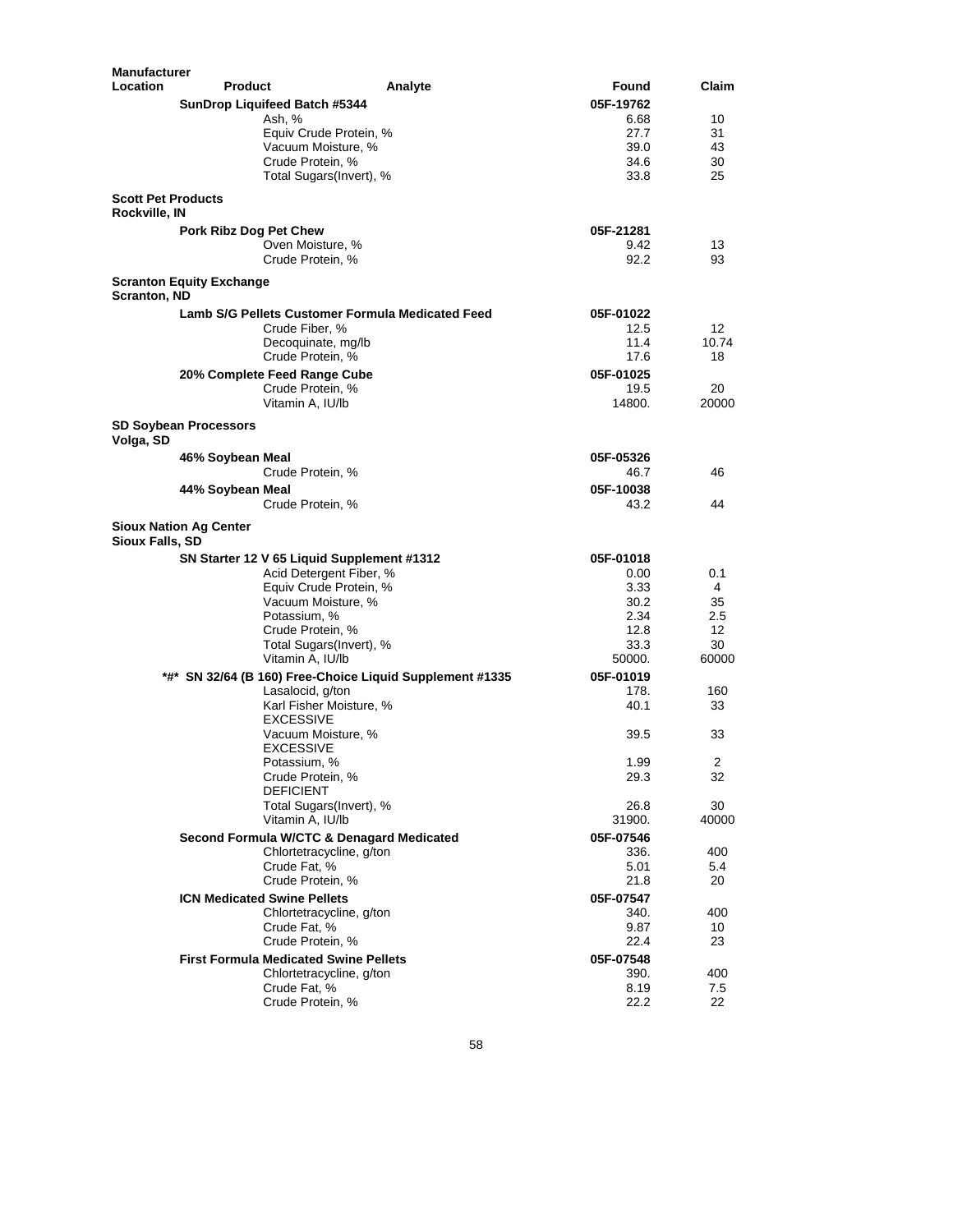| Manufacturer Location | Product | Analyte | Found | Claim |
|---|---|---|---|---|
| | **SunDrop Liquifeed Batch #5344** | | **05F-19762** | |
| | | Ash, % | 6.68 | 10 |
| | | Equiv Crude Protein, % | 27.7 | 31 |
| | | Vacuum Moisture, % | 39.0 | 43 |
| | | Crude Protein, % | 34.6 | 30 |
| | | Total Sugars(Invert), % | 33.8 | 25 |
| **Scott Pet Products** Rockville, IN | | | | |
| | **Pork Ribz Dog Pet Chew** | | **05F-21281** | |
| | | Oven Moisture, % | 9.42 | 13 |
| | | Crude Protein, % | 92.2 | 93 |
| **Scranton Equity Exchange** Scranton, ND | | | | |
| | **Lamb S/G Pellets Customer Formula Medicated Feed** | | **05F-01022** | |
| | | Crude Fiber, % | 12.5 | 12 |
| | | Decoquinate, mg/lb | 11.4 | 10.74 |
| | | Crude Protein, % | 17.6 | 18 |
| | **20% Complete Feed Range Cube** | | **05F-01025** | |
| | | Crude Protein, % | 19.5 | 20 |
| | | Vitamin A, IU/lb | 14800. | 20000 |
| **SD Soybean Processors** Volga, SD | | | | |
| | **46% Soybean Meal** | | **05F-05326** | |
| | | Crude Protein, % | 46.7 | 46 |
| | **44% Soybean Meal** | | **05F-10038** | |
| | | Crude Protein, % | 43.2 | 44 |
| **Sioux Nation Ag Center** Sioux Falls, SD | | | | |
| | **SN Starter 12 V 65 Liquid Supplement #1312** | | **05F-01018** | |
| | | Acid Detergent Fiber, % | 0.00 | 0.1 |
| | | Equiv Crude Protein, % | 3.33 | 4 |
| | | Vacuum Moisture, % | 30.2 | 35 |
| | | Potassium, % | 2.34 | 2.5 |
| | | Crude Protein, % | 12.8 | 12 |
| | | Total Sugars(Invert), % | 33.3 | 30 |
| | | Vitamin A, IU/lb | 50000. | 60000 |
| | **\*#\* SN 32/64 (B 160) Free-Choice Liquid Supplement #1335** | | **05F-01019** | |
| | | Lasalocid, g/ton | 178. | 160 |
| | | Karl Fisher Moisture, % EXCESSIVE | 40.1 | 33 |
| | | Vacuum Moisture, % EXCESSIVE | 39.5 | 33 |
| | | Potassium, % | 1.99 | 2 |
| | | Crude Protein, % DEFICIENT | 29.3 | 32 |
| | | Total Sugars(Invert), % | 26.8 | 30 |
| | | Vitamin A, IU/lb | 31900. | 40000 |
| | **Second Formula W/CTC & Denagard Medicated** | | **05F-07546** | |
| | | Chlortetracycline, g/ton | 336. | 400 |
| | | Crude Fat, % | 5.01 | 5.4 |
| | | Crude Protein, % | 21.8 | 20 |
| | **ICN Medicated Swine Pellets** | | **05F-07547** | |
| | | Chlortetracycline, g/ton | 340. | 400 |
| | | Crude Fat, % | 9.87 | 10 |
| | | Crude Protein, % | 22.4 | 23 |
| | **First Formula Medicated Swine Pellets** | | **05F-07548** | |
| | | Chlortetracycline, g/ton | 390. | 400 |
| | | Crude Fat, % | 8.19 | 7.5 |
| | | Crude Protein, % | 22.2 | 22 |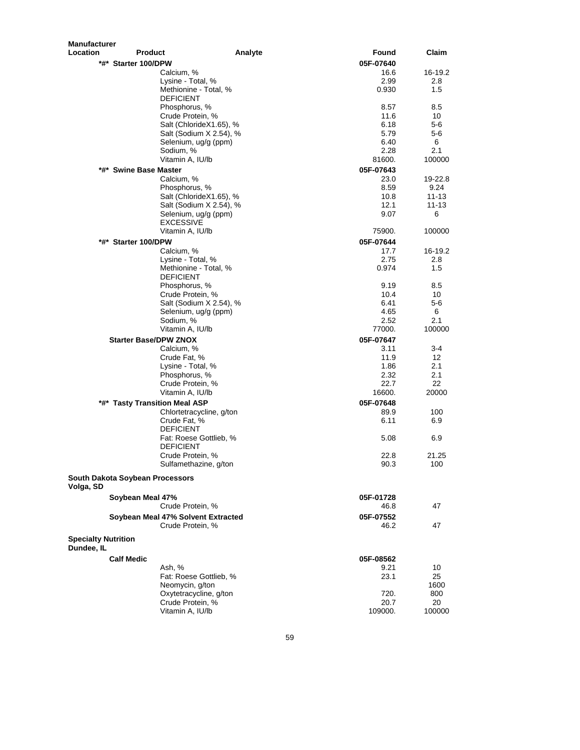| Manufacturer Location | Product | Analyte | Found | Claim |
|---|---|---|---|---|
| | ***#* Starter 100/DPW** | | **05F-07640** | |
| | | Calcium, % | 16.6 | 16-19.2 |
| | | Lysine - Total, % | 2.99 | 2.8 |
| | | Methionine - Total, % | 0.930 | 1.5 |
| | | DEFICIENT | | |
| | | Phosphorus, % | 8.57 | 8.5 |
| | | Crude Protein, % | 11.6 | 10 |
| | | Salt (ChlorideX1.65), % | 6.18 | 5-6 |
| | | Salt (Sodium X 2.54), % | 5.79 | 5-6 |
| | | Selenium, ug/g (ppm) | 6.40 | 6 |
| | | Sodium, % | 2.28 | 2.1 |
| | | Vitamin A, IU/lb | 81600. | 100000 |
| | ***#* Swine Base Master** | | **05F-07643** | |
| | | Calcium, % | 23.0 | 19-22.8 |
| | | Phosphorus, % | 8.59 | 9.24 |
| | | Salt (ChlorideX1.65), % | 10.8 | 11-13 |
| | | Salt (Sodium X 2.54), % | 12.1 | 11-13 |
| | | Selenium, ug/g (ppm) | 9.07 | 6 |
| | | EXCESSIVE | | |
| | | Vitamin A, IU/lb | 75900. | 100000 |
| | ***#* Starter 100/DPW** | | **05F-07644** | |
| | | Calcium, % | 17.7 | 16-19.2 |
| | | Lysine - Total, % | 2.75 | 2.8 |
| | | Methionine - Total, % | 0.974 | 1.5 |
| | | DEFICIENT | | |
| | | Phosphorus, % | 9.19 | 8.5 |
| | | Crude Protein, % | 10.4 | 10 |
| | | Salt (Sodium X 2.54), % | 6.41 | 5-6 |
| | | Selenium, ug/g (ppm) | 4.65 | 6 |
| | | Sodium, % | 2.52 | 2.1 |
| | | Vitamin A, IU/lb | 77000. | 100000 |
| | **Starter Base/DPW ZNOX** | | **05F-07647** | |
| | | Calcium, % | 3.11 | 3-4 |
| | | Crude Fat, % | 11.9 | 12 |
| | | Lysine - Total, % | 1.86 | 2.1 |
| | | Phosphorus, % | 2.32 | 2.1 |
| | | Crude Protein, % | 22.7 | 22 |
| | | Vitamin A, IU/lb | 16600. | 20000 |
| | ***#* Tasty Transition Meal ASP** | | **05F-07648** | |
| | | Chlortetracycline, g/ton | 89.9 | 100 |
| | | Crude Fat, % | 6.11 | 6.9 |
| | | DEFICIENT | | |
| | | Fat: Roese Gottlieb, % | 5.08 | 6.9 |
| | | DEFICIENT | | |
| | | Crude Protein, % | 22.8 | 21.25 |
| | | Sulfamethazine, g/ton | 90.3 | 100 |
| **South Dakota Soybean Processors Volga, SD** | | | | |
| | **Soybean Meal 47%** | | **05F-01728** | |
| | | Crude Protein, % | 46.8 | 47 |
| | **Soybean Meal 47% Solvent Extracted** | | **05F-07552** | |
| | | Crude Protein, % | 46.2 | 47 |
| **Specialty Nutrition Dundee, IL** | | | | |
| | **Calf Medic** | | **05F-08562** | |
| | | Ash, % | 9.21 | 10 |
| | | Fat: Roese Gottlieb, % | 23.1 | 25 |
| | | Neomycin, g/ton | | 1600 |
| | | Oxytetracycline, g/ton | 720. | 800 |
| | | Crude Protein, % | 20.7 | 20 |
| | | Vitamin A, IU/lb | 109000. | 100000 |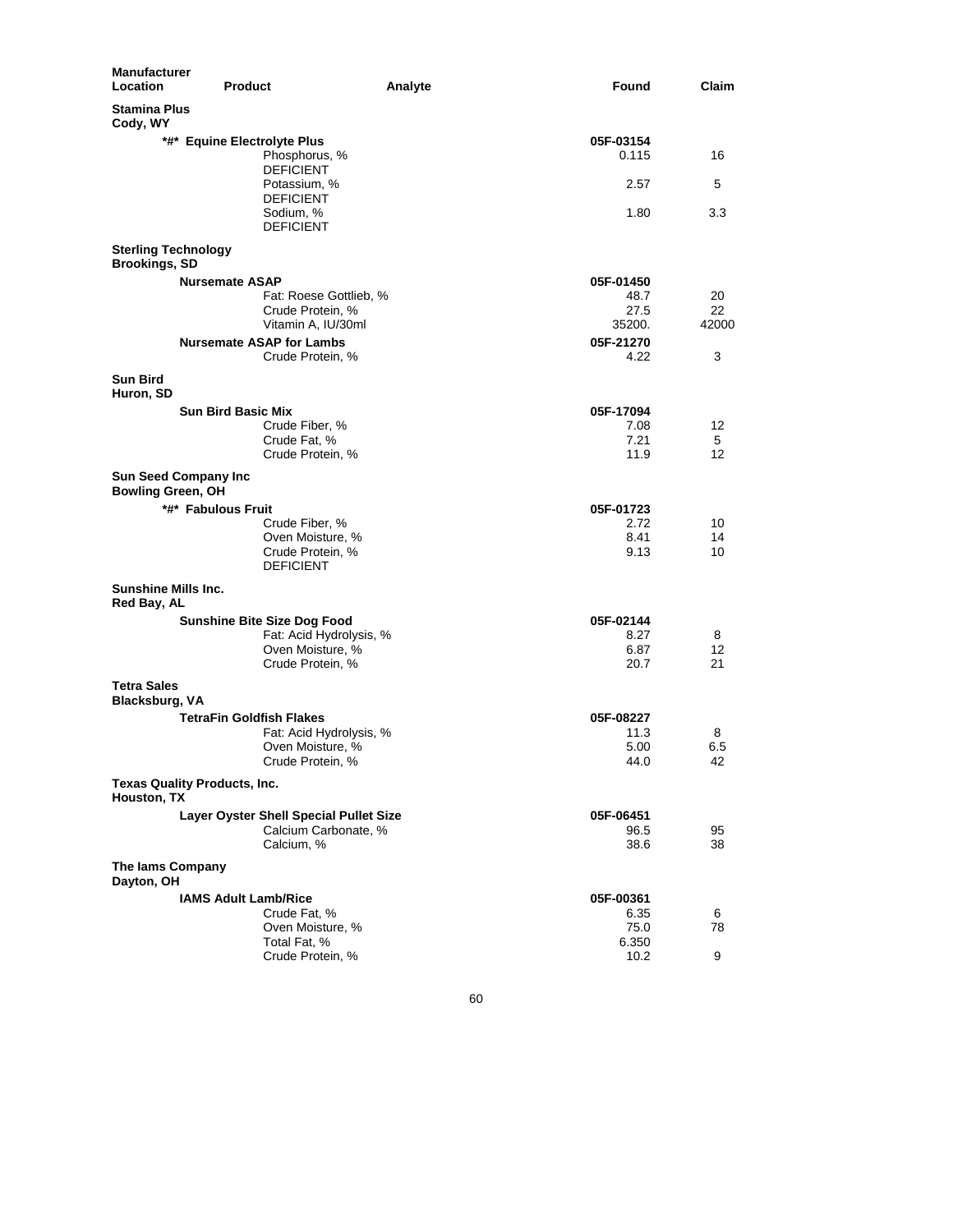| Manufacturer Location | Product | Analyte | Found | Claim |
|---|---|---|---|---|
| **Stamina Plus** | | | | |
| **Cody, WY** | | | | |
| | **\*#\* Equine Electrolyte Plus** | | **05F-03154** | |
| | | Phosphorus, % DEFICIENT | 0.115 | 16 |
| | | Potassium, % DEFICIENT | 2.57 | 5 |
| | | Sodium, % DEFICIENT | 1.80 | 3.3 |
| **Sterling Technology** | | | | |
| **Brookings, SD** | | | | |
| | **Nursemate ASAP** | | **05F-01450** | |
| | | Fat: Roese Gottlieb, % | 48.7 | 20 |
| | | Crude Protein, % | 27.5 | 22 |
| | | Vitamin A, IU/30ml | 35200. | 42000 |
| | **Nursemate ASAP for Lambs** | | **05F-21270** | |
| | | Crude Protein, % | 4.22 | 3 |
| **Sun Bird** | | | | |
| **Huron, SD** | | | | |
| | **Sun Bird Basic Mix** | | **05F-17094** | |
| | | Crude Fiber, % | 7.08 | 12 |
| | | Crude Fat, % | 7.21 | 5 |
| | | Crude Protein, % | 11.9 | 12 |
| **Sun Seed Company Inc** | | | | |
| **Bowling Green, OH** | | | | |
| | **\*#\* Fabulous Fruit** | | **05F-01723** | |
| | | Crude Fiber, % | 2.72 | 10 |
| | | Oven Moisture, % | 8.41 | 14 |
| | | Crude Protein, % DEFICIENT | 9.13 | 10 |
| **Sunshine Mills Inc.** | | | | |
| **Red Bay, AL** | | | | |
| | **Sunshine Bite Size Dog Food** | | **05F-02144** | |
| | | Fat: Acid Hydrolysis, % | 8.27 | 8 |
| | | Oven Moisture, % | 6.87 | 12 |
| | | Crude Protein, % | 20.7 | 21 |
| **Tetra Sales** | | | | |
| **Blacksburg, VA** | | | | |
| | **TetraFin Goldfish Flakes** | | **05F-08227** | |
| | | Fat: Acid Hydrolysis, % | 11.3 | 8 |
| | | Oven Moisture, % | 5.00 | 6.5 |
| | | Crude Protein, % | 44.0 | 42 |
| **Texas Quality Products, Inc.** | | | | |
| **Houston, TX** | | | | |
| | **Layer Oyster Shell Special Pullet Size** | | **05F-06451** | |
| | | Calcium Carbonate, % | 96.5 | 95 |
| | | Calcium, % | 38.6 | 38 |
| **The Iams Company** | | | | |
| **Dayton, OH** | | | | |
| | **IAMS Adult Lamb/Rice** | | **05F-00361** | |
| | | Crude Fat, % | 6.35 | 6 |
| | | Oven Moisture, % | 75.0 | 78 |
| | | Total Fat, % | 6.350 | |
| | | Crude Protein, % | 10.2 | 9 |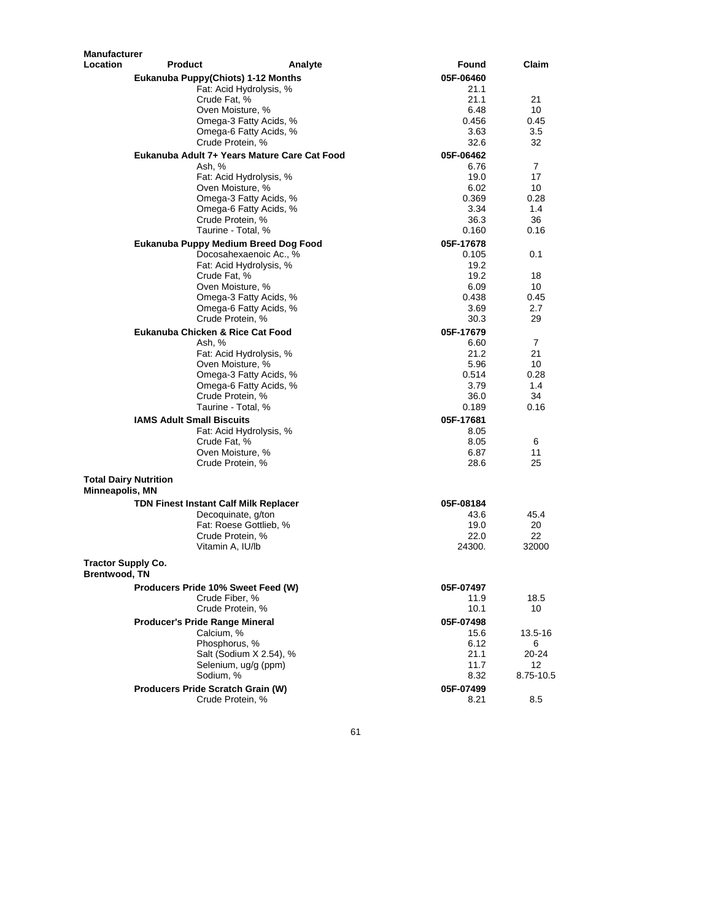| Manufacturer Location | Product | Analyte | Found | Claim |
|---|---|---|---|---|
| | **Eukanuba Puppy(Chiots) 1-12 Months** | | **05F-06460** | |
| | | Fat: Acid Hydrolysis, % | 21.1 | |
| | | Crude Fat, % | 21.1 | 21 |
| | | Oven Moisture, % | 6.48 | 10 |
| | | Omega-3 Fatty Acids, % | 0.456 | 0.45 |
| | | Omega-6 Fatty Acids, % | 3.63 | 3.5 |
| | | Crude Protein, % | 32.6 | 32 |
| | **Eukanuba Adult 7+ Years Mature Care Cat Food** | | **05F-06462** | |
| | | Ash, % | 6.76 | 7 |
| | | Fat: Acid Hydrolysis, % | 19.0 | 17 |
| | | Oven Moisture, % | 6.02 | 10 |
| | | Omega-3 Fatty Acids, % | 0.369 | 0.28 |
| | | Omega-6 Fatty Acids, % | 3.34 | 1.4 |
| | | Crude Protein, % | 36.3 | 36 |
| | | Taurine - Total, % | 0.160 | 0.16 |
| | **Eukanuba Puppy Medium Breed Dog Food** | | **05F-17678** | |
| | | Docosahexaenoic Ac., % | 0.105 | 0.1 |
| | | Fat: Acid Hydrolysis, % | 19.2 | |
| | | Crude Fat, % | 19.2 | 18 |
| | | Oven Moisture, % | 6.09 | 10 |
| | | Omega-3 Fatty Acids, % | 0.438 | 0.45 |
| | | Omega-6 Fatty Acids, % | 3.69 | 2.7 |
| | | Crude Protein, % | 30.3 | 29 |
| | **Eukanuba Chicken & Rice Cat Food** | | **05F-17679** | |
| | | Ash, % | 6.60 | 7 |
| | | Fat: Acid Hydrolysis, % | 21.2 | 21 |
| | | Oven Moisture, % | 5.96 | 10 |
| | | Omega-3 Fatty Acids, % | 0.514 | 0.28 |
| | | Omega-6 Fatty Acids, % | 3.79 | 1.4 |
| | | Crude Protein, % | 36.0 | 34 |
| | | Taurine - Total, % | 0.189 | 0.16 |
| | **IAMS Adult Small Biscuits** | | **05F-17681** | |
| | | Fat: Acid Hydrolysis, % | 8.05 | |
| | | Crude Fat, % | 8.05 | 6 |
| | | Oven Moisture, % | 6.87 | 11 |
| | | Crude Protein, % | 28.6 | 25 |
| **Total Dairy Nutrition Minneapolis, MN** | | | | |
| | **TDN Finest Instant Calf Milk Replacer** | | **05F-08184** | |
| | | Decoquinate, g/ton | 43.6 | 45.4 |
| | | Fat: Roese Gottlieb, % | 19.0 | 20 |
| | | Crude Protein, % | 22.0 | 22 |
| | | Vitamin A, IU/lb | 24300. | 32000 |
| **Tractor Supply Co. Brentwood, TN** | | | | |
| | **Producers Pride 10% Sweet Feed (W)** | | **05F-07497** | |
| | | Crude Fiber, % | 11.9 | 18.5 |
| | | Crude Protein, % | 10.1 | 10 |
| | **Producer's Pride Range Mineral** | | **05F-07498** | |
| | | Calcium, % | 15.6 | 13.5-16 |
| | | Phosphorus, % | 6.12 | 6 |
| | | Salt (Sodium X 2.54), % | 21.1 | 20-24 |
| | | Selenium, ug/g (ppm) | 11.7 | 12 |
| | | Sodium, % | 8.32 | 8.75-10.5 |
| | **Producers Pride Scratch Grain (W)** | | **05F-07499** | |
| | | Crude Protein, % | 8.21 | 8.5 |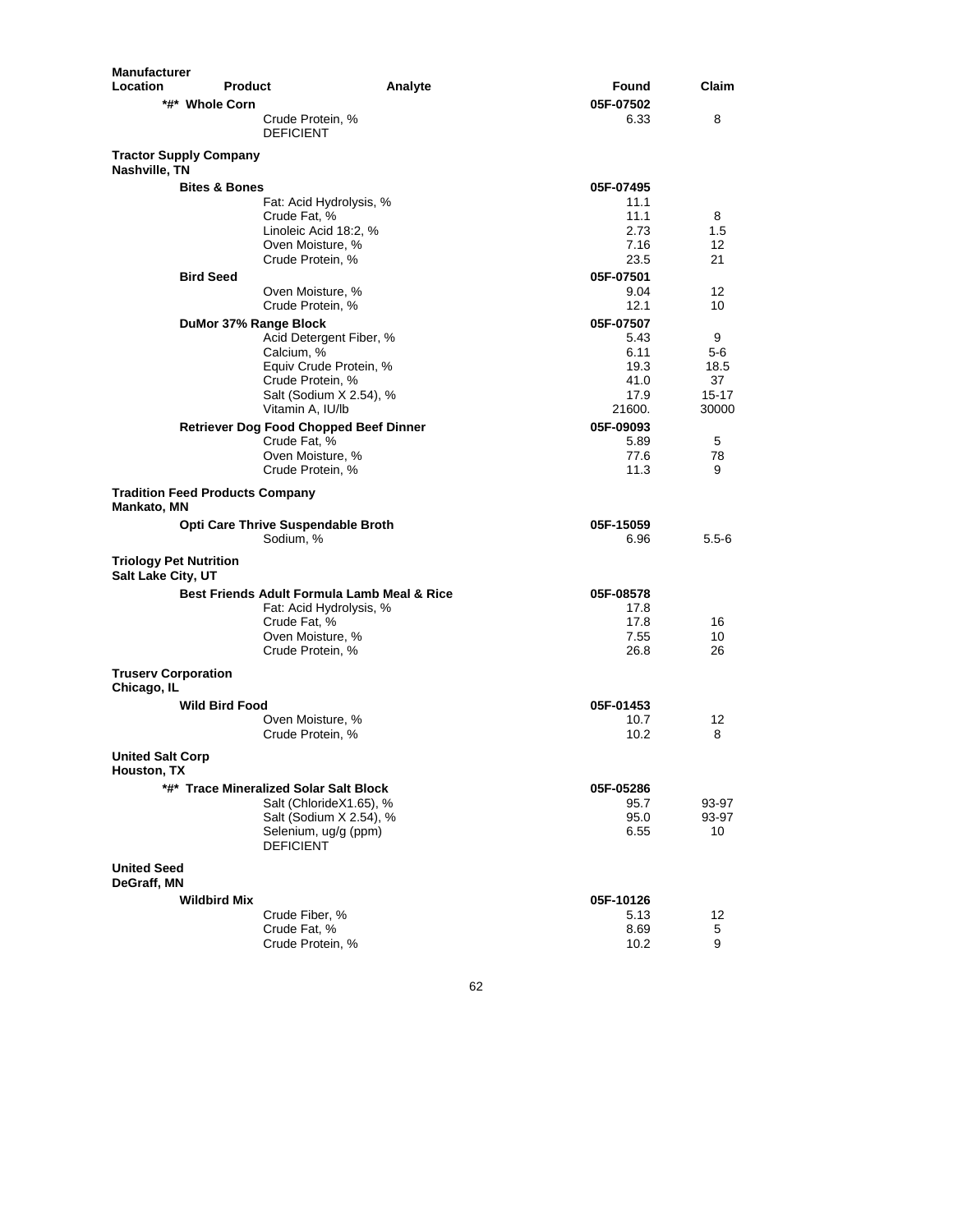| Manufacturer Location | Product | Analyte | Found | Claim |
|---|---|---|---|---|
| | *#* Whole Corn | | 05F-07502 | |
| | | Crude Protein, % | 6.33 | 8 |
| | | DEFICIENT | | |
| **Tractor Supply Company** Nashville, TN | | | | |
| | **Bites & Bones** | | 05F-07495 | |
| | | Fat: Acid Hydrolysis, % | 11.1 | |
| | | Crude Fat, % | 11.1 | 8 |
| | | Linoleic Acid 18:2, % | 2.73 | 1.5 |
| | | Oven Moisture, % | 7.16 | 12 |
| | | Crude Protein, % | 23.5 | 21 |
| | **Bird Seed** | | 05F-07501 | |
| | | Oven Moisture, % | 9.04 | 12 |
| | | Crude Protein, % | 12.1 | 10 |
| | **DuMor 37% Range Block** | | 05F-07507 | |
| | | Acid Detergent Fiber, % | 5.43 | 9 |
| | | Calcium, % | 6.11 | 5-6 |
| | | Equiv Crude Protein, % | 19.3 | 18.5 |
| | | Crude Protein, % | 41.0 | 37 |
| | | Salt (Sodium X 2.54), % | 17.9 | 15-17 |
| | | Vitamin A, IU/lb | 21600. | 30000 |
| | **Retriever Dog Food Chopped Beef Dinner** | | 05F-09093 | |
| | | Crude Fat, % | 5.89 | 5 |
| | | Oven Moisture, % | 77.6 | 78 |
| | | Crude Protein, % | 11.3 | 9 |
| **Tradition Feed Products Company** Mankato, MN | | | | |
| | **Opti Care Thrive Suspendable Broth** | | 05F-15059 | |
| | | Sodium, % | 6.96 | 5.5-6 |
| **Triology Pet Nutrition** Salt Lake City, UT | | | | |
| | **Best Friends Adult Formula Lamb Meal & Rice** | | 05F-08578 | |
| | | Fat: Acid Hydrolysis, % | 17.8 | |
| | | Crude Fat, % | 17.8 | 16 |
| | | Oven Moisture, % | 7.55 | 10 |
| | | Crude Protein, % | 26.8 | 26 |
| **Truserv Corporation** Chicago, IL | | | | |
| | **Wild Bird Food** | | 05F-01453 | |
| | | Oven Moisture, % | 10.7 | 12 |
| | | Crude Protein, % | 10.2 | 8 |
| **United Salt Corp** Houston, TX | | | | |
| | *#* **Trace Mineralized Solar Salt Block** | | 05F-05286 | |
| | | Salt (ChlorideX1.65), % | 95.7 | 93-97 |
| | | Salt (Sodium X 2.54), % | 95.0 | 93-97 |
| | | Selenium, ug/g (ppm) | 6.55 | 10 |
| | | DEFICIENT | | |
| **United Seed** DeGraff, MN | | | | |
| | **Wildbird Mix** | | 05F-10126 | |
| | | Crude Fiber, % | 5.13 | 12 |
| | | Crude Fat, % | 8.69 | 5 |
| | | Crude Protein, % | 10.2 | 9 |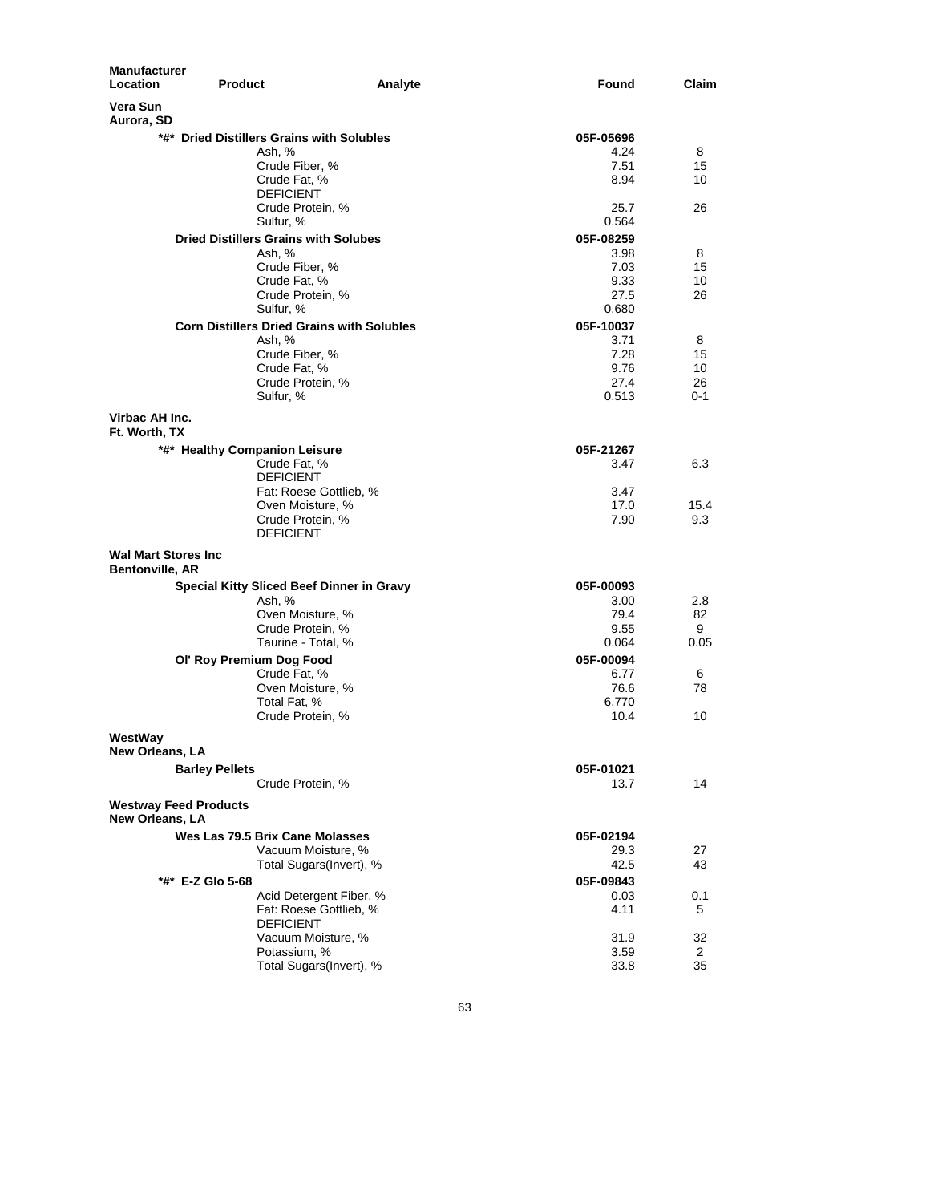| Manufacturer Location | Product | Analyte | Found | Claim |
|---|---|---|---|---|
| **Vera Sun** **Aurora, SD** | | | | |
| | **\*#\* Dried Distillers Grains with Solubles** | | **05F-05696** | |
| | | Ash, % | 4.24 | 8 |
| | | Crude Fiber, % | 7.51 | 15 |
| | | Crude Fat, % | 8.94 | 10 |
| | | DEFICIENT | | |
| | | Crude Protein, % | 25.7 | 26 |
| | | Sulfur, % | 0.564 | |
| | **Dried Distillers Grains with Solubes** | | **05F-08259** | |
| | | Ash, % | 3.98 | 8 |
| | | Crude Fiber, % | 7.03 | 15 |
| | | Crude Fat, % | 9.33 | 10 |
| | | Crude Protein, % | 27.5 | 26 |
| | | Sulfur, % | 0.680 | |
| | **Corn Distillers Dried Grains with Solubles** | | **05F-10037** | |
| | | Ash, % | 3.71 | 8 |
| | | Crude Fiber, % | 7.28 | 15 |
| | | Crude Fat, % | 9.76 | 10 |
| | | Crude Protein, % | 27.4 | 26 |
| | | Sulfur, % | 0.513 | 0-1 |
| **Virbac AH Inc.** **Ft. Worth, TX** | | | | |
| | **\*#\* Healthy Companion Leisure** | | **05F-21267** | |
| | | Crude Fat, % | 3.47 | 6.3 |
| | | DEFICIENT | | |
| | | Fat: Roese Gottlieb, % | 3.47 | |
| | | Oven Moisture, % | 17.0 | 15.4 |
| | | Crude Protein, % | 7.90 | 9.3 |
| | | DEFICIENT | | |
| **Wal Mart Stores Inc** **Bentonville, AR** | | | | |
| | **Special Kitty Sliced Beef Dinner in Gravy** | | **05F-00093** | |
| | | Ash, % | 3.00 | 2.8 |
| | | Oven Moisture, % | 79.4 | 82 |
| | | Crude Protein, % | 9.55 | 9 |
| | | Taurine - Total, % | 0.064 | 0.05 |
| | **Ol' Roy Premium Dog Food** | | **05F-00094** | |
| | | Crude Fat, % | 6.77 | 6 |
| | | Oven Moisture, % | 76.6 | 78 |
| | | Total Fat, % | 6.770 | |
| | | Crude Protein, % | 10.4 | 10 |
| **WestWay** **New Orleans, LA** | | | | |
| | **Barley Pellets** | | **05F-01021** | |
| | | Crude Protein, % | 13.7 | 14 |
| **Westway Feed Products** **New Orleans, LA** | | | | |
| | **Wes Las 79.5 Brix Cane Molasses** | | **05F-02194** | |
| | | Vacuum Moisture, % | 29.3 | 27 |
| | | Total Sugars(Invert), % | 42.5 | 43 |
| | **\*#\* E-Z Glo 5-68** | | **05F-09843** | |
| | | Acid Detergent Fiber, % | 0.03 | 0.1 |
| | | Fat: Roese Gottlieb, % | 4.11 | 5 |
| | | DEFICIENT | | |
| | | Vacuum Moisture, % | 31.9 | 32 |
| | | Potassium, % | 3.59 | 2 |
| | | Total Sugars(Invert), % | 33.8 | 35 |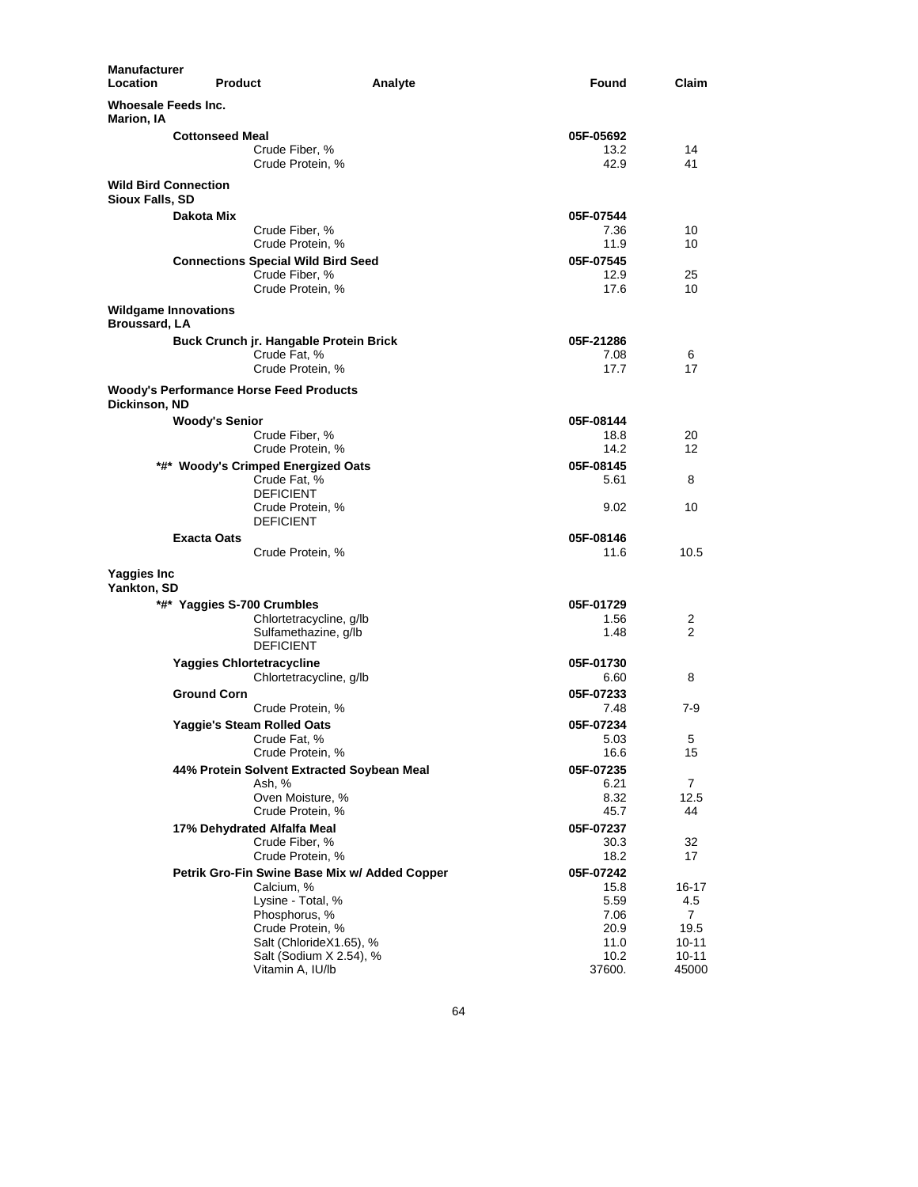| Manufacturer Location | Product | Analyte | Found | Claim |
|---|---|---|---|---|
| **Whoesale Feeds Inc.** **Marion, IA** | | | | |
| | **Cottonseed Meal** | | **05F-05692** | |
| | | Crude Fiber, % | 13.2 | 14 |
| | | Crude Protein, % | 42.9 | 41 |
| **Wild Bird Connection** **Sioux Falls, SD** | | | | |
| | **Dakota Mix** | | **05F-07544** | |
| | | Crude Fiber, % | 7.36 | 10 |
| | | Crude Protein, % | 11.9 | 10 |
| | **Connections Special Wild Bird Seed** | | **05F-07545** | |
| | | Crude Fiber, % | 12.9 | 25 |
| | | Crude Protein, % | 17.6 | 10 |
| **Wildgame Innovations** **Broussard, LA** | | | | |
| | **Buck Crunch jr. Hangable Protein Brick** | | **05F-21286** | |
| | | Crude Fat, % | 7.08 | 6 |
| | | Crude Protein, % | 17.7 | 17 |
| **Woody's Performance Horse Feed Products** **Dickinson, ND** | | | | |
| | **Woody's Senior** | | **05F-08144** | |
| | | Crude Fiber, % | 18.8 | 20 |
| | | Crude Protein, % | 14.2 | 12 |
| | **\*#\* Woody's Crimped Energized Oats** | | **05F-08145** | |
| | | Crude Fat, % DEFICIENT | 5.61 | 8 |
| | | Crude Protein, % DEFICIENT | 9.02 | 10 |
| | **Exacta Oats** | | **05F-08146** | |
| | | Crude Protein, % | 11.6 | 10.5 |
| **Yaggies Inc** **Yankton, SD** | | | | |
| | **\*#\* Yaggies S-700 Crumbles** | | **05F-01729** | |
| | | Chlortetracycline, g/lb | 1.56 | 2 |
| | | Sulfamethazine, g/lb DEFICIENT | 1.48 | 2 |
| | **Yaggies Chlortetracycline** | | **05F-01730** | |
| | | Chlortetracycline, g/lb | 6.60 | 8 |
| | **Ground Corn** | | **05F-07233** | |
| | | Crude Protein, % | 7.48 | 7-9 |
| | **Yaggie's Steam Rolled Oats** | | **05F-07234** | |
| | | Crude Fat, % | 5.03 | 5 |
| | | Crude Protein, % | 16.6 | 15 |
| | **44% Protein Solvent Extracted Soybean Meal** | | **05F-07235** | |
| | | Ash, % | 6.21 | 7 |
| | | Oven Moisture, % | 8.32 | 12.5 |
| | | Crude Protein, % | 45.7 | 44 |
| | **17% Dehydrated Alfalfa Meal** | | **05F-07237** | |
| | | Crude Fiber, % | 30.3 | 32 |
| | | Crude Protein, % | 18.2 | 17 |
| | **Petrik Gro-Fin Swine Base Mix w/ Added Copper** | | **05F-07242** | |
| | | Calcium, % | 15.8 | 16-17 |
| | | Lysine - Total, % | 5.59 | 4.5 |
| | | Phosphorus, % | 7.06 | 7 |
| | | Crude Protein, % | 20.9 | 19.5 |
| | | Salt (ChlorideX1.65), % | 11.0 | 10-11 |
| | | Salt (Sodium X 2.54), % | 10.2 | 10-11 |
| | | Vitamin A, IU/lb | 37600. | 45000 |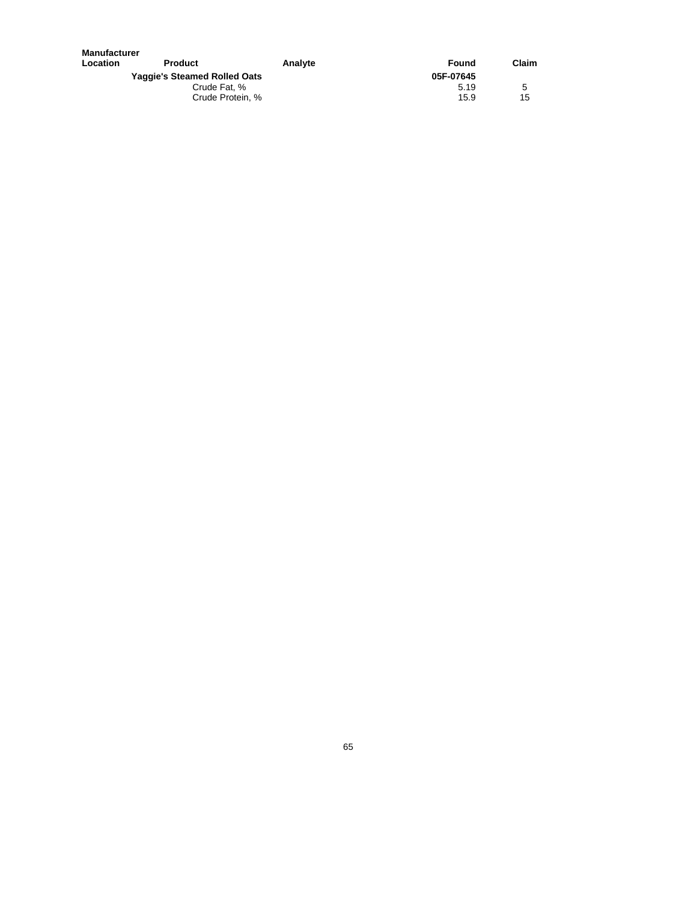| Manufacturer Location | Product | Analyte | Found | Claim |
|---|---|---|---|---|
| | **Yaggie's Steamed Rolled Oats** | | **05F-07645** | |
| | | Crude Fat, % | 5.19 | 5 |
| | | Crude Protein, % | 15.9 | 15 |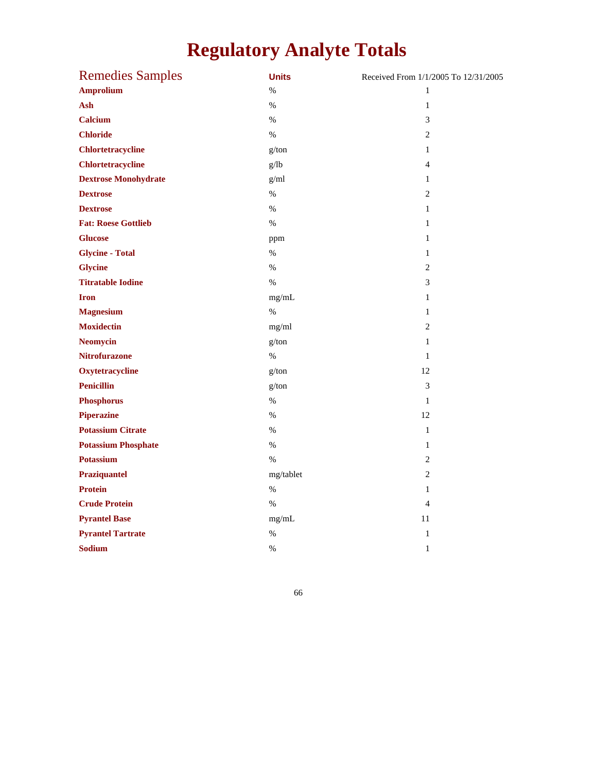# Regulatory Analyte Totals

| Remedies Samples | Units | Received From 1/1/2005 To 12/31/2005 |
|---|---|---|
| **Amprolium** | % | 1 |
| **Ash** | % | 1 |
| **Calcium** | % | 3 |
| **Chloride** | % | 2 |
| **Chlortetracycline** | g/ton | 1 |
| **Chlortetracycline** | g/lb | 4 |
| **Dextrose Monohydrate** | g/ml | 1 |
| **Dextrose** | % | 2 |
| **Dextrose** | % | 1 |
| **Fat: Roese Gottlieb** | % | 1 |
| **Glucose** | ppm | 1 |
| **Glycine - Total** | % | 1 |
| **Glycine** | % | 2 |
| **Titratable Iodine** | % | 3 |
| **Iron** | mg/mL | 1 |
| **Magnesium** | % | 1 |
| **Moxidectin** | mg/ml | 2 |
| **Neomycin** | g/ton | 1 |
| **Nitrofurazone** | % | 1 |
| **Oxytetracycline** | g/ton | 12 |
| **Penicillin** | g/ton | 3 |
| **Phosphorus** | % | 1 |
| **Piperazine** | % | 12 |
| **Potassium Citrate** | % | 1 |
| **Potassium Phosphate** | % | 1 |
| **Potassium** | % | 2 |
| **Praziquantel** | mg/tablet | 2 |
| **Protein** | % | 1 |
| **Crude Protein** | % | 4 |
| **Pyrantel Base** | mg/mL | 11 |
| **Pyrantel Tartrate** | % | 1 |
| **Sodium** | % | 1 |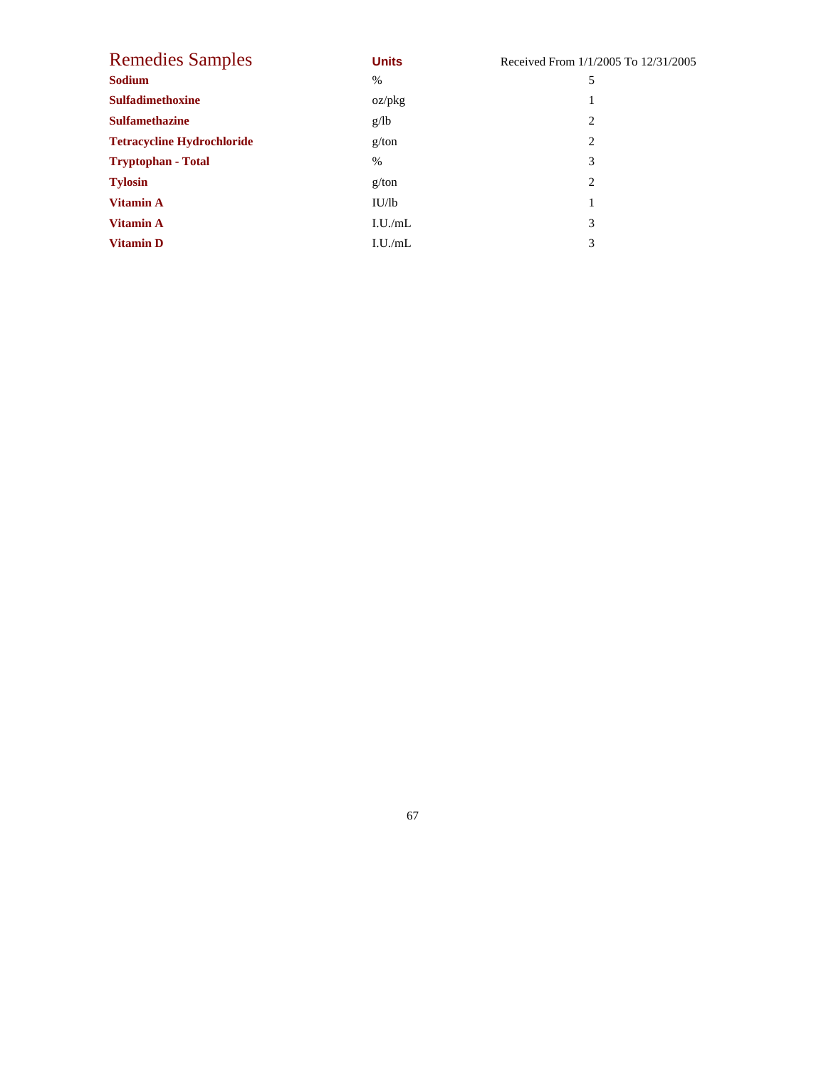| Remedies Samples | Units | Received From 1/1/2005 To 12/31/2005 |
| --- | --- | --- |
| **Sodium** | % | 5 |
| **Sulfadimethoxine** | oz/pkg | 1 |
| **Sulfamethazine** | g/lb | 2 |
| **Tetracycline Hydrochloride** | g/ton | 2 |
| **Tryptophan - Total** | % | 3 |
| **Tylosin** | g/ton | 2 |
| **Vitamin A** | IU/lb | 1 |
| **Vitamin A** | I.U./mL | 3 |
| **Vitamin D** | I.U./mL | 3 |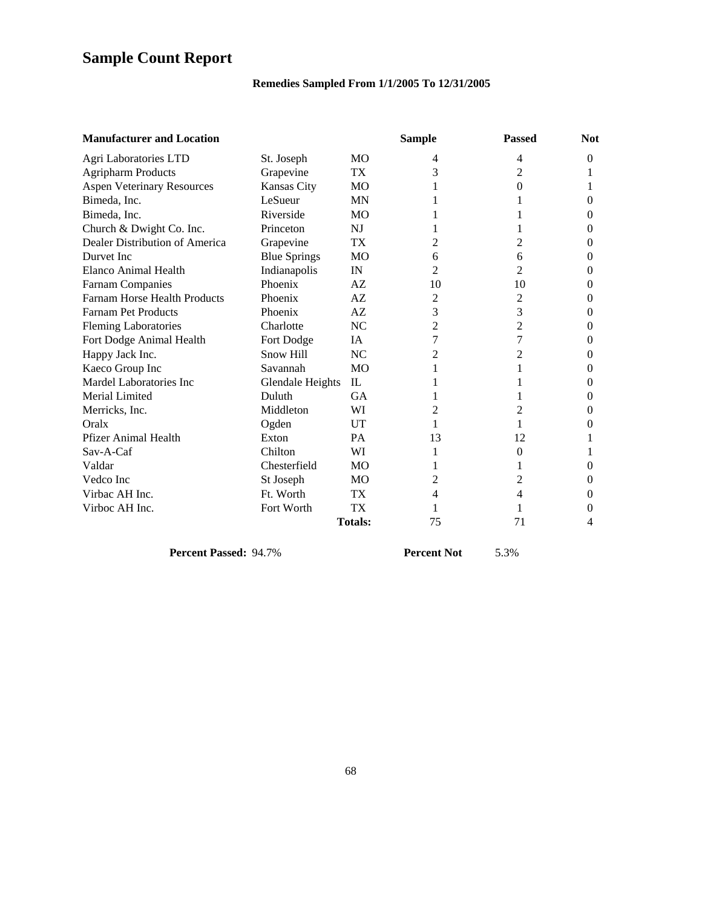# Sample Count Report

**Remedies Sampled From 1/1/2005 To 12/31/2005**

| Manufacturer and Location | | | Sample | Passed | Not |
|---|---|---|---|---|---|
| Agri Laboratories LTD | St. Joseph | MO | 4 | 4 | 0 |
| Agripharm Products | Grapevine | TX | 3 | 2 | 1 |
| Aspen Veterinary Resources | Kansas City | MO | 1 | 0 | 1 |
| Bimeda, Inc. | LeSueur | MN | 1 | 1 | 0 |
| Bimeda, Inc. | Riverside | MO | 1 | 1 | 0 |
| Church & Dwight Co. Inc. | Princeton | NJ | 1 | 1 | 0 |
| Dealer Distribution of America | Grapevine | TX | 2 | 2 | 0 |
| Durvet Inc | Blue Springs | MO | 6 | 6 | 0 |
| Elanco Animal Health | Indianapolis | IN | 2 | 2 | 0 |
| Farnam Companies | Phoenix | AZ | 10 | 10 | 0 |
| Farnam Horse Health Products | Phoenix | AZ | 2 | 2 | 0 |
| Farnam Pet Products | Phoenix | AZ | 3 | 3 | 0 |
| Fleming Laboratories | Charlotte | NC | 2 | 2 | 0 |
| Fort Dodge Animal Health | Fort Dodge | IA | 7 | 7 | 0 |
| Happy Jack Inc. | Snow Hill | NC | 2 | 2 | 0 |
| Kaeco Group Inc | Savannah | MO | 1 | 1 | 0 |
| Mardel Laboratories Inc | Glendale Heights | IL | 1 | 1 | 0 |
| Merial Limited | Duluth | GA | 1 | 1 | 0 |
| Merricks, Inc. | Middleton | WI | 2 | 2 | 0 |
| Oralx | Ogden | UT | 1 | 1 | 0 |
| Pfizer Animal Health | Exton | PA | 13 | 12 | 1 |
| Sav-A-Caf | Chilton | WI | 1 | 0 | 1 |
| Valdar | Chesterfield | MO | 1 | 1 | 0 |
| Vedco Inc | St Joseph | MO | 2 | 2 | 0 |
| Virbac AH Inc. | Ft. Worth | TX | 4 | 4 | 0 |
| Virboc AH Inc. | Fort Worth | TX | 1 | 1 | 0 |
| | | **Totals:** | 75 | 71 | 4 |

**Percent Passed:** 94.7% **Percent Not** 5.3%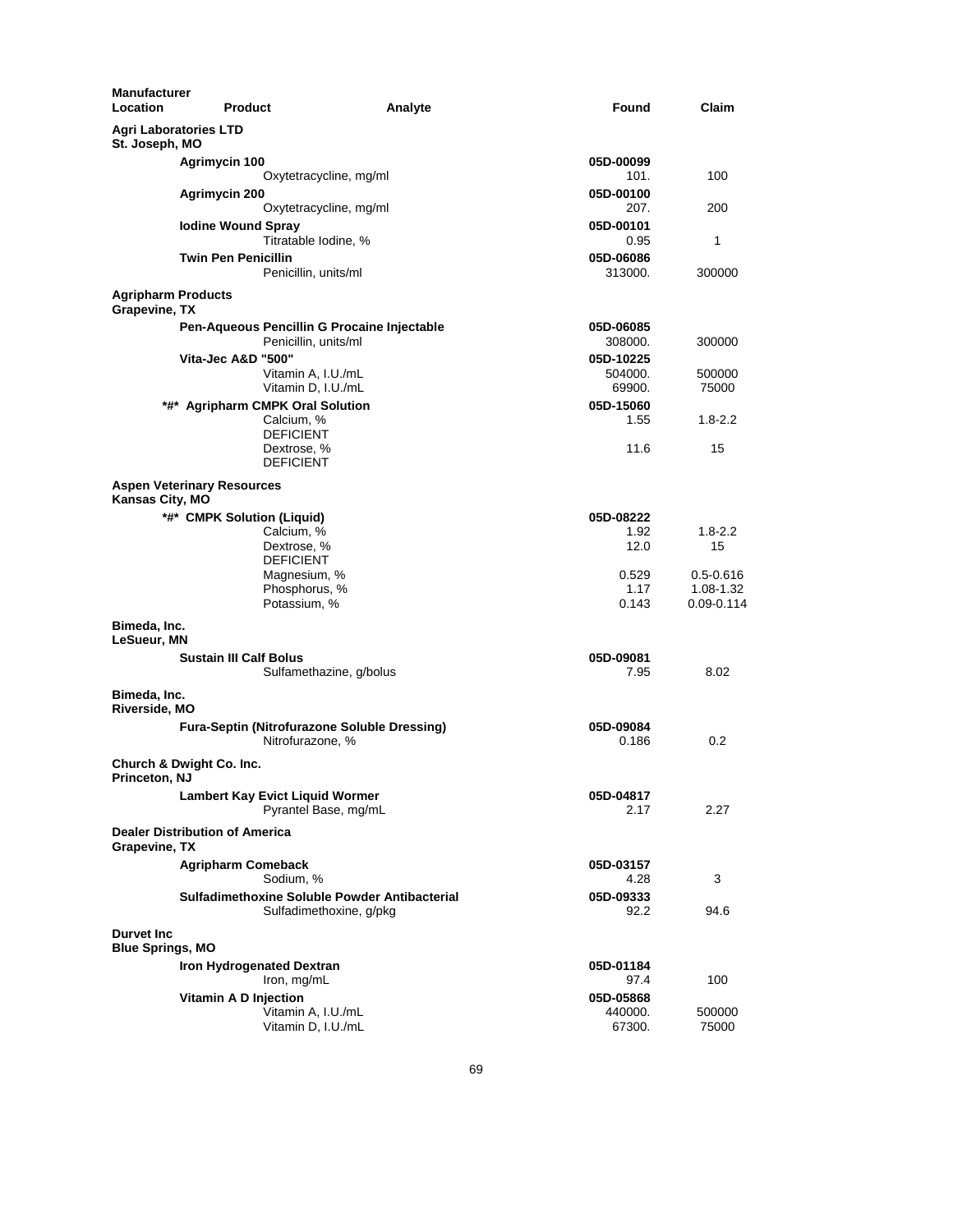| Manufacturer Location | Product | Analyte | Found | Claim |
|---|---|---|---|---|
| **Agri Laboratories LTD St. Joseph, MO** | | | | |
| | **Agrimycin 100** | | **05D-00099** | |
| | | Oxytetracycline, mg/ml | 101. | 100 |
| | **Agrimycin 200** | | **05D-00100** | |
| | | Oxytetracycline, mg/ml | 207. | 200 |
| | **Iodine Wound Spray** | | **05D-00101** | |
| | | Titratable Iodine, % | 0.95 | 1 |
| | **Twin Pen Penicillin** | | **05D-06086** | |
| | | Penicillin, units/ml | 313000. | 300000 |
| **Agripharm Products Grapevine, TX** | | | | |
| | **Pen-Aqueous Pencillin G Procaine Injectable** | | **05D-06085** | |
| | | Penicillin, units/ml | 308000. | 300000 |
| | **Vita-Jec A&D "500"** | | **05D-10225** | |
| | | Vitamin A, I.U./mL | 504000. | 500000 |
| | | Vitamin D, I.U./mL | 69900. | 75000 |
| | ***#* Agripharm CMPK Oral Solution** | | **05D-15060** | |
| | | Calcium, % DEFICIENT | 1.55 | 1.8-2.2 |
| | | Dextrose, % DEFICIENT | 11.6 | 15 |
| **Aspen Veterinary Resources Kansas City, MO** | | | | |
| | ***#* CMPK Solution (Liquid)** | | **05D-08222** | |
| | | Calcium, % | 1.92 | 1.8-2.2 |
| | | Dextrose, % DEFICIENT | 12.0 | 15 |
| | | Magnesium, % | 0.529 | 0.5-0.616 |
| | | Phosphorus, % | 1.17 | 1.08-1.32 |
| | | Potassium, % | 0.143 | 0.09-0.114 |
| **Bimeda, Inc. LeSueur, MN** | | | | |
| | **Sustain III Calf Bolus** | | **05D-09081** | |
| | | Sulfamethazine, g/bolus | 7.95 | 8.02 |
| **Bimeda, Inc. Riverside, MO** | | | | |
| | **Fura-Septin (Nitrofurazone Soluble Dressing)** | | **05D-09084** | |
| | | Nitrofurazone, % | 0.186 | 0.2 |
| **Church & Dwight Co. Inc. Princeton, NJ** | | | | |
| | **Lambert Kay Evict Liquid Wormer** | | **05D-04817** | |
| | | Pyrantel Base, mg/mL | 2.17 | 2.27 |
| **Dealer Distribution of America Grapevine, TX** | | | | |
| | **Agripharm Comeback** | | **05D-03157** | |
| | | Sodium, % | 4.28 | 3 |
| | **Sulfadimethoxine Soluble Powder Antibacterial** | | **05D-09333** | |
| | | Sulfadimethoxine, g/pkg | 92.2 | 94.6 |
| **Durvet Inc Blue Springs, MO** | | | | |
| | **Iron Hydrogenated Dextran** | | **05D-01184** | |
| | | Iron, mg/mL | 97.4 | 100 |
| | **Vitamin A D Injection** | | **05D-05868** | |
| | | Vitamin A, I.U./mL | 440000. | 500000 |
| | | Vitamin D, I.U./mL | 67300. | 75000 |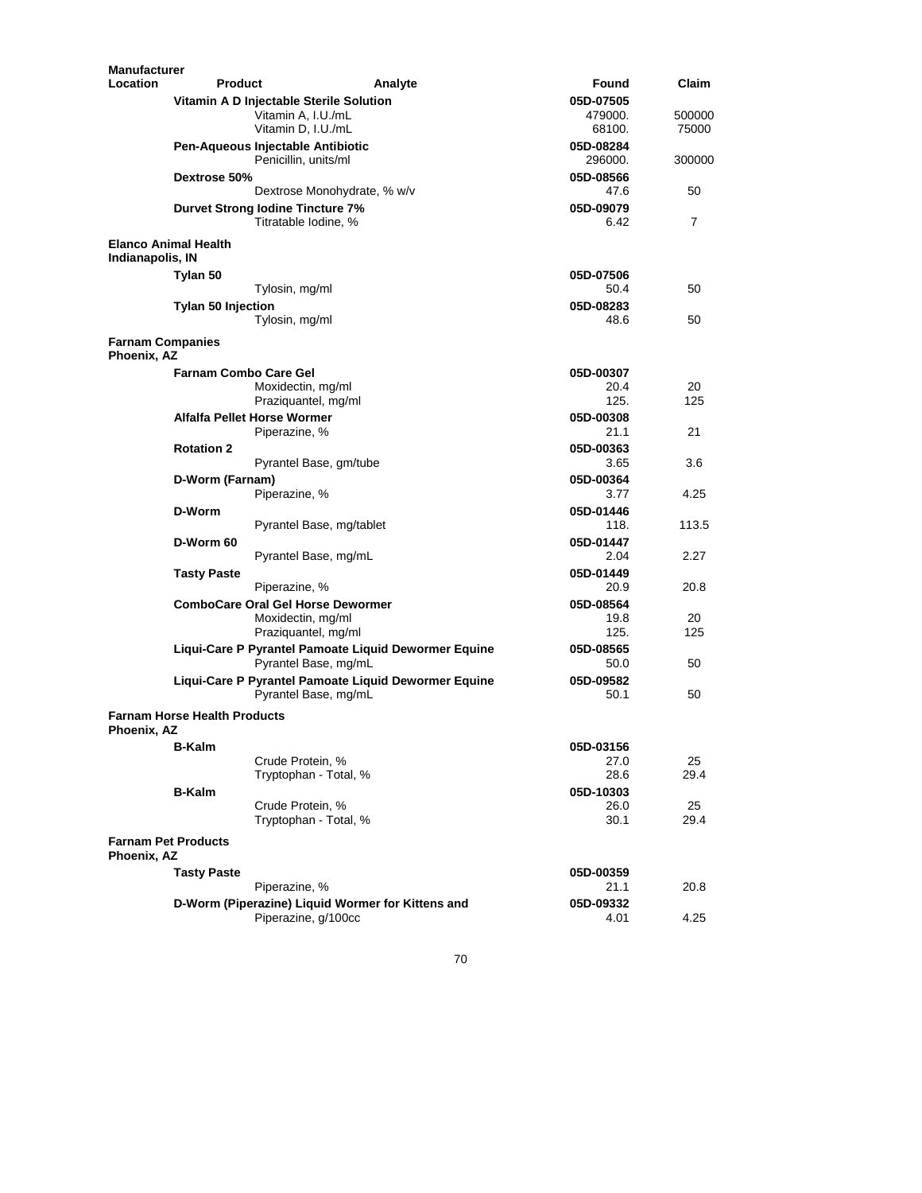| Manufacturer Location | Product | Analyte | Found | Claim |
|---|---|---|---|---|
| | **Vitamin A D Injectable Sterile Solution** | | **05D-07505** | |
| | | Vitamin A, I.U./mL | 479000. | 500000 |
| | | Vitamin D, I.U./mL | 68100. | 75000 |
| | **Pen-Aqueous Injectable Antibiotic** | | **05D-08284** | |
| | | Penicillin, units/ml | 296000. | 300000 |
| | **Dextrose 50%** | | **05D-08566** | |
| | | Dextrose Monohydrate, % w/v | 47.6 | 50 |
| | **Durvet Strong Iodine Tincture 7%** | | **05D-09079** | |
| | | Titratable Iodine, % | 6.42 | 7 |
| **Elanco Animal Health Indianapolis, IN** | | | | |
| | **Tylan 50** | | **05D-07506** | |
| | | Tylosin, mg/ml | 50.4 | 50 |
| | **Tylan 50 Injection** | | **05D-08283** | |
| | | Tylosin, mg/ml | 48.6 | 50 |
| **Farnam Companies Phoenix, AZ** | | | | |
| | **Farnam Combo Care Gel** | | **05D-00307** | |
| | | Moxidectin, mg/ml | 20.4 | 20 |
| | | Praziquantel, mg/ml | 125. | 125 |
| | **Alfalfa Pellet Horse Wormer** | | **05D-00308** | |
| | | Piperazine, % | 21.1 | 21 |
| | **Rotation 2** | | **05D-00363** | |
| | | Pyrantel Base, gm/tube | 3.65 | 3.6 |
| | **D-Worm (Farnam)** | | **05D-00364** | |
| | | Piperazine, % | 3.77 | 4.25 |
| | **D-Worm** | | **05D-01446** | |
| | | Pyrantel Base, mg/tablet | 118. | 113.5 |
| | **D-Worm 60** | | **05D-01447** | |
| | | Pyrantel Base, mg/mL | 2.04 | 2.27 |
| | **Tasty Paste** | | **05D-01449** | |
| | | Piperazine, % | 20.9 | 20.8 |
| | **ComboCare Oral Gel Horse Dewormer** | | **05D-08564** | |
| | | Moxidectin, mg/ml | 19.8 | 20 |
| | | Praziquantel, mg/ml | 125. | 125 |
| | **Liqui-Care P Pyrantel Pamoate Liquid Dewormer Equine** | | **05D-08565** | |
| | | Pyrantel Base, mg/mL | 50.0 | 50 |
| | **Liqui-Care P Pyrantel Pamoate Liquid Dewormer Equine** | | **05D-09582** | |
| | | Pyrantel Base, mg/mL | 50.1 | 50 |
| **Farnam Horse Health Products Phoenix, AZ** | | | | |
| | **B-Kalm** | | **05D-03156** | |
| | | Crude Protein, % | 27.0 | 25 |
| | | Tryptophan - Total, % | 28.6 | 29.4 |
| | **B-Kalm** | | **05D-10303** | |
| | | Crude Protein, % | 26.0 | 25 |
| | | Tryptophan - Total, % | 30.1 | 29.4 |
| **Farnam Pet Products Phoenix, AZ** | | | | |
| | **Tasty Paste** | | **05D-00359** | |
| | | Piperazine, % | 21.1 | 20.8 |
| | **D-Worm (Piperazine) Liquid Wormer for Kittens and** | | **05D-09332** | |
| | | Piperazine, g/100cc | 4.01 | 4.25 |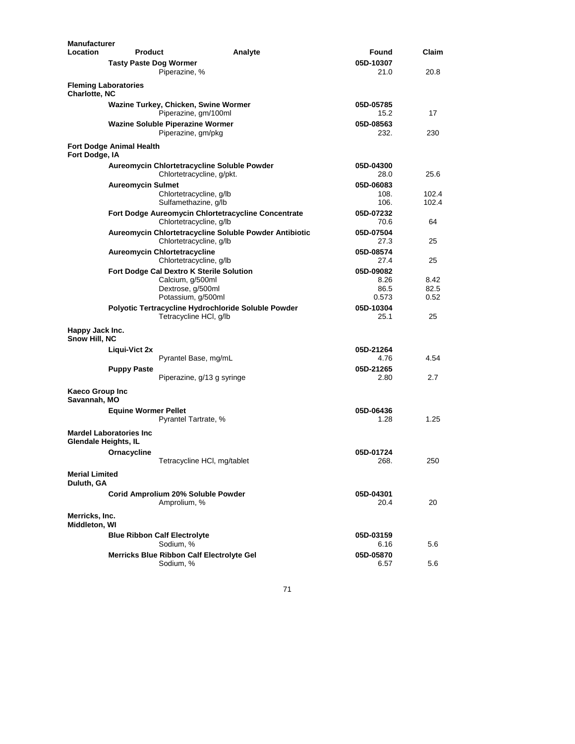| Manufacturer Location | Product | Analyte | Found | Claim |
|---|---|---|---|---|
| | **Tasty Paste Dog Wormer** | | **05D-10307** | |
| | | Piperazine, % | 21.0 | 20.8 |
| **Fleming Laboratories Charlotte, NC** | | | | |
| | **Wazine Turkey, Chicken, Swine Wormer** | | **05D-05785** | |
| | | Piperazine, gm/100ml | 15.2 | 17 |
| | **Wazine Soluble Piperazine Wormer** | | **05D-08563** | |
| | | Piperazine, gm/pkg | 232. | 230 |
| **Fort Dodge Animal Health Fort Dodge, IA** | | | | |
| | **Aureomycin Chlortetracycline Soluble Powder** | | **05D-04300** | |
| | | Chlortetracycline, g/pkt. | 28.0 | 25.6 |
| | **Aureomycin Sulmet** | | **05D-06083** | |
| | | Chlortetracycline, g/lb | 108. | 102.4 |
| | | Sulfamethazine, g/lb | 106. | 102.4 |
| | **Fort Dodge Aureomycin Chlortetracycline Concentrate** | | **05D-07232** | |
| | | Chlortetracycline, g/lb | 70.6 | 64 |
| | **Aureomycin Chlortetracycline Soluble Powder Antibiotic** | | **05D-07504** | |
| | | Chlortetracycline, g/lb | 27.3 | 25 |
| | **Aureomycin Chlortetracycline** | | **05D-08574** | |
| | | Chlortetracycline, g/lb | 27.4 | 25 |
| | **Fort Dodge Cal Dextro K Sterile Solution** | | **05D-09082** | |
| | | Calcium, g/500ml | 8.26 | 8.42 |
| | | Dextrose, g/500ml | 86.5 | 82.5 |
| | | Potassium, g/500ml | 0.573 | 0.52 |
| | **Polyotic Tertracycline Hydrochloride Soluble Powder** | | **05D-10304** | |
| | | Tetracycline HCl, g/lb | 25.1 | 25 |
| **Happy Jack Inc. Snow Hill, NC** | | | | |
| | **Liqui-Vict 2x** | | **05D-21264** | |
| | | Pyrantel Base, mg/mL | 4.76 | 4.54 |
| | **Puppy Paste** | | **05D-21265** | |
| | | Piperazine, g/13 g syringe | 2.80 | 2.7 |
| **Kaeco Group Inc Savannah, MO** | | | | |
| | **Equine Wormer Pellet** | | **05D-06436** | |
| | | Pyrantel Tartrate, % | 1.28 | 1.25 |
| **Mardel Laboratories Inc Glendale Heights, IL** | | | | |
| | **Ornacycline** | | **05D-01724** | |
| | | Tetracycline HCl, mg/tablet | 268. | 250 |
| **Merial Limited Duluth, GA** | | | | |
| | **Corid Amprolium 20% Soluble Powder** | | **05D-04301** | |
| | | Amprolium, % | 20.4 | 20 |
| **Merricks, Inc. Middleton, WI** | | | | |
| | **Blue Ribbon Calf Electrolyte** | | **05D-03159** | |
| | | Sodium, % | 6.16 | 5.6 |
| | **Merricks Blue Ribbon Calf Electrolyte Gel** | | **05D-05870** | |
| | | Sodium, % | 6.57 | 5.6 |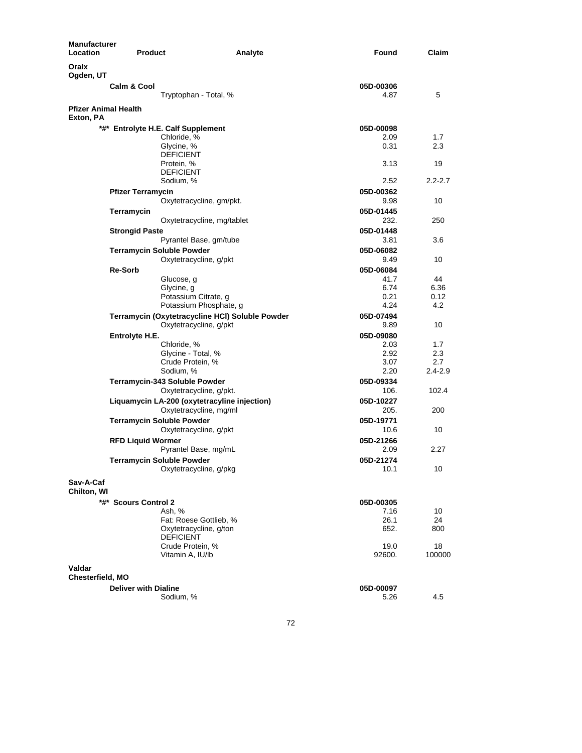| Manufacturer Location | Product | Analyte | Found | Claim |
|---|---|---|---|---|
| **Oralx** Ogden, UT | | | | |
| | **Calm & Cool** | | **05D-00306** | |
| | | Tryptophan - Total, % | 4.87 | 5 |
| **Pfizer Animal Health** Exton, PA | | | | |
| | *#* **Entrolyte H.E. Calf Supplement** | | **05D-00098** | |
| | | Chloride, % | 2.09 | 1.7 |
| | | Glycine, % DEFICIENT | 0.31 | 2.3 |
| | | Protein, % DEFICIENT | 3.13 | 19 |
| | | Sodium, % | 2.52 | 2.2-2.7 |
| | **Pfizer Terramycin** | | **05D-00362** | |
| | | Oxytetracycline, gm/pkt. | 9.98 | 10 |
| | **Terramycin** | | **05D-01445** | |
| | | Oxytetracycline, mg/tablet | 232. | 250 |
| | **Strongid Paste** | | **05D-01448** | |
| | | Pyrantel Base, gm/tube | 3.81 | 3.6 |
| | **Terramycin Soluble Powder** | | **05D-06082** | |
| | | Oxytetracycline, g/pkt | 9.49 | 10 |
| | **Re-Sorb** | | **05D-06084** | |
| | | Glucose, g | 41.7 | 44 |
| | | Glycine, g | 6.74 | 6.36 |
| | | Potassium Citrate, g | 0.21 | 0.12 |
| | | Potassium Phosphate, g | 4.24 | 4.2 |
| | **Terramycin (Oxytetracycline HCl) Soluble Powder** | | **05D-07494** | |
| | | Oxytetracycline, g/pkt | 9.89 | 10 |
| | **Entrolyte H.E.** | | **05D-09080** | |
| | | Chloride, % | 2.03 | 1.7 |
| | | Glycine - Total, % | 2.92 | 2.3 |
| | | Crude Protein, % | 3.07 | 2.7 |
| | | Sodium, % | 2.20 | 2.4-2.9 |
| | **Terramycin-343 Soluble Powder** | | **05D-09334** | |
| | | Oxytetracycline, g/pkt. | 106. | 102.4 |
| | **Liquamycin LA-200 (oxytetracyline injection)** | | **05D-10227** | |
| | | Oxytetracycline, mg/ml | 205. | 200 |
| | **Terramycin Soluble Powder** | | **05D-19771** | |
| | | Oxytetracycline, g/pkt | 10.6 | 10 |
| | **RFD Liquid Wormer** | | **05D-21266** | |
| | | Pyrantel Base, mg/mL | 2.09 | 2.27 |
| | **Terramycin Soluble Powder** | | **05D-21274** | |
| | | Oxytetracycline, g/pkg | 10.1 | 10 |
| **Sav-A-Caf** Chilton, WI | | | | |
| | *#* **Scours Control 2** | | **05D-00305** | |
| | | Ash, % | 7.16 | 10 |
| | | Fat: Roese Gottlieb, % | 26.1 | 24 |
| | | Oxytetracycline, g/ton DEFICIENT | 652. | 800 |
| | | Crude Protein, % | 19.0 | 18 |
| | | Vitamin A, IU/lb | 92600. | 100000 |
| **Valdar** Chesterfield, MO | | | | |
| | **Deliver with Dialine** | | **05D-00097** | |
| | | Sodium, % | 5.26 | 4.5 |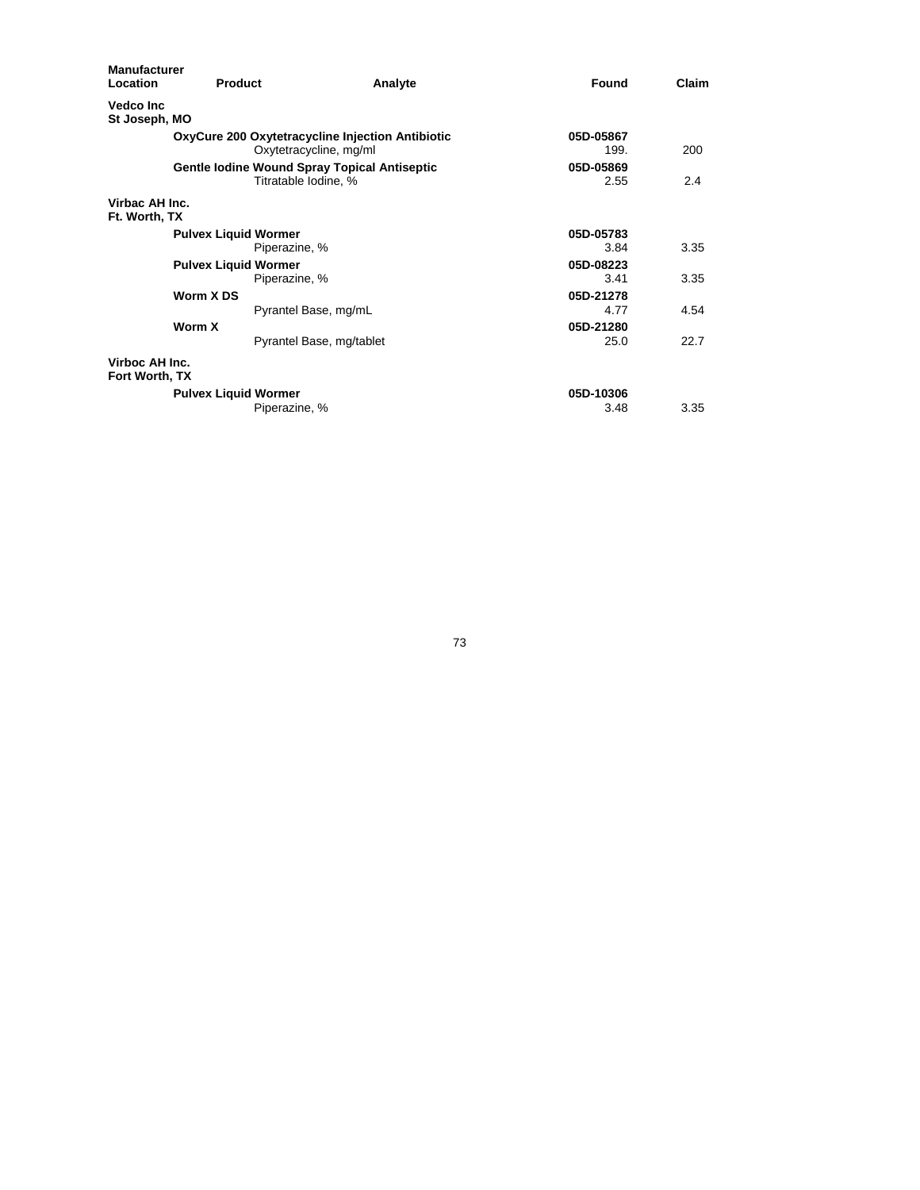| Manufacturer Location | Product | Analyte | Found | Claim |
|---|---|---|---|---|
| **Vedco Inc St Joseph, MO** | | | | |
| | **OxyCure 200 Oxytetracycline Injection Antibiotic** | | **05D-05867** | |
| | | Oxytetracycline, mg/ml | 199. | 200 |
| | **Gentle Iodine Wound Spray Topical Antiseptic** | | **05D-05869** | |
| | | Titratable Iodine, % | 2.55 | 2.4 |
| **Virbac AH Inc. Ft. Worth, TX** | | | | |
| | **Pulvex Liquid Wormer** | | **05D-05783** | |
| | | Piperazine, % | 3.84 | 3.35 |
| | **Pulvex Liquid Wormer** | | **05D-08223** | |
| | | Piperazine, % | 3.41 | 3.35 |
| | **Worm X DS** | | **05D-21278** | |
| | | Pyrantel Base, mg/mL | 4.77 | 4.54 |
| | **Worm X** | | **05D-21280** | |
| | | Pyrantel Base, mg/tablet | 25.0 | 22.7 |
| **Virboc AH Inc. Fort Worth, TX** | | | | |
| | **Pulvex Liquid Wormer** | | **05D-10306** | |
| | | Piperazine, % | 3.48 | 3.35 |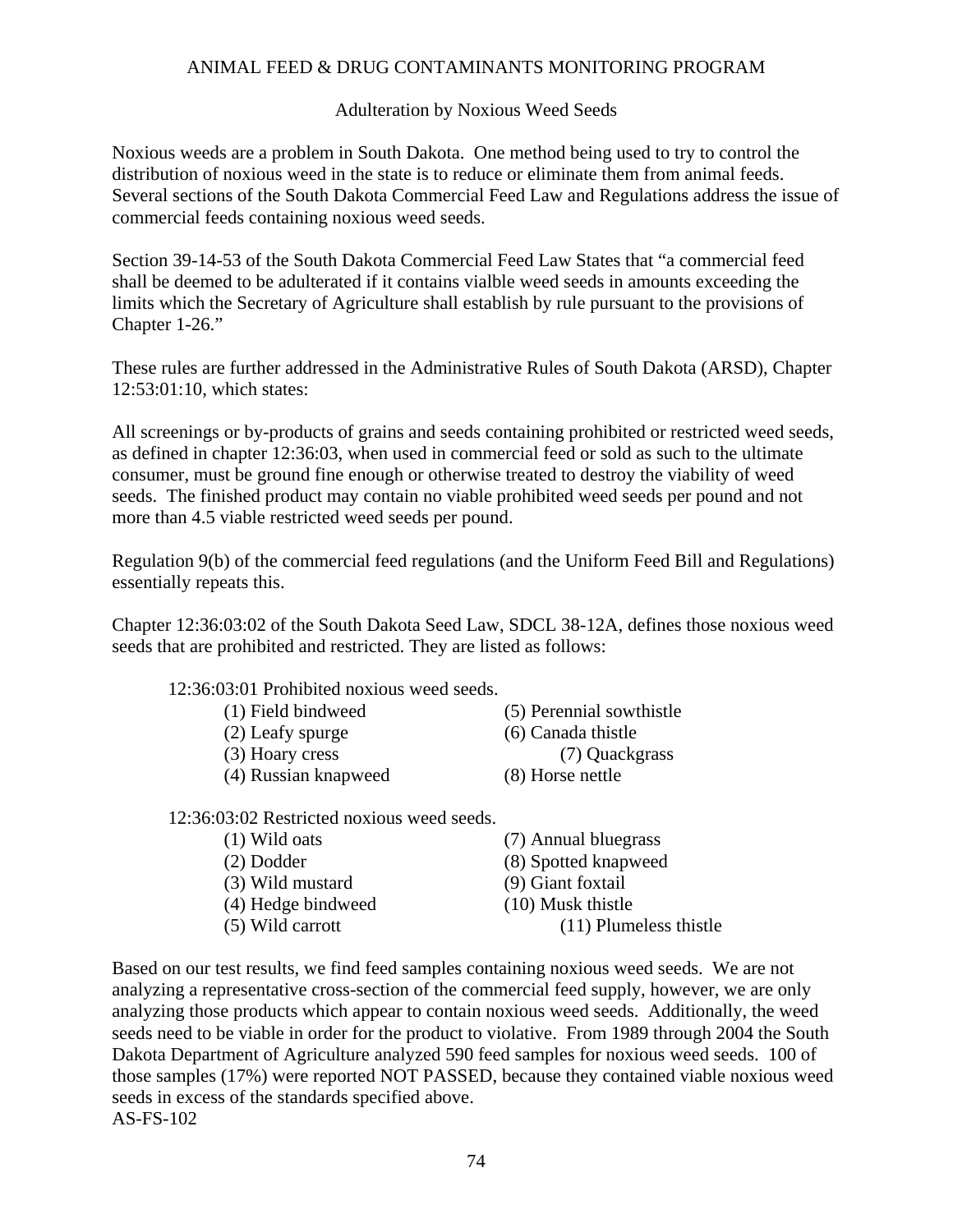## ANIMAL FEED & DRUG CONTAMINANTS MONITORING PROGRAM

### Adulteration by Noxious Weed Seeds

Noxious weeds are a problem in South Dakota. One method being used to try to control the distribution of noxious weed in the state is to reduce or eliminate them from animal feeds. Several sections of the South Dakota Commercial Feed Law and Regulations address the issue of commercial feeds containing noxious weed seeds.

Section 39-14-53 of the South Dakota Commercial Feed Law States that "a commercial feed shall be deemed to be adulterated if it contains vialble weed seeds in amounts exceeding the limits which the Secretary of Agriculture shall establish by rule pursuant to the provisions of Chapter 1-26."

These rules are further addressed in the Administrative Rules of South Dakota (ARSD), Chapter 12:53:01:10, which states:

All screenings or by-products of grains and seeds containing prohibited or restricted weed seeds, as defined in chapter 12:36:03, when used in commercial feed or sold as such to the ultimate consumer, must be ground fine enough or otherwise treated to destroy the viability of weed seeds. The finished product may contain no viable prohibited weed seeds per pound and not more than 4.5 viable restricted weed seeds per pound.

Regulation 9(b) of the commercial feed regulations (and the Uniform Feed Bill and Regulations) essentially repeats this.

Chapter 12:36:03:02 of the South Dakota Seed Law, SDCL 38-12A, defines those noxious weed seeds that are prohibited and restricted. They are listed as follows:

12:36:03:01 Prohibited noxious weed seeds.

- (1) Field bindweed
- (2) Leafy spurge
- (3) Hoary cress
- (4) Russian knapweed
- (5) Perennial sowthistle
- (6) Canada thistle
- (7) Quackgrass
- (8) Horse nettle

12:36:03:02 Restricted noxious weed seeds.

- (1) Wild oats
- (2) Dodder
- (3) Wild mustard
- (4) Hedge bindweed
- (5) Wild carrott
- (7) Annual bluegrass
- (8) Spotted knapweed
- (9) Giant foxtail
- (10) Musk thistle
- (11) Plumeless thistle

Based on our test results, we find feed samples containing noxious weed seeds. We are not analyzing a representative cross-section of the commercial feed supply, however, we are only analyzing those products which appear to contain noxious weed seeds. Additionally, the weed seeds need to be viable in order for the product to violative. From 1989 through 2004 the South Dakota Department of Agriculture analyzed 590 feed samples for noxious weed seeds. 100 of those samples (17%) were reported NOT PASSED, because they contained viable noxious weed seeds in excess of the standards specified above.

AS-FS-102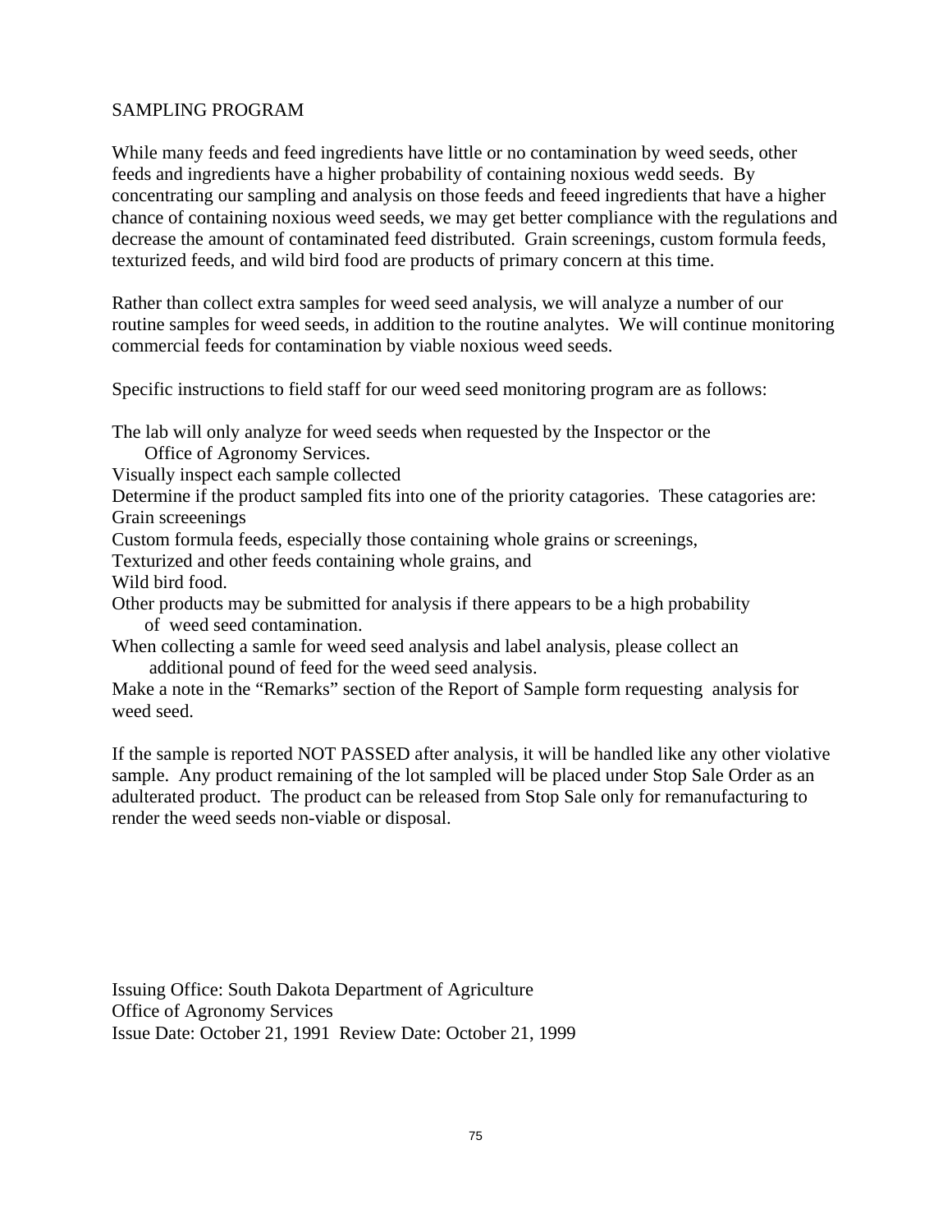SAMPLING PROGRAM

While many feeds and feed ingredients have little or no contamination by weed seeds, other feeds and ingredients have a higher probability of containing noxious wedd seeds. By concentrating our sampling and analysis on those feeds and feeed ingredients that have a higher chance of containing noxious weed seeds, we may get better compliance with the regulations and decrease the amount of contaminated feed distributed. Grain screenings, custom formula feeds, texturized feeds, and wild bird food are products of primary concern at this time.

Rather than collect extra samples for weed seed analysis, we will analyze a number of our routine samples for weed seeds, in addition to the routine analytes. We will continue monitoring commercial feeds for contamination by viable noxious weed seeds.

Specific instructions to field staff for our weed seed monitoring program are as follows:

The lab will only analyze for weed seeds when requested by the Inspector or the Office of Agronomy Services.
Visually inspect each sample collected
Determine if the product sampled fits into one of the priority catagories. These catagories are:
Grain screeenings
Custom formula feeds, especially those containing whole grains or screenings,
Texturized and other feeds containing whole grains, and
Wild bird food.
Other products may be submitted for analysis if there appears to be a high probability of weed seed contamination.
When collecting a samle for weed seed analysis and label analysis, please collect an additional pound of feed for the weed seed analysis.
Make a note in the "Remarks" section of the Report of Sample form requesting analysis for weed seed.

If the sample is reported NOT PASSED after analysis, it will be handled like any other violative sample. Any product remaining of the lot sampled will be placed under Stop Sale Order as an adulterated product. The product can be released from Stop Sale only for remanufacturing to render the weed seeds non-viable or disposal.

Issuing Office: South Dakota Department of Agriculture
Office of Agronomy Services
Issue Date: October 21, 1991 Review Date: October 21, 1999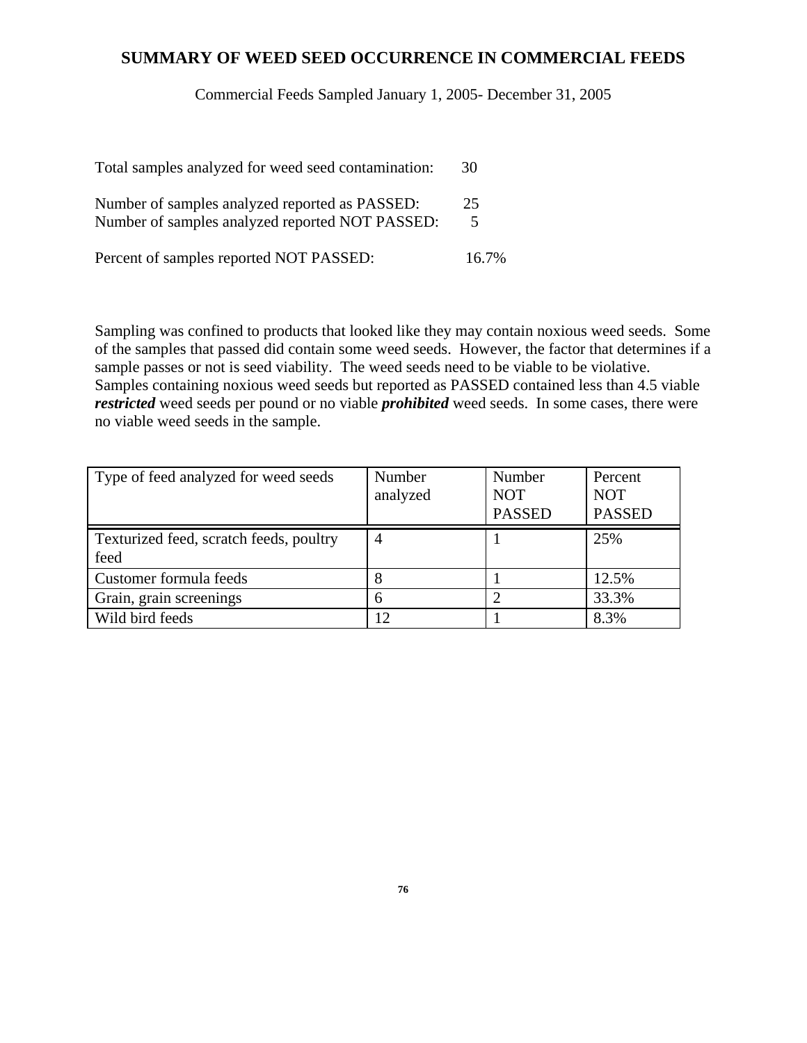# SUMMARY OF WEED SEED OCCURRENCE IN COMMERCIAL FEEDS

Commercial Feeds Sampled January 1, 2005- December 31, 2005

Total samples analyzed for weed seed contamination: 30

Number of samples analyzed reported as PASSED: 25
Number of samples analyzed reported NOT PASSED: 5

Percent of samples reported NOT PASSED: 16.7%

Sampling was confined to products that looked like they may contain noxious weed seeds. Some of the samples that passed did contain some weed seeds. However, the factor that determines if a sample passes or not is seed viability. The weed seeds need to be viable to be violative. Samples containing noxious weed seeds but reported as PASSED contained less than 4.5 viable ***restricted*** weed seeds per pound or no viable ***prohibited*** weed seeds. In some cases, there were no viable weed seeds in the sample.

| Type of feed analyzed for weed seeds | Number analyzed | Number NOT PASSED | Percent NOT PASSED |
|---|---|---|---|
| Texturized feed, scratch feeds, poultry feed | 4 | 1 | 25% |
| Customer formula feeds | 8 | 1 | 12.5% |
| Grain, grain screenings | 6 | 2 | 33.3% |
| Wild bird feeds | 12 | 1 | 8.3% |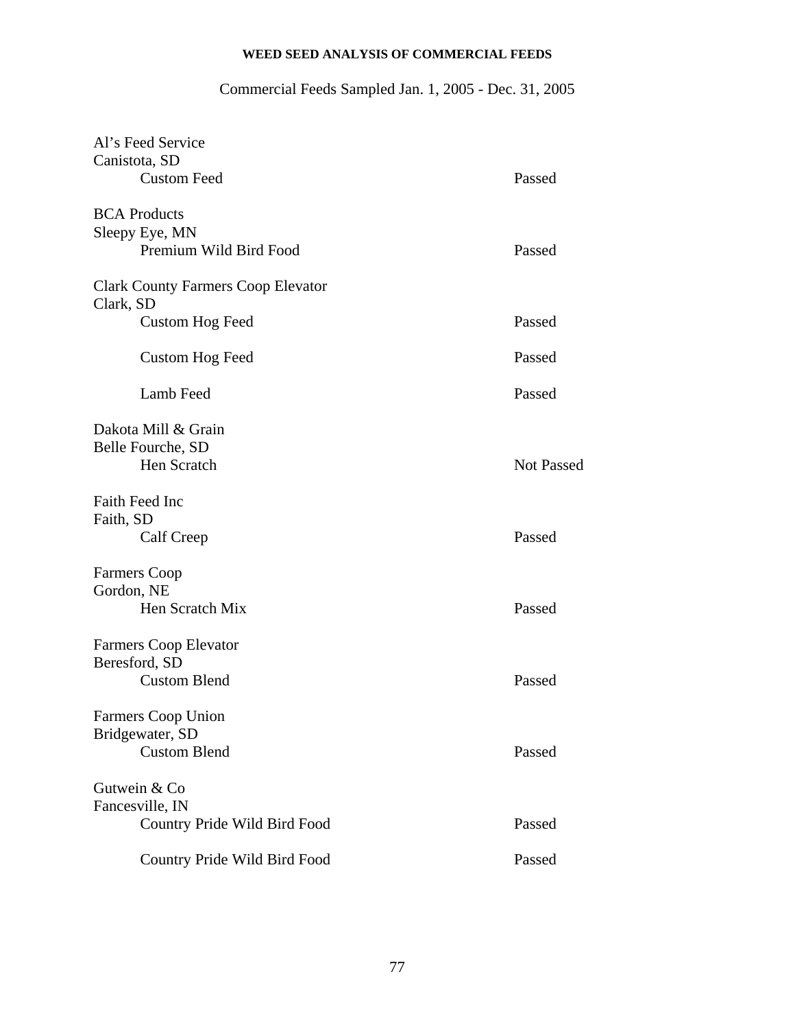**WEED SEED ANALYSIS OF COMMERCIAL FEEDS**

Commercial Feeds Sampled Jan. 1, 2005 - Dec. 31, 2005

Al's Feed Service
Canistota, SD

| | |
|---|---|
| Custom Feed | Passed |

BCA Products
Sleepy Eye, MN

| | |
|---|---|
| Premium Wild Bird Food | Passed |

Clark County Farmers Coop Elevator
Clark, SD

| | |
|---|---|
| Custom Hog Feed | Passed |
| Custom Hog Feed | Passed |
| Lamb Feed | Passed |

Dakota Mill & Grain
Belle Fourche, SD

| | |
|---|---|
| Hen Scratch | Not Passed |

Faith Feed Inc
Faith, SD

| | |
|---|---|
| Calf Creep | Passed |

Farmers Coop
Gordon, NE

| | |
|---|---|
| Hen Scratch Mix | Passed |

Farmers Coop Elevator
Beresford, SD

| | |
|---|---|
| Custom Blend | Passed |

Farmers Coop Union
Bridgewater, SD

| | |
|---|---|
| Custom Blend | Passed |

Gutwein & Co
Fancesville, IN

| | |
|---|---|
| Country Pride Wild Bird Food | Passed |
| Country Pride Wild Bird Food | Passed |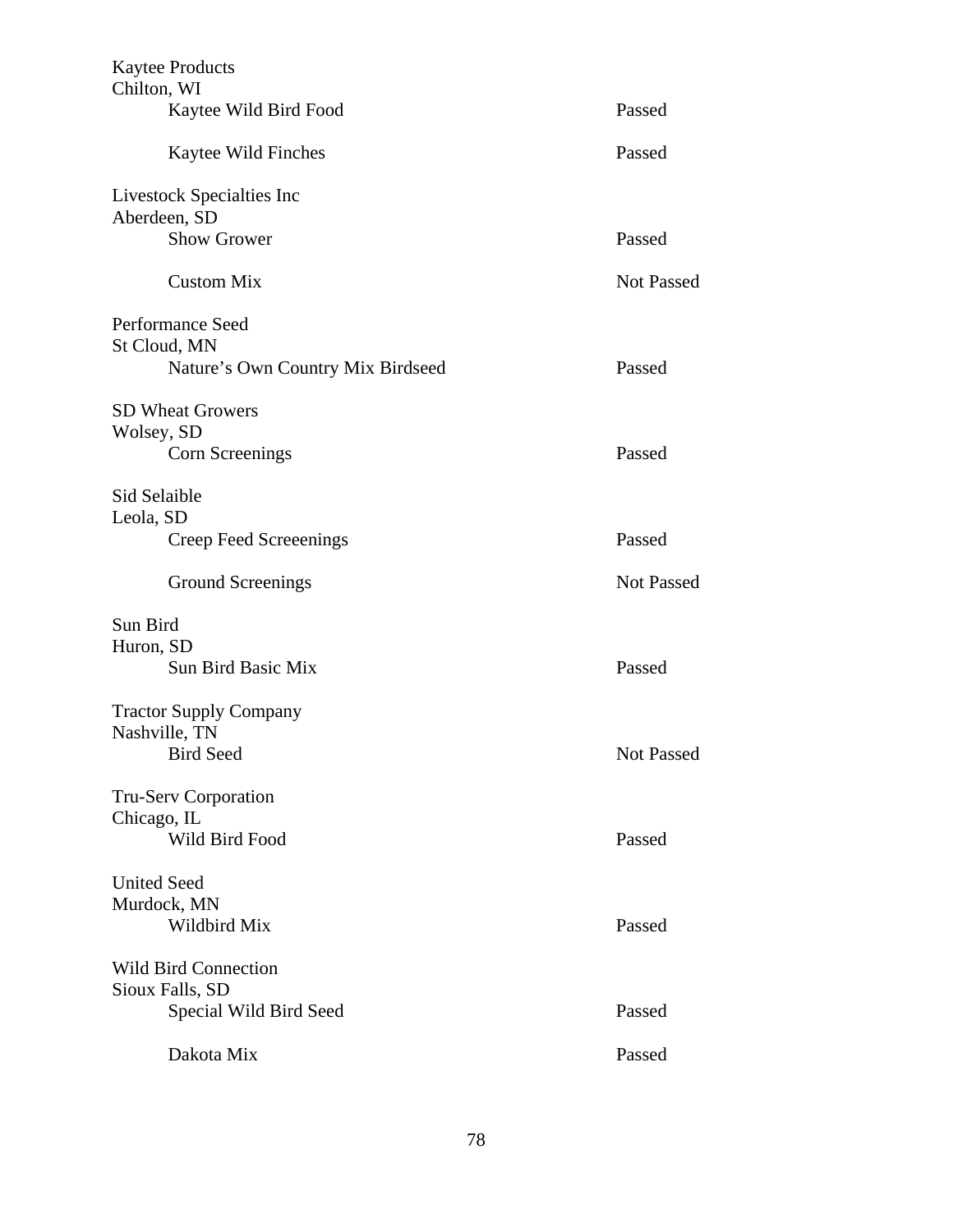Kaytee Products
Chilton, WI

| | |
|---|---|
| Kaytee Wild Bird Food | Passed |
| Kaytee Wild Finches | Passed |

Livestock Specialties Inc
Aberdeen, SD

| | |
|---|---|
| Show Grower | Passed |
| Custom Mix | Not Passed |

Performance Seed
St Cloud, MN

| | |
|---|---|
| Nature's Own Country Mix Birdseed | Passed |

SD Wheat Growers
Wolsey, SD

| | |
|---|---|
| Corn Screenings | Passed |

Sid Selaible
Leola, SD

| | |
|---|---|
| Creep Feed Screeenings | Passed |
| Ground Screenings | Not Passed |

Sun Bird
Huron, SD

| | |
|---|---|
| Sun Bird Basic Mix | Passed |

Tractor Supply Company
Nashville, TN

| | |
|---|---|
| Bird Seed | Not Passed |

Tru-Serv Corporation
Chicago, IL

| | |
|---|---|
| Wild Bird Food | Passed |

United Seed
Murdock, MN

| | |
|---|---|
| Wildbird Mix | Passed |

Wild Bird Connection
Sioux Falls, SD

| | |
|---|---|
| Special Wild Bird Seed | Passed |
| Dakota Mix | Passed |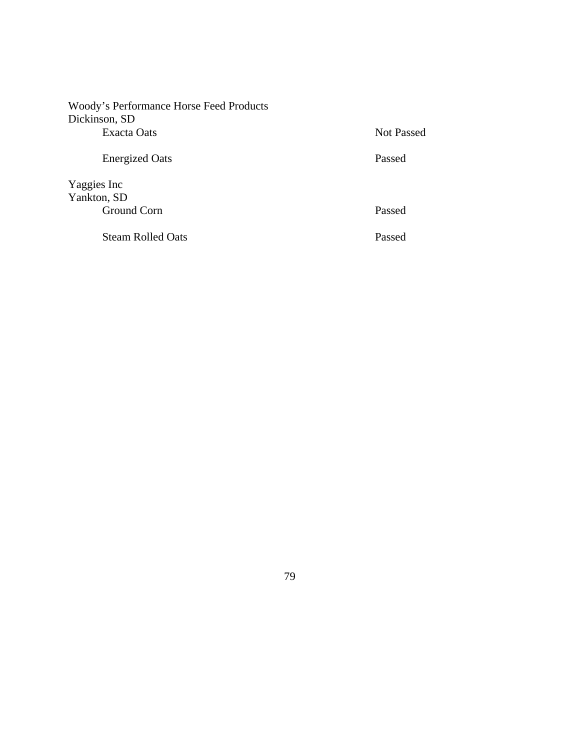Woody's Performance Horse Feed Products
Dickinson, SD

| | |
|---|---|
| Exacta Oats | Not Passed |
| Energized Oats | Passed |

Yaggies Inc
Yankton, SD

| | |
|---|---|
| Ground Corn | Passed |
| Steam Rolled Oats | Passed |